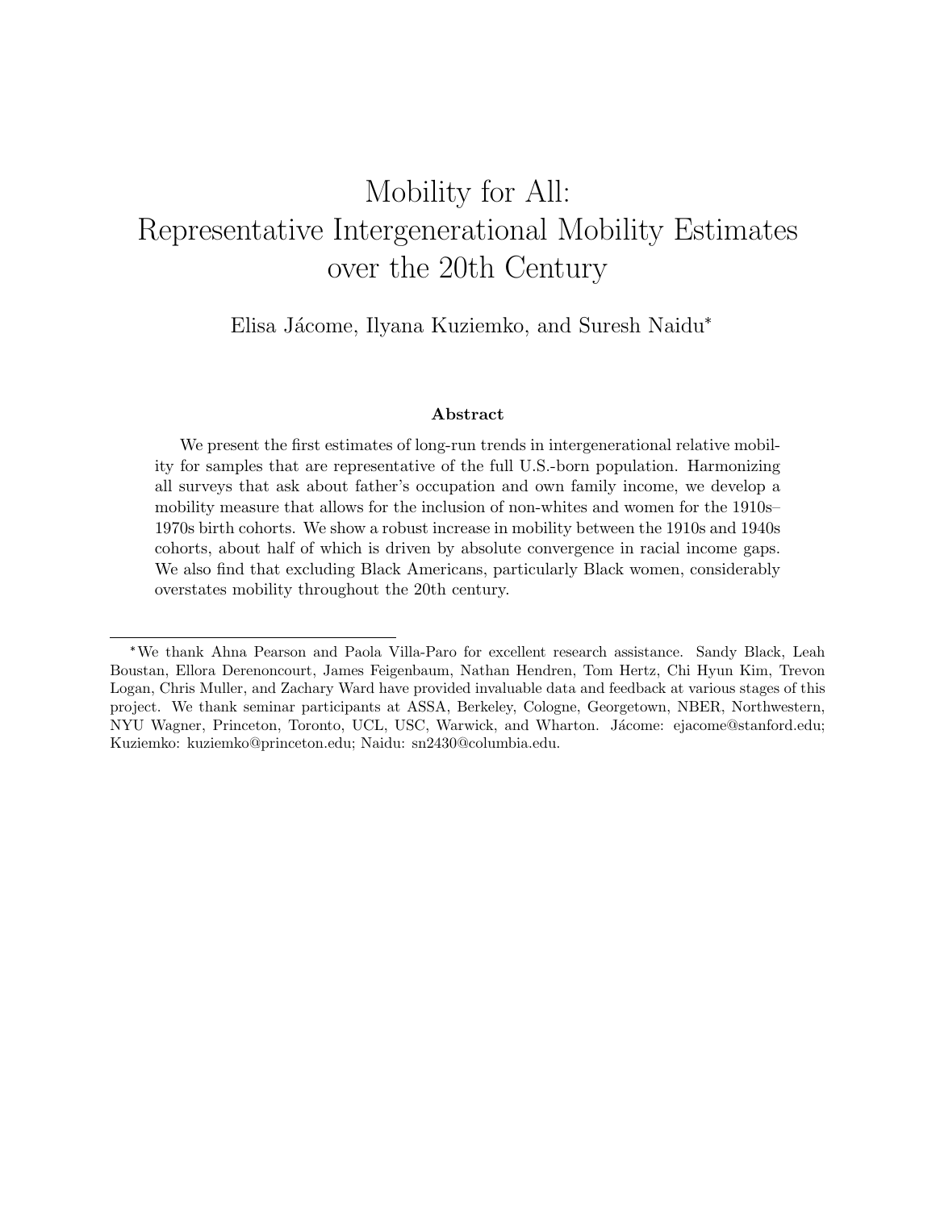# Mobility for All: Representative Intergenerational Mobility Estimates over the 20th Century

Elisa Jácome, Ilyana Kuziemko, and Suresh Naidu*

### Abstract

We present the first estimates of long-run trends in intergenerational relative mobility for samples that are representative of the full U.S.-born population. Harmonizing all surveys that ask about father's occupation and own family income, we develop a mobility measure that allows for the inclusion of non-whites and women for the 1910s–1970s birth cohorts. We show a robust increase in mobility between the 1910s and 1940s cohorts, about half of which is driven by absolute convergence in racial income gaps. We also find that excluding Black Americans, particularly Black women, considerably overstates mobility throughout the 20th century.

*We thank Ahna Pearson and Paola Villa-Paro for excellent research assistance. Sandy Black, Leah Boustan, Ellora Derenoncourt, James Feigenbaum, Nathan Hendren, Tom Hertz, Chi Hyun Kim, Trevon Logan, Chris Muller, and Zachary Ward have provided invaluable data and feedback at various stages of this project. We thank seminar participants at ASSA, Berkeley, Cologne, Georgetown, NBER, Northwestern, NYU Wagner, Princeton, Toronto, UCL, USC, Warwick, and Wharton. Jácome: ejacome@stanford.edu; Kuziemko: kuziemko@princeton.edu; Naidu: sn2430@columbia.edu.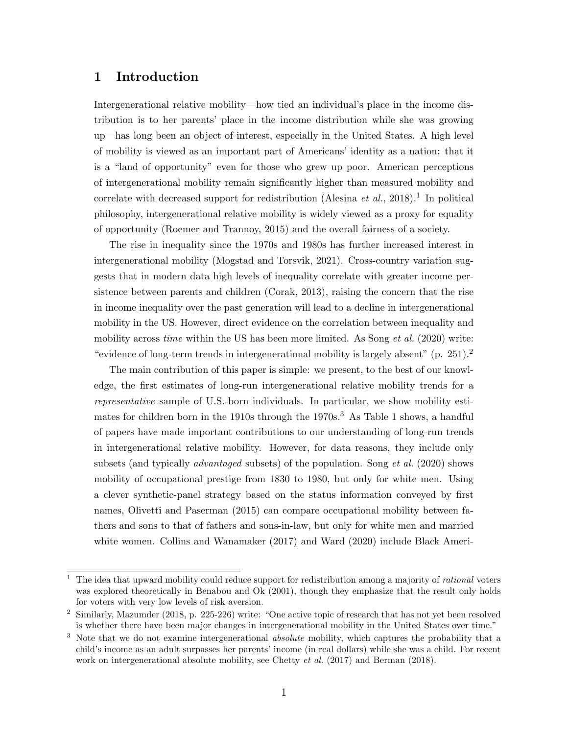# 1 Introduction

Intergenerational relative mobility—how tied an individual's place in the income distribution is to her parents' place in the income distribution while she was growing up—has long been an object of interest, especially in the United States. A high level of mobility is viewed as an important part of Americans' identity as a nation: that it is a "land of opportunity" even for those who grew up poor. American perceptions of intergenerational mobility remain significantly higher than measured mobility and correlate with decreased support for redistribution (Alesina *et al.*, 2018).[1] In political philosophy, intergenerational relative mobility is widely viewed as a proxy for equality of opportunity (Roemer and Trannoy, 2015) and the overall fairness of a society.

The rise in inequality since the 1970s and 1980s has further increased interest in intergenerational mobility (Mogstad and Torsvik, 2021). Cross-country variation suggests that in modern data high levels of inequality correlate with greater income persistence between parents and children (Corak, 2013), raising the concern that the rise in income inequality over the past generation will lead to a decline in intergenerational mobility in the US. However, direct evidence on the correlation between inequality and mobility across *time* within the US has been more limited. As Song *et al.* (2020) write: "evidence of long-term trends in intergenerational mobility is largely absent" (p. 251).[2]

The main contribution of this paper is simple: we present, to the best of our knowledge, the first estimates of long-run intergenerational relative mobility trends for a *representative* sample of U.S.-born individuals. In particular, we show mobility estimates for children born in the 1910s through the 1970s.[3] As Table 1 shows, a handful of papers have made important contributions to our understanding of long-run trends in intergenerational relative mobility. However, for data reasons, they include only subsets (and typically *advantaged* subsets) of the population. Song *et al.* (2020) shows mobility of occupational prestige from 1830 to 1980, but only for white men. Using a clever synthetic-panel strategy based on the status information conveyed by first names, Olivetti and Paserman (2015) can compare occupational mobility between fathers and sons to that of fathers and sons-in-law, but only for white men and married white women. Collins and Wanamaker (2017) and Ward (2020) include Black Ameri-

[1] The idea that upward mobility could reduce support for redistribution among a majority of *rational* voters was explored theoretically in Benabou and Ok (2001), though they emphasize that the result only holds for voters with very low levels of risk aversion.

[2] Similarly, Mazumder (2018, p. 225-226) write: "One active topic of research that has not yet been resolved is whether there have been major changes in intergenerational mobility in the United States over time."

[3] Note that we do not examine intergenerational *absolute* mobility, which captures the probability that a child's income as an adult surpasses her parents' income (in real dollars) while she was a child. For recent work on intergenerational absolute mobility, see Chetty *et al.* (2017) and Berman (2018).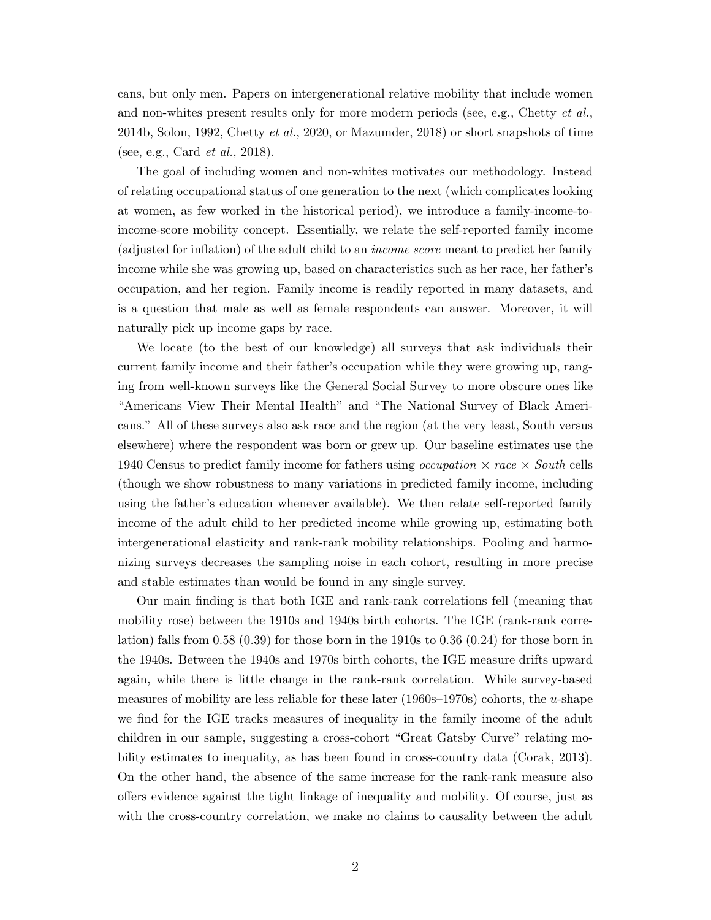cans, but only men. Papers on intergenerational relative mobility that include women and non-whites present results only for more modern periods (see, e.g., Chetty *et al.*, 2014b, Solon, 1992, Chetty *et al.*, 2020, or Mazumder, 2018) or short snapshots of time (see, e.g., Card *et al.*, 2018).

The goal of including women and non-whites motivates our methodology. Instead of relating occupational status of one generation to the next (which complicates looking at women, as few worked in the historical period), we introduce a family-income-to-income-score mobility concept. Essentially, we relate the self-reported family income (adjusted for inflation) of the adult child to an *income score* meant to predict her family income while she was growing up, based on characteristics such as her race, her father's occupation, and her region. Family income is readily reported in many datasets, and is a question that male as well as female respondents can answer. Moreover, it will naturally pick up income gaps by race.

We locate (to the best of our knowledge) all surveys that ask individuals their current family income and their father's occupation while they were growing up, ranging from well-known surveys like the General Social Survey to more obscure ones like "Americans View Their Mental Health" and "The National Survey of Black Americans." All of these surveys also ask race and the region (at the very least, South versus elsewhere) where the respondent was born or grew up. Our baseline estimates use the 1940 Census to predict family income for fathers using *occupation* $\times$ *race* $\times$ *South* cells (though we show robustness to many variations in predicted family income, including using the father's education whenever available). We then relate self-reported family income of the adult child to her predicted income while growing up, estimating both intergenerational elasticity and rank-rank mobility relationships. Pooling and harmonizing surveys decreases the sampling noise in each cohort, resulting in more precise and stable estimates than would be found in any single survey.

Our main finding is that both IGE and rank-rank correlations fell (meaning that mobility rose) between the 1910s and 1940s birth cohorts. The IGE (rank-rank correlation) falls from 0.58 (0.39) for those born in the 1910s to 0.36 (0.24) for those born in the 1940s. Between the 1940s and 1970s birth cohorts, the IGE measure drifts upward again, while there is little change in the rank-rank correlation. While survey-based measures of mobility are less reliable for these later (1960s–1970s) cohorts, the *u*-shape we find for the IGE tracks measures of inequality in the family income of the adult children in our sample, suggesting a cross-cohort "Great Gatsby Curve" relating mobility estimates to inequality, as has been found in cross-country data (Corak, 2013). On the other hand, the absence of the same increase for the rank-rank measure also offers evidence against the tight linkage of inequality and mobility. Of course, just as with the cross-country correlation, we make no claims to causality between the adult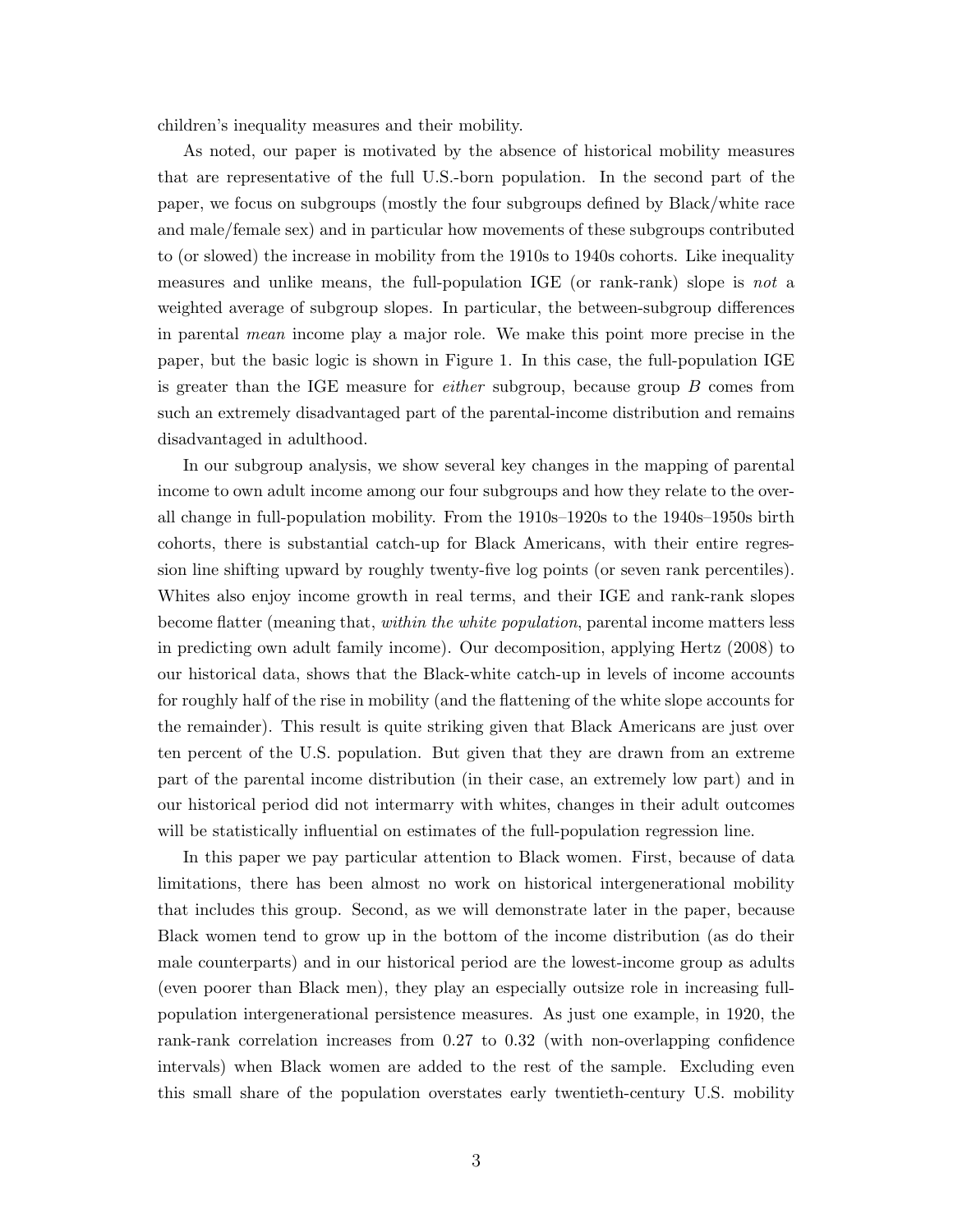children's inequality measures and their mobility.

As noted, our paper is motivated by the absence of historical mobility measures that are representative of the full U.S.-born population. In the second part of the paper, we focus on subgroups (mostly the four subgroups defined by Black/white race and male/female sex) and in particular how movements of these subgroups contributed to (or slowed) the increase in mobility from the 1910s to 1940s cohorts. Like inequality measures and unlike means, the full-population IGE (or rank-rank) slope is *not* a weighted average of subgroup slopes. In particular, the between-subgroup differences in parental *mean* income play a major role. We make this point more precise in the paper, but the basic logic is shown in Figure 1. In this case, the full-population IGE is greater than the IGE measure for *either* subgroup, because group $B$ comes from such an extremely disadvantaged part of the parental-income distribution and remains disadvantaged in adulthood.

In our subgroup analysis, we show several key changes in the mapping of parental income to own adult income among our four subgroups and how they relate to the overall change in full-population mobility. From the 1910s–1920s to the 1940s–1950s birth cohorts, there is substantial catch-up for Black Americans, with their entire regression line shifting upward by roughly twenty-five log points (or seven rank percentiles). Whites also enjoy income growth in real terms, and their IGE and rank-rank slopes become flatter (meaning that, *within the white population*, parental income matters less in predicting own adult family income). Our decomposition, applying Hertz (2008) to our historical data, shows that the Black-white catch-up in levels of income accounts for roughly half of the rise in mobility (and the flattening of the white slope accounts for the remainder). This result is quite striking given that Black Americans are just over ten percent of the U.S. population. But given that they are drawn from an extreme part of the parental income distribution (in their case, an extremely low part) and in our historical period did not intermarry with whites, changes in their adult outcomes will be statistically influential on estimates of the full-population regression line.

In this paper we pay particular attention to Black women. First, because of data limitations, there has been almost no work on historical intergenerational mobility that includes this group. Second, as we will demonstrate later in the paper, because Black women tend to grow up in the bottom of the income distribution (as do their male counterparts) and in our historical period are the lowest-income group as adults (even poorer than Black men), they play an especially outsize role in increasing full-population intergenerational persistence measures. As just one example, in 1920, the rank-rank correlation increases from 0.27 to 0.32 (with non-overlapping confidence intervals) when Black women are added to the rest of the sample. Excluding even this small share of the population overstates early twentieth-century U.S. mobility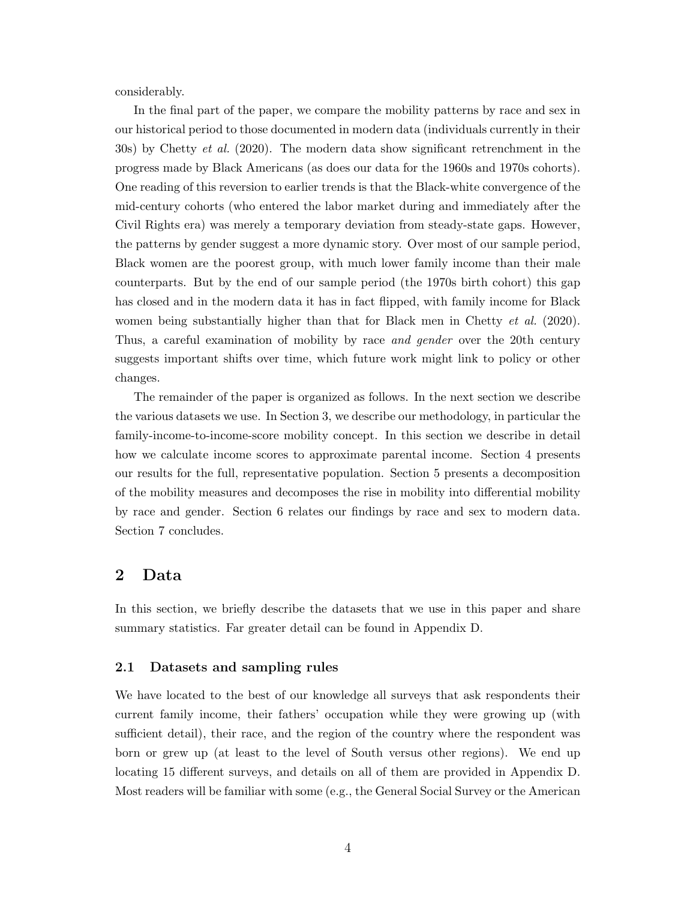considerably.

In the final part of the paper, we compare the mobility patterns by race and sex in our historical period to those documented in modern data (individuals currently in their 30s) by Chetty *et al.* (2020). The modern data show significant retrenchment in the progress made by Black Americans (as does our data for the 1960s and 1970s cohorts). One reading of this reversion to earlier trends is that the Black-white convergence of the mid-century cohorts (who entered the labor market during and immediately after the Civil Rights era) was merely a temporary deviation from steady-state gaps. However, the patterns by gender suggest a more dynamic story. Over most of our sample period, Black women are the poorest group, with much lower family income than their male counterparts. But by the end of our sample period (the 1970s birth cohort) this gap has closed and in the modern data it has in fact flipped, with family income for Black women being substantially higher than that for Black men in Chetty *et al.* (2020). Thus, a careful examination of mobility by race *and gender* over the 20th century suggests important shifts over time, which future work might link to policy or other changes.

The remainder of the paper is organized as follows. In the next section we describe the various datasets we use. In Section 3, we describe our methodology, in particular the family-income-to-income-score mobility concept. In this section we describe in detail how we calculate income scores to approximate parental income. Section 4 presents our results for the full, representative population. Section 5 presents a decomposition of the mobility measures and decomposes the rise in mobility into differential mobility by race and gender. Section 6 relates our findings by race and sex to modern data. Section 7 concludes.

## 2 Data

In this section, we briefly describe the datasets that we use in this paper and share summary statistics. Far greater detail can be found in Appendix D.

### 2.1 Datasets and sampling rules

We have located to the best of our knowledge all surveys that ask respondents their current family income, their fathers' occupation while they were growing up (with sufficient detail), their race, and the region of the country where the respondent was born or grew up (at least to the level of South versus other regions). We end up locating 15 different surveys, and details on all of them are provided in Appendix D. Most readers will be familiar with some (e.g., the General Social Survey or the American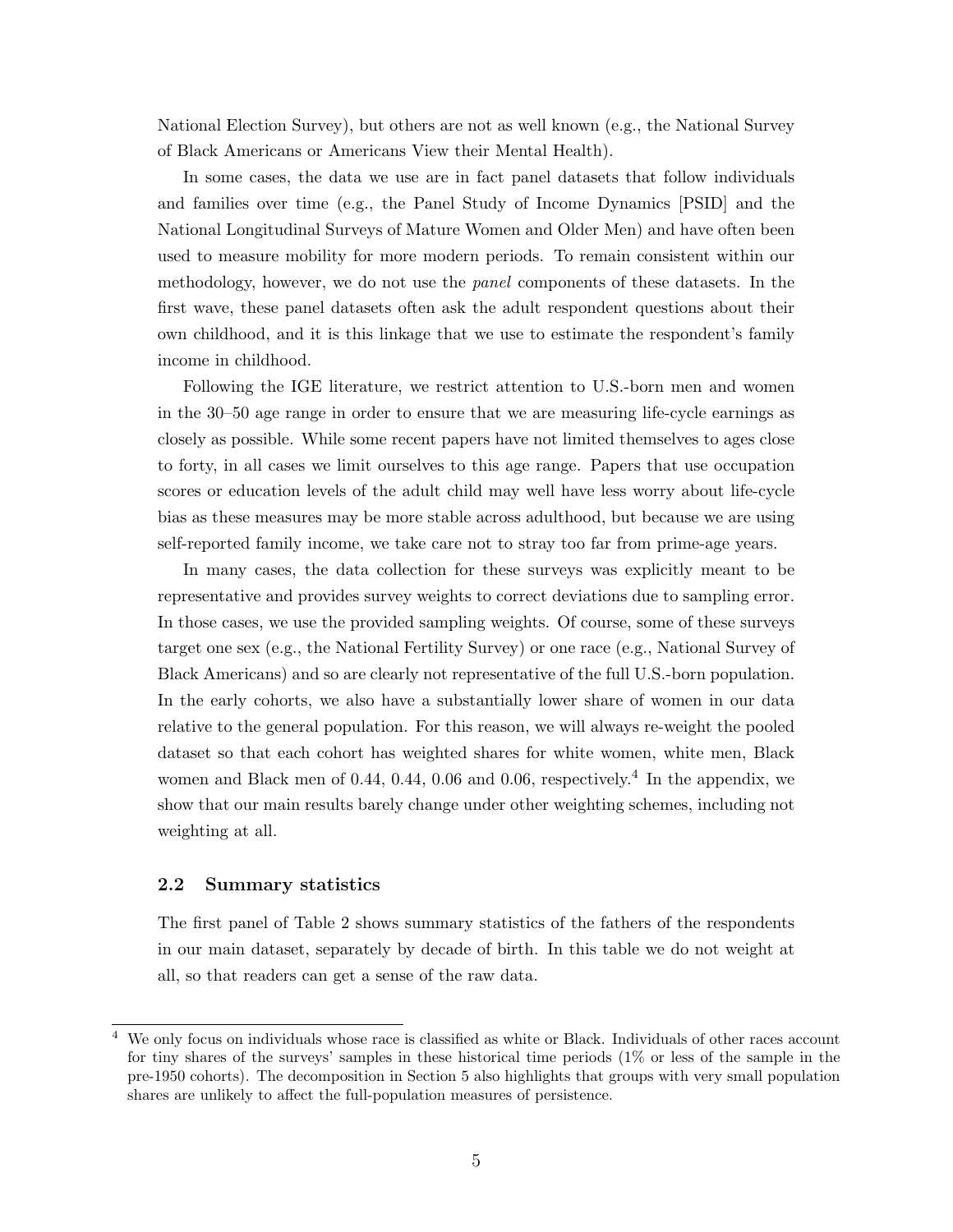National Election Survey), but others are not as well known (e.g., the National Survey of Black Americans or Americans View their Mental Health).

In some cases, the data we use are in fact panel datasets that follow individuals and families over time (e.g., the Panel Study of Income Dynamics [PSID] and the National Longitudinal Surveys of Mature Women and Older Men) and have often been used to measure mobility for more modern periods. To remain consistent within our methodology, however, we do not use the *panel* components of these datasets. In the first wave, these panel datasets often ask the adult respondent questions about their own childhood, and it is this linkage that we use to estimate the respondent's family income in childhood.

Following the IGE literature, we restrict attention to U.S.-born men and women in the 30–50 age range in order to ensure that we are measuring life-cycle earnings as closely as possible. While some recent papers have not limited themselves to ages close to forty, in all cases we limit ourselves to this age range. Papers that use occupation scores or education levels of the adult child may well have less worry about life-cycle bias as these measures may be more stable across adulthood, but because we are using self-reported family income, we take care not to stray too far from prime-age years.

In many cases, the data collection for these surveys was explicitly meant to be representative and provides survey weights to correct deviations due to sampling error. In those cases, we use the provided sampling weights. Of course, some of these surveys target one sex (e.g., the National Fertility Survey) or one race (e.g., National Survey of Black Americans) and so are clearly not representative of the full U.S.-born population. In the early cohorts, we also have a substantially lower share of women in our data relative to the general population. For this reason, we will always re-weight the pooled dataset so that each cohort has weighted shares for white women, white men, Black women and Black men of 0.44, 0.44, 0.06 and 0.06, respectively.[4] In the appendix, we show that our main results barely change under other weighting schemes, including not weighting at all.

### 2.2 Summary statistics

The first panel of Table 2 shows summary statistics of the fathers of the respondents in our main dataset, separately by decade of birth. In this table we do not weight at all, so that readers can get a sense of the raw data.

[4] We only focus on individuals whose race is classified as white or Black. Individuals of other races account for tiny shares of the surveys' samples in these historical time periods (1% or less of the sample in the pre-1950 cohorts). The decomposition in Section 5 also highlights that groups with very small population shares are unlikely to affect the full-population measures of persistence.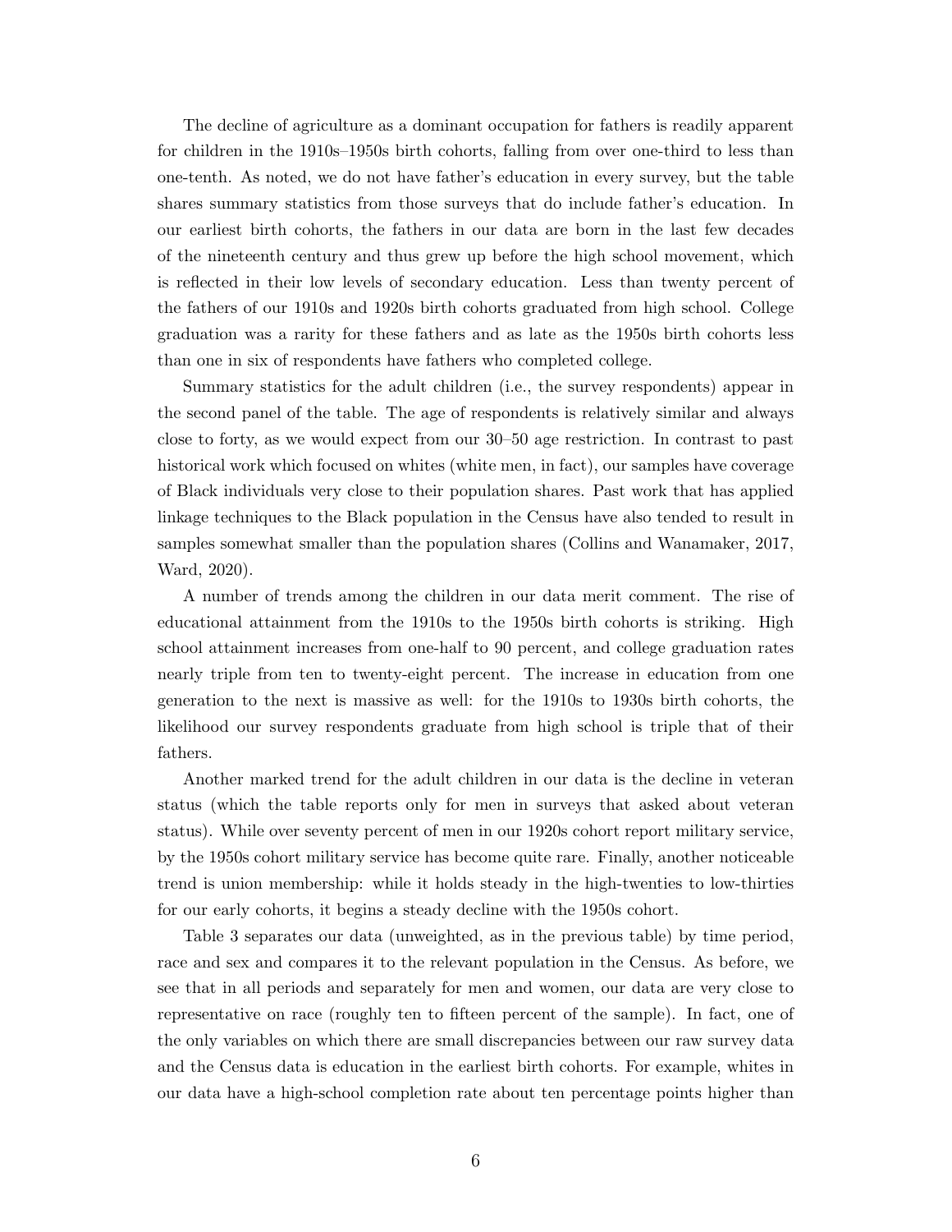The decline of agriculture as a dominant occupation for fathers is readily apparent for children in the 1910s–1950s birth cohorts, falling from over one-third to less than one-tenth. As noted, we do not have father's education in every survey, but the table shares summary statistics from those surveys that do include father's education. In our earliest birth cohorts, the fathers in our data are born in the last few decades of the nineteenth century and thus grew up before the high school movement, which is reflected in their low levels of secondary education. Less than twenty percent of the fathers of our 1910s and 1920s birth cohorts graduated from high school. College graduation was a rarity for these fathers and as late as the 1950s birth cohorts less than one in six of respondents have fathers who completed college.

Summary statistics for the adult children (i.e., the survey respondents) appear in the second panel of the table. The age of respondents is relatively similar and always close to forty, as we would expect from our 30–50 age restriction. In contrast to past historical work which focused on whites (white men, in fact), our samples have coverage of Black individuals very close to their population shares. Past work that has applied linkage techniques to the Black population in the Census have also tended to result in samples somewhat smaller than the population shares (Collins and Wanamaker, 2017, Ward, 2020).

A number of trends among the children in our data merit comment. The rise of educational attainment from the 1910s to the 1950s birth cohorts is striking. High school attainment increases from one-half to 90 percent, and college graduation rates nearly triple from ten to twenty-eight percent. The increase in education from one generation to the next is massive as well: for the 1910s to 1930s birth cohorts, the likelihood our survey respondents graduate from high school is triple that of their fathers.

Another marked trend for the adult children in our data is the decline in veteran status (which the table reports only for men in surveys that asked about veteran status). While over seventy percent of men in our 1920s cohort report military service, by the 1950s cohort military service has become quite rare. Finally, another noticeable trend is union membership: while it holds steady in the high-twenties to low-thirties for our early cohorts, it begins a steady decline with the 1950s cohort.

Table 3 separates our data (unweighted, as in the previous table) by time period, race and sex and compares it to the relevant population in the Census. As before, we see that in all periods and separately for men and women, our data are very close to representative on race (roughly ten to fifteen percent of the sample). In fact, one of the only variables on which there are small discrepancies between our raw survey data and the Census data is education in the earliest birth cohorts. For example, whites in our data have a high-school completion rate about ten percentage points higher than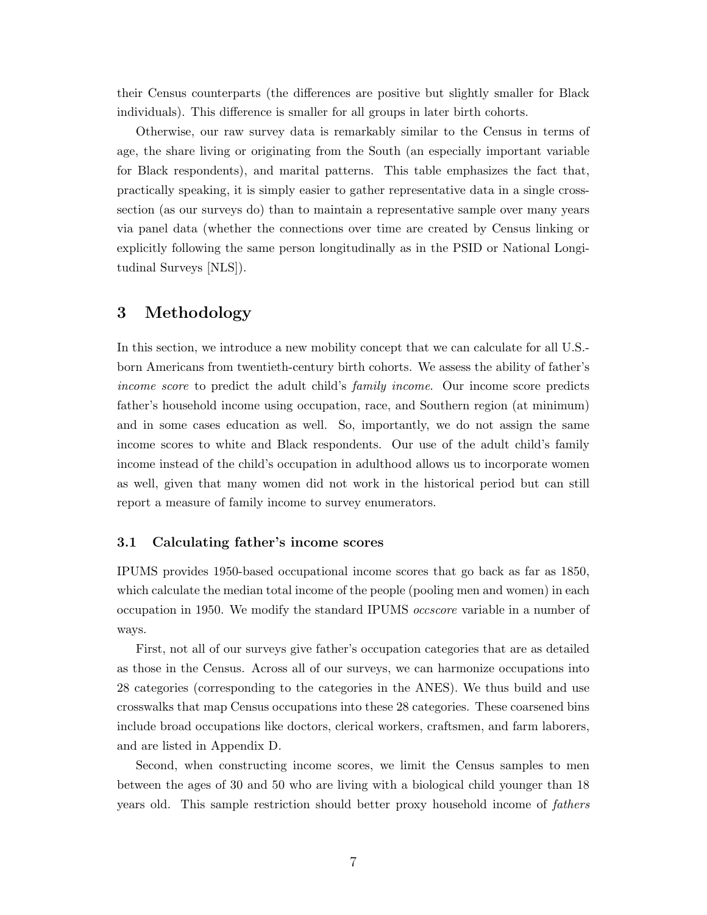their Census counterparts (the differences are positive but slightly smaller for Black individuals). This difference is smaller for all groups in later birth cohorts.

Otherwise, our raw survey data is remarkably similar to the Census in terms of age, the share living or originating from the South (an especially important variable for Black respondents), and marital patterns. This table emphasizes the fact that, practically speaking, it is simply easier to gather representative data in a single cross-section (as our surveys do) than to maintain a representative sample over many years via panel data (whether the connections over time are created by Census linking or explicitly following the same person longitudinally as in the PSID or National Longitudinal Surveys [NLS]).

# 3 Methodology

In this section, we introduce a new mobility concept that we can calculate for all U.S.-born Americans from twentieth-century birth cohorts. We assess the ability of father's *income score* to predict the adult child's *family income*. Our income score predicts father's household income using occupation, race, and Southern region (at minimum) and in some cases education as well. So, importantly, we do not assign the same income scores to white and Black respondents. Our use of the adult child's family income instead of the child's occupation in adulthood allows us to incorporate women as well, given that many women did not work in the historical period but can still report a measure of family income to survey enumerators.

## 3.1 Calculating father's income scores

IPUMS provides 1950-based occupational income scores that go back as far as 1850, which calculate the median total income of the people (pooling men and women) in each occupation in 1950. We modify the standard IPUMS *occscore* variable in a number of ways.

First, not all of our surveys give father's occupation categories that are as detailed as those in the Census. Across all of our surveys, we can harmonize occupations into 28 categories (corresponding to the categories in the ANES). We thus build and use crosswalks that map Census occupations into these 28 categories. These coarsened bins include broad occupations like doctors, clerical workers, craftsmen, and farm laborers, and are listed in Appendix D.

Second, when constructing income scores, we limit the Census samples to men between the ages of 30 and 50 who are living with a biological child younger than 18 years old. This sample restriction should better proxy household income of *fathers*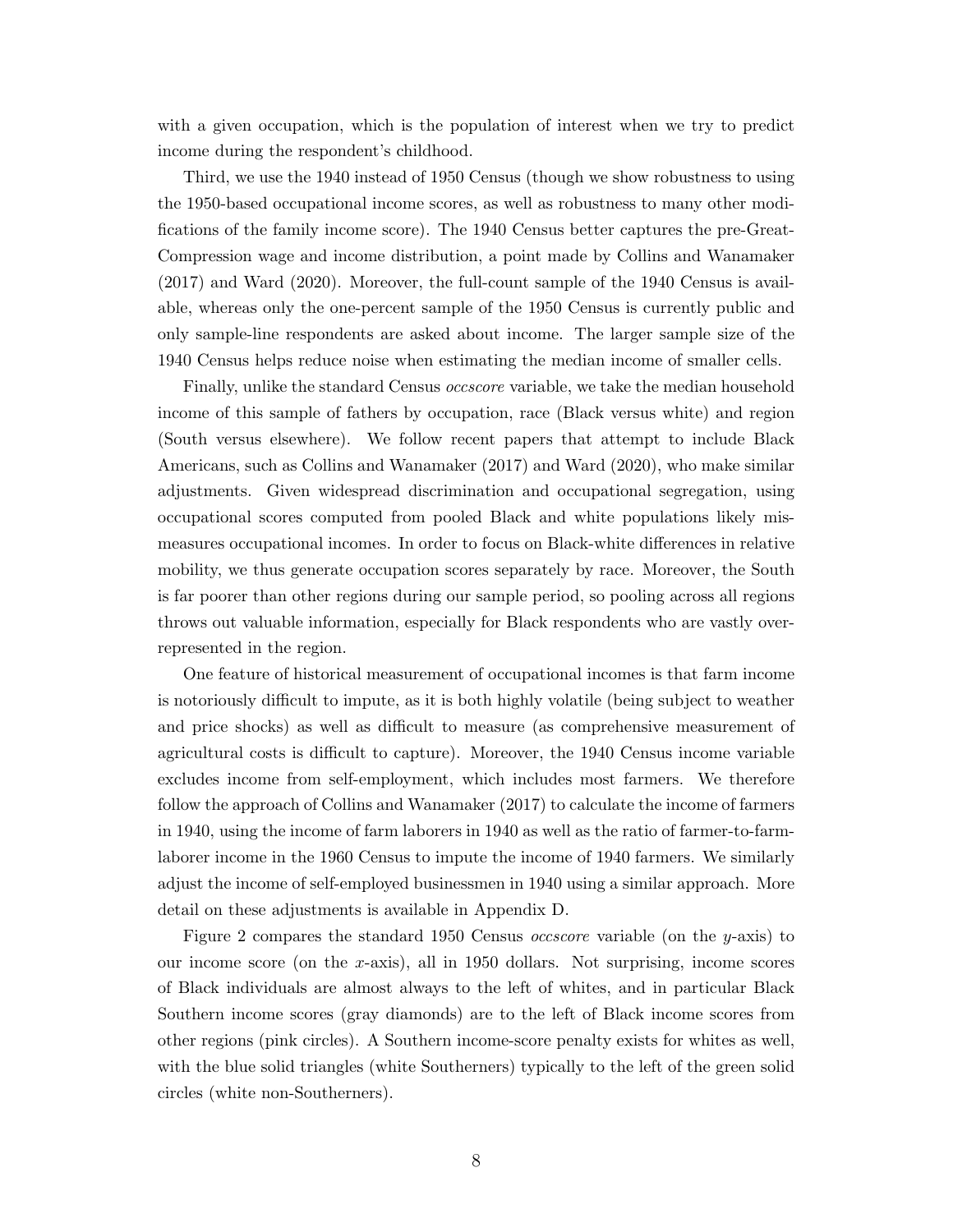with a given occupation, which is the population of interest when we try to predict income during the respondent's childhood.

Third, we use the 1940 instead of 1950 Census (though we show robustness to using the 1950-based occupational income scores, as well as robustness to many other modifications of the family income score). The 1940 Census better captures the pre-Great-Compression wage and income distribution, a point made by Collins and Wanamaker (2017) and Ward (2020). Moreover, the full-count sample of the 1940 Census is available, whereas only the one-percent sample of the 1950 Census is currently public and only sample-line respondents are asked about income. The larger sample size of the 1940 Census helps reduce noise when estimating the median income of smaller cells.

Finally, unlike the standard Census *occscore* variable, we take the median household income of this sample of fathers by occupation, race (Black versus white) and region (South versus elsewhere). We follow recent papers that attempt to include Black Americans, such as Collins and Wanamaker (2017) and Ward (2020), who make similar adjustments. Given widespread discrimination and occupational segregation, using occupational scores computed from pooled Black and white populations likely mismeasures occupational incomes. In order to focus on Black-white differences in relative mobility, we thus generate occupation scores separately by race. Moreover, the South is far poorer than other regions during our sample period, so pooling across all regions throws out valuable information, especially for Black respondents who are vastly overrepresented in the region.

One feature of historical measurement of occupational incomes is that farm income is notoriously difficult to impute, as it is both highly volatile (being subject to weather and price shocks) as well as difficult to measure (as comprehensive measurement of agricultural costs is difficult to capture). Moreover, the 1940 Census income variable excludes income from self-employment, which includes most farmers. We therefore follow the approach of Collins and Wanamaker (2017) to calculate the income of farmers in 1940, using the income of farm laborers in 1940 as well as the ratio of farmer-to-farm-laborer income in the 1960 Census to impute the income of 1940 farmers. We similarly adjust the income of self-employed businessmen in 1940 using a similar approach. More detail on these adjustments is available in Appendix D.

Figure 2 compares the standard 1950 Census *occscore* variable (on the $y$-axis) to our income score (on the $x$-axis), all in 1950 dollars. Not surprising, income scores of Black individuals are almost always to the left of whites, and in particular Black Southern income scores (gray diamonds) are to the left of Black income scores from other regions (pink circles). A Southern income-score penalty exists for whites as well, with the blue solid triangles (white Southerners) typically to the left of the green solid circles (white non-Southerners).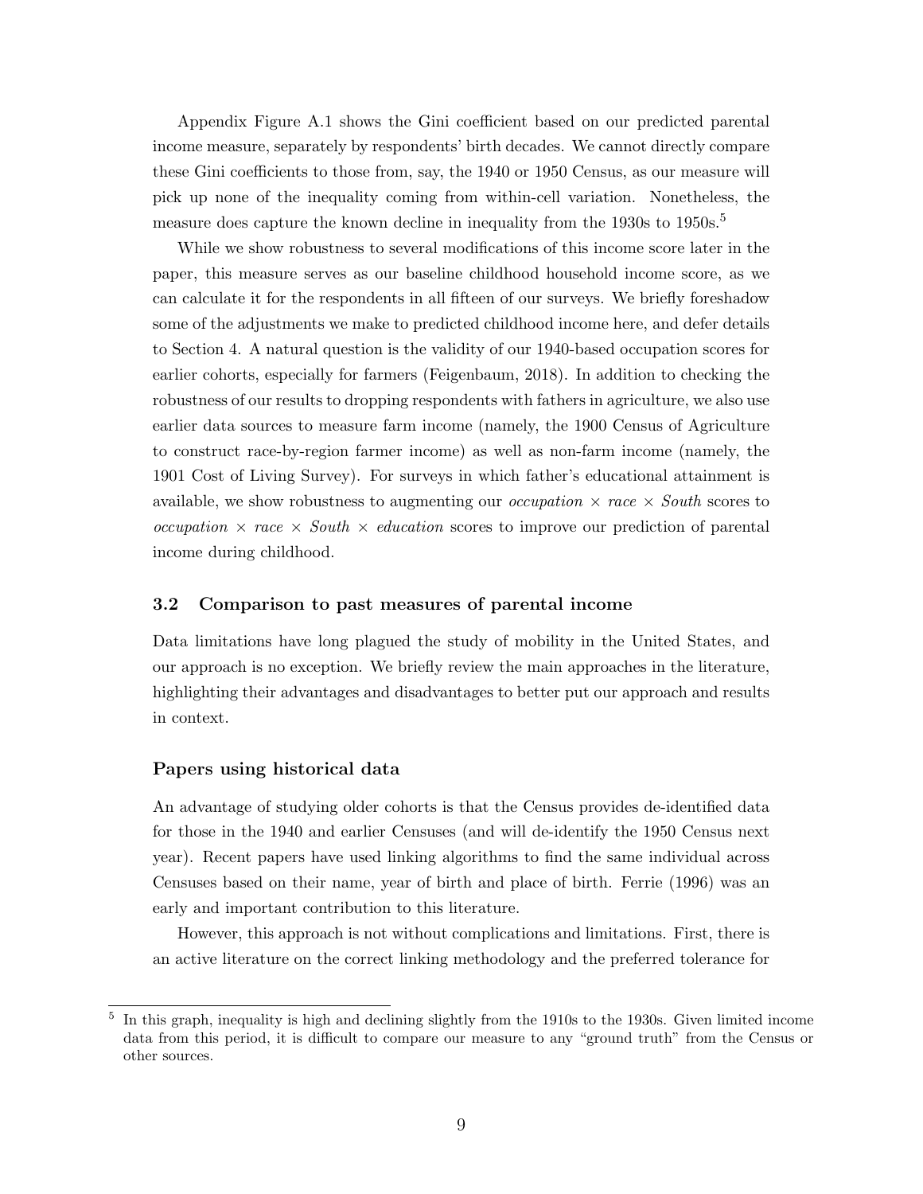Appendix Figure A.1 shows the Gini coefficient based on our predicted parental income measure, separately by respondents' birth decades. We cannot directly compare these Gini coefficients to those from, say, the 1940 or 1950 Census, as our measure will pick up none of the inequality coming from within-cell variation. Nonetheless, the measure does capture the known decline in inequality from the 1930s to 1950s.[5]

While we show robustness to several modifications of this income score later in the paper, this measure serves as our baseline childhood household income score, as we can calculate it for the respondents in all fifteen of our surveys. We briefly foreshadow some of the adjustments we make to predicted childhood income here, and defer details to Section 4. A natural question is the validity of our 1940-based occupation scores for earlier cohorts, especially for farmers (Feigenbaum, 2018). In addition to checking the robustness of our results to dropping respondents with fathers in agriculture, we also use earlier data sources to measure farm income (namely, the 1900 Census of Agriculture to construct race-by-region farmer income) as well as non-farm income (namely, the 1901 Cost of Living Survey). For surveys in which father's educational attainment is available, we show robustness to augmenting our *occupation* $\times$ *race* $\times$ *South* scores to *occupation* $\times$ *race* $\times$ *South* $\times$ *education* scores to improve our prediction of parental income during childhood.

### 3.2 Comparison to past measures of parental income

Data limitations have long plagued the study of mobility in the United States, and our approach is no exception. We briefly review the main approaches in the literature, highlighting their advantages and disadvantages to better put our approach and results in context.

#### Papers using historical data

An advantage of studying older cohorts is that the Census provides de-identified data for those in the 1940 and earlier Censuses (and will de-identify the 1950 Census next year). Recent papers have used linking algorithms to find the same individual across Censuses based on their name, year of birth and place of birth. Ferrie (1996) was an early and important contribution to this literature.

However, this approach is not without complications and limitations. First, there is an active literature on the correct linking methodology and the preferred tolerance for

[5] In this graph, inequality is high and declining slightly from the 1910s to the 1930s. Given limited income data from this period, it is difficult to compare our measure to any "ground truth" from the Census or other sources.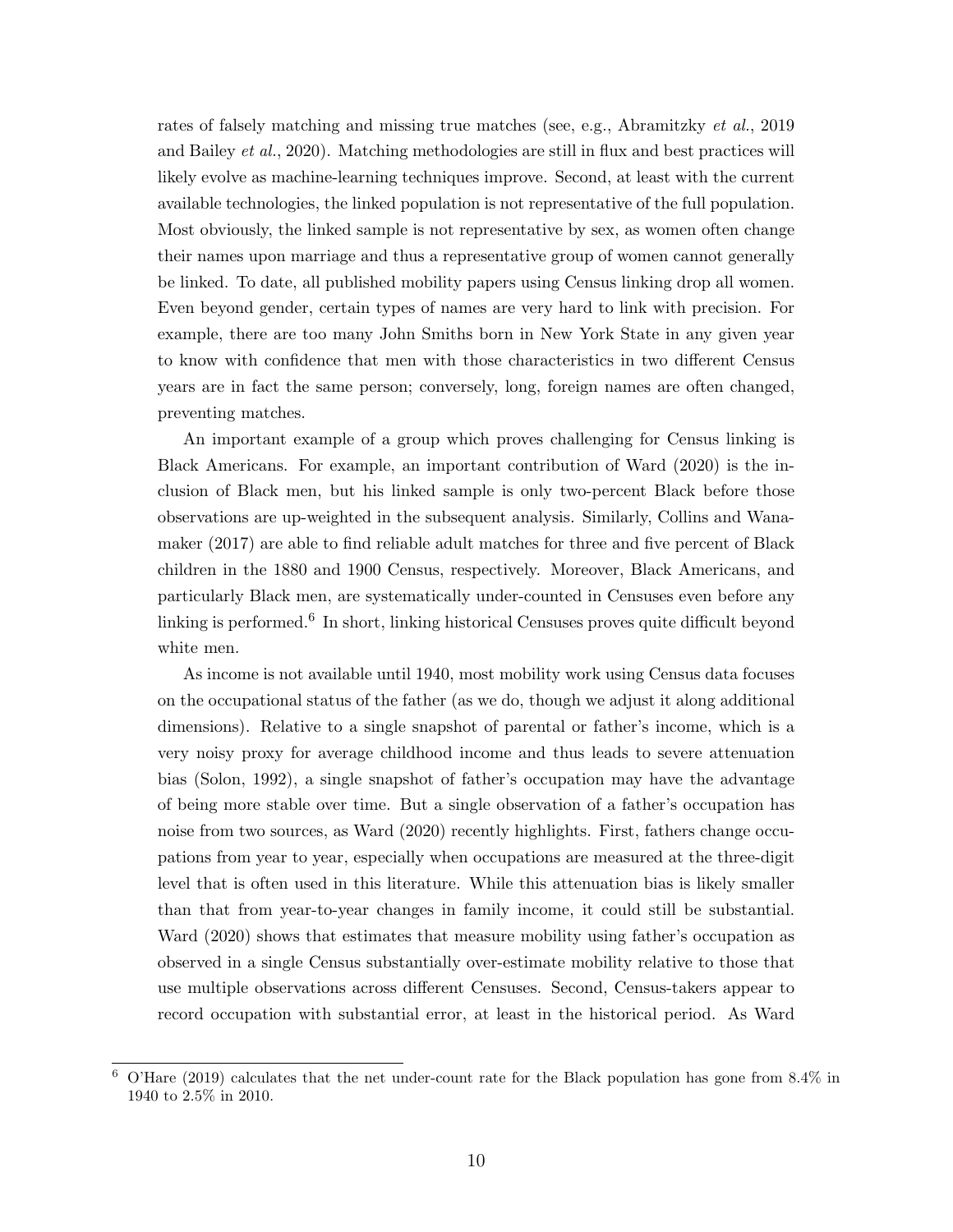rates of falsely matching and missing true matches (see, e.g., Abramitzky *et al.*, 2019 and Bailey *et al.*, 2020). Matching methodologies are still in flux and best practices will likely evolve as machine-learning techniques improve. Second, at least with the current available technologies, the linked population is not representative of the full population. Most obviously, the linked sample is not representative by sex, as women often change their names upon marriage and thus a representative group of women cannot generally be linked. To date, all published mobility papers using Census linking drop all women. Even beyond gender, certain types of names are very hard to link with precision. For example, there are too many John Smiths born in New York State in any given year to know with confidence that men with those characteristics in two different Census years are in fact the same person; conversely, long, foreign names are often changed, preventing matches.

An important example of a group which proves challenging for Census linking is Black Americans. For example, an important contribution of Ward (2020) is the inclusion of Black men, but his linked sample is only two-percent Black before those observations are up-weighted in the subsequent analysis. Similarly, Collins and Wanamaker (2017) are able to find reliable adult matches for three and five percent of Black children in the 1880 and 1900 Census, respectively. Moreover, Black Americans, and particularly Black men, are systematically under-counted in Censuses even before any linking is performed.[6] In short, linking historical Censuses proves quite difficult beyond white men.

As income is not available until 1940, most mobility work using Census data focuses on the occupational status of the father (as we do, though we adjust it along additional dimensions). Relative to a single snapshot of parental or father's income, which is a very noisy proxy for average childhood income and thus leads to severe attenuation bias (Solon, 1992), a single snapshot of father's occupation may have the advantage of being more stable over time. But a single observation of a father's occupation has noise from two sources, as Ward (2020) recently highlights. First, fathers change occupations from year to year, especially when occupations are measured at the three-digit level that is often used in this literature. While this attenuation bias is likely smaller than that from year-to-year changes in family income, it could still be substantial. Ward (2020) shows that estimates that measure mobility using father's occupation as observed in a single Census substantially over-estimate mobility relative to those that use multiple observations across different Censuses. Second, Census-takers appear to record occupation with substantial error, at least in the historical period. As Ward

[6] O'Hare (2019) calculates that the net under-count rate for the Black population has gone from 8.4% in 1940 to 2.5% in 2010.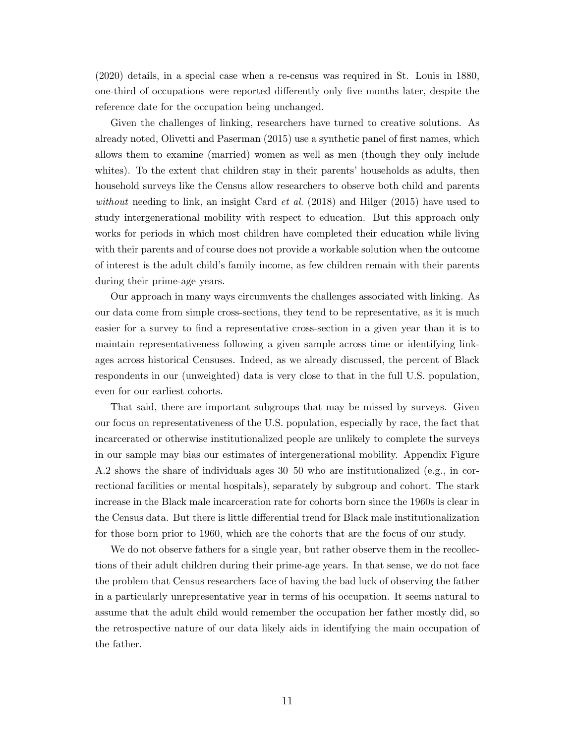(2020) details, in a special case when a re-census was required in St. Louis in 1880, one-third of occupations were reported differently only five months later, despite the reference date for the occupation being unchanged.

Given the challenges of linking, researchers have turned to creative solutions. As already noted, Olivetti and Paserman (2015) use a synthetic panel of first names, which allows them to examine (married) women as well as men (though they only include whites). To the extent that children stay in their parents' households as adults, then household surveys like the Census allow researchers to observe both child and parents *without* needing to link, an insight Card *et al.* (2018) and Hilger (2015) have used to study intergenerational mobility with respect to education. But this approach only works for periods in which most children have completed their education while living with their parents and of course does not provide a workable solution when the outcome of interest is the adult child's family income, as few children remain with their parents during their prime-age years.

Our approach in many ways circumvents the challenges associated with linking. As our data come from simple cross-sections, they tend to be representative, as it is much easier for a survey to find a representative cross-section in a given year than it is to maintain representativeness following a given sample across time or identifying linkages across historical Censuses. Indeed, as we already discussed, the percent of Black respondents in our (unweighted) data is very close to that in the full U.S. population, even for our earliest cohorts.

That said, there are important subgroups that may be missed by surveys. Given our focus on representativeness of the U.S. population, especially by race, the fact that incarcerated or otherwise institutionalized people are unlikely to complete the surveys in our sample may bias our estimates of intergenerational mobility. Appendix Figure A.2 shows the share of individuals ages 30–50 who are institutionalized (e.g., in correctional facilities or mental hospitals), separately by subgroup and cohort. The stark increase in the Black male incarceration rate for cohorts born since the 1960s is clear in the Census data. But there is little differential trend for Black male institutionalization for those born prior to 1960, which are the cohorts that are the focus of our study.

We do not observe fathers for a single year, but rather observe them in the recollections of their adult children during their prime-age years. In that sense, we do not face the problem that Census researchers face of having the bad luck of observing the father in a particularly unrepresentative year in terms of his occupation. It seems natural to assume that the adult child would remember the occupation her father mostly did, so the retrospective nature of our data likely aids in identifying the main occupation of the father.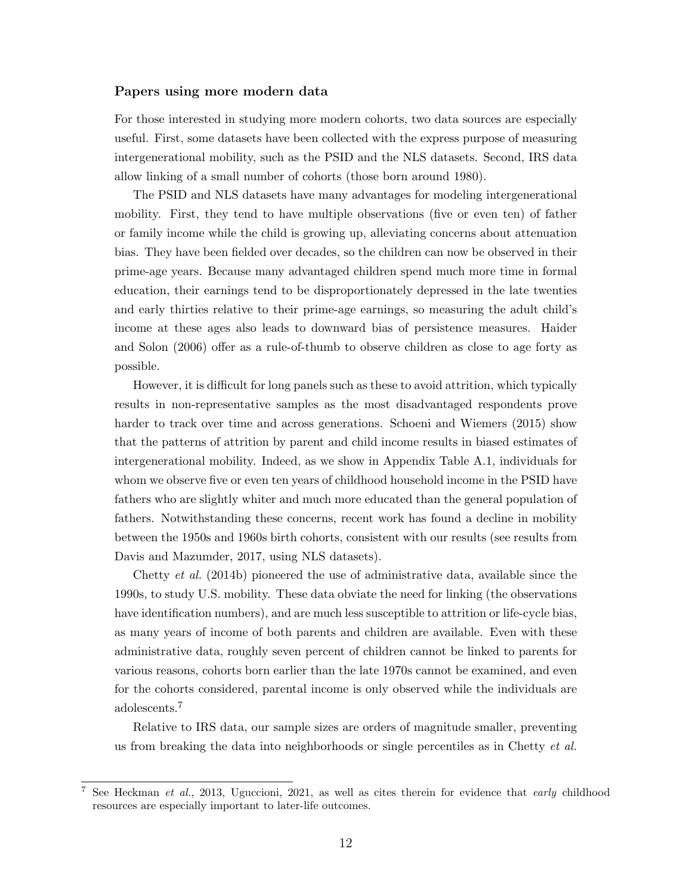### Papers using more modern data

For those interested in studying more modern cohorts, two data sources are especially useful. First, some datasets have been collected with the express purpose of measuring intergenerational mobility, such as the PSID and the NLS datasets. Second, IRS data allow linking of a small number of cohorts (those born around 1980).

The PSID and NLS datasets have many advantages for modeling intergenerational mobility. First, they tend to have multiple observations (five or even ten) of father or family income while the child is growing up, alleviating concerns about attenuation bias. They have been fielded over decades, so the children can now be observed in their prime-age years. Because many advantaged children spend much more time in formal education, their earnings tend to be disproportionately depressed in the late twenties and early thirties relative to their prime-age earnings, so measuring the adult child's income at these ages also leads to downward bias of persistence measures. Haider and Solon (2006) offer as a rule-of-thumb to observe children as close to age forty as possible.

However, it is difficult for long panels such as these to avoid attrition, which typically results in non-representative samples as the most disadvantaged respondents prove harder to track over time and across generations. Schoeni and Wiemers (2015) show that the patterns of attrition by parent and child income results in biased estimates of intergenerational mobility. Indeed, as we show in Appendix Table A.1, individuals for whom we observe five or even ten years of childhood household income in the PSID have fathers who are slightly whiter and much more educated than the general population of fathers. Notwithstanding these concerns, recent work has found a decline in mobility between the 1950s and 1960s birth cohorts, consistent with our results (see results from Davis and Mazumder, 2017, using NLS datasets).

Chetty *et al.* (2014b) pioneered the use of administrative data, available since the 1990s, to study U.S. mobility. These data obviate the need for linking (the observations have identification numbers), and are much less susceptible to attrition or life-cycle bias, as many years of income of both parents and children are available. Even with these administrative data, roughly seven percent of children cannot be linked to parents for various reasons, cohorts born earlier than the late 1970s cannot be examined, and even for the cohorts considered, parental income is only observed while the individuals are adolescents.[7]

Relative to IRS data, our sample sizes are orders of magnitude smaller, preventing us from breaking the data into neighborhoods or single percentiles as in Chetty *et al.*

[7] See Heckman *et al.*, 2013, Uguccioni, 2021, as well as cites therein for evidence that *early* childhood resources are especially important to later-life outcomes.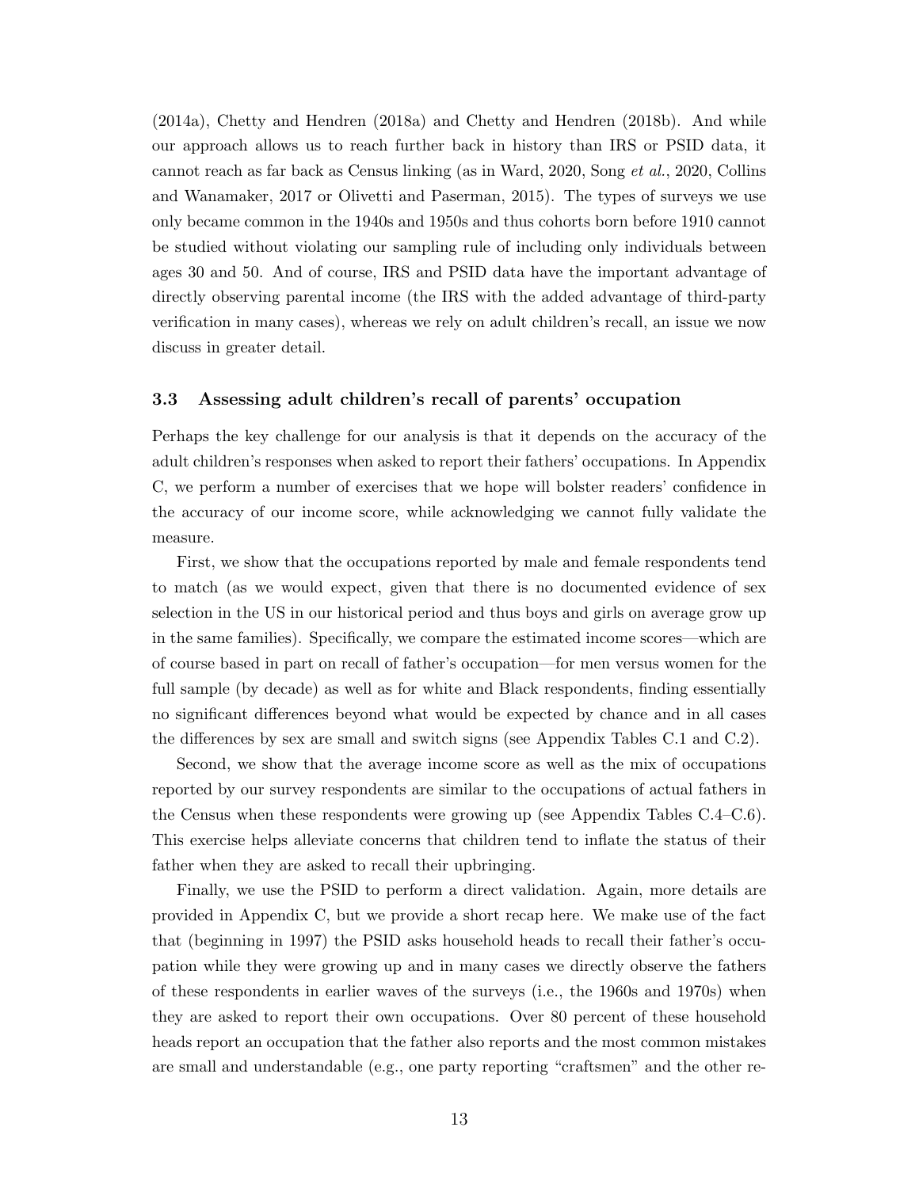(2014a), Chetty and Hendren (2018a) and Chetty and Hendren (2018b). And while our approach allows us to reach further back in history than IRS or PSID data, it cannot reach as far back as Census linking (as in Ward, 2020, Song *et al.*, 2020, Collins and Wanamaker, 2017 or Olivetti and Paserman, 2015). The types of surveys we use only became common in the 1940s and 1950s and thus cohorts born before 1910 cannot be studied without violating our sampling rule of including only individuals between ages 30 and 50. And of course, IRS and PSID data have the important advantage of directly observing parental income (the IRS with the added advantage of third-party verification in many cases), whereas we rely on adult children's recall, an issue we now discuss in greater detail.

### 3.3 Assessing adult children's recall of parents' occupation

Perhaps the key challenge for our analysis is that it depends on the accuracy of the adult children's responses when asked to report their fathers' occupations. In Appendix C, we perform a number of exercises that we hope will bolster readers' confidence in the accuracy of our income score, while acknowledging we cannot fully validate the measure.

First, we show that the occupations reported by male and female respondents tend to match (as we would expect, given that there is no documented evidence of sex selection in the US in our historical period and thus boys and girls on average grow up in the same families). Specifically, we compare the estimated income scores—which are of course based in part on recall of father's occupation—for men versus women for the full sample (by decade) as well as for white and Black respondents, finding essentially no significant differences beyond what would be expected by chance and in all cases the differences by sex are small and switch signs (see Appendix Tables C.1 and C.2).

Second, we show that the average income score as well as the mix of occupations reported by our survey respondents are similar to the occupations of actual fathers in the Census when these respondents were growing up (see Appendix Tables C.4–C.6). This exercise helps alleviate concerns that children tend to inflate the status of their father when they are asked to recall their upbringing.

Finally, we use the PSID to perform a direct validation. Again, more details are provided in Appendix C, but we provide a short recap here. We make use of the fact that (beginning in 1997) the PSID asks household heads to recall their father's occupation while they were growing up and in many cases we directly observe the fathers of these respondents in earlier waves of the surveys (i.e., the 1960s and 1970s) when they are asked to report their own occupations. Over 80 percent of these household heads report an occupation that the father also reports and the most common mistakes are small and understandable (e.g., one party reporting "craftsmen" and the other re-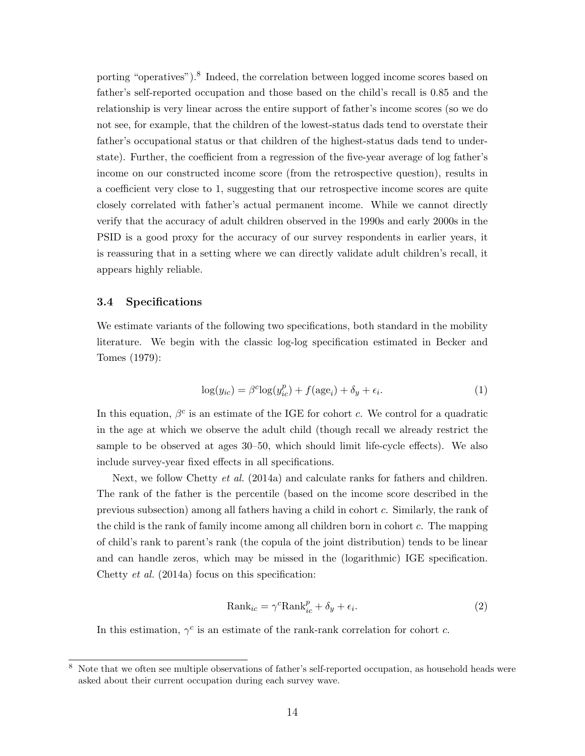porting "operatives").[8] Indeed, the correlation between logged income scores based on father's self-reported occupation and those based on the child's recall is 0.85 and the relationship is very linear across the entire support of father's income scores (so we do not see, for example, that the children of the lowest-status dads tend to overstate their father's occupational status or that children of the highest-status dads tend to understate). Further, the coefficient from a regression of the five-year average of log father's income on our constructed income score (from the retrospective question), results in a coefficient very close to 1, suggesting that our retrospective income scores are quite closely correlated with father's actual permanent income. While we cannot directly verify that the accuracy of adult children observed in the 1990s and early 2000s in the PSID is a good proxy for the accuracy of our survey respondents in earlier years, it is reassuring that in a setting where we can directly validate adult children's recall, it appears highly reliable.

### 3.4 Specifications

We estimate variants of the following two specifications, both standard in the mobility literature. We begin with the classic log-log specification estimated in Becker and Tomes (1979):

$$\log(y_{ic}) = \beta^c \log(y_{ic}^p) + f(\text{age}_i) + \delta_y + \epsilon_i. \tag{1}$$

In this equation, $\beta^c$ is an estimate of the IGE for cohort $c$. We control for a quadratic in the age at which we observe the adult child (though recall we already restrict the sample to be observed at ages 30–50, which should limit life-cycle effects). We also include survey-year fixed effects in all specifications.

Next, we follow Chetty *et al.* (2014a) and calculate ranks for fathers and children. The rank of the father is the percentile (based on the income score described in the previous subsection) among all fathers having a child in cohort $c$. Similarly, the rank of the child is the rank of family income among all children born in cohort $c$. The mapping of child's rank to parent's rank (the copula of the joint distribution) tends to be linear and can handle zeros, which may be missed in the (logarithmic) IGE specification. Chetty *et al.* (2014a) focus on this specification:

$$\text{Rank}_{ic} = \gamma^c \text{Rank}_{ic}^p + \delta_y + \epsilon_i. \tag{2}$$

In this estimation, $\gamma^c$ is an estimate of the rank-rank correlation for cohort $c$.

[8] Note that we often see multiple observations of father's self-reported occupation, as household heads were asked about their current occupation during each survey wave.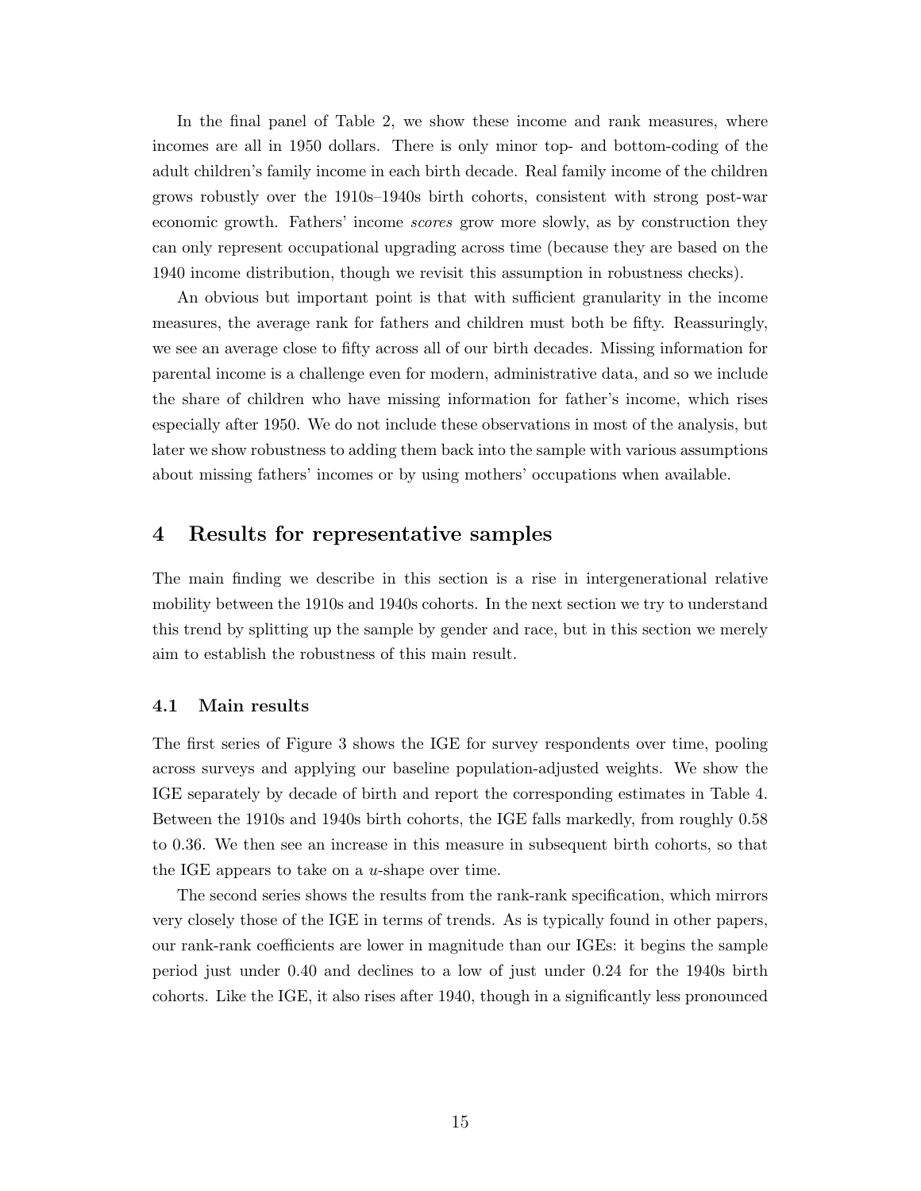In the final panel of Table 2, we show these income and rank measures, where incomes are all in 1950 dollars. There is only minor top- and bottom-coding of the adult children's family income in each birth decade. Real family income of the children grows robustly over the 1910s–1940s birth cohorts, consistent with strong post-war economic growth. Fathers' income *scores* grow more slowly, as by construction they can only represent occupational upgrading across time (because they are based on the 1940 income distribution, though we revisit this assumption in robustness checks).

An obvious but important point is that with sufficient granularity in the income measures, the average rank for fathers and children must both be fifty. Reassuringly, we see an average close to fifty across all of our birth decades. Missing information for parental income is a challenge even for modern, administrative data, and so we include the share of children who have missing information for father's income, which rises especially after 1950. We do not include these observations in most of the analysis, but later we show robustness to adding them back into the sample with various assumptions about missing fathers' incomes or by using mothers' occupations when available.

## 4 Results for representative samples

The main finding we describe in this section is a rise in intergenerational relative mobility between the 1910s and 1940s cohorts. In the next section we try to understand this trend by splitting up the sample by gender and race, but in this section we merely aim to establish the robustness of this main result.

### 4.1 Main results

The first series of Figure 3 shows the IGE for survey respondents over time, pooling across surveys and applying our baseline population-adjusted weights. We show the IGE separately by decade of birth and report the corresponding estimates in Table 4. Between the 1910s and 1940s birth cohorts, the IGE falls markedly, from roughly 0.58 to 0.36. We then see an increase in this measure in subsequent birth cohorts, so that the IGE appears to take on a *u*-shape over time.

The second series shows the results from the rank-rank specification, which mirrors very closely those of the IGE in terms of trends. As is typically found in other papers, our rank-rank coefficients are lower in magnitude than our IGEs: it begins the sample period just under 0.40 and declines to a low of just under 0.24 for the 1940s birth cohorts. Like the IGE, it also rises after 1940, though in a significantly less pronounced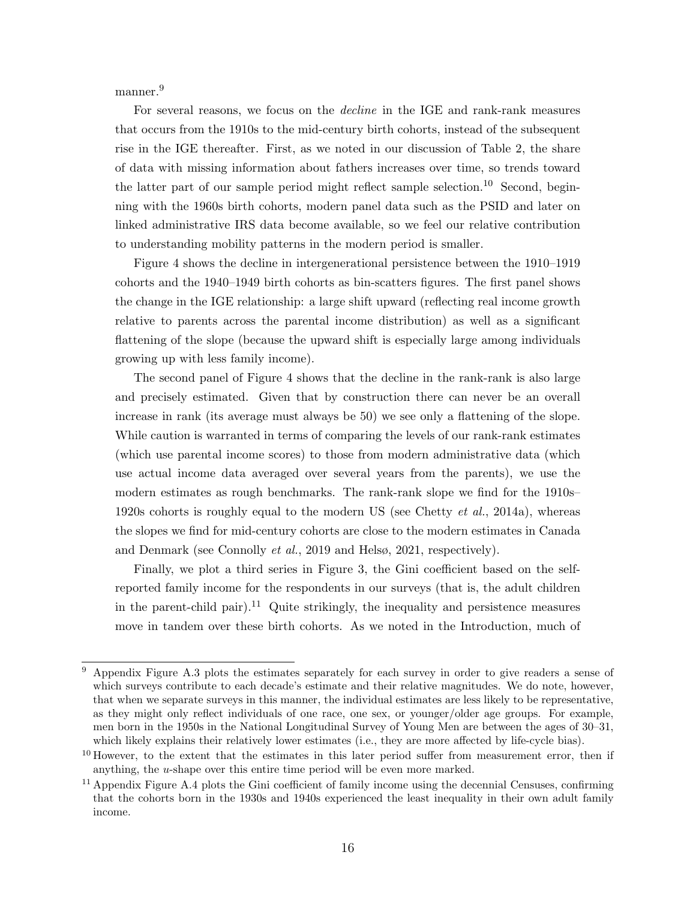manner.[9]

For several reasons, we focus on the *decline* in the IGE and rank-rank measures that occurs from the 1910s to the mid-century birth cohorts, instead of the subsequent rise in the IGE thereafter. First, as we noted in our discussion of Table 2, the share of data with missing information about fathers increases over time, so trends toward the latter part of our sample period might reflect sample selection.[10] Second, beginning with the 1960s birth cohorts, modern panel data such as the PSID and later on linked administrative IRS data become available, so we feel our relative contribution to understanding mobility patterns in the modern period is smaller.

Figure 4 shows the decline in intergenerational persistence between the 1910–1919 cohorts and the 1940–1949 birth cohorts as bin-scatters figures. The first panel shows the change in the IGE relationship: a large shift upward (reflecting real income growth relative to parents across the parental income distribution) as well as a significant flattening of the slope (because the upward shift is especially large among individuals growing up with less family income).

The second panel of Figure 4 shows that the decline in the rank-rank is also large and precisely estimated. Given that by construction there can never be an overall increase in rank (its average must always be 50) we see only a flattening of the slope. While caution is warranted in terms of comparing the levels of our rank-rank estimates (which use parental income scores) to those from modern administrative data (which use actual income data averaged over several years from the parents), we use the modern estimates as rough benchmarks. The rank-rank slope we find for the 1910s–1920s cohorts is roughly equal to the modern US (see Chetty *et al.*, 2014a), whereas the slopes we find for mid-century cohorts are close to the modern estimates in Canada and Denmark (see Connolly *et al.*, 2019 and Helsø, 2021, respectively).

Finally, we plot a third series in Figure 3, the Gini coefficient based on the self-reported family income for the respondents in our surveys (that is, the adult children in the parent-child pair).[11] Quite strikingly, the inequality and persistence measures move in tandem over these birth cohorts. As we noted in the Introduction, much of

---

[9] Appendix Figure A.3 plots the estimates separately for each survey in order to give readers a sense of which surveys contribute to each decade's estimate and their relative magnitudes. We do note, however, that when we separate surveys in this manner, the individual estimates are less likely to be representative, as they might only reflect individuals of one race, one sex, or younger/older age groups. For example, men born in the 1950s in the National Longitudinal Survey of Young Men are between the ages of 30–31, which likely explains their relatively lower estimates (i.e., they are more affected by life-cycle bias).

[10] However, to the extent that the estimates in this later period suffer from measurement error, then if anything, the *u*-shape over this entire time period will be even more marked.

[11] Appendix Figure A.4 plots the Gini coefficient of family income using the decennial Censuses, confirming that the cohorts born in the 1930s and 1940s experienced the least inequality in their own adult family income.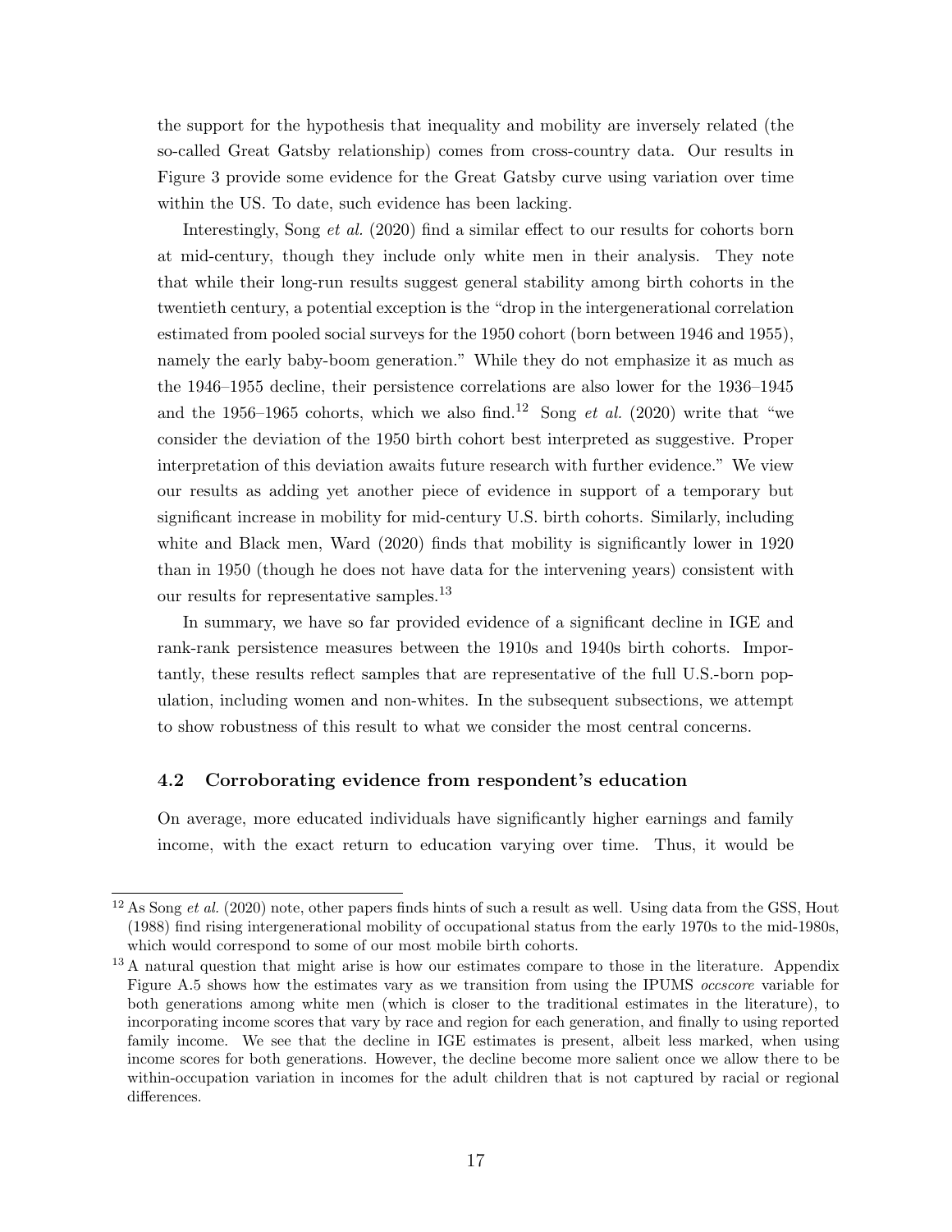the support for the hypothesis that inequality and mobility are inversely related (the so-called Great Gatsby relationship) comes from cross-country data. Our results in Figure 3 provide some evidence for the Great Gatsby curve using variation over time within the US. To date, such evidence has been lacking.

Interestingly, Song *et al.* (2020) find a similar effect to our results for cohorts born at mid-century, though they include only white men in their analysis. They note that while their long-run results suggest general stability among birth cohorts in the twentieth century, a potential exception is the "drop in the intergenerational correlation estimated from pooled social surveys for the 1950 cohort (born between 1946 and 1955), namely the early baby-boom generation." While they do not emphasize it as much as the 1946–1955 decline, their persistence correlations are also lower for the 1936–1945 and the 1956–1965 cohorts, which we also find.[12] Song *et al.* (2020) write that "we consider the deviation of the 1950 birth cohort best interpreted as suggestive. Proper interpretation of this deviation awaits future research with further evidence." We view our results as adding yet another piece of evidence in support of a temporary but significant increase in mobility for mid-century U.S. birth cohorts. Similarly, including white and Black men, Ward (2020) finds that mobility is significantly lower in 1920 than in 1950 (though he does not have data for the intervening years) consistent with our results for representative samples.[13]

In summary, we have so far provided evidence of a significant decline in IGE and rank-rank persistence measures between the 1910s and 1940s birth cohorts. Importantly, these results reflect samples that are representative of the full U.S.-born population, including women and non-whites. In the subsequent subsections, we attempt to show robustness of this result to what we consider the most central concerns.

### 4.2 Corroborating evidence from respondent's education

On average, more educated individuals have significantly higher earnings and family income, with the exact return to education varying over time. Thus, it would be

[12] As Song *et al.* (2020) note, other papers finds hints of such a result as well. Using data from the GSS, Hout (1988) find rising intergenerational mobility of occupational status from the early 1970s to the mid-1980s, which would correspond to some of our most mobile birth cohorts.

[13] A natural question that might arise is how our estimates compare to those in the literature. Appendix Figure A.5 shows how the estimates vary as we transition from using the IPUMS *occscore* variable for both generations among white men (which is closer to the traditional estimates in the literature), to incorporating income scores that vary by race and region for each generation, and finally to using reported family income. We see that the decline in IGE estimates is present, albeit less marked, when using income scores for both generations. However, the decline become more salient once we allow there to be within-occupation variation in incomes for the adult children that is not captured by racial or regional differences.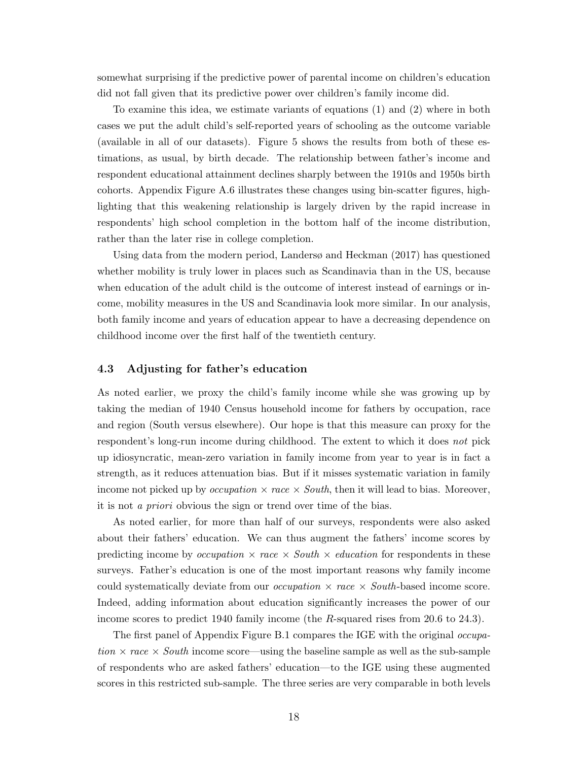somewhat surprising if the predictive power of parental income on children's education did not fall given that its predictive power over children's family income did.

To examine this idea, we estimate variants of equations (1) and (2) where in both cases we put the adult child's self-reported years of schooling as the outcome variable (available in all of our datasets). Figure 5 shows the results from both of these estimations, as usual, by birth decade. The relationship between father's income and respondent educational attainment declines sharply between the 1910s and 1950s birth cohorts. Appendix Figure A.6 illustrates these changes using bin-scatter figures, highlighting that this weakening relationship is largely driven by the rapid increase in respondents' high school completion in the bottom half of the income distribution, rather than the later rise in college completion.

Using data from the modern period, Landersø and Heckman (2017) has questioned whether mobility is truly lower in places such as Scandinavia than in the US, because when education of the adult child is the outcome of interest instead of earnings or income, mobility measures in the US and Scandinavia look more similar. In our analysis, both family income and years of education appear to have a decreasing dependence on childhood income over the first half of the twentieth century.

### 4.3 Adjusting for father's education

As noted earlier, we proxy the child's family income while she was growing up by taking the median of 1940 Census household income for fathers by occupation, race and region (South versus elsewhere). Our hope is that this measure can proxy for the respondent's long-run income during childhood. The extent to which it does *not* pick up idiosyncratic, mean-zero variation in family income from year to year is in fact a strength, as it reduces attenuation bias. But if it misses systematic variation in family income not picked up by *occupation* × *race* × *South*, then it will lead to bias. Moreover, it is not *a priori* obvious the sign or trend over time of the bias.

As noted earlier, for more than half of our surveys, respondents were also asked about their fathers' education. We can thus augment the fathers' income scores by predicting income by *occupation* × *race* × *South* × *education* for respondents in these surveys. Father's education is one of the most important reasons why family income could systematically deviate from our *occupation* × *race* × *South*-based income score. Indeed, adding information about education significantly increases the power of our income scores to predict 1940 family income (the $R$-squared rises from 20.6 to 24.3).

The first panel of Appendix Figure B.1 compares the IGE with the original *occupation* × *race* × *South* income score—using the baseline sample as well as the sub-sample of respondents who are asked fathers' education—to the IGE using these augmented scores in this restricted sub-sample. The three series are very comparable in both levels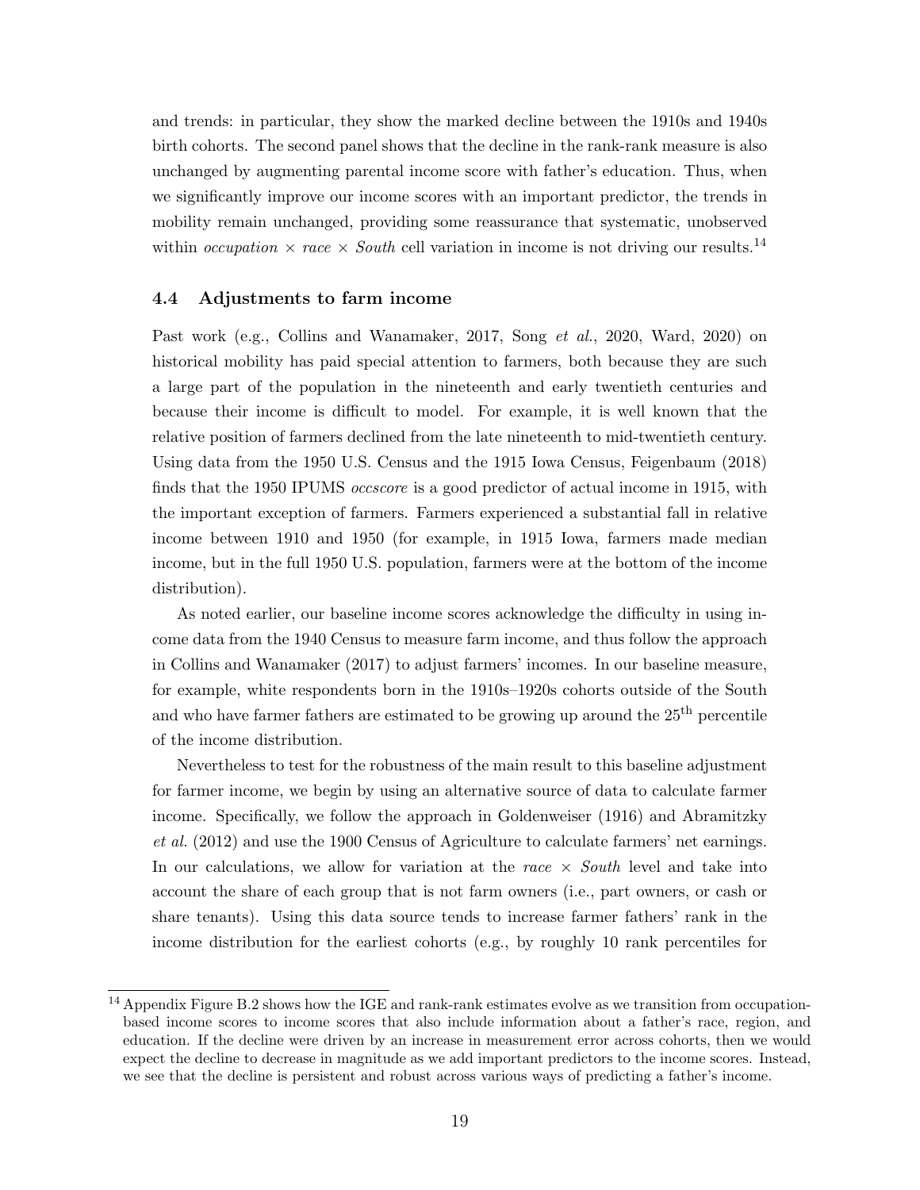and trends: in particular, they show the marked decline between the 1910s and 1940s birth cohorts. The second panel shows that the decline in the rank-rank measure is also unchanged by augmenting parental income score with father's education. Thus, when we significantly improve our income scores with an important predictor, the trends in mobility remain unchanged, providing some reassurance that systematic, unobserved within *occupation* × *race* × *South* cell variation in income is not driving our results.[14]

### 4.4 Adjustments to farm income

Past work (e.g., Collins and Wanamaker, 2017, Song *et al.*, 2020, Ward, 2020) on historical mobility has paid special attention to farmers, both because they are such a large part of the population in the nineteenth and early twentieth centuries and because their income is difficult to model. For example, it is well known that the relative position of farmers declined from the late nineteenth to mid-twentieth century. Using data from the 1950 U.S. Census and the 1915 Iowa Census, Feigenbaum (2018) finds that the 1950 IPUMS *occscore* is a good predictor of actual income in 1915, with the important exception of farmers. Farmers experienced a substantial fall in relative income between 1910 and 1950 (for example, in 1915 Iowa, farmers made median income, but in the full 1950 U.S. population, farmers were at the bottom of the income distribution).

As noted earlier, our baseline income scores acknowledge the difficulty in using income data from the 1940 Census to measure farm income, and thus follow the approach in Collins and Wanamaker (2017) to adjust farmers' incomes. In our baseline measure, for example, white respondents born in the 1910s–1920s cohorts outside of the South and who have farmer fathers are estimated to be growing up around the 25$^{\text{th}}$ percentile of the income distribution.

Nevertheless to test for the robustness of the main result to this baseline adjustment for farmer income, we begin by using an alternative source of data to calculate farmer income. Specifically, we follow the approach in Goldenweiser (1916) and Abramitzky *et al.* (2012) and use the 1900 Census of Agriculture to calculate farmers' net earnings. In our calculations, we allow for variation at the *race* × *South* level and take into account the share of each group that is not farm owners (i.e., part owners, or cash or share tenants). Using this data source tends to increase farmer fathers' rank in the income distribution for the earliest cohorts (e.g., by roughly 10 rank percentiles for

[14] Appendix Figure B.2 shows how the IGE and rank-rank estimates evolve as we transition from occupation-based income scores to income scores that also include information about a father's race, region, and education. If the decline were driven by an increase in measurement error across cohorts, then we would expect the decline to decrease in magnitude as we add important predictors to the income scores. Instead, we see that the decline is persistent and robust across various ways of predicting a father's income.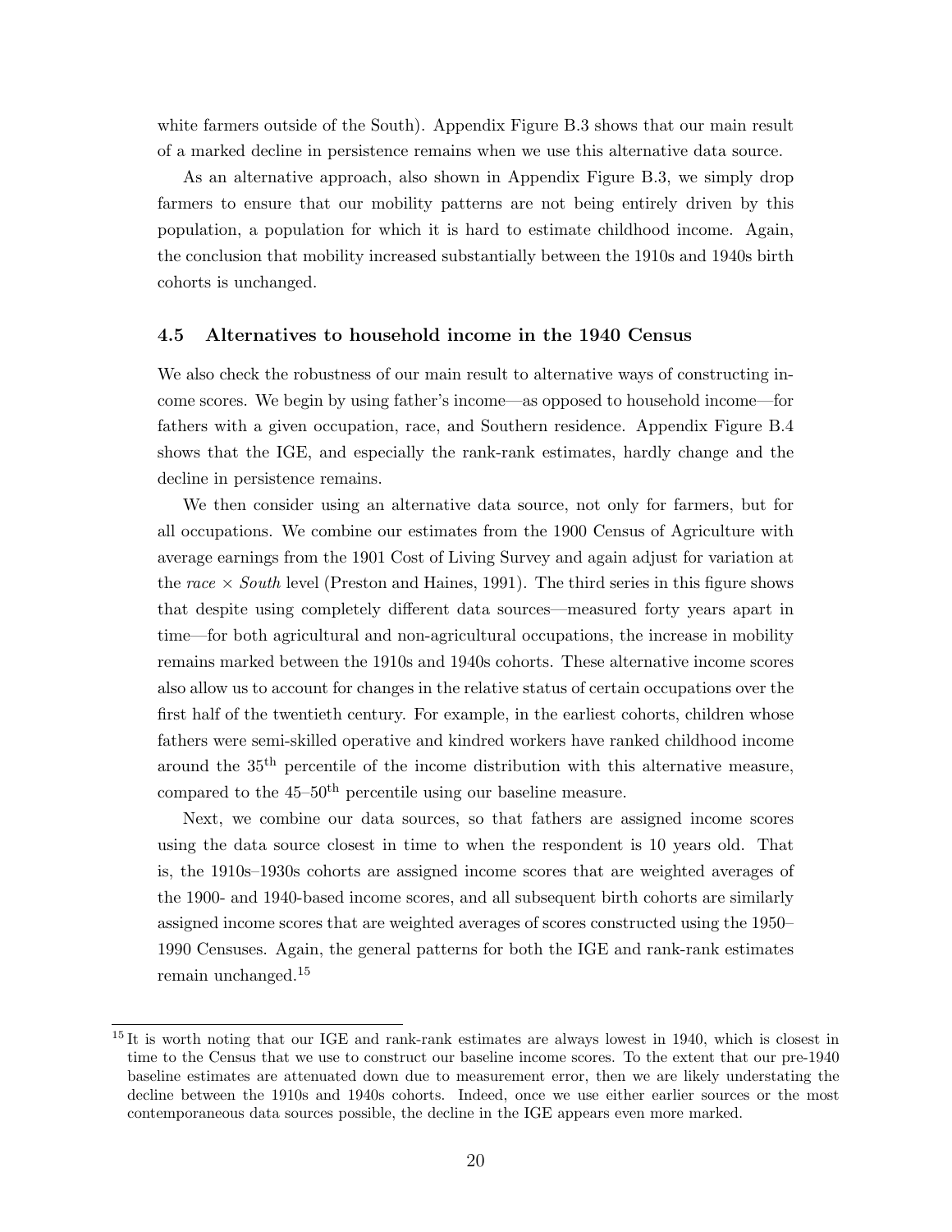white farmers outside of the South). Appendix Figure B.3 shows that our main result of a marked decline in persistence remains when we use this alternative data source.

As an alternative approach, also shown in Appendix Figure B.3, we simply drop farmers to ensure that our mobility patterns are not being entirely driven by this population, a population for which it is hard to estimate childhood income. Again, the conclusion that mobility increased substantially between the 1910s and 1940s birth cohorts is unchanged.

### 4.5 Alternatives to household income in the 1940 Census

We also check the robustness of our main result to alternative ways of constructing income scores. We begin by using father's income—as opposed to household income—for fathers with a given occupation, race, and Southern residence. Appendix Figure B.4 shows that the IGE, and especially the rank-rank estimates, hardly change and the decline in persistence remains.

We then consider using an alternative data source, not only for farmers, but for all occupations. We combine our estimates from the 1900 Census of Agriculture with average earnings from the 1901 Cost of Living Survey and again adjust for variation at the *race* × *South* level (Preston and Haines, 1991). The third series in this figure shows that despite using completely different data sources—measured forty years apart in time—for both agricultural and non-agricultural occupations, the increase in mobility remains marked between the 1910s and 1940s cohorts. These alternative income scores also allow us to account for changes in the relative status of certain occupations over the first half of the twentieth century. For example, in the earliest cohorts, children whose fathers were semi-skilled operative and kindred workers have ranked childhood income around the 35th percentile of the income distribution with this alternative measure, compared to the 45–50th percentile using our baseline measure.

Next, we combine our data sources, so that fathers are assigned income scores using the data source closest in time to when the respondent is 10 years old. That is, the 1910s–1930s cohorts are assigned income scores that are weighted averages of the 1900- and 1940-based income scores, and all subsequent birth cohorts are similarly assigned income scores that are weighted averages of scores constructed using the 1950–1990 Censuses. Again, the general patterns for both the IGE and rank-rank estimates remain unchanged.[15]

[15] It is worth noting that our IGE and rank-rank estimates are always lowest in 1940, which is closest in time to the Census that we use to construct our baseline income scores. To the extent that our pre-1940 baseline estimates are attenuated down due to measurement error, then we are likely understating the decline between the 1910s and 1940s cohorts. Indeed, once we use either earlier sources or the most contemporaneous data sources possible, the decline in the IGE appears even more marked.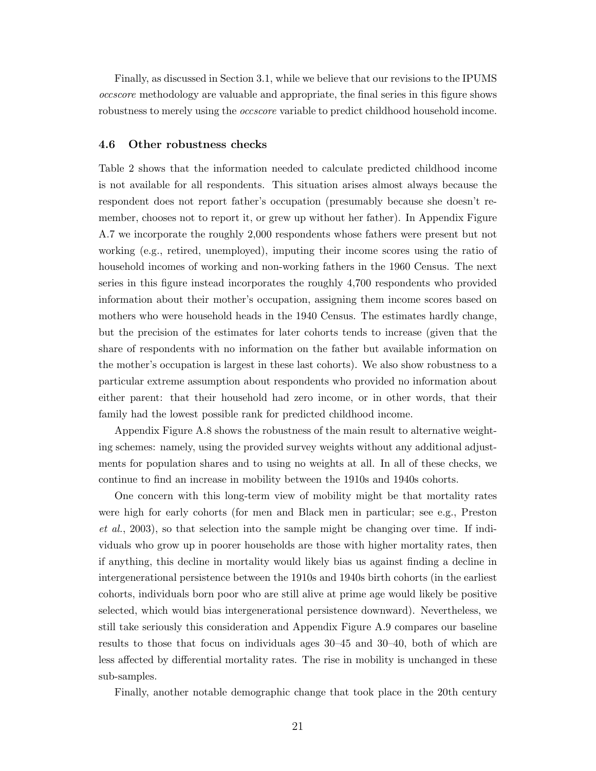Finally, as discussed in Section 3.1, while we believe that our revisions to the IPUMS *occscore* methodology are valuable and appropriate, the final series in this figure shows robustness to merely using the *occscore* variable to predict childhood household income.

### 4.6 Other robustness checks

Table 2 shows that the information needed to calculate predicted childhood income is not available for all respondents. This situation arises almost always because the respondent does not report father's occupation (presumably because she doesn't remember, chooses not to report it, or grew up without her father). In Appendix Figure A.7 we incorporate the roughly 2,000 respondents whose fathers were present but not working (e.g., retired, unemployed), imputing their income scores using the ratio of household incomes of working and non-working fathers in the 1960 Census. The next series in this figure instead incorporates the roughly 4,700 respondents who provided information about their mother's occupation, assigning them income scores based on mothers who were household heads in the 1940 Census. The estimates hardly change, but the precision of the estimates for later cohorts tends to increase (given that the share of respondents with no information on the father but available information on the mother's occupation is largest in these last cohorts). We also show robustness to a particular extreme assumption about respondents who provided no information about either parent: that their household had zero income, or in other words, that their family had the lowest possible rank for predicted childhood income.

Appendix Figure A.8 shows the robustness of the main result to alternative weighting schemes: namely, using the provided survey weights without any additional adjustments for population shares and to using no weights at all. In all of these checks, we continue to find an increase in mobility between the 1910s and 1940s cohorts.

One concern with this long-term view of mobility might be that mortality rates were high for early cohorts (for men and Black men in particular; see e.g., Preston *et al.*, 2003), so that selection into the sample might be changing over time. If individuals who grow up in poorer households are those with higher mortality rates, then if anything, this decline in mortality would likely bias us against finding a decline in intergenerational persistence between the 1910s and 1940s birth cohorts (in the earliest cohorts, individuals born poor who are still alive at prime age would likely be positive selected, which would bias intergenerational persistence downward). Nevertheless, we still take seriously this consideration and Appendix Figure A.9 compares our baseline results to those that focus on individuals ages 30–45 and 30–40, both of which are less affected by differential mortality rates. The rise in mobility is unchanged in these sub-samples.

Finally, another notable demographic change that took place in the 20th century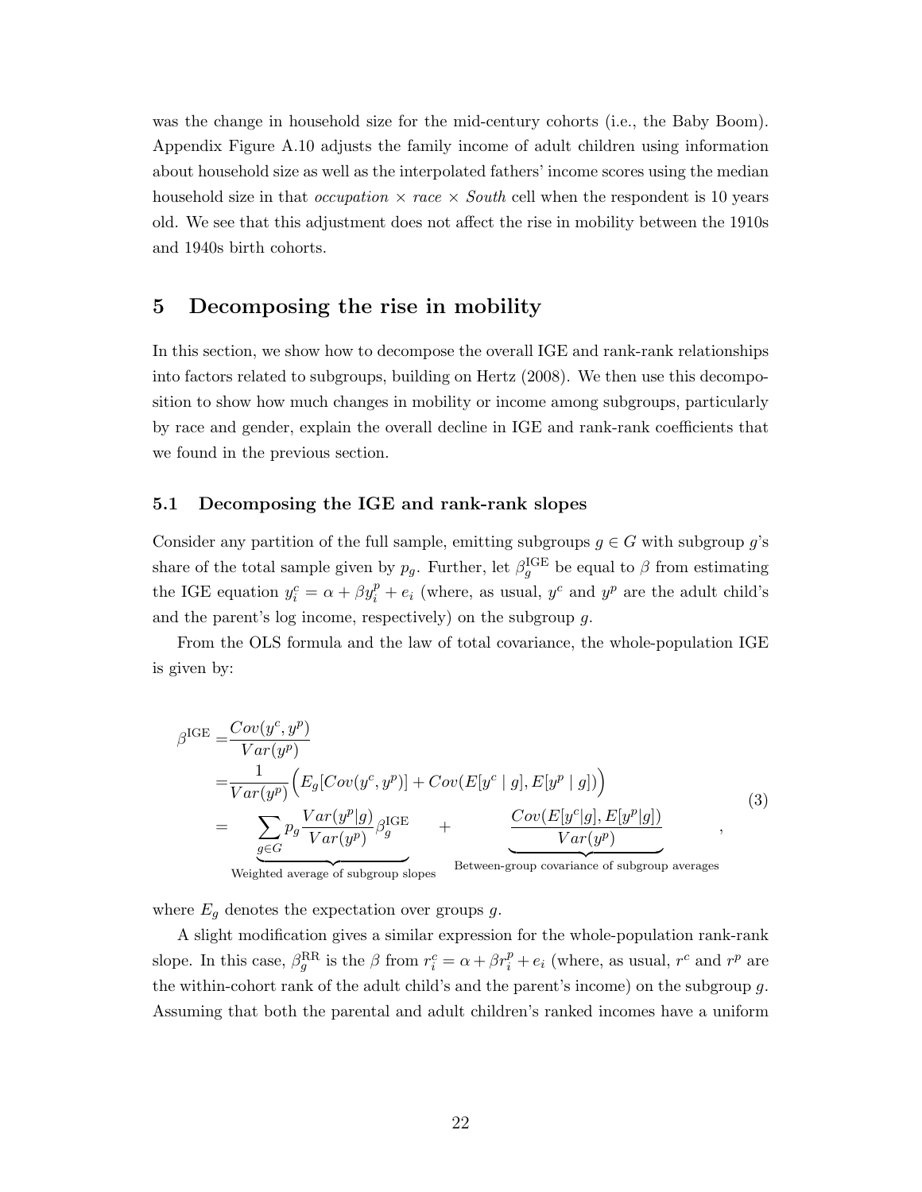was the change in household size for the mid-century cohorts (i.e., the Baby Boom). Appendix Figure A.10 adjusts the family income of adult children using information about household size as well as the interpolated fathers' income scores using the median household size in that *occupation* × *race* × *South* cell when the respondent is 10 years old. We see that this adjustment does not affect the rise in mobility between the 1910s and 1940s birth cohorts.

# 5 Decomposing the rise in mobility

In this section, we show how to decompose the overall IGE and rank-rank relationships into factors related to subgroups, building on Hertz (2008). We then use this decomposition to show how much changes in mobility or income among subgroups, particularly by race and gender, explain the overall decline in IGE and rank-rank coefficients that we found in the previous section.

## 5.1 Decomposing the IGE and rank-rank slopes

Consider any partition of the full sample, emitting subgroups $g \in G$ with subgroup $g$'s share of the total sample given by $p_g$. Further, let $\beta_g^{\text{IGE}}$ be equal to $\beta$ from estimating the IGE equation $y_i^c = \alpha + \beta y_i^p + e_i$ (where, as usual, $y^c$ and $y^p$ are the adult child's and the parent's log income, respectively) on the subgroup $g$.

From the OLS formula and the law of total covariance, the whole-population IGE is given by:

$$
\begin{aligned}
\beta^{\text{IGE}} =& \frac{Cov(y^c, y^p)}{Var(y^p)} \\
=& \frac{1}{Var(y^p)}\Big(E_g[Cov(y^c, y^p)] + Cov(E[y^c \mid g], E[y^p \mid g])\Big) \\
=& \underbrace{\sum_{g \in G} p_g \frac{Var(y^p|g)}{Var(y^p)} \beta_g^{\text{IGE}}}_{\text{Weighted average of subgroup slopes}} + \underbrace{\frac{Cov(E[y^c|g], E[y^p|g])}{Var(y^p)}}_{\text{Between-group covariance of subgroup averages}},
\end{aligned}
\tag{3}
$$

where $E_g$ denotes the expectation over groups $g$.

A slight modification gives a similar expression for the whole-population rank-rank slope. In this case, $\beta_g^{\text{RR}}$ is the $\beta$ from $r_i^c = \alpha + \beta r_i^p + e_i$ (where, as usual, $r^c$ and $r^p$ are the within-cohort rank of the adult child's and the parent's income) on the subgroup $g$. Assuming that both the parental and adult children's ranked incomes have a uniform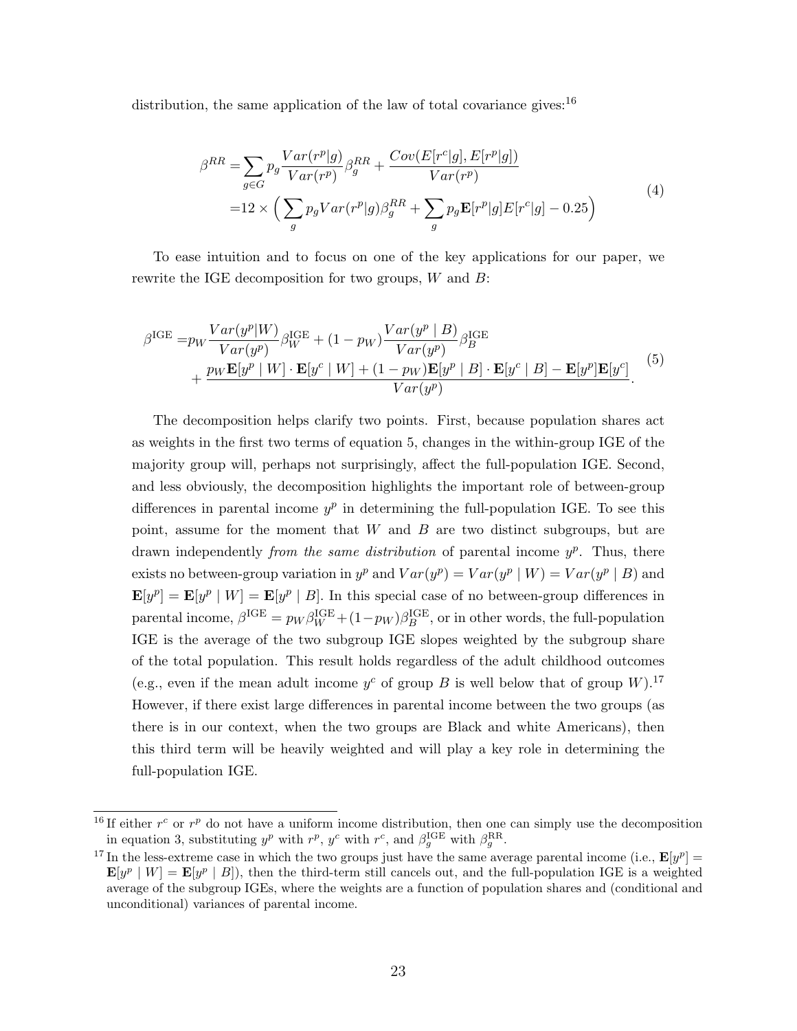distribution, the same application of the law of total covariance gives:[16]

$$
\begin{aligned}
\beta^{RR} =& \sum_{g \in G} p_g \frac{Var(r^p|g)}{Var(r^p)} \beta_g^{RR} + \frac{Cov(E[r^c|g], E[r^p|g])}{Var(r^p)} \\
=& 12 \times \Big( \sum_g p_g Var(r^p|g) \beta_g^{RR} + \sum_g p_g \mathbf{E}[r^p|g] E[r^c|g] - 0.25 \Big)
\end{aligned}
\tag{4}
$$

To ease intuition and to focus on one of the key applications for our paper, we rewrite the IGE decomposition for two groups, $W$ and $B$:

$$
\begin{aligned}
\beta^{\text{IGE}} =& p_W \frac{Var(y^p|W)}{Var(y^p)} \beta_W^{\text{IGE}} + (1 - p_W) \frac{Var(y^p \mid B)}{Var(y^p)} \beta_B^{\text{IGE}} \\
&+ \frac{p_W \mathbf{E}[y^p \mid W] \cdot \mathbf{E}[y^c \mid W] + (1 - p_W) \mathbf{E}[y^p \mid B] \cdot \mathbf{E}[y^c \mid B] - \mathbf{E}[y^p] \mathbf{E}[y^c]}{Var(y^p)}.
\end{aligned}
\tag{5}
$$

The decomposition helps clarify two points. First, because population shares act as weights in the first two terms of equation 5, changes in the within-group IGE of the majority group will, perhaps not surprisingly, affect the full-population IGE. Second, and less obviously, the decomposition highlights the important role of between-group differences in parental income $y^p$ in determining the full-population IGE. To see this point, assume for the moment that $W$ and $B$ are two distinct subgroups, but are drawn independently *from the same distribution* of parental income $y^p$. Thus, there exists no between-group variation in $y^p$ and $Var(y^p) = Var(y^p \mid W) = Var(y^p \mid B)$ and $\mathbf{E}[y^p] = \mathbf{E}[y^p \mid W] = \mathbf{E}[y^p \mid B]$. In this special case of no between-group differences in parental income, $\beta^{\text{IGE}} = p_W \beta_W^{\text{IGE}} + (1 - p_W) \beta_B^{\text{IGE}}$, or in other words, the full-population IGE is the average of the two subgroup IGE slopes weighted by the subgroup share of the total population. This result holds regardless of the adult childhood outcomes (e.g., even if the mean adult income $y^c$ of group $B$ is well below that of group $W$).[17] However, if there exist large differences in parental income between the two groups (as there is in our context, when the two groups are Black and white Americans), then this third term will be heavily weighted and will play a key role in determining the full-population IGE.

---

[16] If either $r^c$ or $r^p$ do not have a uniform income distribution, then one can simply use the decomposition in equation 3, substituting $y^p$ with $r^p$, $y^c$ with $r^c$, and $\beta_g^{\text{IGE}}$ with $\beta_g^{\text{RR}}$.

[17] In the less-extreme case in which the two groups just have the same average parental income (i.e., $\mathbf{E}[y^p] = \mathbf{E}[y^p \mid W] = \mathbf{E}[y^p \mid B]$), then the third-term still cancels out, and the full-population IGE is a weighted average of the subgroup IGEs, where the weights are a function of population shares and (conditional and unconditional) variances of parental income.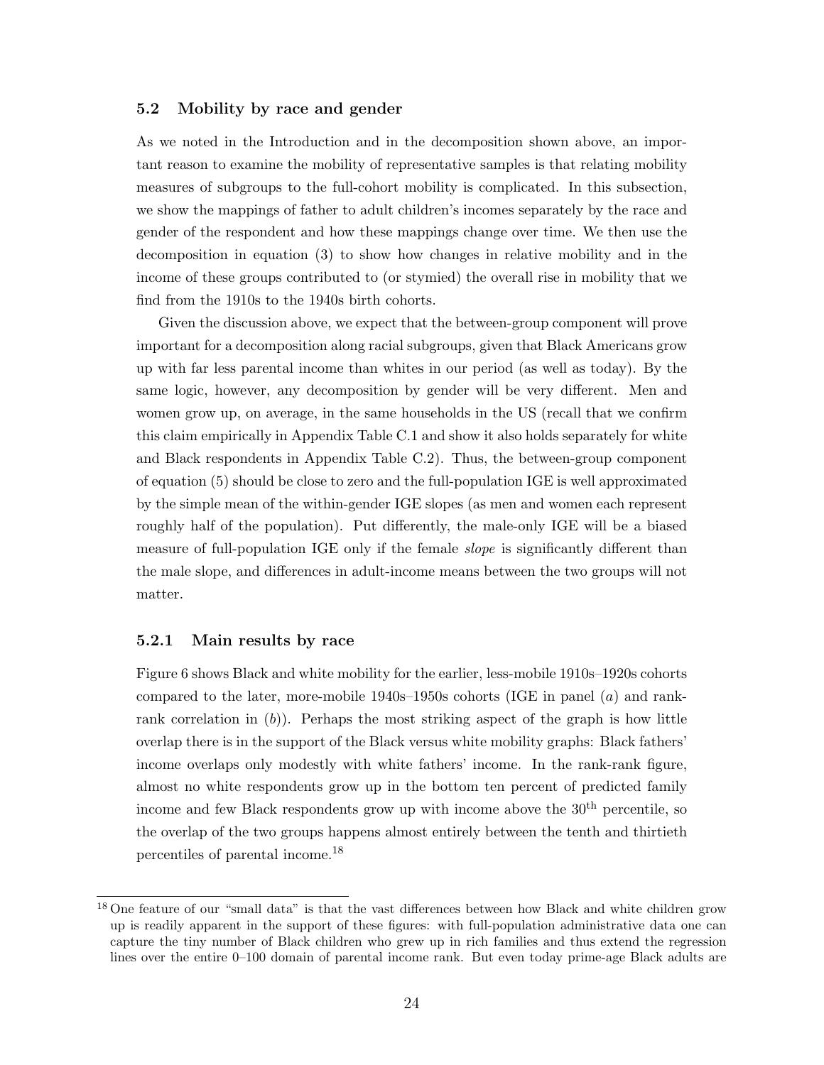## 5.2 Mobility by race and gender

As we noted in the Introduction and in the decomposition shown above, an important reason to examine the mobility of representative samples is that relating mobility measures of subgroups to the full-cohort mobility is complicated. In this subsection, we show the mappings of father to adult children's incomes separately by the race and gender of the respondent and how these mappings change over time. We then use the decomposition in equation (3) to show how changes in relative mobility and in the income of these groups contributed to (or stymied) the overall rise in mobility that we find from the 1910s to the 1940s birth cohorts.

Given the discussion above, we expect that the between-group component will prove important for a decomposition along racial subgroups, given that Black Americans grow up with far less parental income than whites in our period (as well as today). By the same logic, however, any decomposition by gender will be very different. Men and women grow up, on average, in the same households in the US (recall that we confirm this claim empirically in Appendix Table C.1 and show it also holds separately for white and Black respondents in Appendix Table C.2). Thus, the between-group component of equation (5) should be close to zero and the full-population IGE is well approximated by the simple mean of the within-gender IGE slopes (as men and women each represent roughly half of the population). Put differently, the male-only IGE will be a biased measure of full-population IGE only if the female *slope* is significantly different than the male slope, and differences in adult-income means between the two groups will not matter.

### 5.2.1 Main results by race

Figure 6 shows Black and white mobility for the earlier, less-mobile 1910s–1920s cohorts compared to the later, more-mobile 1940s–1950s cohorts (IGE in panel (*a*) and rank-rank correlation in (*b*)). Perhaps the most striking aspect of the graph is how little overlap there is in the support of the Black versus white mobility graphs: Black fathers' income overlaps only modestly with white fathers' income. In the rank-rank figure, almost no white respondents grow up in the bottom ten percent of predicted family income and few Black respondents grow up with income above the 30th percentile, so the overlap of the two groups happens almost entirely between the tenth and thirtieth percentiles of parental income.[18]

[18] One feature of our "small data" is that the vast differences between how Black and white children grow up is readily apparent in the support of these figures: with full-population administrative data one can capture the tiny number of Black children who grew up in rich families and thus extend the regression lines over the entire 0–100 domain of parental income rank. But even today prime-age Black adults are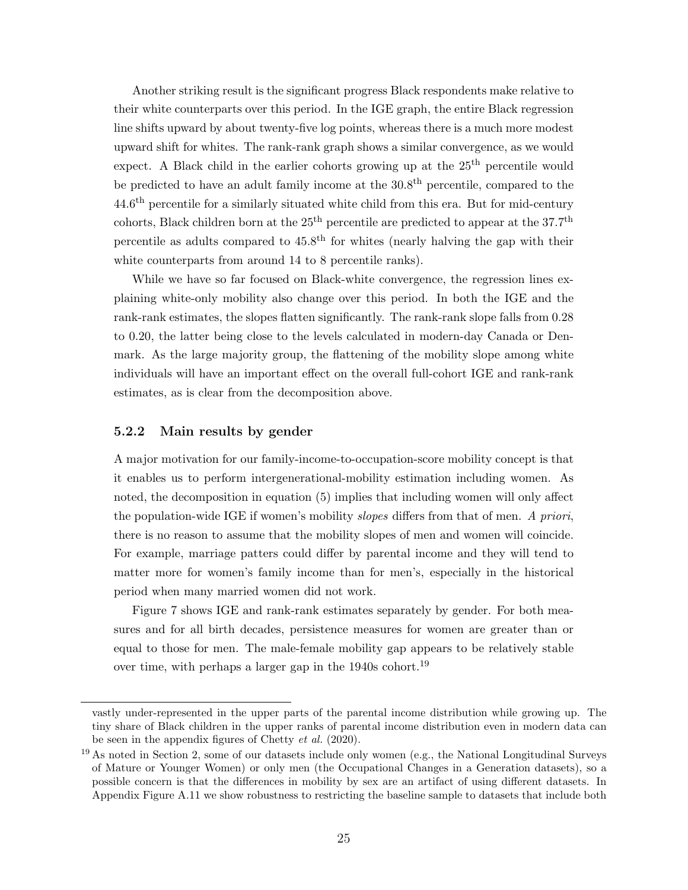Another striking result is the significant progress Black respondents make relative to their white counterparts over this period. In the IGE graph, the entire Black regression line shifts upward by about twenty-five log points, whereas there is a much more modest upward shift for whites. The rank-rank graph shows a similar convergence, as we would expect. A Black child in the earlier cohorts growing up at the 25th percentile would be predicted to have an adult family income at the 30.8th percentile, compared to the 44.6th percentile for a similarly situated white child from this era. But for mid-century cohorts, Black children born at the 25th percentile are predicted to appear at the 37.7th percentile as adults compared to 45.8th for whites (nearly halving the gap with their white counterparts from around 14 to 8 percentile ranks).

While we have so far focused on Black-white convergence, the regression lines explaining white-only mobility also change over this period. In both the IGE and the rank-rank estimates, the slopes flatten significantly. The rank-rank slope falls from 0.28 to 0.20, the latter being close to the levels calculated in modern-day Canada or Denmark. As the large majority group, the flattening of the mobility slope among white individuals will have an important effect on the overall full-cohort IGE and rank-rank estimates, as is clear from the decomposition above.

### 5.2.2 Main results by gender

A major motivation for our family-income-to-occupation-score mobility concept is that it enables us to perform intergenerational-mobility estimation including women. As noted, the decomposition in equation (5) implies that including women will only affect the population-wide IGE if women's mobility *slopes* differs from that of men. *A priori*, there is no reason to assume that the mobility slopes of men and women will coincide. For example, marriage patters could differ by parental income and they will tend to matter more for women's family income than for men's, especially in the historical period when many married women did not work.

Figure 7 shows IGE and rank-rank estimates separately by gender. For both measures and for all birth decades, persistence measures for women are greater than or equal to those for men. The male-female mobility gap appears to be relatively stable over time, with perhaps a larger gap in the 1940s cohort.[19]

---

vastly under-represented in the upper parts of the parental income distribution while growing up. The tiny share of Black children in the upper ranks of parental income distribution even in modern data can be seen in the appendix figures of Chetty *et al.* (2020).

[19] As noted in Section 2, some of our datasets include only women (e.g., the National Longitudinal Surveys of Mature or Younger Women) or only men (the Occupational Changes in a Generation datasets), so a possible concern is that the differences in mobility by sex are an artifact of using different datasets. In Appendix Figure A.11 we show robustness to restricting the baseline sample to datasets that include both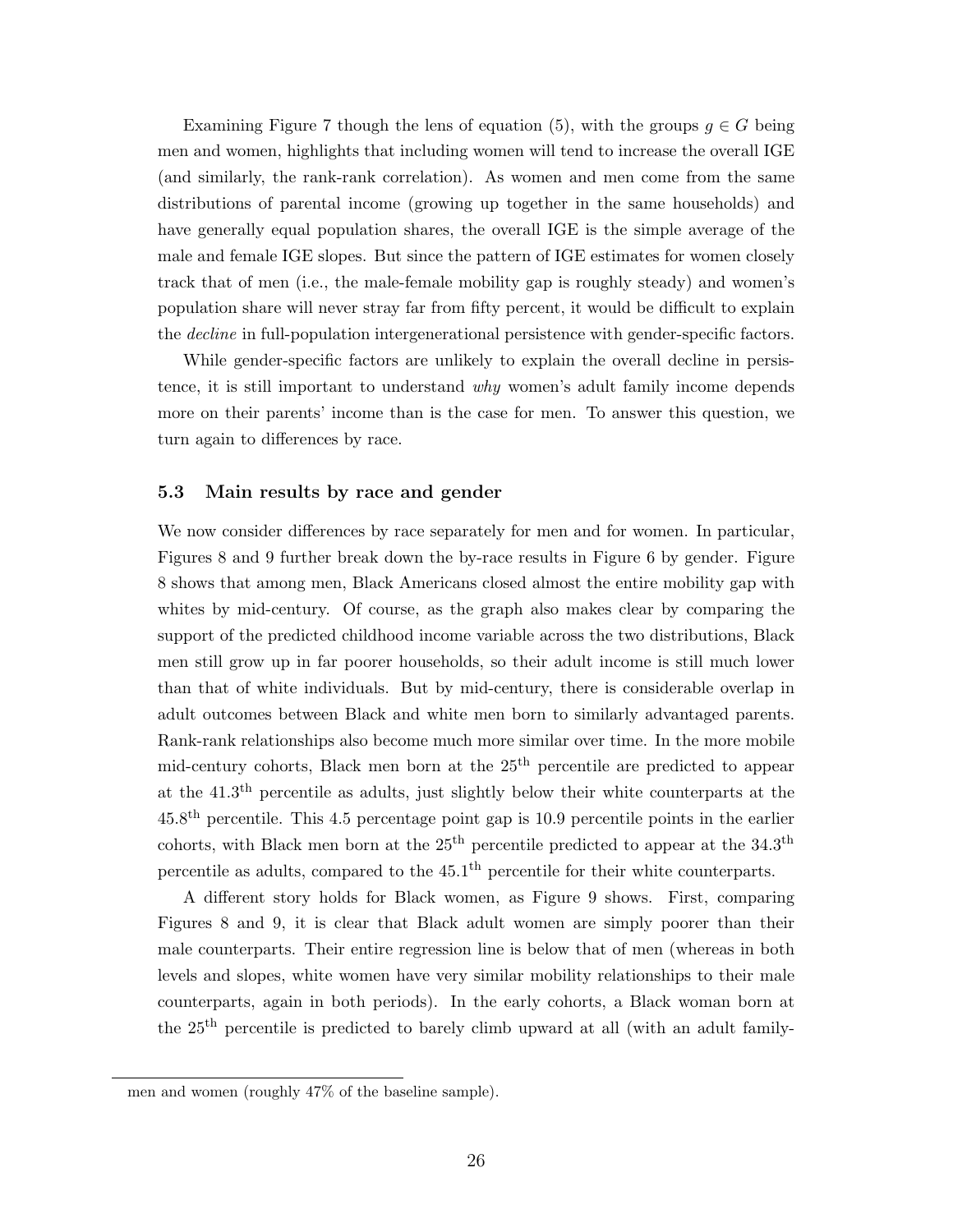Examining Figure 7 though the lens of equation (5), with the groups $g \in G$ being men and women, highlights that including women will tend to increase the overall IGE (and similarly, the rank-rank correlation). As women and men come from the same distributions of parental income (growing up together in the same households) and have generally equal population shares, the overall IGE is the simple average of the male and female IGE slopes. But since the pattern of IGE estimates for women closely track that of men (i.e., the male-female mobility gap is roughly steady) and women's population share will never stray far from fifty percent, it would be difficult to explain the *decline* in full-population intergenerational persistence with gender-specific factors.

While gender-specific factors are unlikely to explain the overall decline in persistence, it is still important to understand *why* women's adult family income depends more on their parents' income than is the case for men. To answer this question, we turn again to differences by race.

### 5.3 Main results by race and gender

We now consider differences by race separately for men and for women. In particular, Figures 8 and 9 further break down the by-race results in Figure 6 by gender. Figure 8 shows that among men, Black Americans closed almost the entire mobility gap with whites by mid-century. Of course, as the graph also makes clear by comparing the support of the predicted childhood income variable across the two distributions, Black men still grow up in far poorer households, so their adult income is still much lower than that of white individuals. But by mid-century, there is considerable overlap in adult outcomes between Black and white men born to similarly advantaged parents. Rank-rank relationships also become much more similar over time. In the more mobile mid-century cohorts, Black men born at the $25^{\text{th}}$ percentile are predicted to appear at the $41.3^{\text{th}}$ percentile as adults, just slightly below their white counterparts at the $45.8^{\text{th}}$ percentile. This 4.5 percentage point gap is 10.9 percentile points in the earlier cohorts, with Black men born at the $25^{\text{th}}$ percentile predicted to appear at the $34.3^{\text{th}}$ percentile as adults, compared to the $45.1^{\text{th}}$ percentile for their white counterparts.

A different story holds for Black women, as Figure 9 shows. First, comparing Figures 8 and 9, it is clear that Black adult women are simply poorer than their male counterparts. Their entire regression line is below that of men (whereas in both levels and slopes, white women have very similar mobility relationships to their male counterparts, again in both periods). In the early cohorts, a Black woman born at the $25^{\text{th}}$ percentile is predicted to barely climb upward at all (with an adult family-

men and women (roughly 47% of the baseline sample).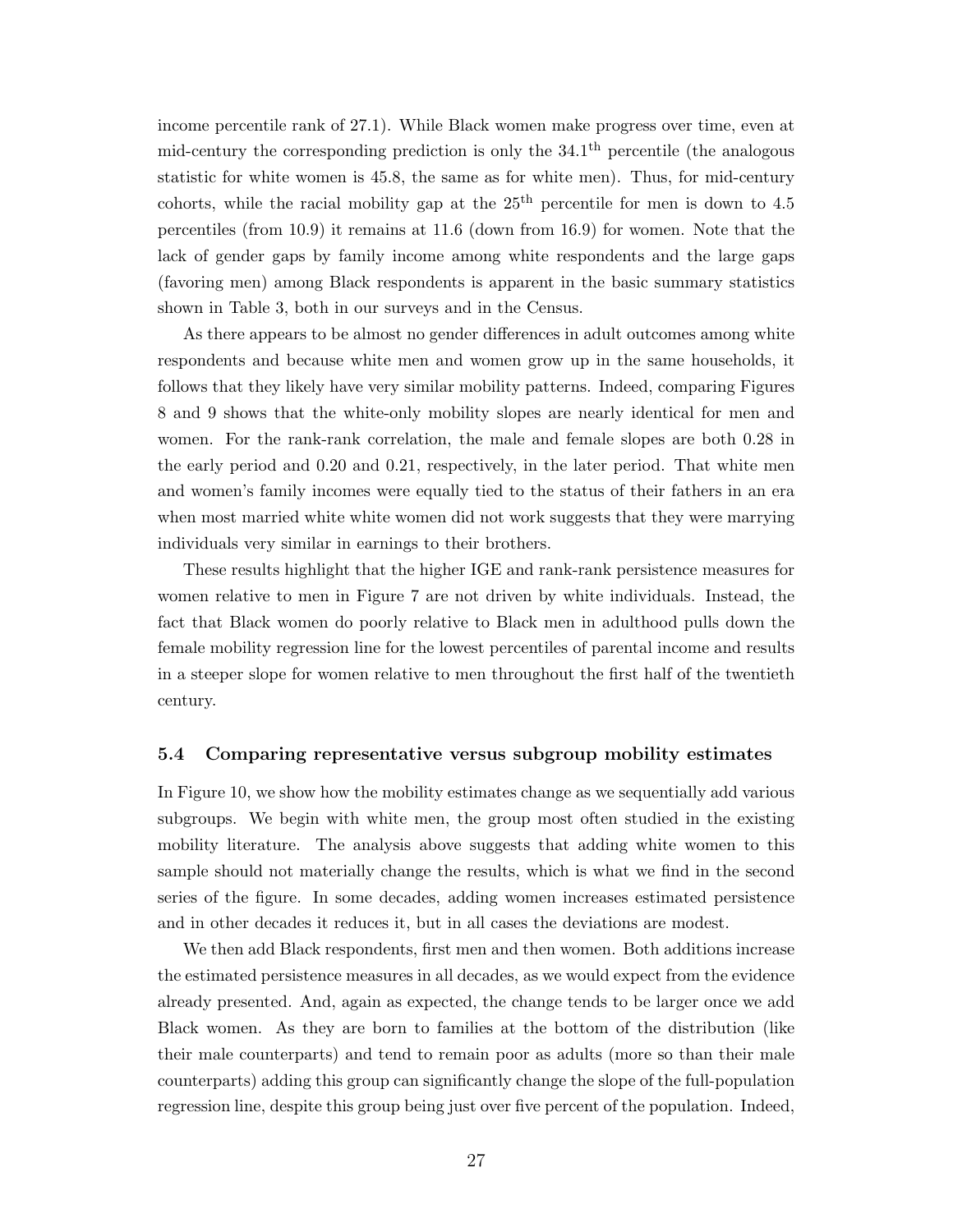income percentile rank of 27.1). While Black women make progress over time, even at mid-century the corresponding prediction is only the $34.1^{\text{th}}$ percentile (the analogous statistic for white women is 45.8, the same as for white men). Thus, for mid-century cohorts, while the racial mobility gap at the $25^{\text{th}}$ percentile for men is down to 4.5 percentiles (from 10.9) it remains at 11.6 (down from 16.9) for women. Note that the lack of gender gaps by family income among white respondents and the large gaps (favoring men) among Black respondents is apparent in the basic summary statistics shown in Table 3, both in our surveys and in the Census.

As there appears to be almost no gender differences in adult outcomes among white respondents and because white men and women grow up in the same households, it follows that they likely have very similar mobility patterns. Indeed, comparing Figures 8 and 9 shows that the white-only mobility slopes are nearly identical for men and women. For the rank-rank correlation, the male and female slopes are both 0.28 in the early period and 0.20 and 0.21, respectively, in the later period. That white men and women's family incomes were equally tied to the status of their fathers in an era when most married white white women did not work suggests that they were marrying individuals very similar in earnings to their brothers.

These results highlight that the higher IGE and rank-rank persistence measures for women relative to men in Figure 7 are not driven by white individuals. Instead, the fact that Black women do poorly relative to Black men in adulthood pulls down the female mobility regression line for the lowest percentiles of parental income and results in a steeper slope for women relative to men throughout the first half of the twentieth century.

### 5.4 Comparing representative versus subgroup mobility estimates

In Figure 10, we show how the mobility estimates change as we sequentially add various subgroups. We begin with white men, the group most often studied in the existing mobility literature. The analysis above suggests that adding white women to this sample should not materially change the results, which is what we find in the second series of the figure. In some decades, adding women increases estimated persistence and in other decades it reduces it, but in all cases the deviations are modest.

We then add Black respondents, first men and then women. Both additions increase the estimated persistence measures in all decades, as we would expect from the evidence already presented. And, again as expected, the change tends to be larger once we add Black women. As they are born to families at the bottom of the distribution (like their male counterparts) and tend to remain poor as adults (more so than their male counterparts) adding this group can significantly change the slope of the full-population regression line, despite this group being just over five percent of the population. Indeed,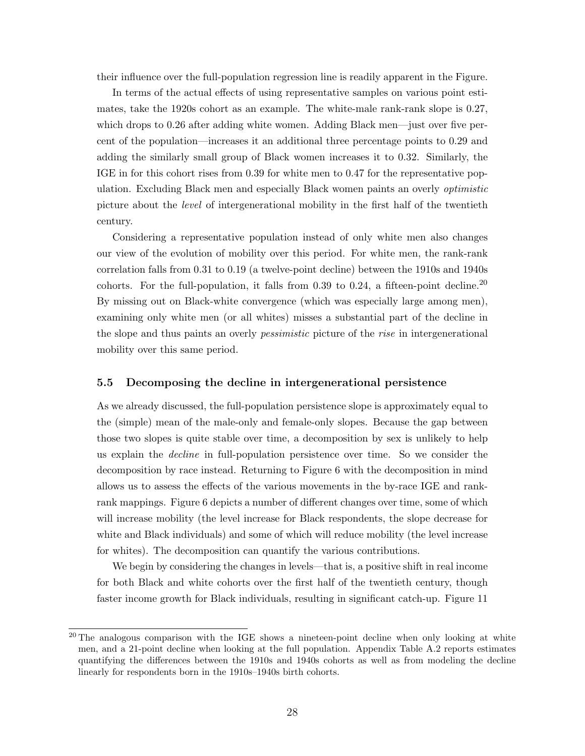their influence over the full-population regression line is readily apparent in the Figure.

In terms of the actual effects of using representative samples on various point estimates, take the 1920s cohort as an example. The white-male rank-rank slope is 0.27, which drops to 0.26 after adding white women. Adding Black men—just over five percent of the population—increases it an additional three percentage points to 0.29 and adding the similarly small group of Black women increases it to 0.32. Similarly, the IGE in for this cohort rises from 0.39 for white men to 0.47 for the representative population. Excluding Black men and especially Black women paints an overly *optimistic* picture about the *level* of intergenerational mobility in the first half of the twentieth century.

Considering a representative population instead of only white men also changes our view of the evolution of mobility over this period. For white men, the rank-rank correlation falls from 0.31 to 0.19 (a twelve-point decline) between the 1910s and 1940s cohorts. For the full-population, it falls from 0.39 to 0.24, a fifteen-point decline.[20] By missing out on Black-white convergence (which was especially large among men), examining only white men (or all whites) misses a substantial part of the decline in the slope and thus paints an overly *pessimistic* picture of the *rise* in intergenerational mobility over this same period.

### 5.5 Decomposing the decline in intergenerational persistence

As we already discussed, the full-population persistence slope is approximately equal to the (simple) mean of the male-only and female-only slopes. Because the gap between those two slopes is quite stable over time, a decomposition by sex is unlikely to help us explain the *decline* in full-population persistence over time. So we consider the decomposition by race instead. Returning to Figure 6 with the decomposition in mind allows us to assess the effects of the various movements in the by-race IGE and rank-rank mappings. Figure 6 depicts a number of different changes over time, some of which will increase mobility (the level increase for Black respondents, the slope decrease for white and Black individuals) and some of which will reduce mobility (the level increase for whites). The decomposition can quantify the various contributions.

We begin by considering the changes in levels—that is, a positive shift in real income for both Black and white cohorts over the first half of the twentieth century, though faster income growth for Black individuals, resulting in significant catch-up. Figure 11

[20] The analogous comparison with the IGE shows a nineteen-point decline when only looking at white men, and a 21-point decline when looking at the full population. Appendix Table A.2 reports estimates quantifying the differences between the 1910s and 1940s cohorts as well as from modeling the decline linearly for respondents born in the 1910s–1940s birth cohorts.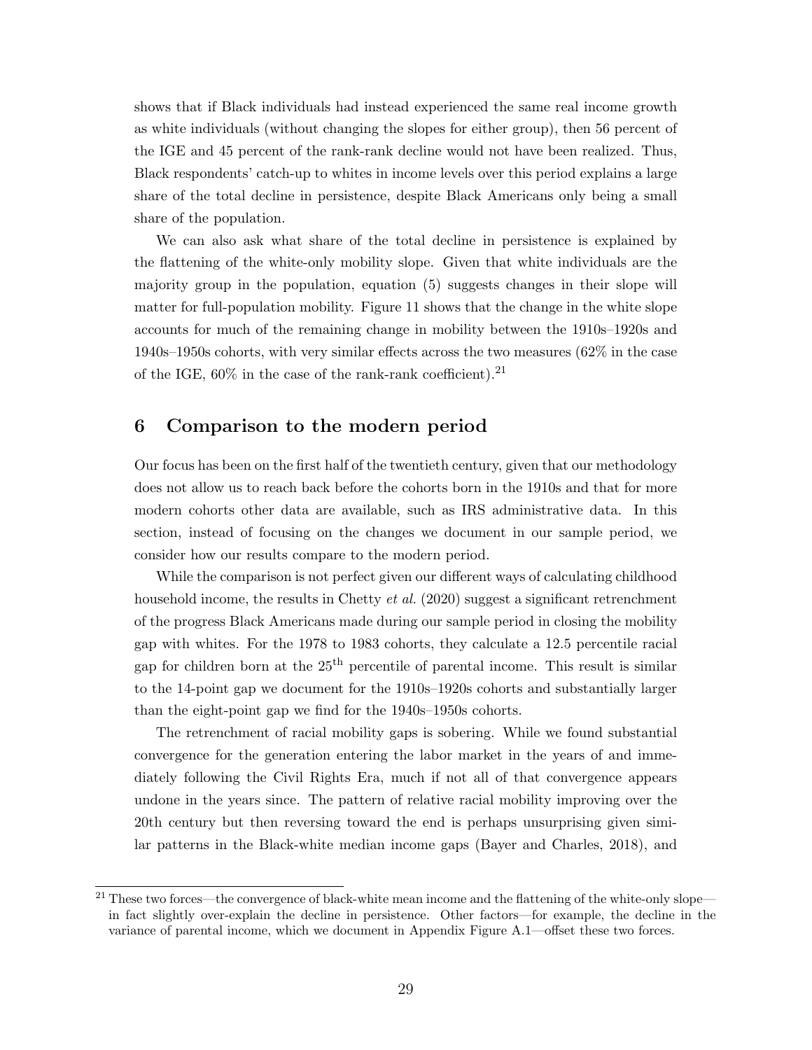shows that if Black individuals had instead experienced the same real income growth as white individuals (without changing the slopes for either group), then 56 percent of the IGE and 45 percent of the rank-rank decline would not have been realized. Thus, Black respondents' catch-up to whites in income levels over this period explains a large share of the total decline in persistence, despite Black Americans only being a small share of the population.

We can also ask what share of the total decline in persistence is explained by the flattening of the white-only mobility slope. Given that white individuals are the majority group in the population, equation (5) suggests changes in their slope will matter for full-population mobility. Figure 11 shows that the change in the white slope accounts for much of the remaining change in mobility between the 1910s–1920s and 1940s–1950s cohorts, with very similar effects across the two measures (62% in the case of the IGE, 60% in the case of the rank-rank coefficient).[21]

## 6 Comparison to the modern period

Our focus has been on the first half of the twentieth century, given that our methodology does not allow us to reach back before the cohorts born in the 1910s and that for more modern cohorts other data are available, such as IRS administrative data. In this section, instead of focusing on the changes we document in our sample period, we consider how our results compare to the modern period.

While the comparison is not perfect given our different ways of calculating childhood household income, the results in Chetty *et al.* (2020) suggest a significant retrenchment of the progress Black Americans made during our sample period in closing the mobility gap with whites. For the 1978 to 1983 cohorts, they calculate a 12.5 percentile racial gap for children born at the $25^{\text{th}}$ percentile of parental income. This result is similar to the 14-point gap we document for the 1910s–1920s cohorts and substantially larger than the eight-point gap we find for the 1940s–1950s cohorts.

The retrenchment of racial mobility gaps is sobering. While we found substantial convergence for the generation entering the labor market in the years of and immediately following the Civil Rights Era, much if not all of that convergence appears undone in the years since. The pattern of relative racial mobility improving over the 20th century but then reversing toward the end is perhaps unsurprising given similar patterns in the Black-white median income gaps (Bayer and Charles, 2018), and

[21] These two forces—the convergence of black-white mean income and the flattening of the white-only slope—in fact slightly over-explain the decline in persistence. Other factors—for example, the decline in the variance of parental income, which we document in Appendix Figure A.1—offset these two forces.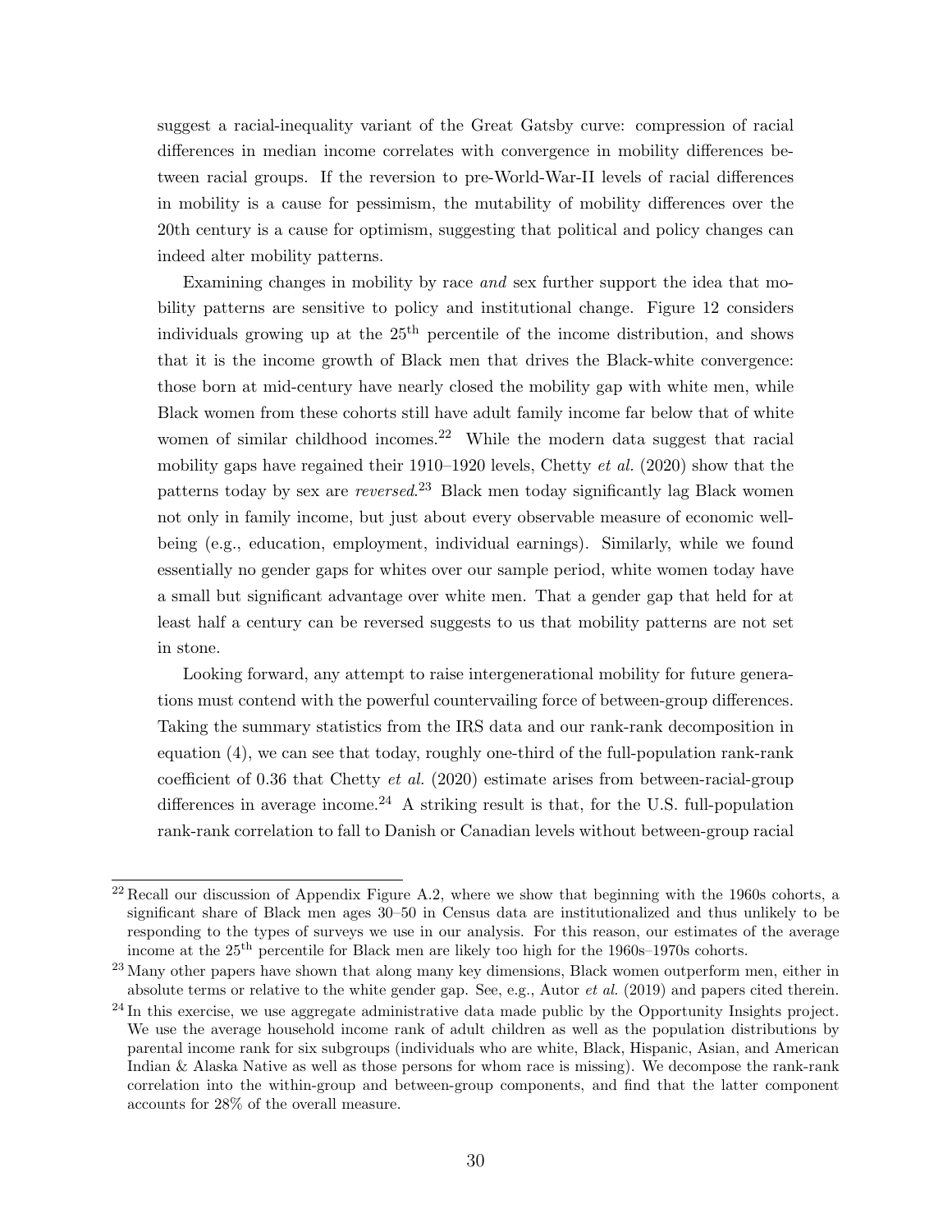suggest a racial-inequality variant of the Great Gatsby curve: compression of racial differences in median income correlates with convergence in mobility differences between racial groups. If the reversion to pre-World-War-II levels of racial differences in mobility is a cause for pessimism, the mutability of mobility differences over the 20th century is a cause for optimism, suggesting that political and policy changes can indeed alter mobility patterns.

Examining changes in mobility by race *and* sex further support the idea that mobility patterns are sensitive to policy and institutional change. Figure 12 considers individuals growing up at the 25$^{\text{th}}$ percentile of the income distribution, and shows that it is the income growth of Black men that drives the Black-white convergence: those born at mid-century have nearly closed the mobility gap with white men, while Black women from these cohorts still have adult family income far below that of white women of similar childhood incomes.[22] While the modern data suggest that racial mobility gaps have regained their 1910–1920 levels, Chetty *et al.* (2020) show that the patterns today by sex are *reversed*.[23] Black men today significantly lag Black women not only in family income, but just about every observable measure of economic well-being (e.g., education, employment, individual earnings). Similarly, while we found essentially no gender gaps for whites over our sample period, white women today have a small but significant advantage over white men. That a gender gap that held for at least half a century can be reversed suggests to us that mobility patterns are not set in stone.

Looking forward, any attempt to raise intergenerational mobility for future generations must contend with the powerful countervailing force of between-group differences. Taking the summary statistics from the IRS data and our rank-rank decomposition in equation (4), we can see that today, roughly one-third of the full-population rank-rank coefficient of 0.36 that Chetty *et al.* (2020) estimate arises from between-racial-group differences in average income.[24] A striking result is that, for the U.S. full-population rank-rank correlation to fall to Danish or Canadian levels without between-group racial

---

[22] Recall our discussion of Appendix Figure A.2, where we show that beginning with the 1960s cohorts, a significant share of Black men ages 30–50 in Census data are institutionalized and thus unlikely to be responding to the types of surveys we use in our analysis. For this reason, our estimates of the average income at the 25$^{\text{th}}$ percentile for Black men are likely too high for the 1960s–1970s cohorts.

[23] Many other papers have shown that along many key dimensions, Black women outperform men, either in absolute terms or relative to the white gender gap. See, e.g., Autor *et al.* (2019) and papers cited therein.

[24] In this exercise, we use aggregate administrative data made public by the Opportunity Insights project. We use the average household income rank of adult children as well as the population distributions by parental income rank for six subgroups (individuals who are white, Black, Hispanic, Asian, and American Indian & Alaska Native as well as those persons for whom race is missing). We decompose the rank-rank correlation into the within-group and between-group components, and find that the latter component accounts for 28% of the overall measure.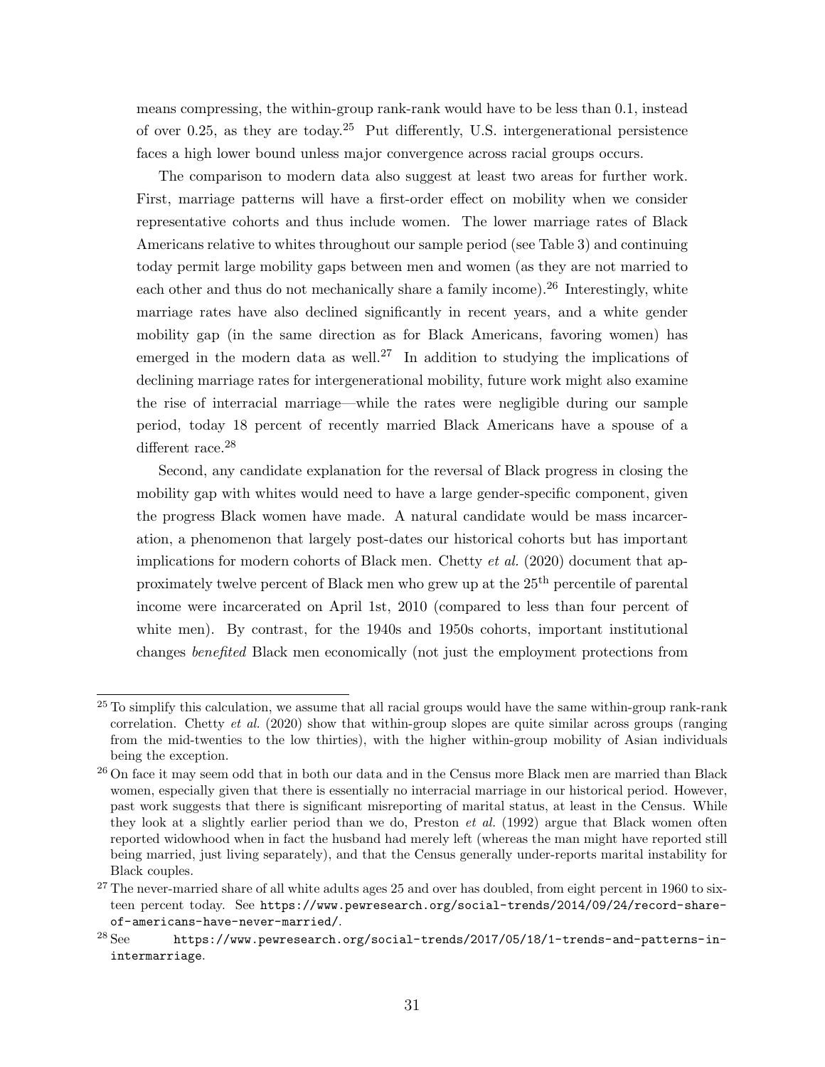means compressing, the within-group rank-rank would have to be less than 0.1, instead of over 0.25, as they are today.[25] Put differently, U.S. intergenerational persistence faces a high lower bound unless major convergence across racial groups occurs.

The comparison to modern data also suggest at least two areas for further work. First, marriage patterns will have a first-order effect on mobility when we consider representative cohorts and thus include women. The lower marriage rates of Black Americans relative to whites throughout our sample period (see Table 3) and continuing today permit large mobility gaps between men and women (as they are not married to each other and thus do not mechanically share a family income).[26] Interestingly, white marriage rates have also declined significantly in recent years, and a white gender mobility gap (in the same direction as for Black Americans, favoring women) has emerged in the modern data as well.[27] In addition to studying the implications of declining marriage rates for intergenerational mobility, future work might also examine the rise of interracial marriage—while the rates were negligible during our sample period, today 18 percent of recently married Black Americans have a spouse of a different race.[28]

Second, any candidate explanation for the reversal of Black progress in closing the mobility gap with whites would need to have a large gender-specific component, given the progress Black women have made. A natural candidate would be mass incarceration, a phenomenon that largely post-dates our historical cohorts but has important implications for modern cohorts of Black men. Chetty *et al.* (2020) document that approximately twelve percent of Black men who grew up at the 25$^{\text{th}}$ percentile of parental income were incarcerated on April 1st, 2010 (compared to less than four percent of white men). By contrast, for the 1940s and 1950s cohorts, important institutional changes *benefited* Black men economically (not just the employment protections from

---

[25] To simplify this calculation, we assume that all racial groups would have the same within-group rank-rank correlation. Chetty *et al.* (2020) show that within-group slopes are quite similar across groups (ranging from the mid-twenties to the low thirties), with the higher within-group mobility of Asian individuals being the exception.

[26] On face it may seem odd that in both our data and in the Census more Black men are married than Black women, especially given that there is essentially no interracial marriage in our historical period. However, past work suggests that there is significant misreporting of marital status, at least in the Census. While they look at a slightly earlier period than we do, Preston *et al.* (1992) argue that Black women often reported widowhood when in fact the husband had merely left (whereas the man might have reported still being married, just living separately), and that the Census generally under-reports marital instability for Black couples.

[27] The never-married share of all white adults ages 25 and over has doubled, from eight percent in 1960 to sixteen percent today. See https://www.pewresearch.org/social-trends/2014/09/24/record-share-of-americans-have-never-married/.

[28] See https://www.pewresearch.org/social-trends/2017/05/18/1-trends-and-patterns-in-intermarriage.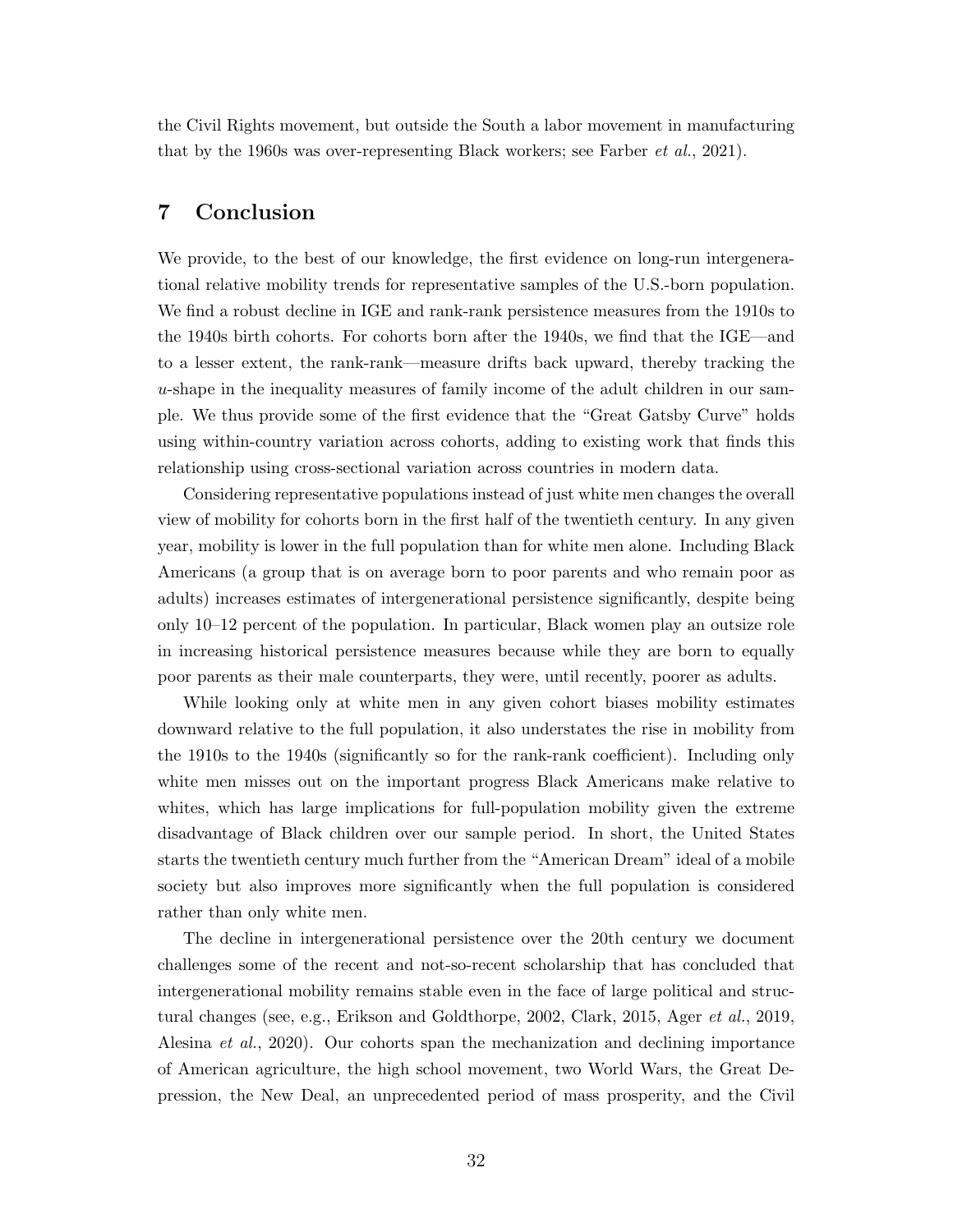the Civil Rights movement, but outside the South a labor movement in manufacturing that by the 1960s was over-representing Black workers; see Farber *et al.*, 2021).

## 7 Conclusion

We provide, to the best of our knowledge, the first evidence on long-run intergenerational relative mobility trends for representative samples of the U.S.-born population. We find a robust decline in IGE and rank-rank persistence measures from the 1910s to the 1940s birth cohorts. For cohorts born after the 1940s, we find that the IGE—and to a lesser extent, the rank-rank—measure drifts back upward, thereby tracking the *u*-shape in the inequality measures of family income of the adult children in our sample. We thus provide some of the first evidence that the "Great Gatsby Curve" holds using within-country variation across cohorts, adding to existing work that finds this relationship using cross-sectional variation across countries in modern data.

Considering representative populations instead of just white men changes the overall view of mobility for cohorts born in the first half of the twentieth century. In any given year, mobility is lower in the full population than for white men alone. Including Black Americans (a group that is on average born to poor parents and who remain poor as adults) increases estimates of intergenerational persistence significantly, despite being only 10–12 percent of the population. In particular, Black women play an outsize role in increasing historical persistence measures because while they are born to equally poor parents as their male counterparts, they were, until recently, poorer as adults.

While looking only at white men in any given cohort biases mobility estimates downward relative to the full population, it also understates the rise in mobility from the 1910s to the 1940s (significantly so for the rank-rank coefficient). Including only white men misses out on the important progress Black Americans make relative to whites, which has large implications for full-population mobility given the extreme disadvantage of Black children over our sample period. In short, the United States starts the twentieth century much further from the "American Dream" ideal of a mobile society but also improves more significantly when the full population is considered rather than only white men.

The decline in intergenerational persistence over the 20th century we document challenges some of the recent and not-so-recent scholarship that has concluded that intergenerational mobility remains stable even in the face of large political and structural changes (see, e.g., Erikson and Goldthorpe, 2002, Clark, 2015, Ager *et al.*, 2019, Alesina *et al.*, 2020). Our cohorts span the mechanization and declining importance of American agriculture, the high school movement, two World Wars, the Great Depression, the New Deal, an unprecedented period of mass prosperity, and the Civil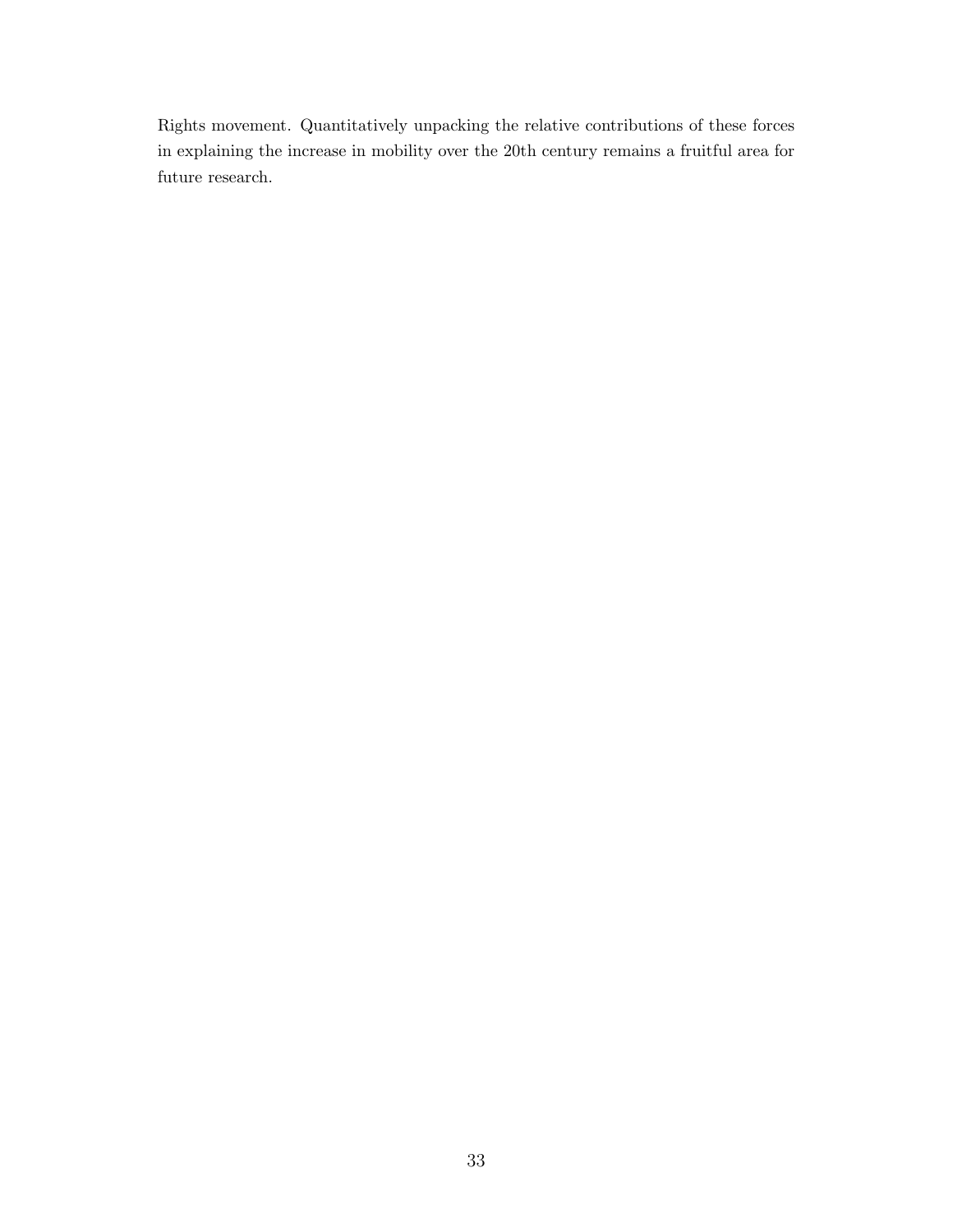Rights movement. Quantitatively unpacking the relative contributions of these forces in explaining the increase in mobility over the 20th century remains a fruitful area for future research.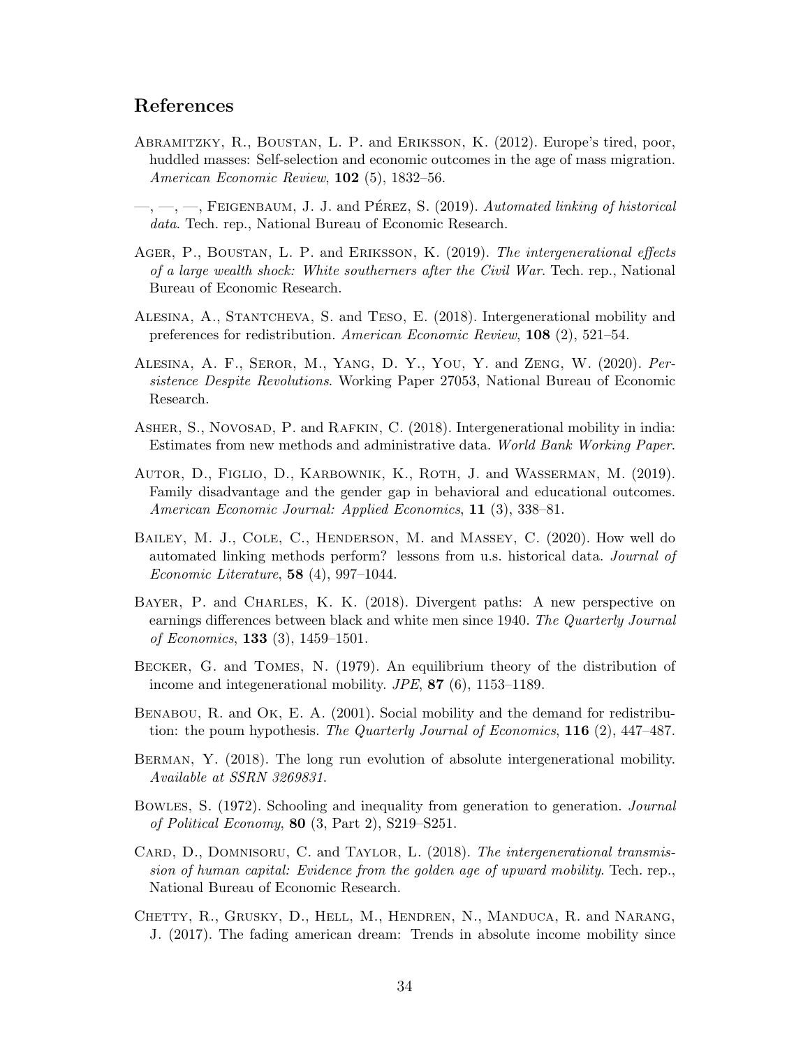## References

Abramitzky, R., Boustan, L. P. and Eriksson, K. (2012). Europe's tired, poor, huddled masses: Self-selection and economic outcomes in the age of mass migration. *American Economic Review*, **102** (5), 1832–56.

—, —, —, Feigenbaum, J. J. and Pérez, S. (2019). *Automated linking of historical data*. Tech. rep., National Bureau of Economic Research.

Ager, P., Boustan, L. P. and Eriksson, K. (2019). *The intergenerational effects of a large wealth shock: White southerners after the Civil War*. Tech. rep., National Bureau of Economic Research.

Alesina, A., Stantcheva, S. and Teso, E. (2018). Intergenerational mobility and preferences for redistribution. *American Economic Review*, **108** (2), 521–54.

Alesina, A. F., Seror, M., Yang, D. Y., You, Y. and Zeng, W. (2020). *Persistence Despite Revolutions*. Working Paper 27053, National Bureau of Economic Research.

Asher, S., Novosad, P. and Rafkin, C. (2018). Intergenerational mobility in india: Estimates from new methods and administrative data. *World Bank Working Paper*.

Autor, D., Figlio, D., Karbownik, K., Roth, J. and Wasserman, M. (2019). Family disadvantage and the gender gap in behavioral and educational outcomes. *American Economic Journal: Applied Economics*, **11** (3), 338–81.

Bailey, M. J., Cole, C., Henderson, M. and Massey, C. (2020). How well do automated linking methods perform? lessons from u.s. historical data. *Journal of Economic Literature*, **58** (4), 997–1044.

Bayer, P. and Charles, K. K. (2018). Divergent paths: A new perspective on earnings differences between black and white men since 1940. *The Quarterly Journal of Economics*, **133** (3), 1459–1501.

Becker, G. and Tomes, N. (1979). An equilibrium theory of the distribution of income and integenerational mobility. *JPE*, **87** (6), 1153–1189.

Benabou, R. and Ok, E. A. (2001). Social mobility and the demand for redistribution: the poum hypothesis. *The Quarterly Journal of Economics*, **116** (2), 447–487.

Berman, Y. (2018). The long run evolution of absolute intergenerational mobility. *Available at SSRN 3269831*.

Bowles, S. (1972). Schooling and inequality from generation to generation. *Journal of Political Economy*, **80** (3, Part 2), S219–S251.

Card, D., Domnisoru, C. and Taylor, L. (2018). *The intergenerational transmission of human capital: Evidence from the golden age of upward mobility*. Tech. rep., National Bureau of Economic Research.

Chetty, R., Grusky, D., Hell, M., Hendren, N., Manduca, R. and Narang, J. (2017). The fading american dream: Trends in absolute income mobility since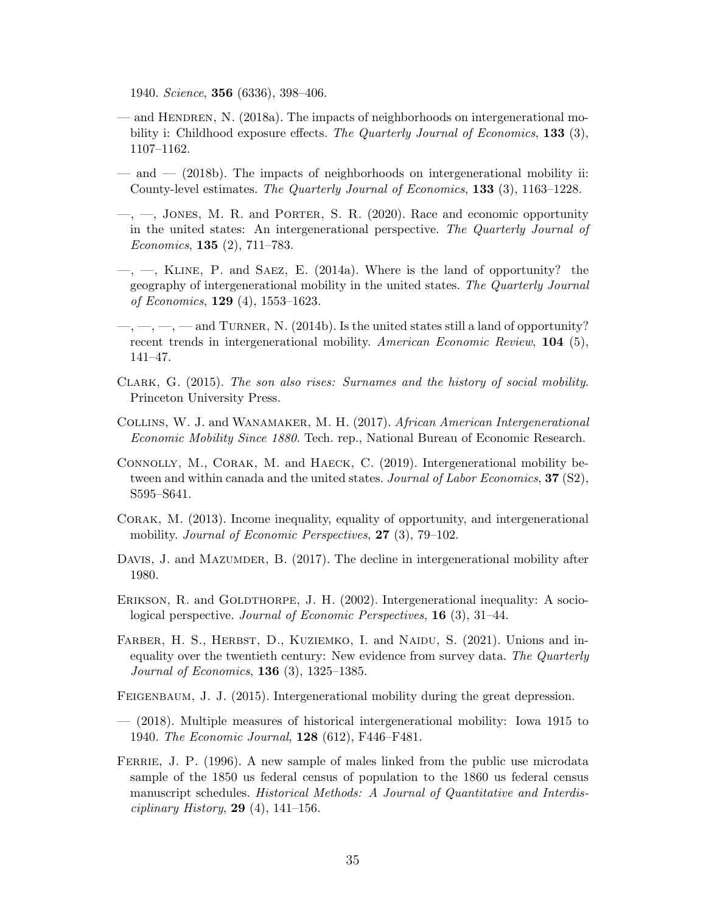1940. *Science*, **356** (6336), 398–406.

— and Hendren, N. (2018a). The impacts of neighborhoods on intergenerational mobility i: Childhood exposure effects. *The Quarterly Journal of Economics*, **133** (3), 1107–1162.

— and — (2018b). The impacts of neighborhoods on intergenerational mobility ii: County-level estimates. *The Quarterly Journal of Economics*, **133** (3), 1163–1228.

—, —, Jones, M. R. and Porter, S. R. (2020). Race and economic opportunity in the united states: An intergenerational perspective. *The Quarterly Journal of Economics*, **135** (2), 711–783.

—, —, Kline, P. and Saez, E. (2014a). Where is the land of opportunity? the geography of intergenerational mobility in the united states. *The Quarterly Journal of Economics*, **129** (4), 1553–1623.

—, —, —, — and Turner, N. (2014b). Is the united states still a land of opportunity? recent trends in intergenerational mobility. *American Economic Review*, **104** (5), 141–47.

Clark, G. (2015). *The son also rises: Surnames and the history of social mobility*. Princeton University Press.

Collins, W. J. and Wanamaker, M. H. (2017). *African American Intergenerational Economic Mobility Since 1880*. Tech. rep., National Bureau of Economic Research.

Connolly, M., Corak, M. and Haeck, C. (2019). Intergenerational mobility between and within canada and the united states. *Journal of Labor Economics*, **37** (S2), S595–S641.

Corak, M. (2013). Income inequality, equality of opportunity, and intergenerational mobility. *Journal of Economic Perspectives*, **27** (3), 79–102.

Davis, J. and Mazumder, B. (2017). The decline in intergenerational mobility after 1980.

Erikson, R. and Goldthorpe, J. H. (2002). Intergenerational inequality: A sociological perspective. *Journal of Economic Perspectives*, **16** (3), 31–44.

Farber, H. S., Herbst, D., Kuziemko, I. and Naidu, S. (2021). Unions and inequality over the twentieth century: New evidence from survey data. *The Quarterly Journal of Economics*, **136** (3), 1325–1385.

Feigenbaum, J. J. (2015). Intergenerational mobility during the great depression.

— (2018). Multiple measures of historical intergenerational mobility: Iowa 1915 to 1940. *The Economic Journal*, **128** (612), F446–F481.

Ferrie, J. P. (1996). A new sample of males linked from the public use microdata sample of the 1850 us federal census of population to the 1860 us federal census manuscript schedules. *Historical Methods: A Journal of Quantitative and Interdisciplinary History*, **29** (4), 141–156.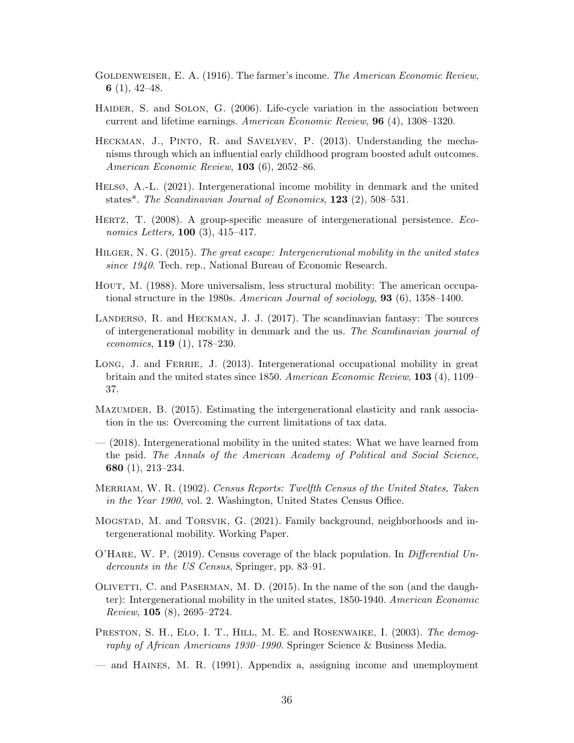Goldenweiser, E. A. (1916). The farmer's income. *The American Economic Review*, **6** (1), 42–48.

Haider, S. and Solon, G. (2006). Life-cycle variation in the association between current and lifetime earnings. *American Economic Review*, **96** (4), 1308–1320.

Heckman, J., Pinto, R. and Savelyev, P. (2013). Understanding the mechanisms through which an influential early childhood program boosted adult outcomes. *American Economic Review*, **103** (6), 2052–86.

Helsø, A.-L. (2021). Intergenerational income mobility in denmark and the united states*. *The Scandinavian Journal of Economics*, **123** (2), 508–531.

Hertz, T. (2008). A group-specific measure of intergenerational persistence. *Economics Letters*, **100** (3), 415–417.

Hilger, N. G. (2015). *The great escape: Intergenerational mobility in the united states since 1940*. Tech. rep., National Bureau of Economic Research.

Hout, M. (1988). More universalism, less structural mobility: The american occupational structure in the 1980s. *American Journal of sociology*, **93** (6), 1358–1400.

Landersø, R. and Heckman, J. J. (2017). The scandinavian fantasy: The sources of intergenerational mobility in denmark and the us. *The Scandinavian journal of economics*, **119** (1), 178–230.

Long, J. and Ferrie, J. (2013). Intergenerational occupational mobility in great britain and the united states since 1850. *American Economic Review*, **103** (4), 1109–37.

Mazumder, B. (2015). Estimating the intergenerational elasticity and rank association in the us: Overcoming the current limitations of tax data.

— (2018). Intergenerational mobility in the united states: What we have learned from the psid. *The Annals of the American Academy of Political and Social Science*, **680** (1), 213–234.

Merriam, W. R. (1902). *Census Reports: Twelfth Census of the United States, Taken in the Year 1900*, vol. 2. Washington, United States Census Office.

Mogstad, M. and Torsvik, G. (2021). Family background, neighborhoods and intergenerational mobility. Working Paper.

O'Hare, W. P. (2019). Census coverage of the black population. In *Differential Undercounts in the US Census*, Springer, pp. 83–91.

Olivetti, C. and Paserman, M. D. (2015). In the name of the son (and the daughter): Intergenerational mobility in the united states, 1850-1940. *American Economic Review*, **105** (8), 2695–2724.

Preston, S. H., Elo, I. T., Hill, M. E. and Rosenwaike, I. (2003). *The demography of African Americans 1930–1990*. Springer Science & Business Media.

— and Haines, M. R. (1991). Appendix a, assigning income and unemployment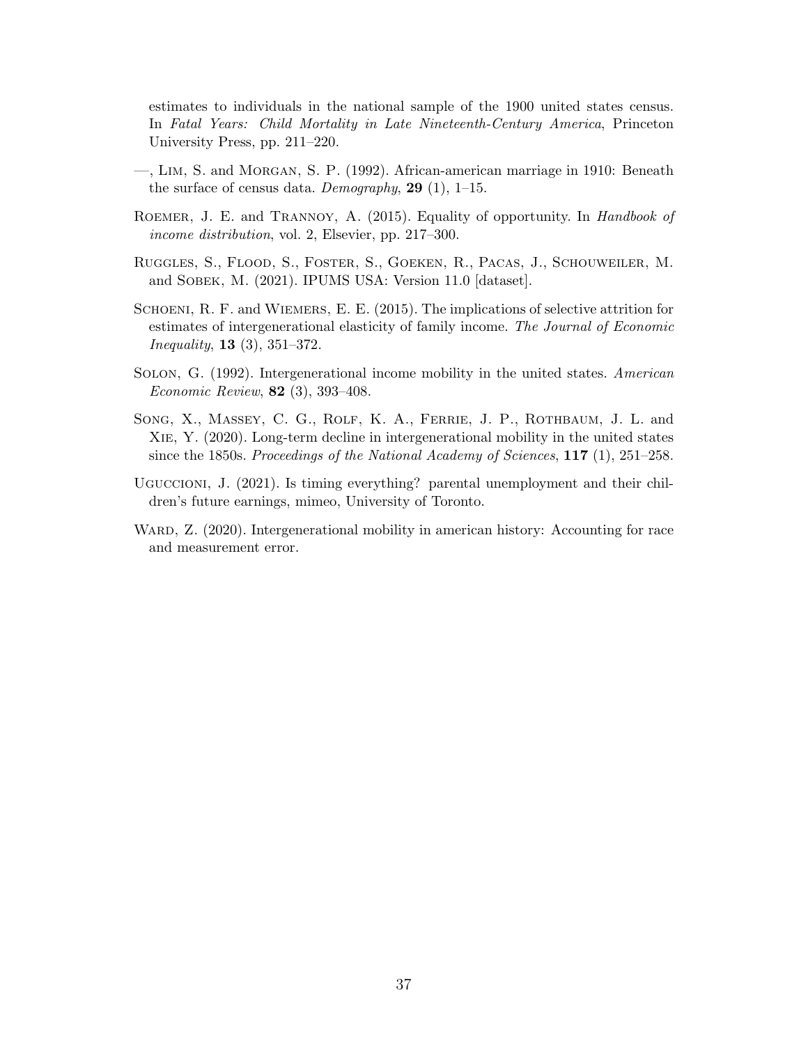estimates to individuals in the national sample of the 1900 united states census. In *Fatal Years: Child Mortality in Late Nineteenth-Century America*, Princeton University Press, pp. 211–220.

—, Lim, S. and Morgan, S. P. (1992). African-american marriage in 1910: Beneath the surface of census data. *Demography*, **29** (1), 1–15.

Roemer, J. E. and Trannoy, A. (2015). Equality of opportunity. In *Handbook of income distribution*, vol. 2, Elsevier, pp. 217–300.

Ruggles, S., Flood, S., Foster, S., Goeken, R., Pacas, J., Schouweiler, M. and Sobek, M. (2021). IPUMS USA: Version 11.0 [dataset].

Schoeni, R. F. and Wiemers, E. E. (2015). The implications of selective attrition for estimates of intergenerational elasticity of family income. *The Journal of Economic Inequality*, **13** (3), 351–372.

Solon, G. (1992). Intergenerational income mobility in the united states. *American Economic Review*, **82** (3), 393–408.

Song, X., Massey, C. G., Rolf, K. A., Ferrie, J. P., Rothbaum, J. L. and Xie, Y. (2020). Long-term decline in intergenerational mobility in the united states since the 1850s. *Proceedings of the National Academy of Sciences*, **117** (1), 251–258.

Uguccioni, J. (2021). Is timing everything? parental unemployment and their children's future earnings, mimeo, University of Toronto.

Ward, Z. (2020). Intergenerational mobility in american history: Accounting for race and measurement error.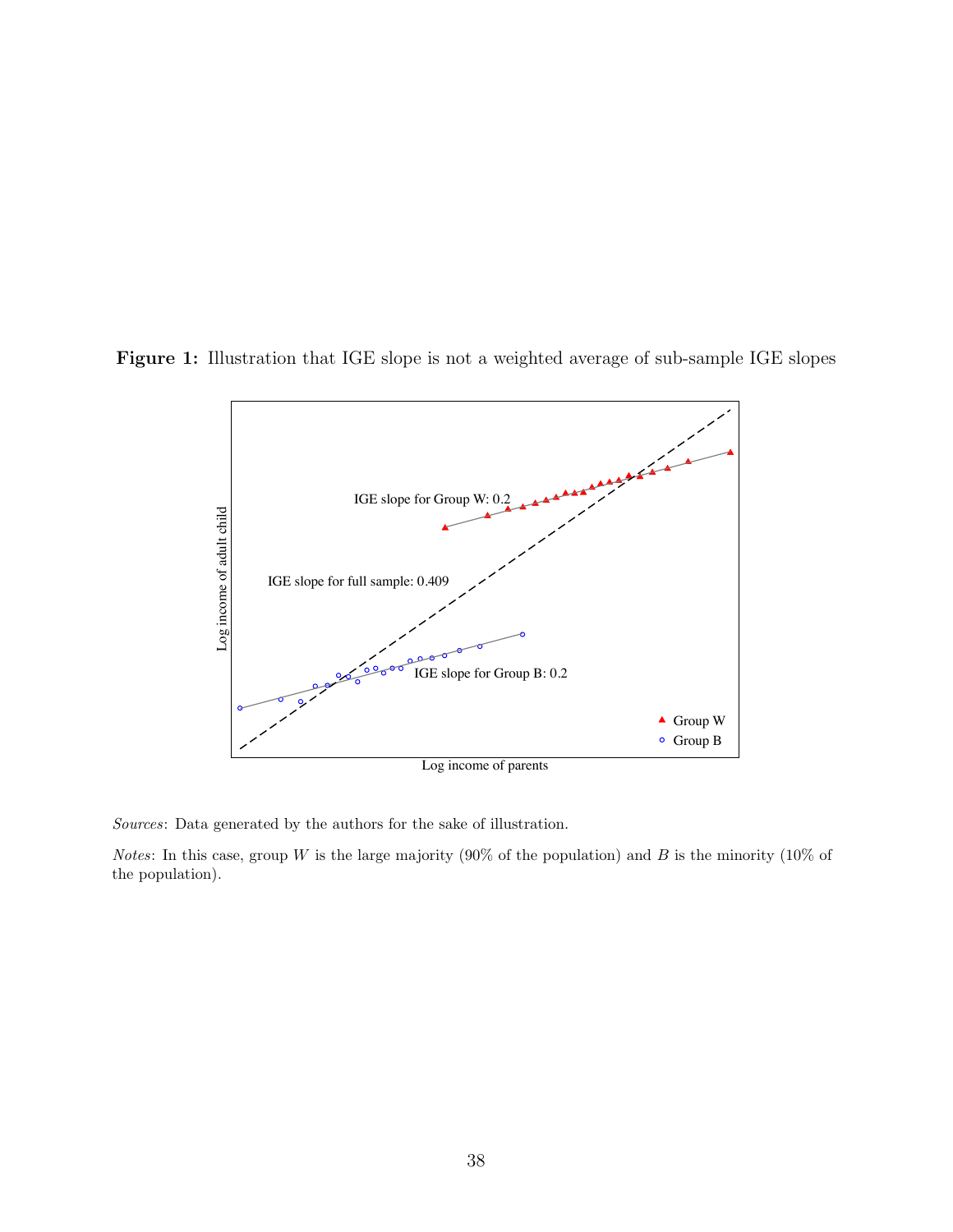**Figure 1:** Illustration that IGE slope is not a weighted average of sub-sample IGE slopes

IGE slope for Group W: 0.2

IGE slope for full sample: 0.409

IGE slope for Group B: 0.2

Group W

Group B

Log income of adult child

Log income of parents

*Sources*: Data generated by the authors for the sake of illustration.

*Notes*: In this case, group $W$ is the large majority (90% of the population) and $B$ is the minority (10% of the population).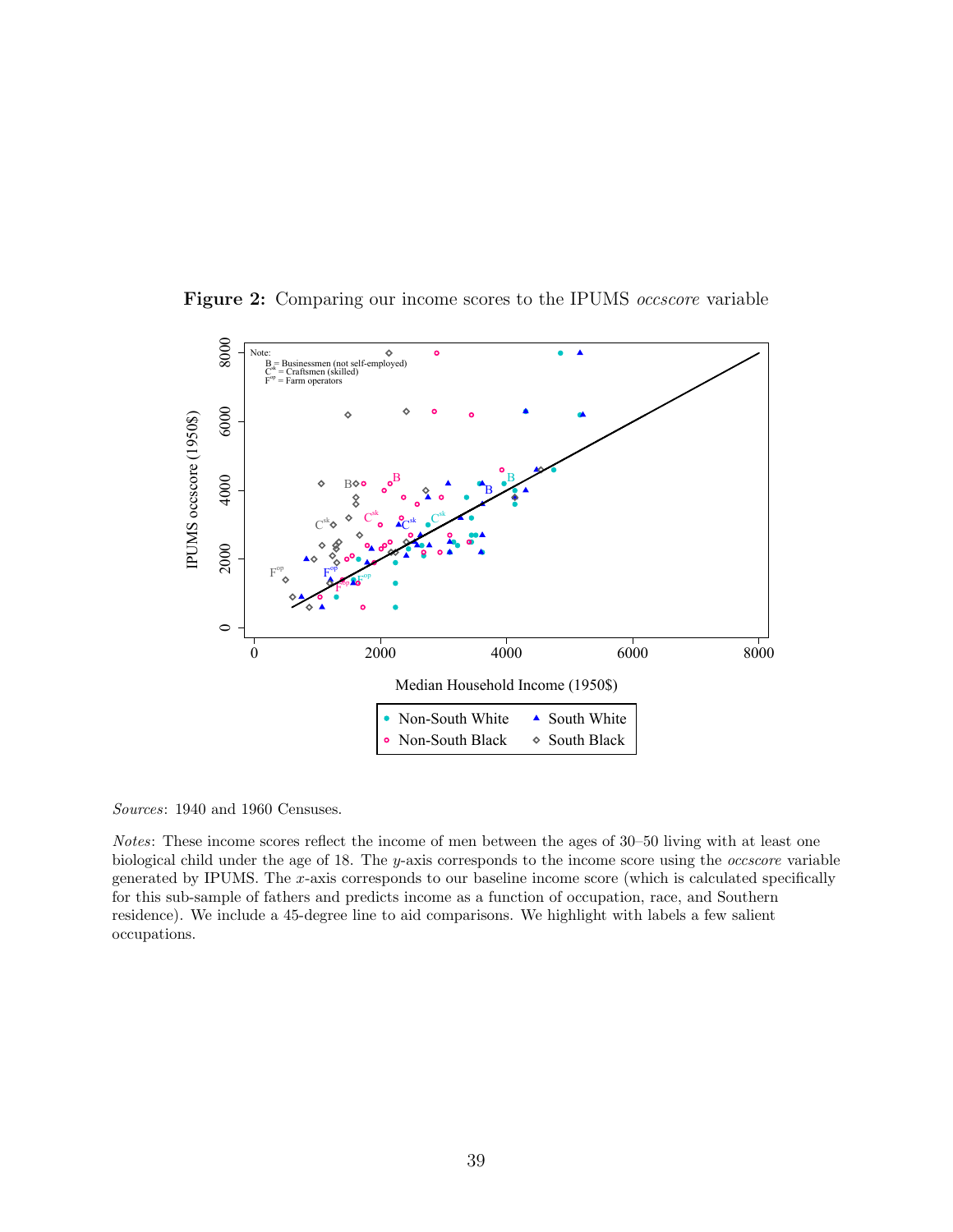**Figure 2:** Comparing our income scores to the IPUMS *occscore* variable

Note:
B = Businessmen (not self-employed)
$C^{sk}$ = Craftsmen (skilled)
$F^{op}$ = Farm operators

IPUMS occscore (1950$)

0
2000
4000
6000
8000

Median Household Income (1950$)

0
2000
4000
6000
8000

B
B
B
B
$C^{sk}$
$C^{sk}$
$C^{sk}$
$C^{sk}$
$F^{op}$
$F^{op}$
$F^{op}$
$F^{op}$

Non-South White
South White
Non-South Black
South Black

*Sources*: 1940 and 1960 Censuses.

*Notes*: These income scores reflect the income of men between the ages of 30–50 living with at least one biological child under the age of 18. The $y$-axis corresponds to the income score using the *occscore* variable generated by IPUMS. The $x$-axis corresponds to our baseline income score (which is calculated specifically for this sub-sample of fathers and predicts income as a function of occupation, race, and Southern residence). We include a 45-degree line to aid comparisons. We highlight with labels a few salient occupations.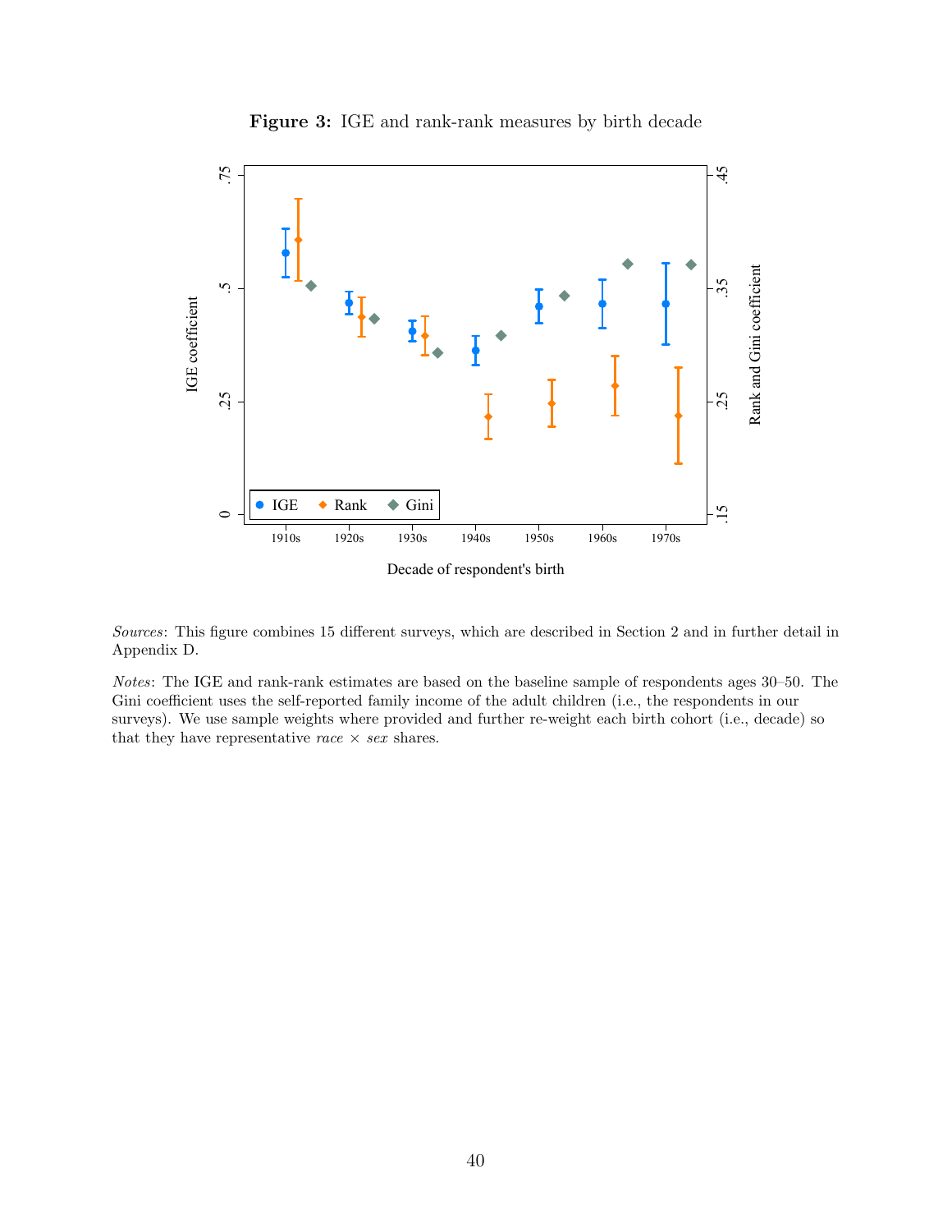**Figure 3:** IGE and rank-rank measures by birth decade

IGE coefficient

0
.25
.5
.75

Rank and Gini coefficient

.15
.25
.35
.45

1910s
1920s
1930s
1940s
1950s
1960s
1970s

Decade of respondent's birth

IGE
Rank
Gini

*Sources*: This figure combines 15 different surveys, which are described in Section 2 and in further detail in Appendix D.

*Notes*: The IGE and rank-rank estimates are based on the baseline sample of respondents ages 30–50. The Gini coefficient uses the self-reported family income of the adult children (i.e., the respondents in our surveys). We use sample weights where provided and further re-weight each birth cohort (i.e., decade) so that they have representative *race* × *sex* shares.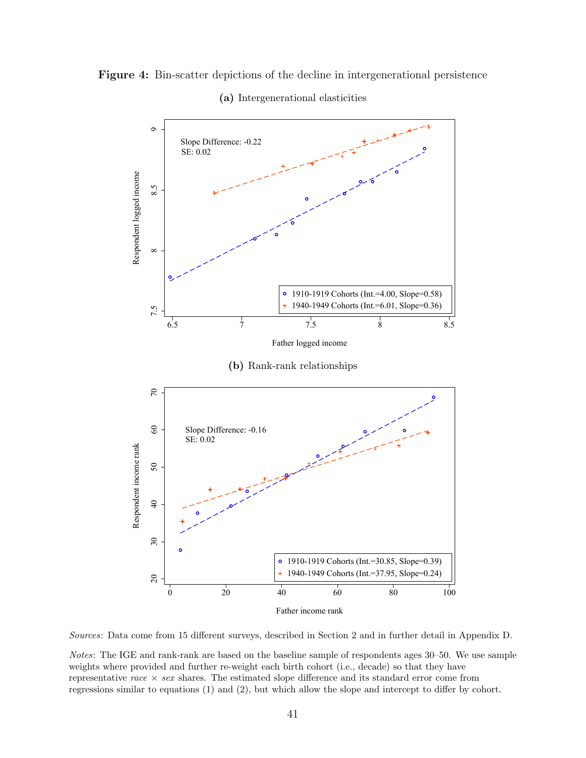**Figure 4:** Bin-scatter depictions of the decline in intergenerational persistence

**(a)** Intergenerational elasticities

Slope Difference: -0.22
SE: 0.02

1910-1919 Cohorts (Int.=4.00, Slope=0.58)
1940-1949 Cohorts (Int.=6.01, Slope=0.36)

Respondent logged income

Father logged income

9
8.5
8
7.5

6.5
7
7.5
8
8.5

**(b)** Rank-rank relationships

Slope Difference: -0.16
SE: 0.02

1910-1919 Cohorts (Int.=30.85, Slope=0.39)
1940-1949 Cohorts (Int.=37.95, Slope=0.24)

Respondent income rank

Father income rank

70
60
50
40
30
20

0
20
40
60
80
100

*Sources*: Data come from 15 different surveys, described in Section 2 and in further detail in Appendix D.

*Notes*: The IGE and rank-rank are based on the baseline sample of respondents ages 30–50. We use sample weights where provided and further re-weight each birth cohort (i.e., decade) so that they have representative *race* × *sex* shares. The estimated slope difference and its standard error come from regressions similar to equations (1) and (2), but which allow the slope and intercept to differ by cohort.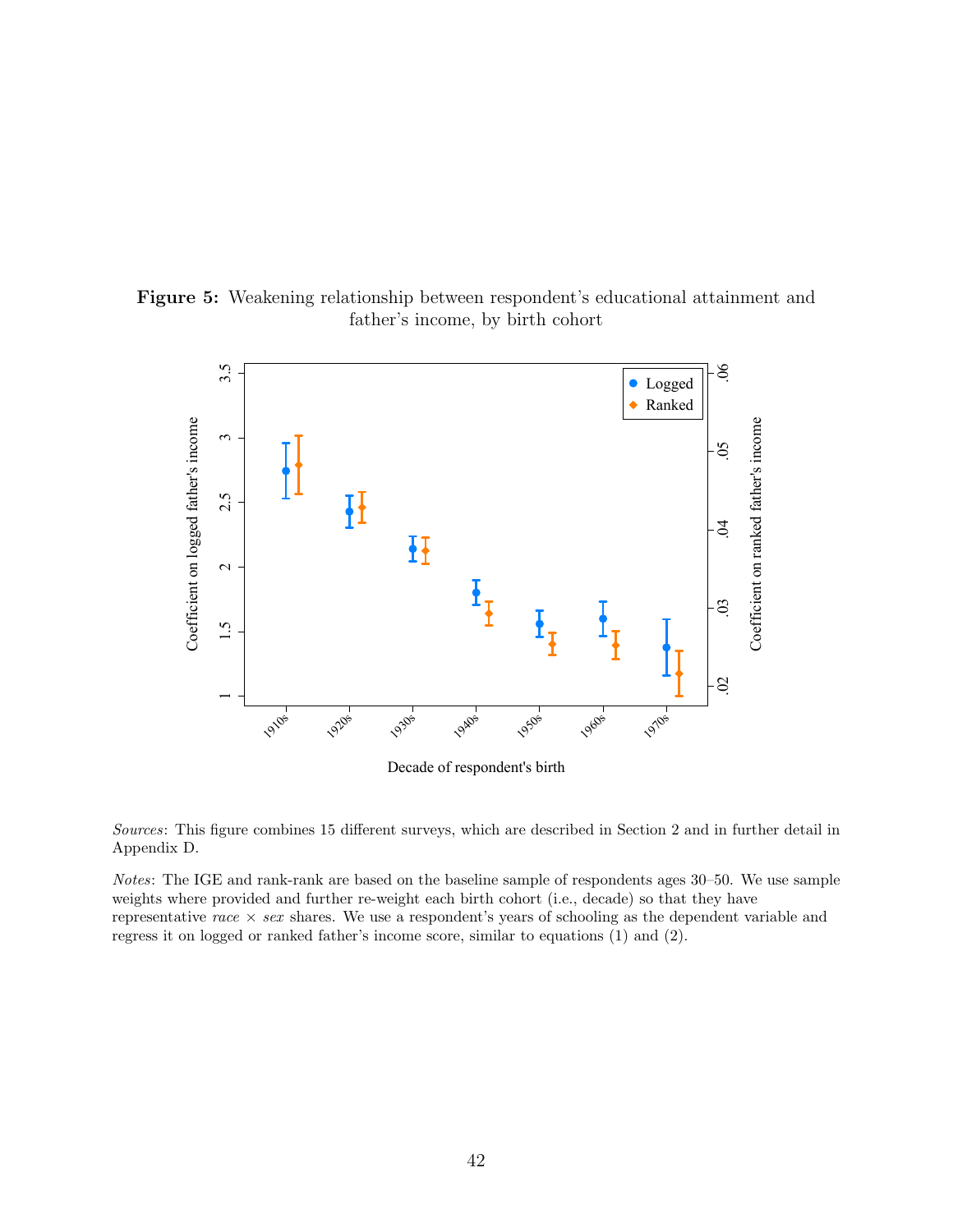**Figure 5:** Weakening relationship between respondent's educational attainment and father's income, by birth cohort

Coefficient on logged father's income

3.5
3
2.5
2
1.5
1

Coefficient on ranked father's income

.06
.05
.04
.03
.02

Logged
Ranked

1910s
1920s
1930s
1940s
1950s
1960s
1970s

Decade of respondent's birth

*Sources*: This figure combines 15 different surveys, which are described in Section 2 and in further detail in Appendix D.

*Notes*: The IGE and rank-rank are based on the baseline sample of respondents ages 30–50. We use sample weights where provided and further re-weight each birth cohort (i.e., decade) so that they have representative *race* × *sex* shares. We use a respondent's years of schooling as the dependent variable and regress it on logged or ranked father's income score, similar to equations (1) and (2).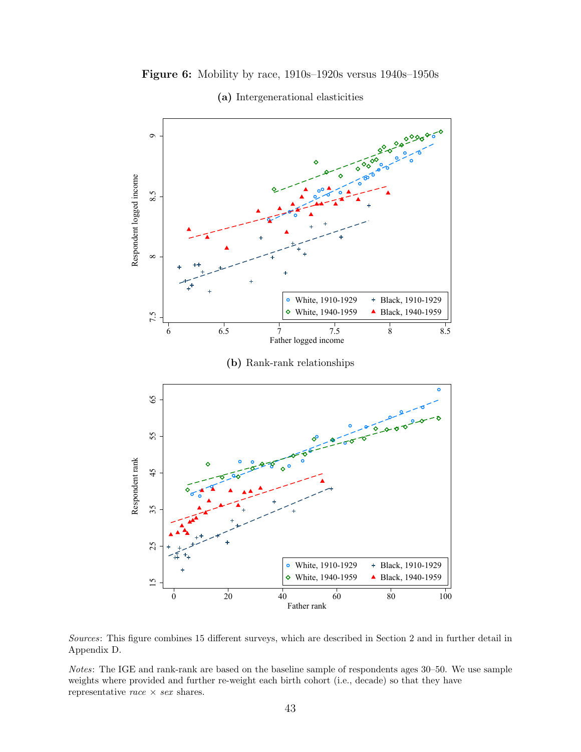**Figure 6:** Mobility by race, 1910s–1920s versus 1940s–1950s

**(a)** Intergenerational elasticities

Respondent logged income

9
8.5
8
7.5

6
6.5
7
7.5
8
8.5

Father logged income

White, 1910-1929
Black, 1910-1929
White, 1940-1959
Black, 1940-1959

**(b)** Rank-rank relationships

Respondent rank

65
55
45
35
25
15

0
20
40
60
80
100

Father rank

White, 1910-1929
Black, 1910-1929
White, 1940-1959
Black, 1940-1959

*Sources*: This figure combines 15 different surveys, which are described in Section 2 and in further detail in Appendix D.

*Notes*: The IGE and rank-rank are based on the baseline sample of respondents ages 30–50. We use sample weights where provided and further re-weight each birth cohort (i.e., decade) so that they have representative *race* × *sex* shares.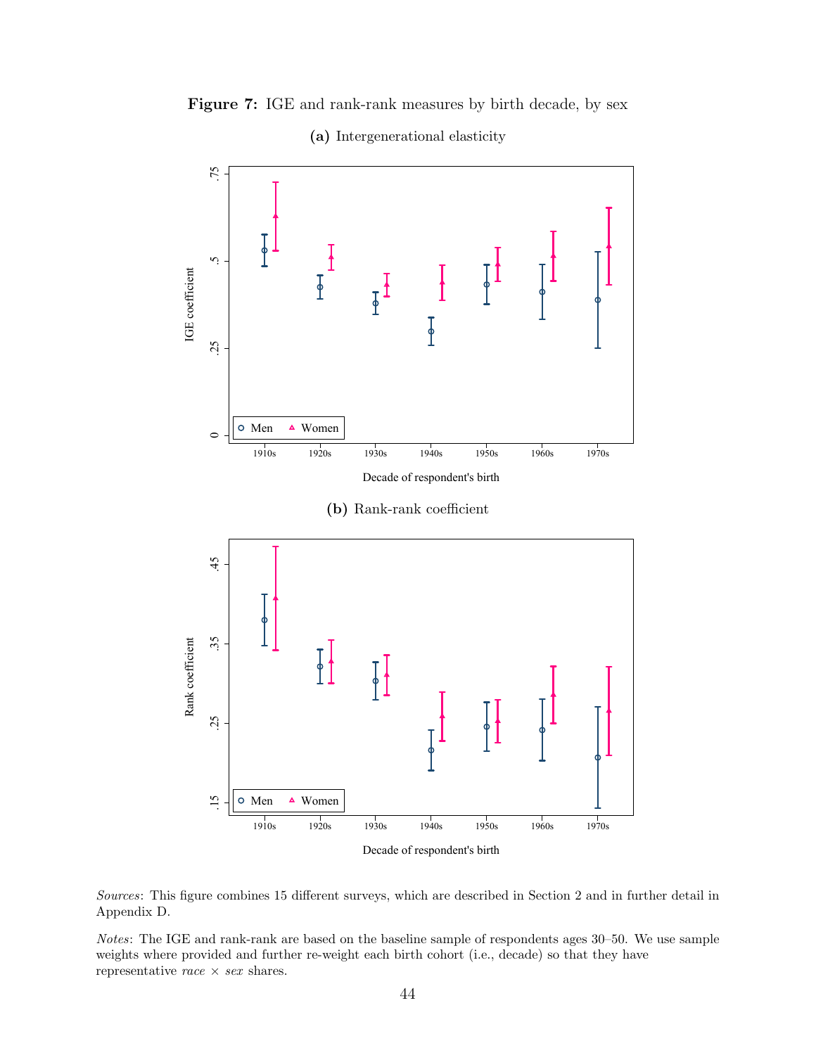**Figure 7:** IGE and rank-rank measures by birth decade, by sex

**(a)** Intergenerational elasticity

IGE coefficient

0
.25
.5
.75

1910s
1920s
1930s
1940s
1950s
1960s
1970s

Decade of respondent's birth

Men
Women

**(b)** Rank-rank coefficient

Rank coefficient

.15
.25
.35
.45

1910s
1920s
1930s
1940s
1950s
1960s
1970s

Decade of respondent's birth

Men
Women

*Sources*: This figure combines 15 different surveys, which are described in Section 2 and in further detail in Appendix D.

*Notes*: The IGE and rank-rank are based on the baseline sample of respondents ages 30–50. We use sample weights where provided and further re-weight each birth cohort (i.e., decade) so that they have representative *race* × *sex* shares.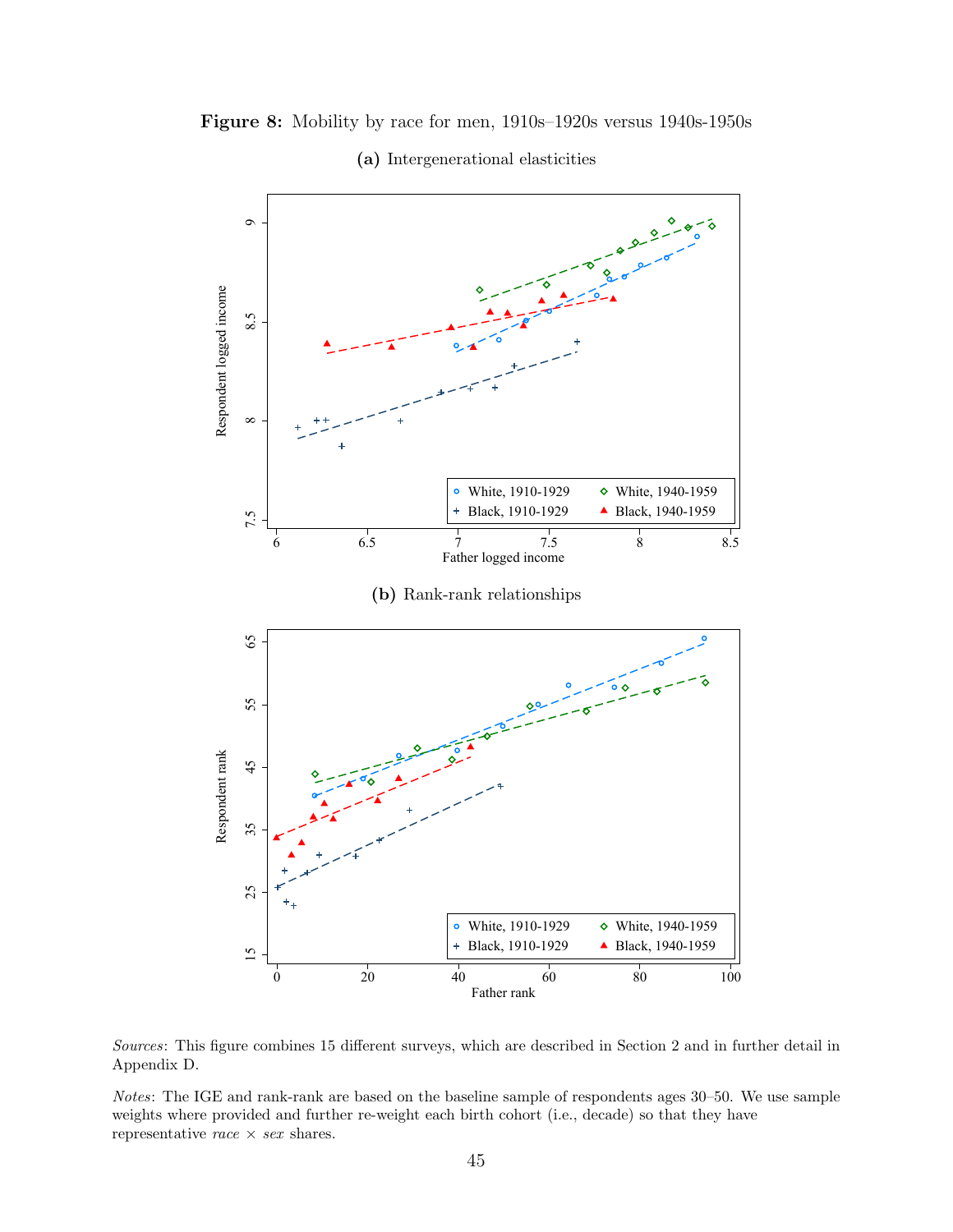**Figure 8:** Mobility by race for men, 1910s–1920s versus 1940s-1950s

**(a)** Intergenerational elasticities

Respondent logged income

7.5
8
8.5
9

Father logged income

6
6.5
7
7.5
8
8.5

White, 1910-1929
White, 1940-1959
Black, 1910-1929
Black, 1940-1959

**(b)** Rank-rank relationships

Respondent rank

15
25
35
45
55
65

Father rank

0
20
40
60
80
100

White, 1910-1929
White, 1940-1959
Black, 1910-1929
Black, 1940-1959

*Sources*: This figure combines 15 different surveys, which are described in Section 2 and in further detail in Appendix D.

*Notes*: The IGE and rank-rank are based on the baseline sample of respondents ages 30–50. We use sample weights where provided and further re-weight each birth cohort (i.e., decade) so that they have representative *race* × *sex* shares.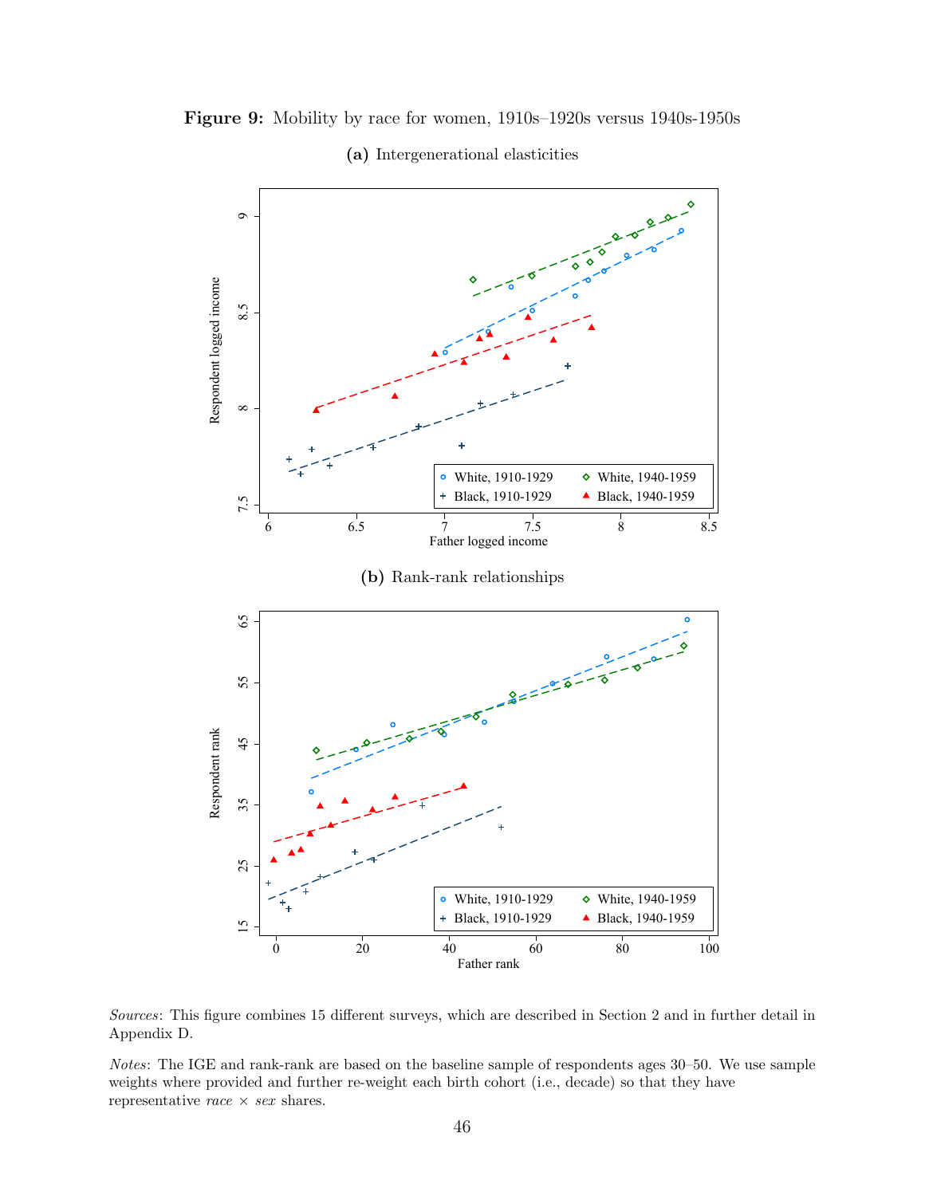**Figure 9:** Mobility by race for women, 1910s–1920s versus 1940s-1950s

**(a)** Intergenerational elasticities

**(b)** Rank-rank relationships

*Sources*: This figure combines 15 different surveys, which are described in Section 2 and in further detail in Appendix D.

*Notes*: The IGE and rank-rank are based on the baseline sample of respondents ages 30–50. We use sample weights where provided and further re-weight each birth cohort (i.e., decade) so that they have representative *race* × *sex* shares.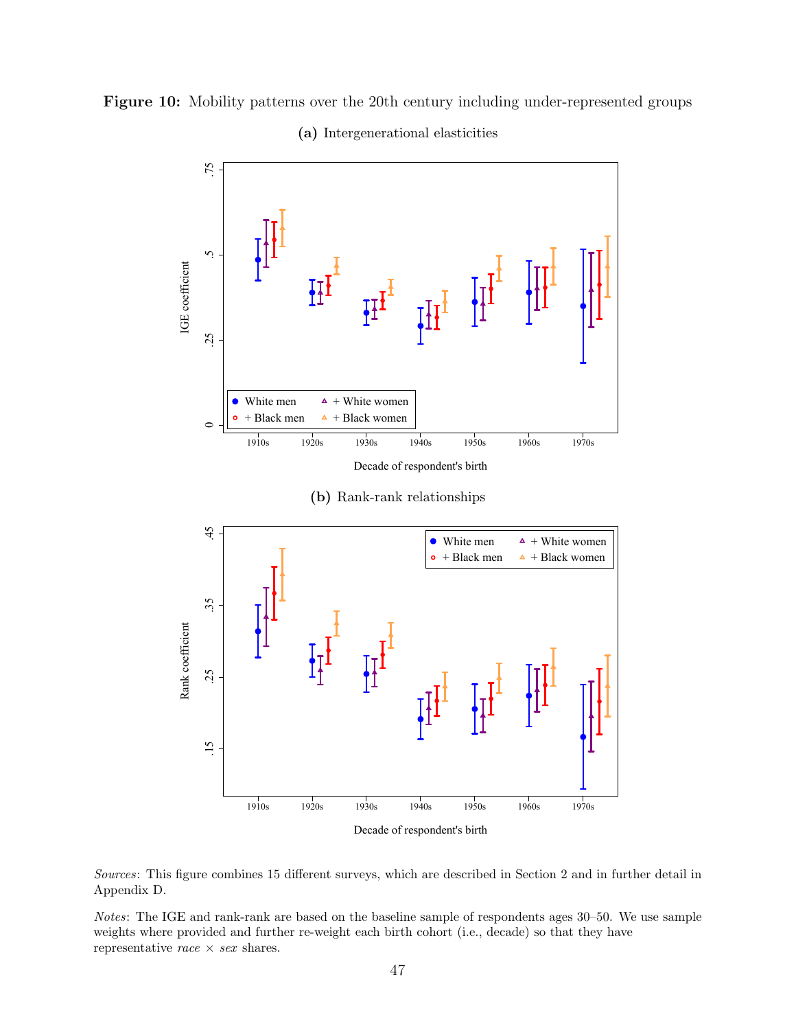**Figure 10:** Mobility patterns over the 20th century including under-represented groups

**(a)** Intergenerational elasticities

IGE coefficient

0
.25
.5
.75

White men
+ White women
+ Black men
+ Black women

1910s
1920s
1930s
1940s
1950s
1960s
1970s

Decade of respondent's birth

**(b)** Rank-rank relationships

Rank coefficient

.15
.25
.35
.45

White men
+ White women
+ Black men
+ Black women

1910s
1920s
1930s
1940s
1950s
1960s
1970s

Decade of respondent's birth

*Sources*: This figure combines 15 different surveys, which are described in Section 2 and in further detail in Appendix D.

*Notes*: The IGE and rank-rank are based on the baseline sample of respondents ages 30–50. We use sample weights where provided and further re-weight each birth cohort (i.e., decade) so that they have representative *race* × *sex* shares.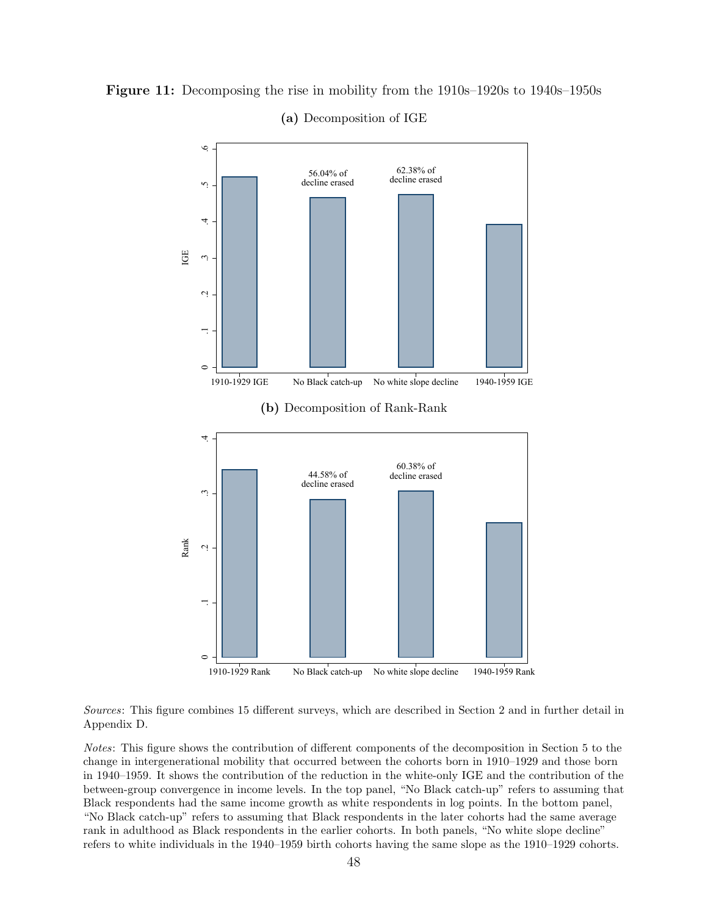**Figure 11:** Decomposing the rise in mobility from the 1910s–1920s to 1940s–1950s

**(a)** Decomposition of IGE

IGE

0
.1
.2
.3
.4
.5
.6

56.04% of decline erased

62.38% of decline erased

1910-1929 IGE
No Black catch-up
No white slope decline
1940-1959 IGE

**(b)** Decomposition of Rank-Rank

Rank

0
.1
.2
.3
.4

44.58% of decline erased

60.38% of decline erased

1910-1929 Rank
No Black catch-up
No white slope decline
1940-1959 Rank

*Sources*: This figure combines 15 different surveys, which are described in Section 2 and in further detail in Appendix D.

*Notes*: This figure shows the contribution of different components of the decomposition in Section 5 to the change in intergenerational mobility that occurred between the cohorts born in 1910–1929 and those born in 1940–1959. It shows the contribution of the reduction in the white-only IGE and the contribution of the between-group convergence in income levels. In the top panel, "No Black catch-up" refers to assuming that Black respondents had the same income growth as white respondents in log points. In the bottom panel, "No Black catch-up" refers to assuming that Black respondents in the later cohorts had the same average rank in adulthood as Black respondents in the earlier cohorts. In both panels, "No white slope decline" refers to white individuals in the 1940–1959 birth cohorts having the same slope as the 1910–1929 cohorts.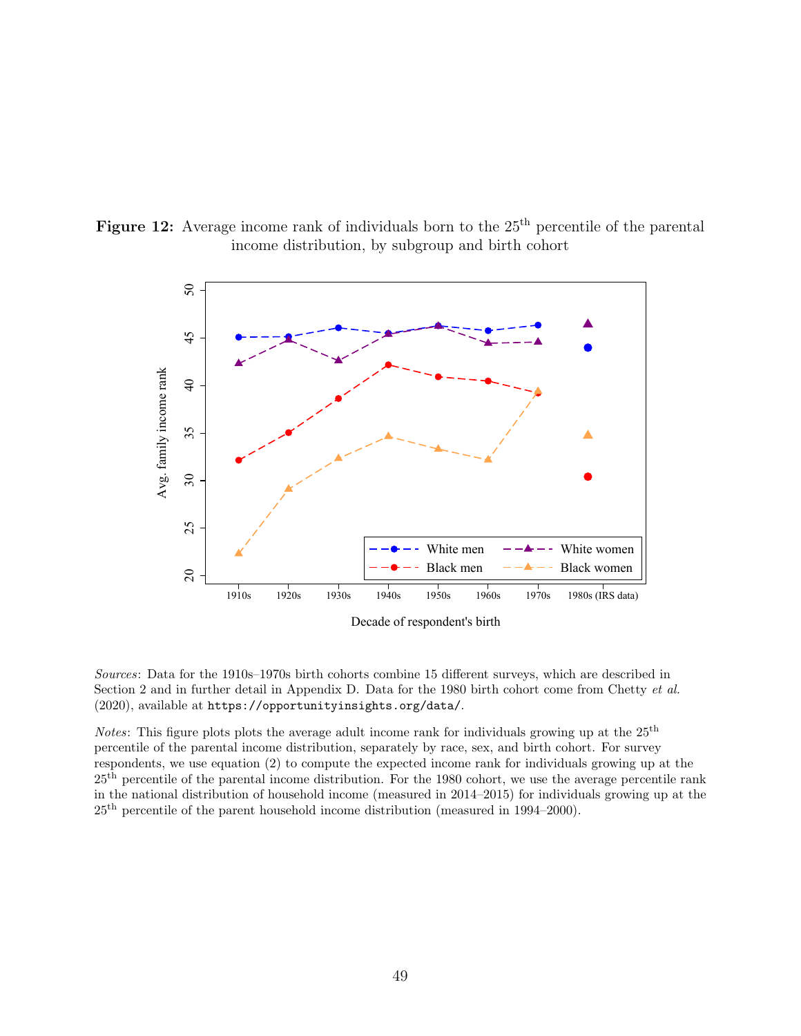**Figure 12:** Average income rank of individuals born to the 25th percentile of the parental income distribution, by subgroup and birth cohort

Avg. family income rank

50
45
40
35
30
25
20

White men
White women
Black men
Black women

1910s
1920s
1930s
1940s
1950s
1960s
1970s
1980s (IRS data)

Decade of respondent's birth

*Sources*: Data for the 1910s–1970s birth cohorts combine 15 different surveys, which are described in Section 2 and in further detail in Appendix D. Data for the 1980 birth cohort come from Chetty *et al.* (2020), available at `https://opportunityinsights.org/data/`.

*Notes*: This figure plots plots the average adult income rank for individuals growing up at the 25th percentile of the parental income distribution, separately by race, sex, and birth cohort. For survey respondents, we use equation (2) to compute the expected income rank for individuals growing up at the 25th percentile of the parental income distribution. For the 1980 cohort, we use the average percentile rank in the national distribution of household income (measured in 2014–2015) for individuals growing up at the 25th percentile of the parent household income distribution (measured in 1994–2000).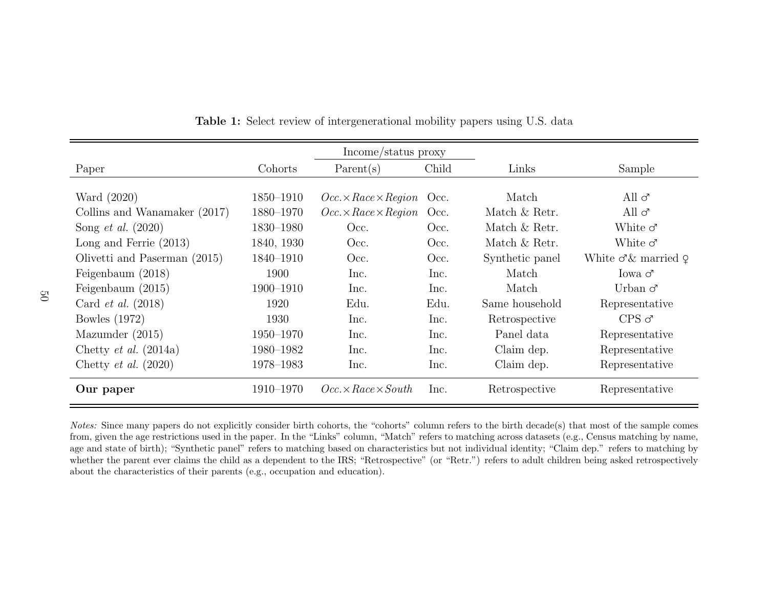**Table 1:** Select review of intergenerational mobility papers using U.S. data

| Paper | Cohorts | Income/status proxy: Parent(s) | Income/status proxy: Child | Links | Sample |
|---|---|---|---|---|---|
| Ward (2020) | 1850–1910 | *Occ.*×*Race*×*Region* | Occ. | Match | All ♂ |
| Collins and Wanamaker (2017) | 1880–1970 | *Occ.*×*Race*×*Region* | Occ. | Match & Retr. | All ♂ |
| Song *et al.* (2020) | 1830–1980 | Occ. | Occ. | Match & Retr. | White ♂ |
| Long and Ferrie (2013) | 1840, 1930 | Occ. | Occ. | Match & Retr. | White ♂ |
| Olivetti and Paserman (2015) | 1840–1910 | Occ. | Occ. | Synthetic panel | White ♂& married ♀ |
| Feigenbaum (2018) | 1900 | Inc. | Inc. | Match | Iowa ♂ |
| Feigenbaum (2015) | 1900–1910 | Inc. | Inc. | Match | Urban ♂ |
| Card *et al.* (2018) | 1920 | Edu. | Edu. | Same household | Representative |
| Bowles (1972) | 1930 | Inc. | Inc. | Retrospective | CPS ♂ |
| Mazumder (2015) | 1950–1970 | Inc. | Inc. | Panel data | Representative |
| Chetty *et al.* (2014a) | 1980–1982 | Inc. | Inc. | Claim dep. | Representative |
| Chetty *et al.* (2020) | 1978–1983 | Inc. | Inc. | Claim dep. | Representative |
| **Our paper** | 1910–1970 | *Occ.*×*Race*×*South* | Inc. | Retrospective | Representative |

*Notes:* Since many papers do not explicitly consider birth cohorts, the "cohorts" column refers to the birth decade(s) that most of the sample comes from, given the age restrictions used in the paper. In the "Links" column, "Match" refers to matching across datasets (e.g., Census matching by name, age and state of birth); "Synthetic panel" refers to matching based on characteristics but not individual identity; "Claim dep." refers to matching by whether the parent ever claims the child as a dependent to the IRS; "Retrospective" (or "Retr.") refers to adult children being asked retrospectively about the characteristics of their parents (e.g., occupation and education).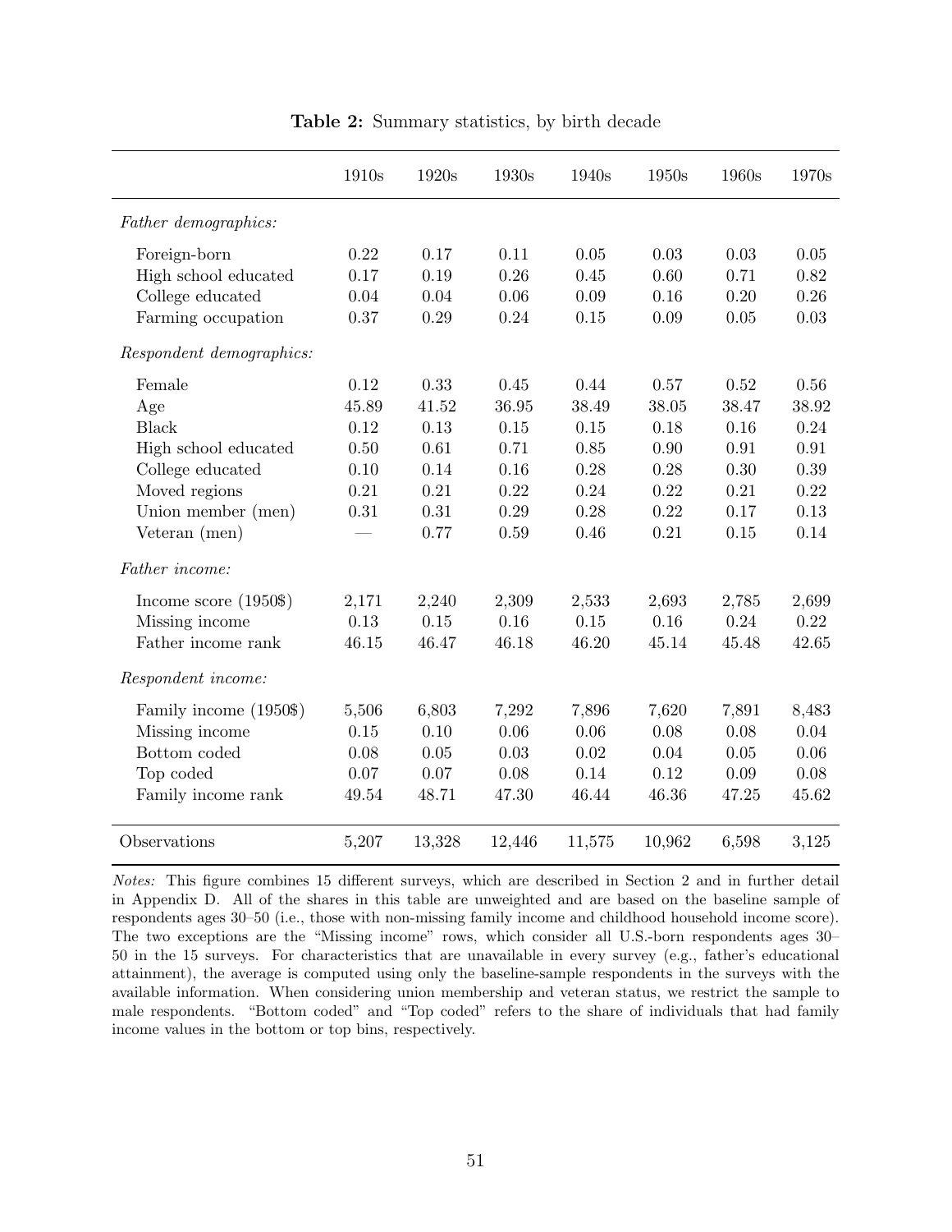**Table 2:** Summary statistics, by birth decade

| | 1910s | 1920s | 1930s | 1940s | 1950s | 1960s | 1970s |
|---|---|---|---|---|---|---|---|
| *Father demographics:* | | | | | | | |
| Foreign-born | 0.22 | 0.17 | 0.11 | 0.05 | 0.03 | 0.03 | 0.05 |
| High school educated | 0.17 | 0.19 | 0.26 | 0.45 | 0.60 | 0.71 | 0.82 |
| College educated | 0.04 | 0.04 | 0.06 | 0.09 | 0.16 | 0.20 | 0.26 |
| Farming occupation | 0.37 | 0.29 | 0.24 | 0.15 | 0.09 | 0.05 | 0.03 |
| *Respondent demographics:* | | | | | | | |
| Female | 0.12 | 0.33 | 0.45 | 0.44 | 0.57 | 0.52 | 0.56 |
| Age | 45.89 | 41.52 | 36.95 | 38.49 | 38.05 | 38.47 | 38.92 |
| Black | 0.12 | 0.13 | 0.15 | 0.15 | 0.18 | 0.16 | 0.24 |
| High school educated | 0.50 | 0.61 | 0.71 | 0.85 | 0.90 | 0.91 | 0.91 |
| College educated | 0.10 | 0.14 | 0.16 | 0.28 | 0.28 | 0.30 | 0.39 |
| Moved regions | 0.21 | 0.21 | 0.22 | 0.24 | 0.22 | 0.21 | 0.22 |
| Union member (men) | 0.31 | 0.31 | 0.29 | 0.28 | 0.22 | 0.17 | 0.13 |
| Veteran (men) | — | 0.77 | 0.59 | 0.46 | 0.21 | 0.15 | 0.14 |
| *Father income:* | | | | | | | |
| Income score (1950$) | 2,171 | 2,240 | 2,309 | 2,533 | 2,693 | 2,785 | 2,699 |
| Missing income | 0.13 | 0.15 | 0.16 | 0.15 | 0.16 | 0.24 | 0.22 |
| Father income rank | 46.15 | 46.47 | 46.18 | 46.20 | 45.14 | 45.48 | 42.65 |
| *Respondent income:* | | | | | | | |
| Family income (1950$) | 5,506 | 6,803 | 7,292 | 7,896 | 7,620 | 7,891 | 8,483 |
| Missing income | 0.15 | 0.10 | 0.06 | 0.06 | 0.08 | 0.08 | 0.04 |
| Bottom coded | 0.08 | 0.05 | 0.03 | 0.02 | 0.04 | 0.05 | 0.06 |
| Top coded | 0.07 | 0.07 | 0.08 | 0.14 | 0.12 | 0.09 | 0.08 |
| Family income rank | 49.54 | 48.71 | 47.30 | 46.44 | 46.36 | 47.25 | 45.62 |
| Observations | 5,207 | 13,328 | 12,446 | 11,575 | 10,962 | 6,598 | 3,125 |

*Notes:* This figure combines 15 different surveys, which are described in Section 2 and in further detail in Appendix D. All of the shares in this table are unweighted and are based on the baseline sample of respondents ages 30–50 (i.e., those with non-missing family income and childhood household income score). The two exceptions are the "Missing income" rows, which consider all U.S.-born respondents ages 30–50 in the 15 surveys. For characteristics that are unavailable in every survey (e.g., father's educational attainment), the average is computed using only the baseline-sample respondents in the surveys with the available information. When considering union membership and veteran status, we restrict the sample to male respondents. "Bottom coded" and "Top coded" refers to the share of individuals that had family income values in the bottom or top bins, respectively.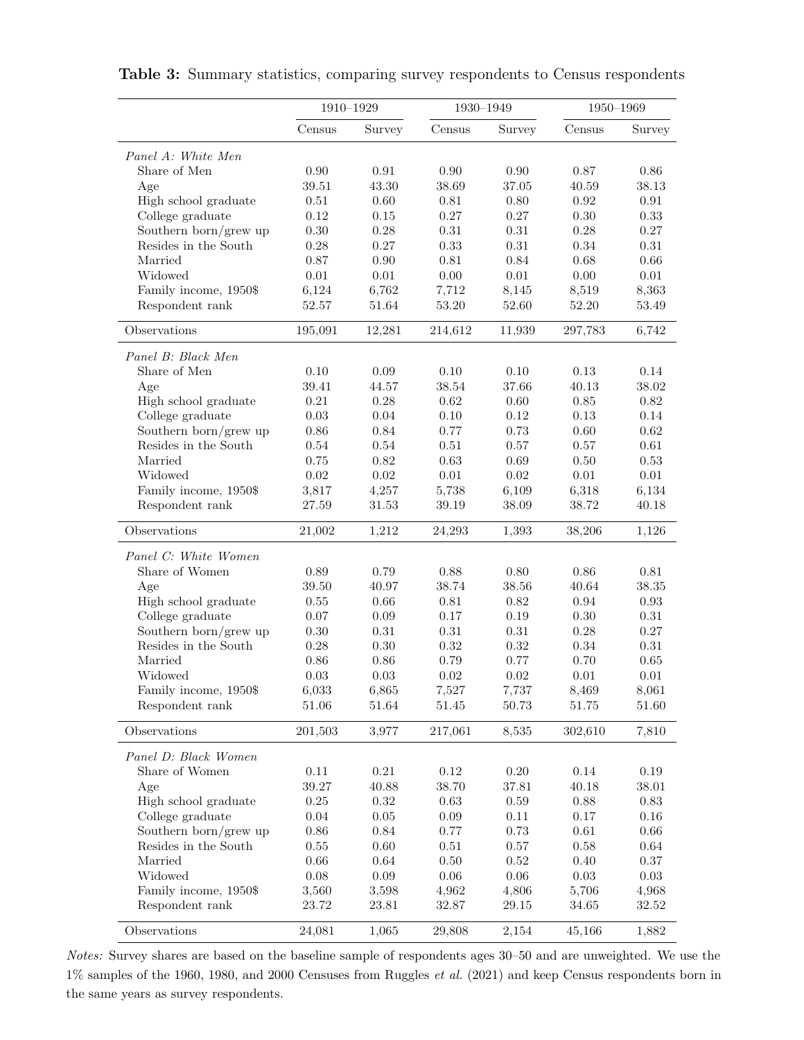**Table 3:** Summary statistics, comparing survey respondents to Census respondents

| | 1910–1929 | | 1930–1949 | | 1950–1969 | |
|---|---|---|---|---|---|---|
| | Census | Survey | Census | Survey | Census | Survey |
| *Panel A: White Men* | | | | | | |
| Share of Men | 0.90 | 0.91 | 0.90 | 0.90 | 0.87 | 0.86 |
| Age | 39.51 | 43.30 | 38.69 | 37.05 | 40.59 | 38.13 |
| High school graduate | 0.51 | 0.60 | 0.81 | 0.80 | 0.92 | 0.91 |
| College graduate | 0.12 | 0.15 | 0.27 | 0.27 | 0.30 | 0.33 |
| Southern born/grew up | 0.30 | 0.28 | 0.31 | 0.31 | 0.28 | 0.27 |
| Resides in the South | 0.28 | 0.27 | 0.33 | 0.31 | 0.34 | 0.31 |
| Married | 0.87 | 0.90 | 0.81 | 0.84 | 0.68 | 0.66 |
| Widowed | 0.01 | 0.01 | 0.00 | 0.01 | 0.00 | 0.01 |
| Family income, 1950$ | 6,124 | 6,762 | 7,712 | 8,145 | 8,519 | 8,363 |
| Respondent rank | 52.57 | 51.64 | 53.20 | 52.60 | 52.20 | 53.49 |
| Observations | 195,091 | 12,281 | 214,612 | 11,939 | 297,783 | 6,742 |
| *Panel B: Black Men* | | | | | | |
| Share of Men | 0.10 | 0.09 | 0.10 | 0.10 | 0.13 | 0.14 |
| Age | 39.41 | 44.57 | 38.54 | 37.66 | 40.13 | 38.02 |
| High school graduate | 0.21 | 0.28 | 0.62 | 0.60 | 0.85 | 0.82 |
| College graduate | 0.03 | 0.04 | 0.10 | 0.12 | 0.13 | 0.14 |
| Southern born/grew up | 0.86 | 0.84 | 0.77 | 0.73 | 0.60 | 0.62 |
| Resides in the South | 0.54 | 0.54 | 0.51 | 0.57 | 0.57 | 0.61 |
| Married | 0.75 | 0.82 | 0.63 | 0.69 | 0.50 | 0.53 |
| Widowed | 0.02 | 0.02 | 0.01 | 0.02 | 0.01 | 0.01 |
| Family income, 1950$ | 3,817 | 4,257 | 5,738 | 6,109 | 6,318 | 6,134 |
| Respondent rank | 27.59 | 31.53 | 39.19 | 38.09 | 38.72 | 40.18 |
| Observations | 21,002 | 1,212 | 24,293 | 1,393 | 38,206 | 1,126 |
| *Panel C: White Women* | | | | | | |
| Share of Women | 0.89 | 0.79 | 0.88 | 0.80 | 0.86 | 0.81 |
| Age | 39.50 | 40.97 | 38.74 | 38.56 | 40.64 | 38.35 |
| High school graduate | 0.55 | 0.66 | 0.81 | 0.82 | 0.94 | 0.93 |
| College graduate | 0.07 | 0.09 | 0.17 | 0.19 | 0.30 | 0.31 |
| Southern born/grew up | 0.30 | 0.31 | 0.31 | 0.31 | 0.28 | 0.27 |
| Resides in the South | 0.28 | 0.30 | 0.32 | 0.32 | 0.34 | 0.31 |
| Married | 0.86 | 0.86 | 0.79 | 0.77 | 0.70 | 0.65 |
| Widowed | 0.03 | 0.03 | 0.02 | 0.02 | 0.01 | 0.01 |
| Family income, 1950$ | 6,033 | 6,865 | 7,527 | 7,737 | 8,469 | 8,061 |
| Respondent rank | 51.06 | 51.64 | 51.45 | 50.73 | 51.75 | 51.60 |
| Observations | 201,503 | 3,977 | 217,061 | 8,535 | 302,610 | 7,810 |
| *Panel D: Black Women* | | | | | | |
| Share of Women | 0.11 | 0.21 | 0.12 | 0.20 | 0.14 | 0.19 |
| Age | 39.27 | 40.88 | 38.70 | 37.81 | 40.18 | 38.01 |
| High school graduate | 0.25 | 0.32 | 0.63 | 0.59 | 0.88 | 0.83 |
| College graduate | 0.04 | 0.05 | 0.09 | 0.11 | 0.17 | 0.16 |
| Southern born/grew up | 0.86 | 0.84 | 0.77 | 0.73 | 0.61 | 0.66 |
| Resides in the South | 0.55 | 0.60 | 0.51 | 0.57 | 0.58 | 0.64 |
| Married | 0.66 | 0.64 | 0.50 | 0.52 | 0.40 | 0.37 |
| Widowed | 0.08 | 0.09 | 0.06 | 0.06 | 0.03 | 0.03 |
| Family income, 1950$ | 3,560 | 3,598 | 4,962 | 4,806 | 5,706 | 4,968 |
| Respondent rank | 23.72 | 23.81 | 32.87 | 29.15 | 34.65 | 32.52 |
| Observations | 24,081 | 1,065 | 29,808 | 2,154 | 45,166 | 1,882 |

*Notes:* Survey shares are based on the baseline sample of respondents ages 30–50 and are unweighted. We use the 1% samples of the 1960, 1980, and 2000 Censuses from Ruggles *et al.* (2021) and keep Census respondents born in the same years as survey respondents.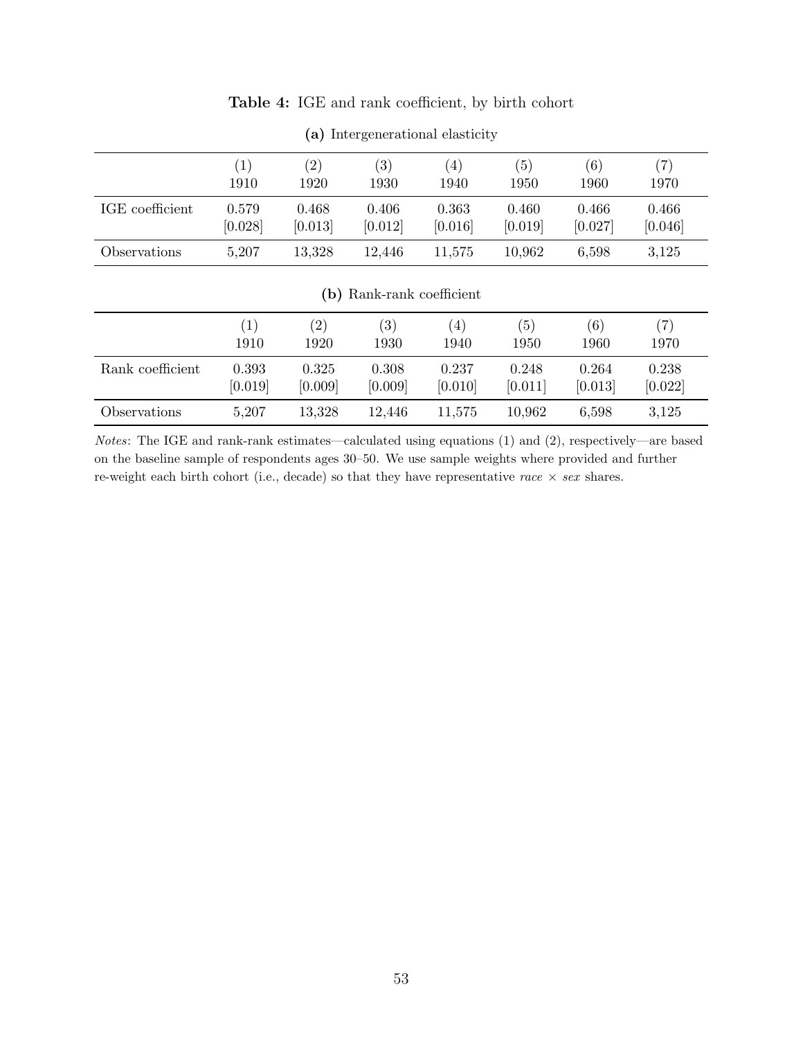**Table 4:** IGE and rank coefficient, by birth cohort

**(a)** Intergenerational elasticity

| | (1)<br>1910 | (2)<br>1920 | (3)<br>1930 | (4)<br>1940 | (5)<br>1950 | (6)<br>1960 | (7)<br>1970 |
|---|---|---|---|---|---|---|---|
| IGE coefficient | 0.579<br>[0.028] | 0.468<br>[0.013] | 0.406<br>[0.012] | 0.363<br>[0.016] | 0.460<br>[0.019] | 0.466<br>[0.027] | 0.466<br>[0.046] |
| Observations | 5,207 | 13,328 | 12,446 | 11,575 | 10,962 | 6,598 | 3,125 |

**(b)** Rank-rank coefficient

| | (1)<br>1910 | (2)<br>1920 | (3)<br>1930 | (4)<br>1940 | (5)<br>1950 | (6)<br>1960 | (7)<br>1970 |
|---|---|---|---|---|---|---|---|
| Rank coefficient | 0.393<br>[0.019] | 0.325<br>[0.009] | 0.308<br>[0.009] | 0.237<br>[0.010] | 0.248<br>[0.011] | 0.264<br>[0.013] | 0.238<br>[0.022] |
| Observations | 5,207 | 13,328 | 12,446 | 11,575 | 10,962 | 6,598 | 3,125 |

*Notes*: The IGE and rank-rank estimates—calculated using equations (1) and (2), respectively—are based on the baseline sample of respondents ages 30–50. We use sample weights where provided and further re-weight each birth cohort (i.e., decade) so that they have representative *race* × *sex* shares.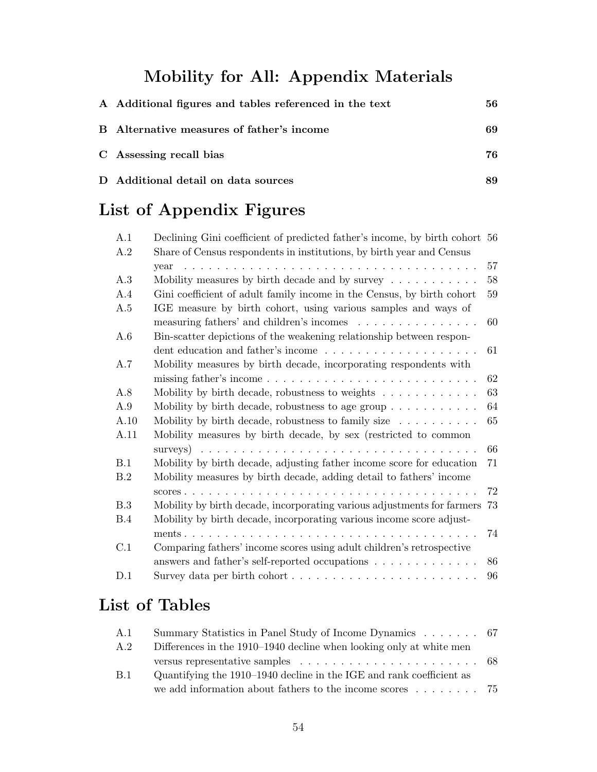# Mobility for All: Appendix Materials

| | | |
|---|---|---|
| **A** | **Additional figures and tables referenced in the text** | **56** |
| **B** | **Alternative measures of father's income** | **69** |
| **C** | **Assessing recall bias** | **76** |
| **D** | **Additional detail on data sources** | **89** |

# List of Appendix Figures

| | | |
|---|---|---|
| A.1 | Declining Gini coefficient of predicted father's income, by birth cohort | 56 |
| A.2 | Share of Census respondents in institutions, by birth year and Census year | 57 |
| A.3 | Mobility measures by birth decade and by survey | 58 |
| A.4 | Gini coefficient of adult family income in the Census, by birth cohort | 59 |
| A.5 | IGE measure by birth cohort, using various samples and ways of measuring fathers' and children's incomes | 60 |
| A.6 | Bin-scatter depictions of the weakening relationship between respondent education and father's income | 61 |
| A.7 | Mobility measures by birth decade, incorporating respondents with missing father's income | 62 |
| A.8 | Mobility by birth decade, robustness to weights | 63 |
| A.9 | Mobility by birth decade, robustness to age group | 64 |
| A.10 | Mobility by birth decade, robustness to family size | 65 |
| A.11 | Mobility measures by birth decade, by sex (restricted to common surveys) | 66 |
| B.1 | Mobility by birth decade, adjusting father income score for education | 71 |
| B.2 | Mobility measures by birth decade, adding detail to fathers' income scores | 72 |
| B.3 | Mobility by birth decade, incorporating various adjustments for farmers | 73 |
| B.4 | Mobility by birth decade, incorporating various income score adjustments | 74 |
| C.1 | Comparing fathers' income scores using adult children's retrospective answers and father's self-reported occupations | 86 |
| D.1 | Survey data per birth cohort | 96 |

# List of Tables

| | | |
|---|---|---|
| A.1 | Summary Statistics in Panel Study of Income Dynamics | 67 |
| A.2 | Differences in the 1910–1940 decline when looking only at white men versus representative samples | 68 |
| B.1 | Quantifying the 1910–1940 decline in the IGE and rank coefficient as we add information about fathers to the income scores | 75 |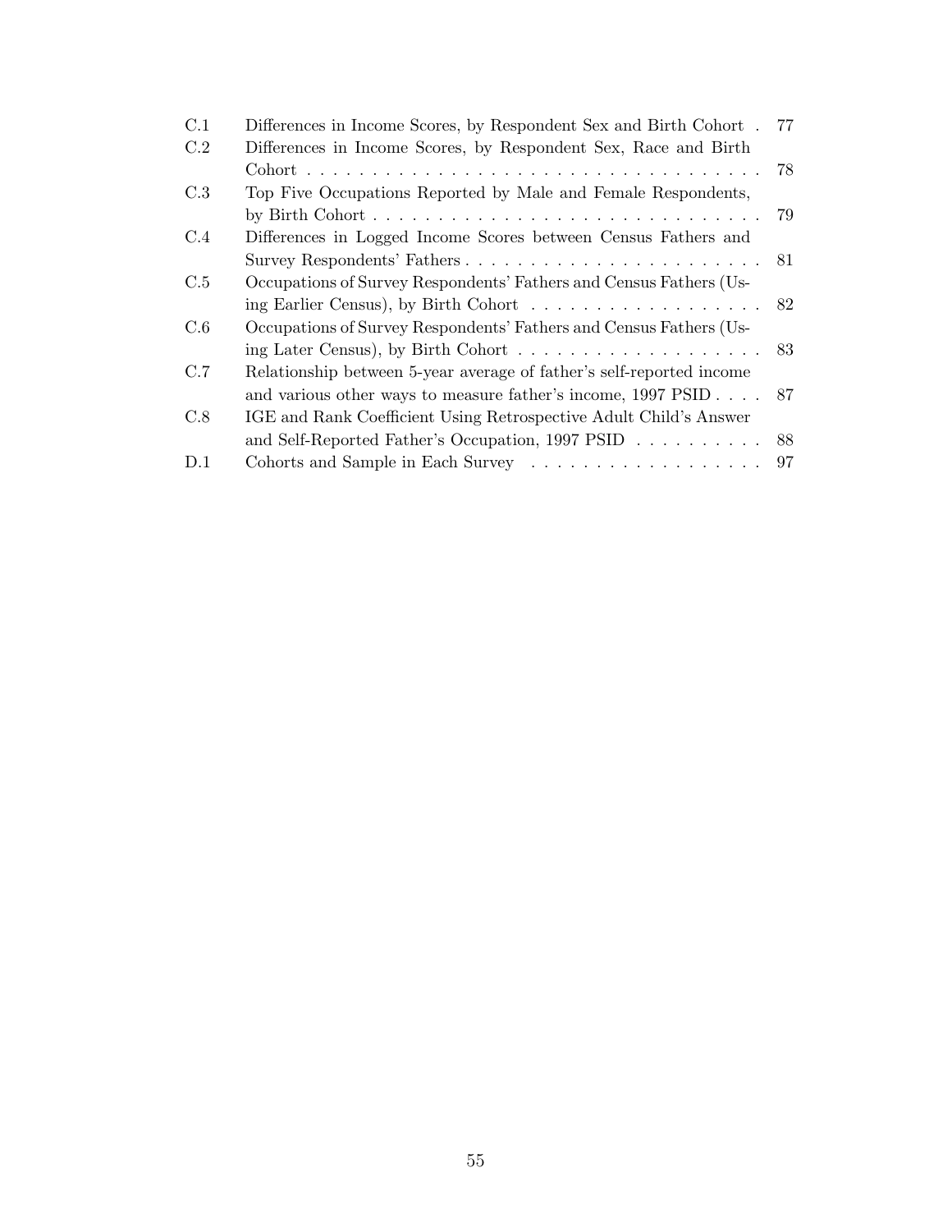| | | |
|---|---|---|
| C.1 | Differences in Income Scores, by Respondent Sex and Birth Cohort | 77 |
| C.2 | Differences in Income Scores, by Respondent Sex, Race and Birth Cohort | 78 |
| C.3 | Top Five Occupations Reported by Male and Female Respondents, by Birth Cohort | 79 |
| C.4 | Differences in Logged Income Scores between Census Fathers and Survey Respondents' Fathers | 81 |
| C.5 | Occupations of Survey Respondents' Fathers and Census Fathers (Using Earlier Census), by Birth Cohort | 82 |
| C.6 | Occupations of Survey Respondents' Fathers and Census Fathers (Using Later Census), by Birth Cohort | 83 |
| C.7 | Relationship between 5-year average of father's self-reported income and various other ways to measure father's income, 1997 PSID | 87 |
| C.8 | IGE and Rank Coefficient Using Retrospective Adult Child's Answer and Self-Reported Father's Occupation, 1997 PSID | 88 |
| D.1 | Cohorts and Sample in Each Survey | 97 |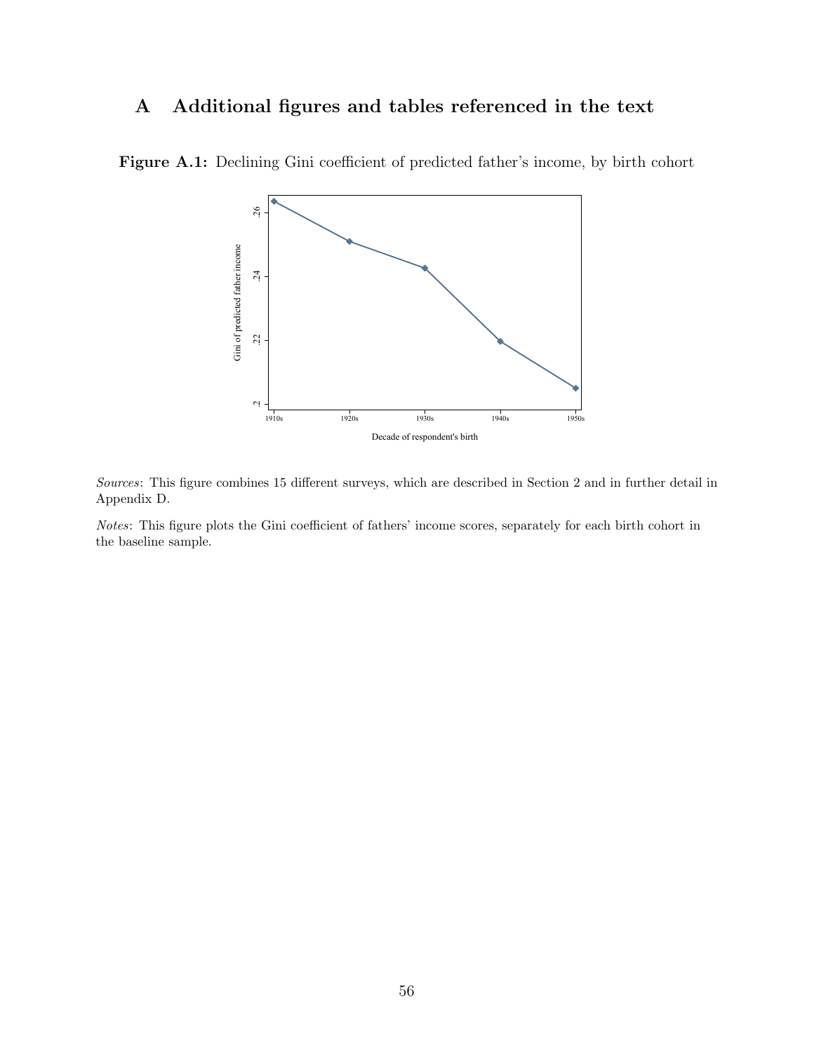# A Additional figures and tables referenced in the text

**Figure A.1:** Declining Gini coefficient of predicted father's income, by birth cohort

Gini of predicted father income

.26

.24

.22

.2

1910s 1920s 1930s 1940s 1950s

Decade of respondent's birth

*Sources*: This figure combines 15 different surveys, which are described in Section 2 and in further detail in Appendix D.

*Notes*: This figure plots the Gini coefficient of fathers' income scores, separately for each birth cohort in the baseline sample.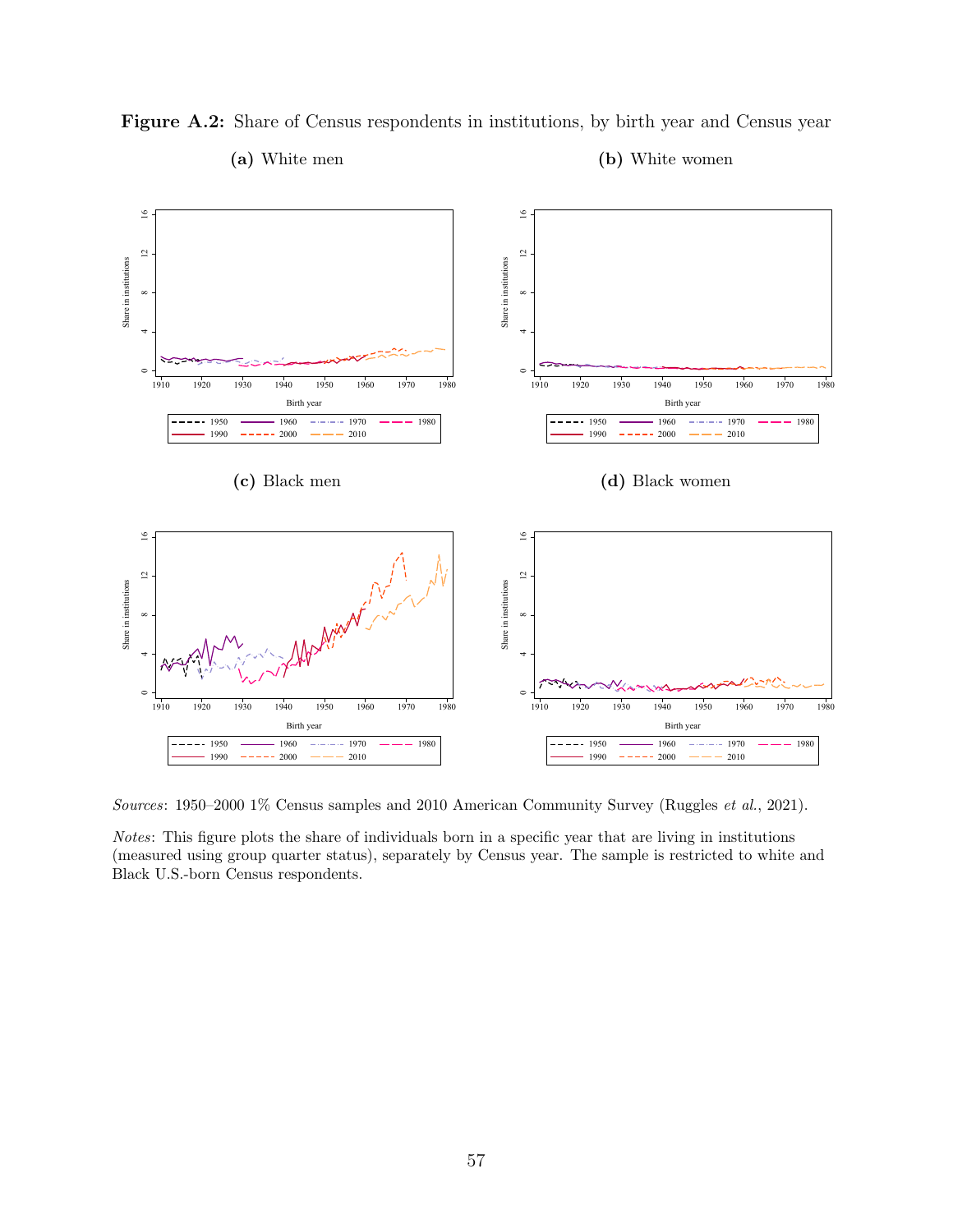**Figure A.2:** Share of Census respondents in institutions, by birth year and Census year

**(a)** White men

Share in institutions

0 4 8 12 16

1910 1920 1930 1940 1950 1960 1970 1980

Birth year

1950 1960 1970 1980 1990 2000 2010

**(b)** White women

Share in institutions

0 4 8 12 16

1910 1920 1930 1940 1950 1960 1970 1980

Birth year

1950 1960 1970 1980 1990 2000 2010

**(c)** Black men

Share in institutions

0 4 8 12 16

1910 1920 1930 1940 1950 1960 1970 1980

Birth year

1950 1960 1970 1980 1990 2000 2010

**(d)** Black women

Share in institutions

0 4 8 12 16

1910 1920 1930 1940 1950 1960 1970 1980

Birth year

1950 1960 1970 1980 1990 2000 2010

*Sources*: 1950–2000 1% Census samples and 2010 American Community Survey (Ruggles *et al.*, 2021).

*Notes*: This figure plots the share of individuals born in a specific year that are living in institutions (measured using group quarter status), separately by Census year. The sample is restricted to white and Black U.S.-born Census respondents.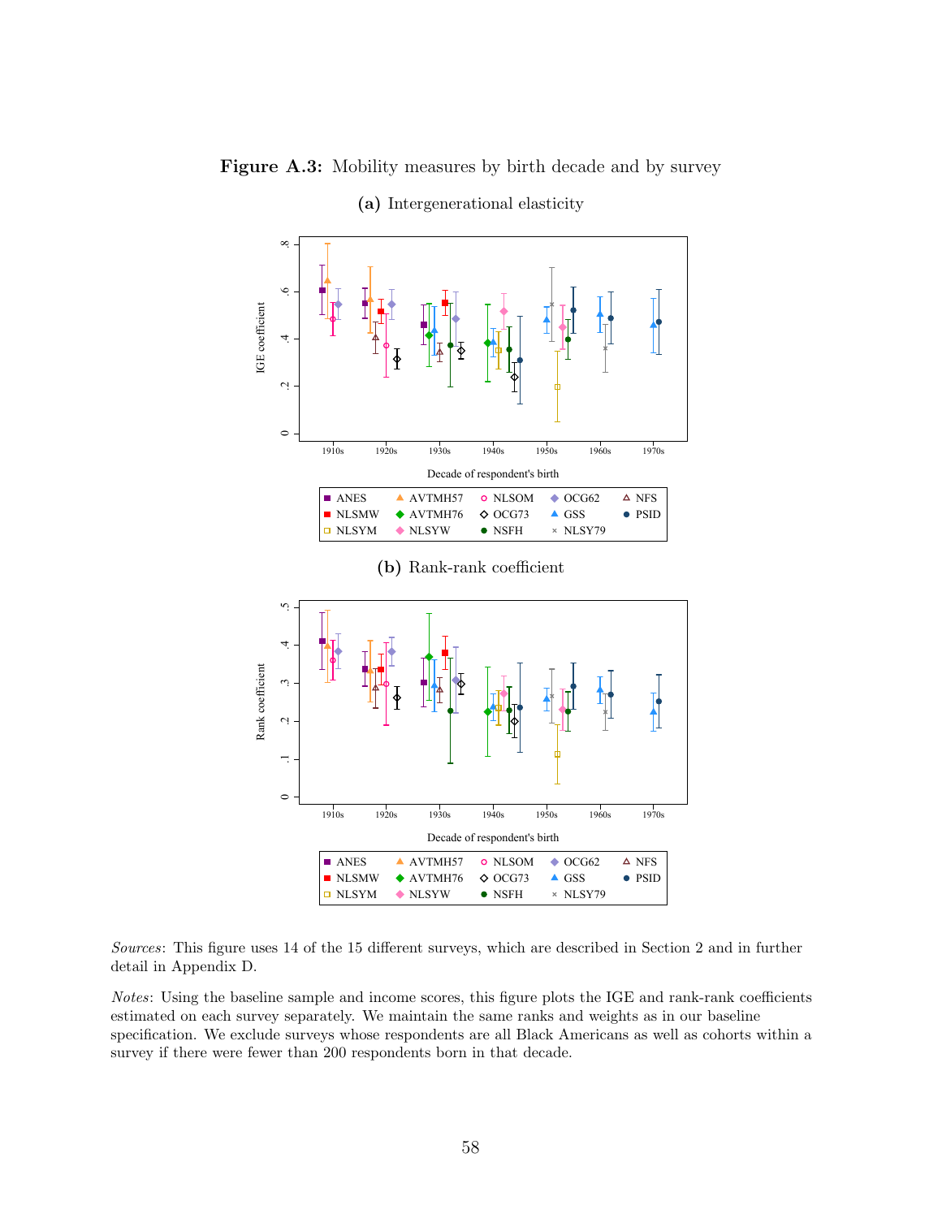**Figure A.3:** Mobility measures by birth decade and by survey

**(a)** Intergenerational elasticity

IGE coefficient

0
.2
.4
.6
.8

1910s
1920s
1930s
1940s
1950s
1960s
1970s

Decade of respondent's birth

ANES
AVTMH57
NLSOM
OCG62
NFS
NLSMW
AVTMH76
OCG73
GSS
PSID
NLSYM
NLSYW
NSFH
NLSY79

**(b)** Rank-rank coefficient

Rank coefficient

0
.1
.2
.3
.4
.5

1910s
1920s
1930s
1940s
1950s
1960s
1970s

Decade of respondent's birth

ANES
AVTMH57
NLSOM
OCG62
NFS
NLSMW
AVTMH76
OCG73
GSS
PSID
NLSYM
NLSYW
NSFH
NLSY79

*Sources*: This figure uses 14 of the 15 different surveys, which are described in Section 2 and in further detail in Appendix D.

*Notes*: Using the baseline sample and income scores, this figure plots the IGE and rank-rank coefficients estimated on each survey separately. We maintain the same ranks and weights as in our baseline specification. We exclude surveys whose respondents are all Black Americans as well as cohorts within a survey if there were fewer than 200 respondents born in that decade.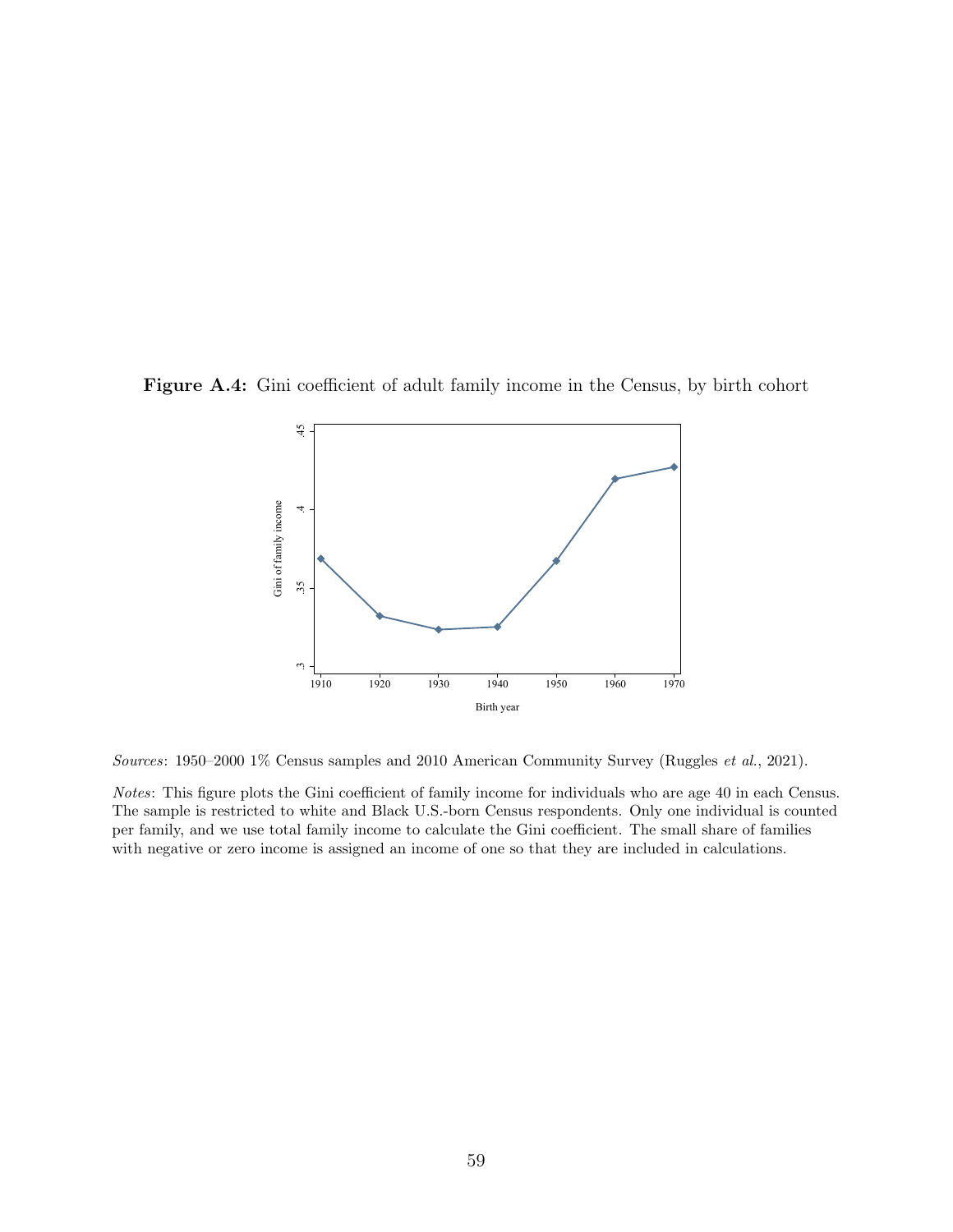**Figure A.4:** Gini coefficient of adult family income in the Census, by birth cohort

Gini of family income

.3
.35
.4
.45

1910
1920
1930
1940
1950
1960
1970

Birth year

*Sources*: 1950–2000 1% Census samples and 2010 American Community Survey (Ruggles *et al.*, 2021).

*Notes*: This figure plots the Gini coefficient of family income for individuals who are age 40 in each Census. The sample is restricted to white and Black U.S.-born Census respondents. Only one individual is counted per family, and we use total family income to calculate the Gini coefficient. The small share of families with negative or zero income is assigned an income of one so that they are included in calculations.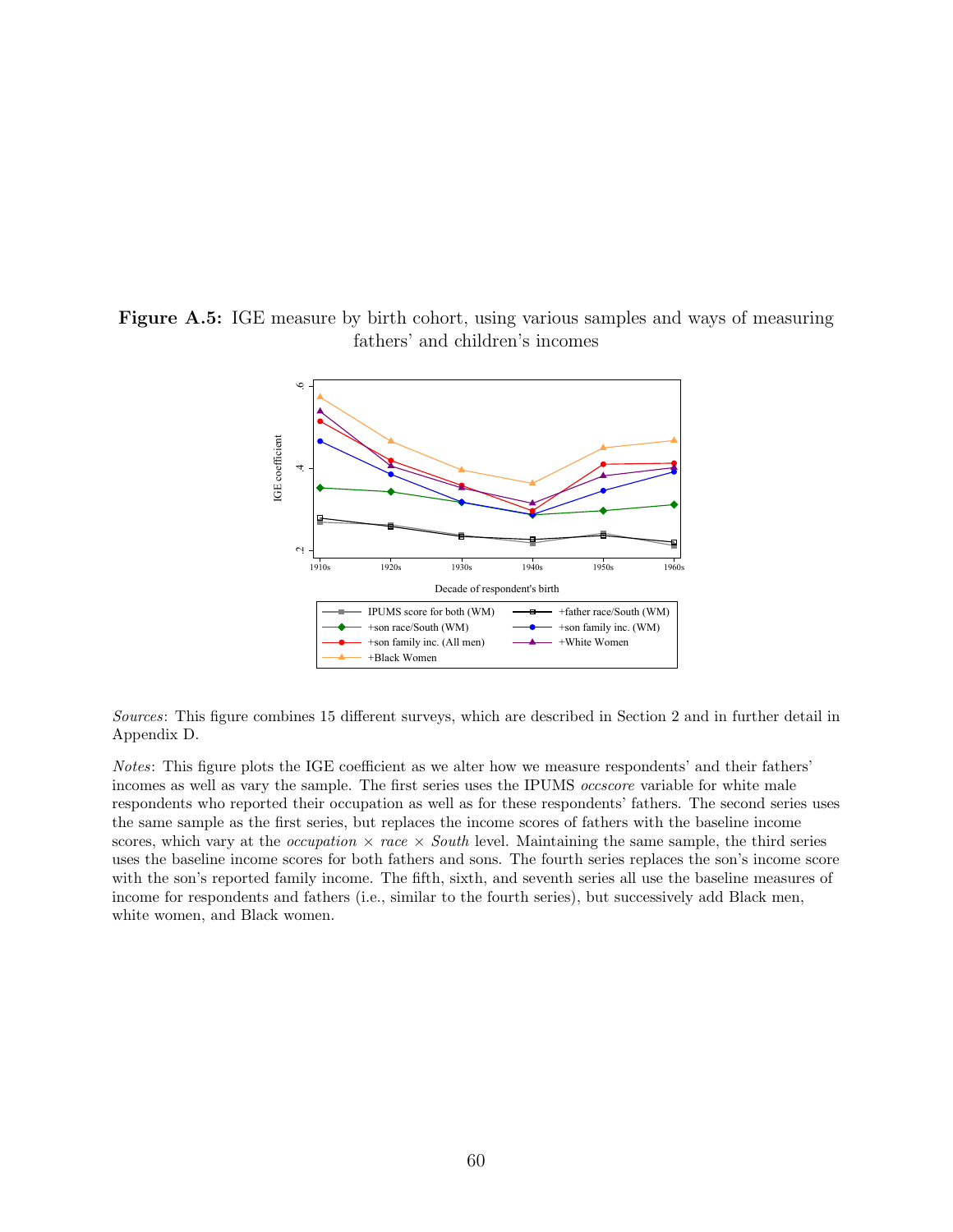**Figure A.5:** IGE measure by birth cohort, using various samples and ways of measuring fathers' and children's incomes

*Sources*: This figure combines 15 different surveys, which are described in Section 2 and in further detail in Appendix D.

*Notes*: This figure plots the IGE coefficient as we alter how we measure respondents' and their fathers' incomes as well as vary the sample. The first series uses the IPUMS *occscore* variable for white male respondents who reported their occupation as well as for these respondents' fathers. The second series uses the same sample as the first series, but replaces the income scores of fathers with the baseline income scores, which vary at the *occupation* × *race* × *South* level. Maintaining the same sample, the third series uses the baseline income scores for both fathers and sons. The fourth series replaces the son's income score with the son's reported family income. The fifth, sixth, and seventh series all use the baseline measures of income for respondents and fathers (i.e., similar to the fourth series), but successively add Black men, white women, and Black women.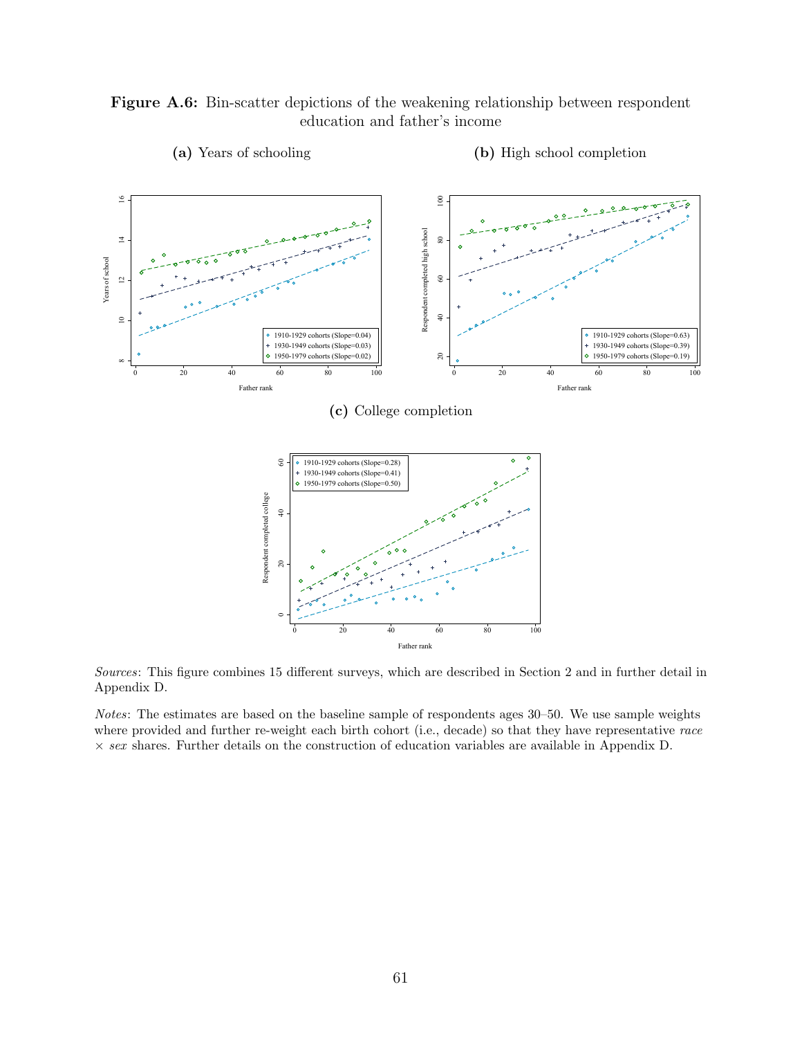**Figure A.6:** Bin-scatter depictions of the weakening relationship between respondent education and father's income

**(a)** Years of schooling

**(b)** High school completion

**(c)** College completion

*Sources*: This figure combines 15 different surveys, which are described in Section 2 and in further detail in Appendix D.

*Notes*: The estimates are based on the baseline sample of respondents ages 30–50. We use sample weights where provided and further re-weight each birth cohort (i.e., decade) so that they have representative *race* × *sex* shares. Further details on the construction of education variables are available in Appendix D.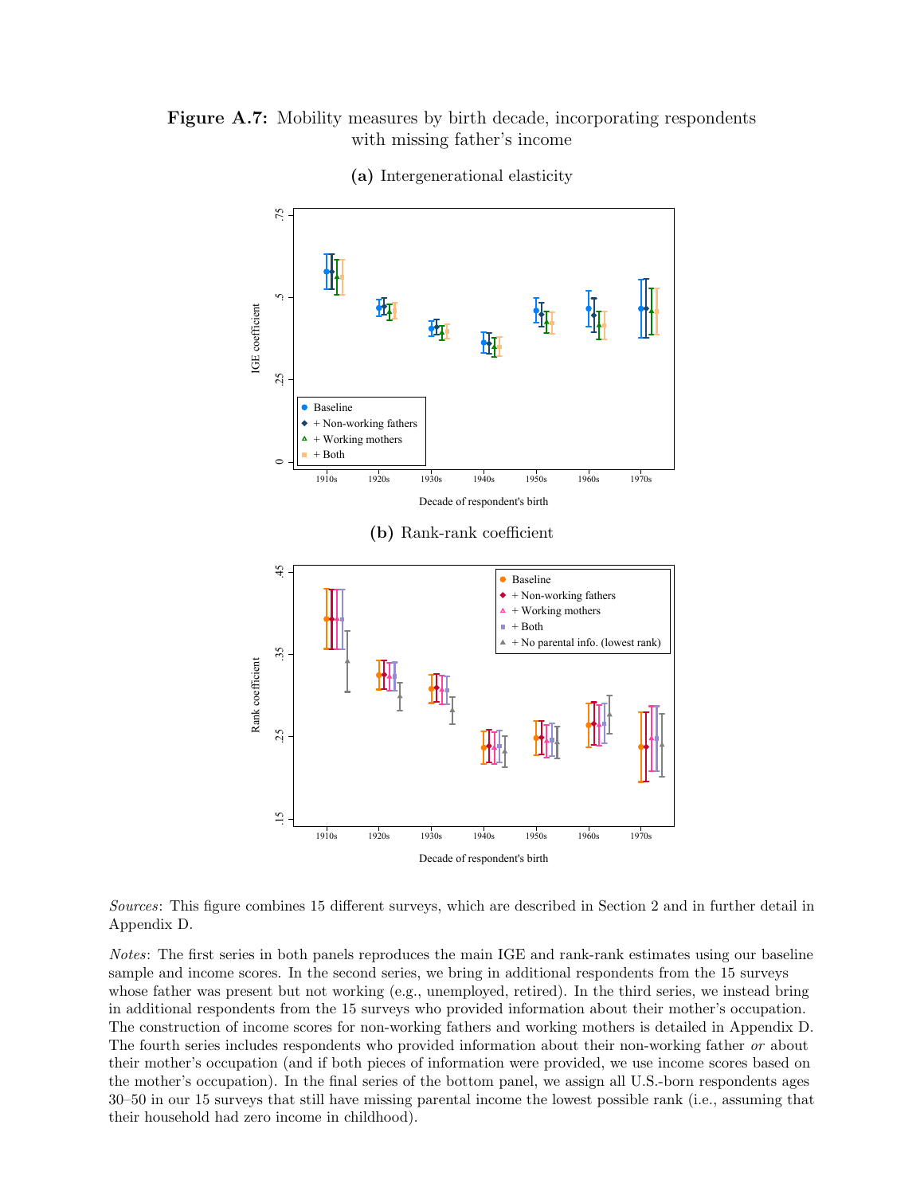**Figure A.7:** Mobility measures by birth decade, incorporating respondents with missing father's income

**(a)** Intergenerational elasticity

IGE coefficient

0
.25
.5
.75

Baseline
+ Non-working fathers
+ Working mothers
+ Both

1910s
1920s
1930s
1940s
1950s
1960s
1970s

Decade of respondent's birth

**(b)** Rank-rank coefficient

Rank coefficient

.15
.25
.35
.45

Baseline
+ Non-working fathers
+ Working mothers
+ Both
+ No parental info. (lowest rank)

1910s
1920s
1930s
1940s
1950s
1960s
1970s

Decade of respondent's birth

*Sources*: This figure combines 15 different surveys, which are described in Section 2 and in further detail in Appendix D.

*Notes*: The first series in both panels reproduces the main IGE and rank-rank estimates using our baseline sample and income scores. In the second series, we bring in additional respondents from the 15 surveys whose father was present but not working (e.g., unemployed, retired). In the third series, we instead bring in additional respondents from the 15 surveys who provided information about their mother's occupation. The construction of income scores for non-working fathers and working mothers is detailed in Appendix D. The fourth series includes respondents who provided information about their non-working father *or* about their mother's occupation (and if both pieces of information were provided, we use income scores based on the mother's occupation). In the final series of the bottom panel, we assign all U.S.-born respondents ages 30–50 in our 15 surveys that still have missing parental income the lowest possible rank (i.e., assuming that their household had zero income in childhood).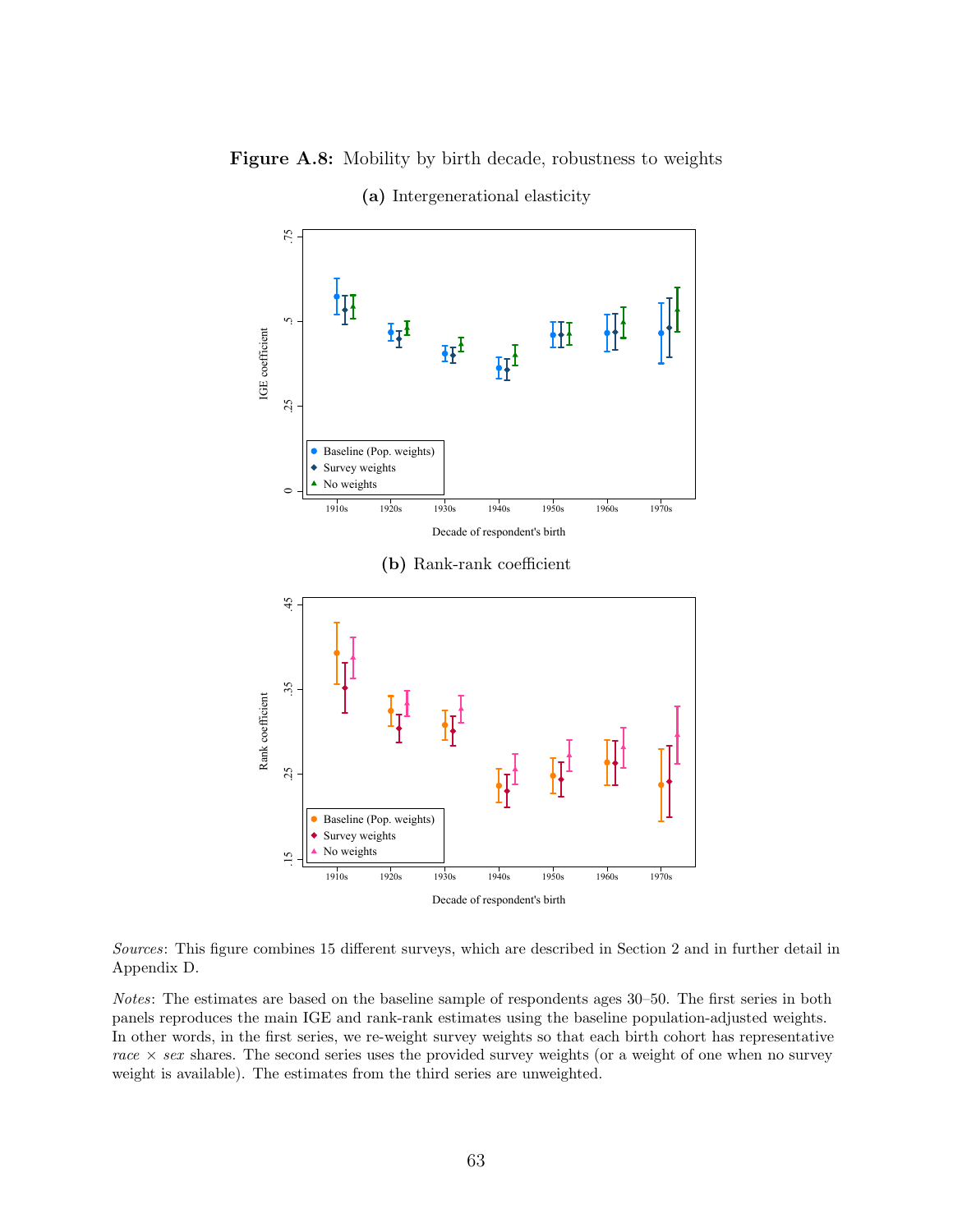**Figure A.8:** Mobility by birth decade, robustness to weights

**(a)** Intergenerational elasticity

IGE coefficient

0
.25
.5
.75

Baseline (Pop. weights)
Survey weights
No weights

1910s
1920s
1930s
1940s
1950s
1960s
1970s

Decade of respondent's birth

**(b)** Rank-rank coefficient

Rank coefficient

.15
.25
.35
.45

Baseline (Pop. weights)
Survey weights
No weights

1910s
1920s
1930s
1940s
1950s
1960s
1970s

Decade of respondent's birth

*Sources*: This figure combines 15 different surveys, which are described in Section 2 and in further detail in Appendix D.

*Notes*: The estimates are based on the baseline sample of respondents ages 30–50. The first series in both panels reproduces the main IGE and rank-rank estimates using the baseline population-adjusted weights. In other words, in the first series, we re-weight survey weights so that each birth cohort has representative *race* × *sex* shares. The second series uses the provided survey weights (or a weight of one when no survey weight is available). The estimates from the third series are unweighted.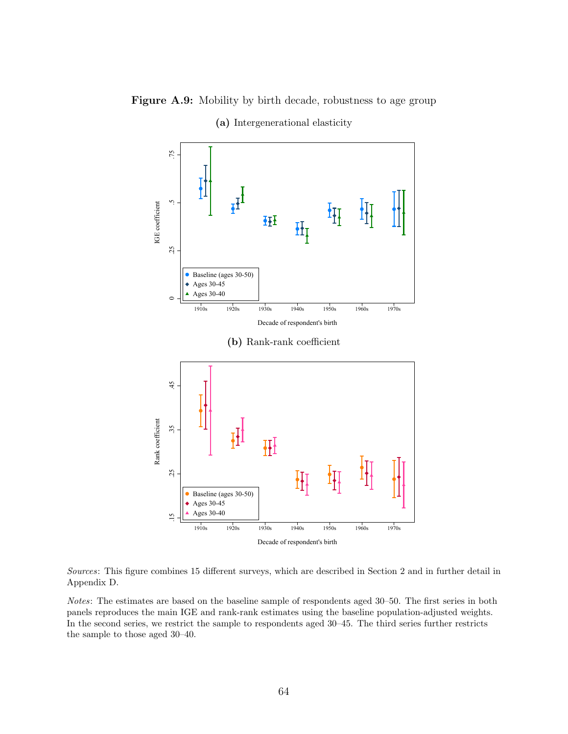**Figure A.9:** Mobility by birth decade, robustness to age group

**(a)** Intergenerational elasticity

IGE coefficient

0
.25
.5
.75

Baseline (ages 30-50)
Ages 30-45
Ages 30-40

1910s
1920s
1930s
1940s
1950s
1960s
1970s

Decade of respondent's birth

**(b)** Rank-rank coefficient

Rank coefficient

.15
.25
.35
.45

Baseline (ages 30-50)
Ages 30-45
Ages 30-40

1910s
1920s
1930s
1940s
1950s
1960s
1970s

Decade of respondent's birth

*Sources*: This figure combines 15 different surveys, which are described in Section 2 and in further detail in Appendix D.

*Notes*: The estimates are based on the baseline sample of respondents aged 30–50. The first series in both panels reproduces the main IGE and rank-rank estimates using the baseline population-adjusted weights. In the second series, we restrict the sample to respondents aged 30–45. The third series further restricts the sample to those aged 30–40.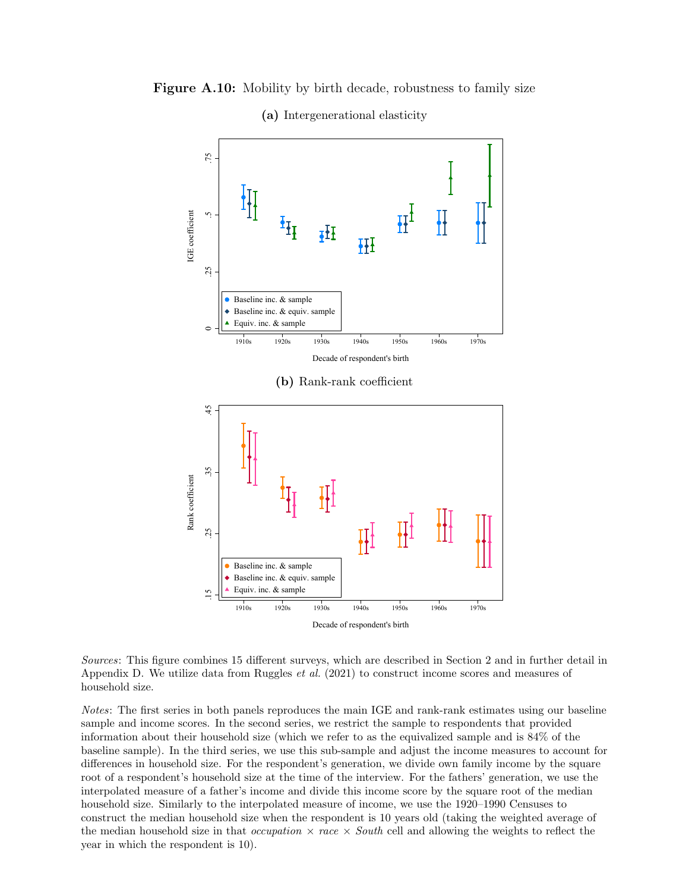**Figure A.10:** Mobility by birth decade, robustness to family size

**(a)** Intergenerational elasticity

IGE coefficient

0
.25
.5
.75

Baseline inc. & sample
Baseline inc. & equiv. sample
Equiv. inc. & sample

1910s
1920s
1930s
1940s
1950s
1960s
1970s

Decade of respondent's birth

**(b)** Rank-rank coefficient

Rank coefficient

.15
.25
.35
.45

Baseline inc. & sample
Baseline inc. & equiv. sample
Equiv. inc. & sample

1910s
1920s
1930s
1940s
1950s
1960s
1970s

Decade of respondent's birth

*Sources*: This figure combines 15 different surveys, which are described in Section 2 and in further detail in Appendix D. We utilize data from Ruggles *et al.* (2021) to construct income scores and measures of household size.

*Notes*: The first series in both panels reproduces the main IGE and rank-rank estimates using our baseline sample and income scores. In the second series, we restrict the sample to respondents that provided information about their household size (which we refer to as the equivalized sample and is 84% of the baseline sample). In the third series, we use this sub-sample and adjust the income measures to account for differences in household size. For the respondent's generation, we divide own family income by the square root of a respondent's household size at the time of the interview. For the fathers' generation, we use the interpolated measure of a father's income and divide this income score by the square root of the median household size. Similarly to the interpolated measure of income, we use the 1920–1990 Censuses to construct the median household size when the respondent is 10 years old (taking the weighted average of the median household size in that *occupation* × *race* × *South* cell and allowing the weights to reflect the year in which the respondent is 10).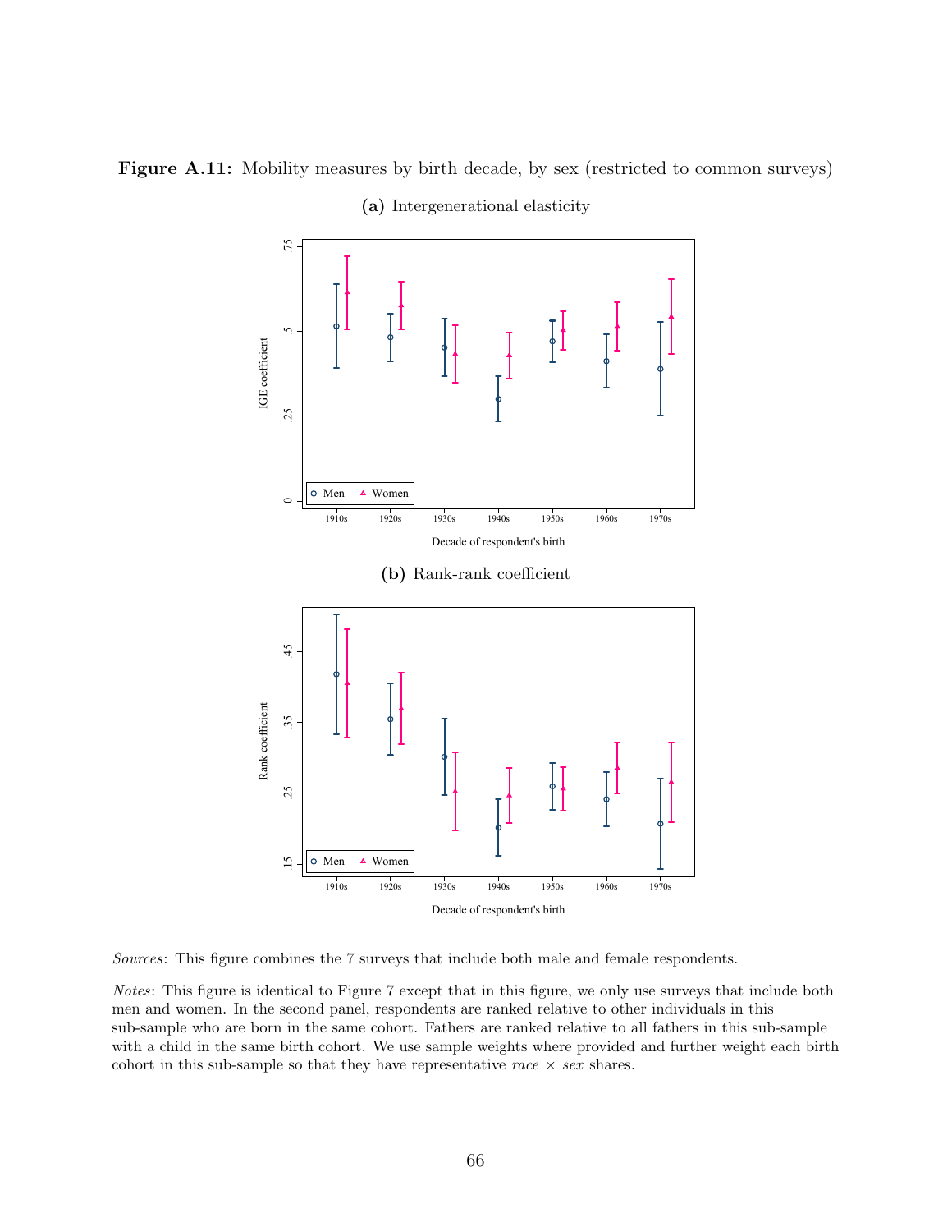**Figure A.11:** Mobility measures by birth decade, by sex (restricted to common surveys)

**(a)** Intergenerational elasticity

**(b)** Rank-rank coefficient

*Sources*: This figure combines the 7 surveys that include both male and female respondents.

*Notes*: This figure is identical to Figure 7 except that in this figure, we only use surveys that include both men and women. In the second panel, respondents are ranked relative to other individuals in this sub-sample who are born in the same cohort. Fathers are ranked relative to all fathers in this sub-sample with a child in the same birth cohort. We use sample weights where provided and further weight each birth cohort in this sub-sample so that they have representative *race* × *sex* shares.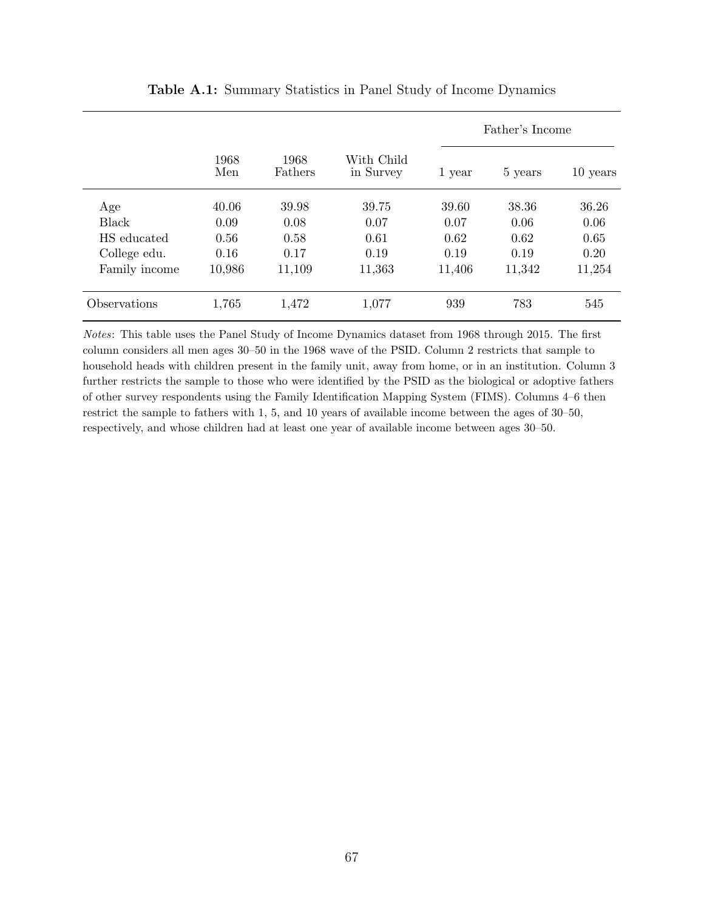**Table A.1:** Summary Statistics in Panel Study of Income Dynamics

| | 1968 Men | 1968 Fathers | With Child in Survey | Father's Income | | |
|---|---|---|---|---|---|---|
| | | | | 1 year | 5 years | 10 years |
| Age | 40.06 | 39.98 | 39.75 | 39.60 | 38.36 | 36.26 |
| Black | 0.09 | 0.08 | 0.07 | 0.07 | 0.06 | 0.06 |
| HS educated | 0.56 | 0.58 | 0.61 | 0.62 | 0.62 | 0.65 |
| College edu. | 0.16 | 0.17 | 0.19 | 0.19 | 0.19 | 0.20 |
| Family income | 10,986 | 11,109 | 11,363 | 11,406 | 11,342 | 11,254 |
| Observations | 1,765 | 1,472 | 1,077 | 939 | 783 | 545 |

*Notes*: This table uses the Panel Study of Income Dynamics dataset from 1968 through 2015. The first column considers all men ages 30–50 in the 1968 wave of the PSID. Column 2 restricts that sample to household heads with children present in the family unit, away from home, or in an institution. Column 3 further restricts the sample to those who were identified by the PSID as the biological or adoptive fathers of other survey respondents using the Family Identification Mapping System (FIMS). Columns 4–6 then restrict the sample to fathers with 1, 5, and 10 years of available income between the ages of 30–50, respectively, and whose children had at least one year of available income between ages 30–50.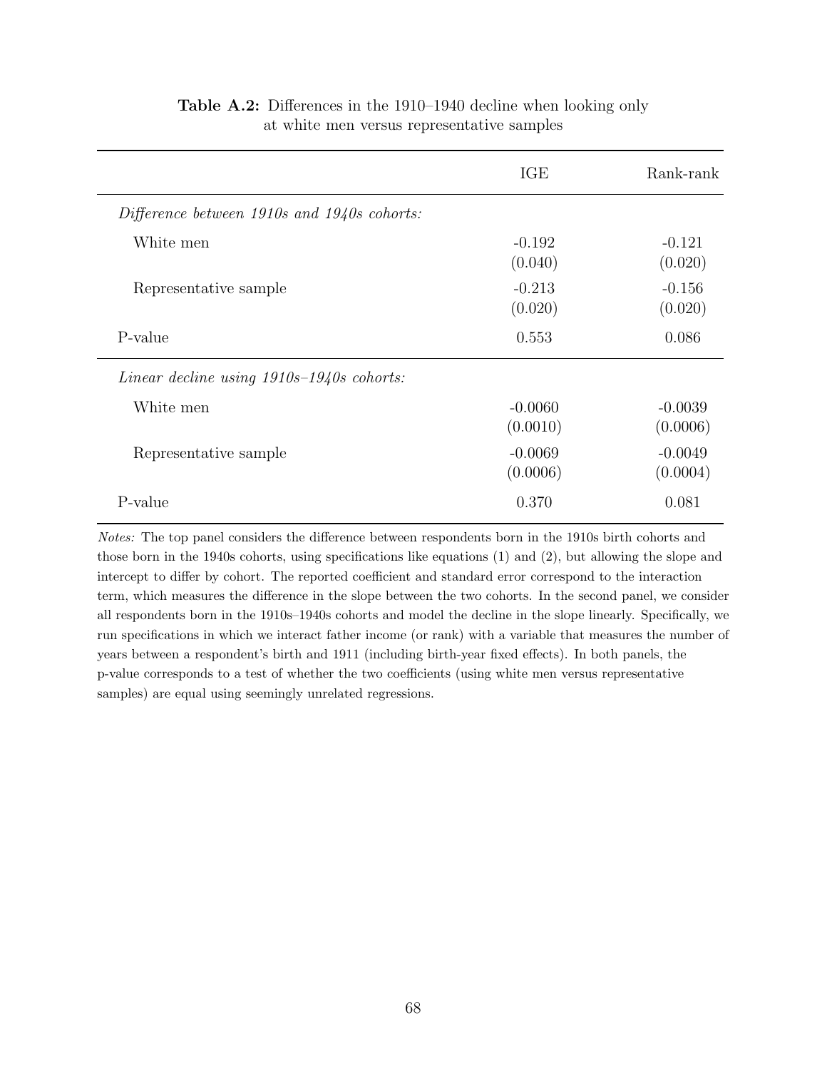**Table A.2:** Differences in the 1910–1940 decline when looking only at white men versus representative samples

| | IGE | Rank-rank |
|---|---|---|
| *Difference between 1910s and 1940s cohorts:* | | |
| White men | -0.192 | -0.121 |
| | (0.040) | (0.020) |
| Representative sample | -0.213 | -0.156 |
| | (0.020) | (0.020) |
| P-value | 0.553 | 0.086 |
| *Linear decline using 1910s–1940s cohorts:* | | |
| White men | -0.0060 | -0.0039 |
| | (0.0010) | (0.0006) |
| Representative sample | -0.0069 | -0.0049 |
| | (0.0006) | (0.0004) |
| P-value | 0.370 | 0.081 |

*Notes:* The top panel considers the difference between respondents born in the 1910s birth cohorts and those born in the 1940s cohorts, using specifications like equations (1) and (2), but allowing the slope and intercept to differ by cohort. The reported coefficient and standard error correspond to the interaction term, which measures the difference in the slope between the two cohorts. In the second panel, we consider all respondents born in the 1910s–1940s cohorts and model the decline in the slope linearly. Specifically, we run specifications in which we interact father income (or rank) with a variable that measures the number of years between a respondent's birth and 1911 (including birth-year fixed effects). In both panels, the p-value corresponds to a test of whether the two coefficients (using white men versus representative samples) are equal using seemingly unrelated regressions.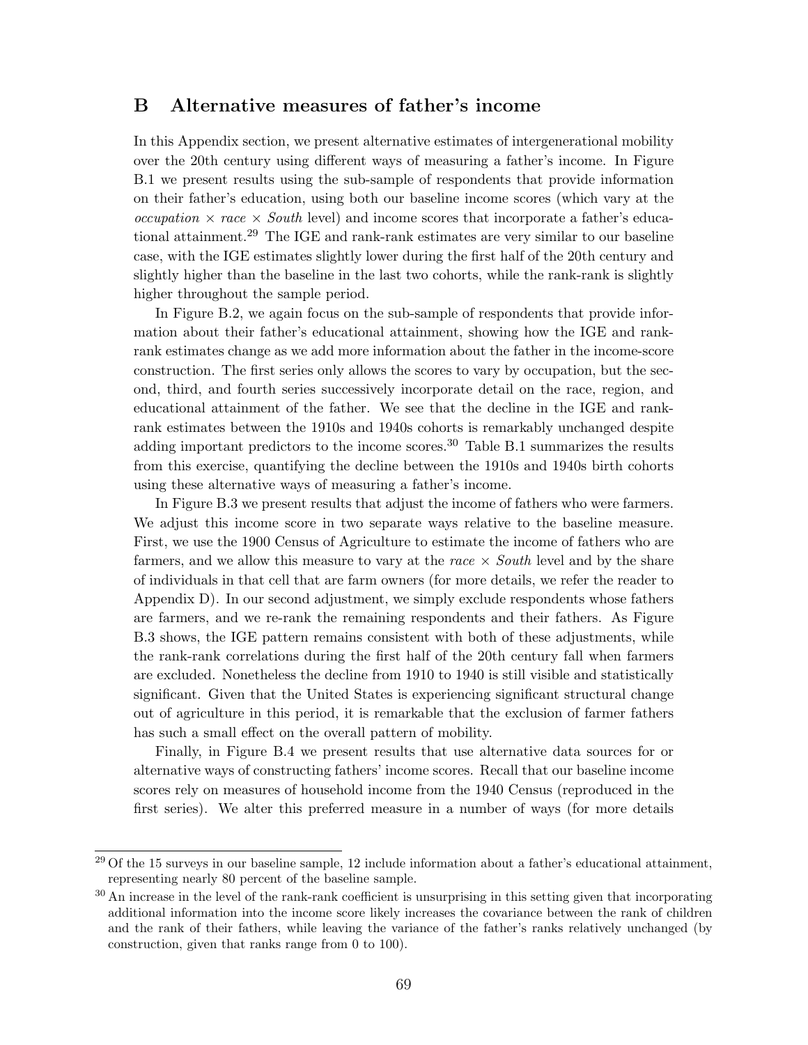# B Alternative measures of father's income

In this Appendix section, we present alternative estimates of intergenerational mobility over the 20th century using different ways of measuring a father's income. In Figure B.1 we present results using the sub-sample of respondents that provide information on their father's education, using both our baseline income scores (which vary at the *occupation* × *race* × *South* level) and income scores that incorporate a father's educational attainment.[29] The IGE and rank-rank estimates are very similar to our baseline case, with the IGE estimates slightly lower during the first half of the 20th century and slightly higher than the baseline in the last two cohorts, while the rank-rank is slightly higher throughout the sample period.

In Figure B.2, we again focus on the sub-sample of respondents that provide information about their father's educational attainment, showing how the IGE and rank-rank estimates change as we add more information about the father in the income-score construction. The first series only allows the scores to vary by occupation, but the second, third, and fourth series successively incorporate detail on the race, region, and educational attainment of the father. We see that the decline in the IGE and rank-rank estimates between the 1910s and 1940s cohorts is remarkably unchanged despite adding important predictors to the income scores.[30] Table B.1 summarizes the results from this exercise, quantifying the decline between the 1910s and 1940s birth cohorts using these alternative ways of measuring a father's income.

In Figure B.3 we present results that adjust the income of fathers who were farmers. We adjust this income score in two separate ways relative to the baseline measure. First, we use the 1900 Census of Agriculture to estimate the income of fathers who are farmers, and we allow this measure to vary at the *race* × *South* level and by the share of individuals in that cell that are farm owners (for more details, we refer the reader to Appendix D). In our second adjustment, we simply exclude respondents whose fathers are farmers, and we re-rank the remaining respondents and their fathers. As Figure B.3 shows, the IGE pattern remains consistent with both of these adjustments, while the rank-rank correlations during the first half of the 20th century fall when farmers are excluded. Nonetheless the decline from 1910 to 1940 is still visible and statistically significant. Given that the United States is experiencing significant structural change out of agriculture in this period, it is remarkable that the exclusion of farmer fathers has such a small effect on the overall pattern of mobility.

Finally, in Figure B.4 we present results that use alternative data sources for or alternative ways of constructing fathers' income scores. Recall that our baseline income scores rely on measures of household income from the 1940 Census (reproduced in the first series). We alter this preferred measure in a number of ways (for more details

[29] Of the 15 surveys in our baseline sample, 12 include information about a father's educational attainment, representing nearly 80 percent of the baseline sample.

[30] An increase in the level of the rank-rank coefficient is unsurprising in this setting given that incorporating additional information into the income score likely increases the covariance between the rank of children and the rank of their fathers, while leaving the variance of the father's ranks relatively unchanged (by construction, given that ranks range from 0 to 100).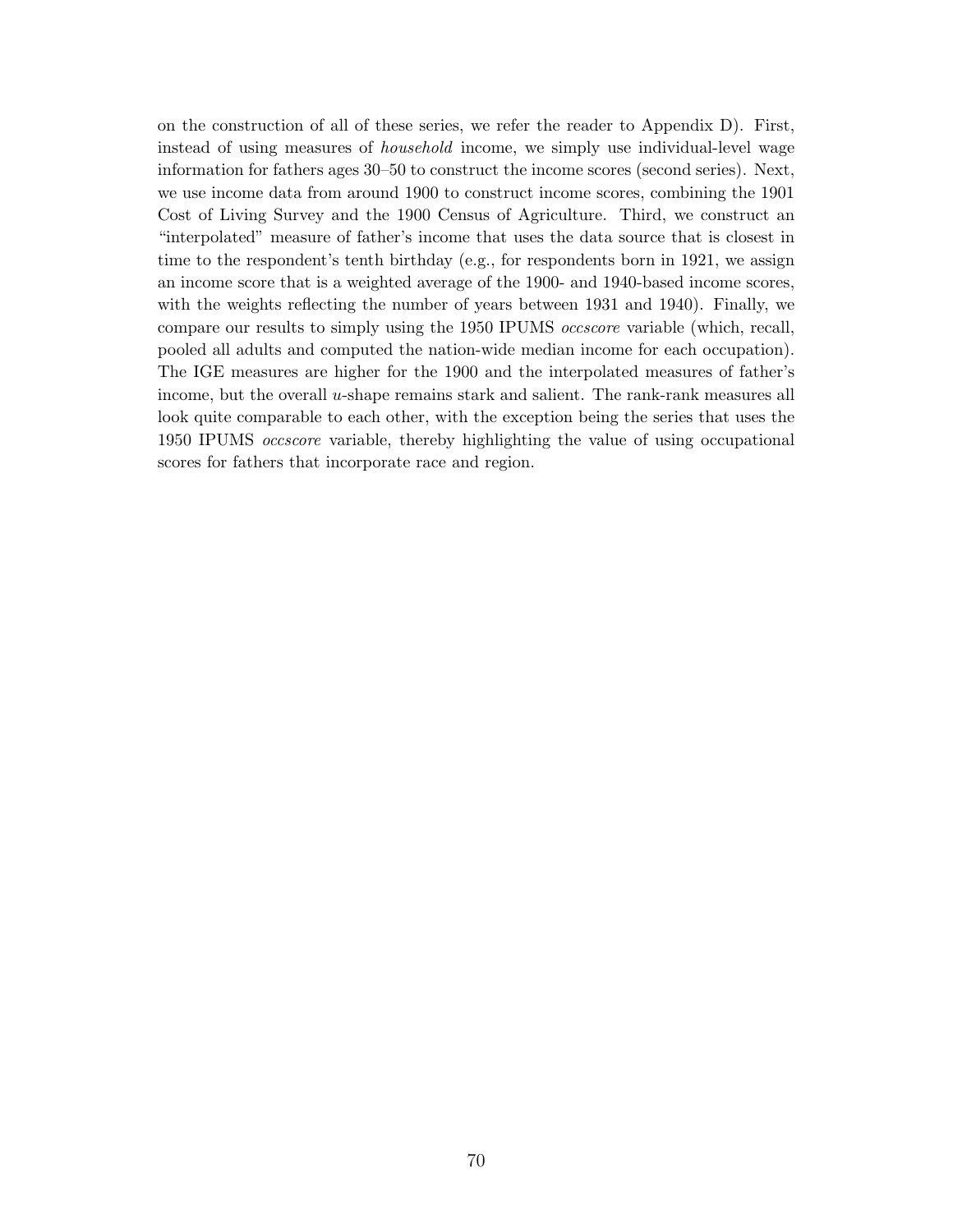on the construction of all of these series, we refer the reader to Appendix D). First, instead of using measures of *household* income, we simply use individual-level wage information for fathers ages 30–50 to construct the income scores (second series). Next, we use income data from around 1900 to construct income scores, combining the 1901 Cost of Living Survey and the 1900 Census of Agriculture. Third, we construct an "interpolated" measure of father's income that uses the data source that is closest in time to the respondent's tenth birthday (e.g., for respondents born in 1921, we assign an income score that is a weighted average of the 1900- and 1940-based income scores, with the weights reflecting the number of years between 1931 and 1940). Finally, we compare our results to simply using the 1950 IPUMS *occscore* variable (which, recall, pooled all adults and computed the nation-wide median income for each occupation). The IGE measures are higher for the 1900 and the interpolated measures of father's income, but the overall *u*-shape remains stark and salient. The rank-rank measures all look quite comparable to each other, with the exception being the series that uses the 1950 IPUMS *occscore* variable, thereby highlighting the value of using occupational scores for fathers that incorporate race and region.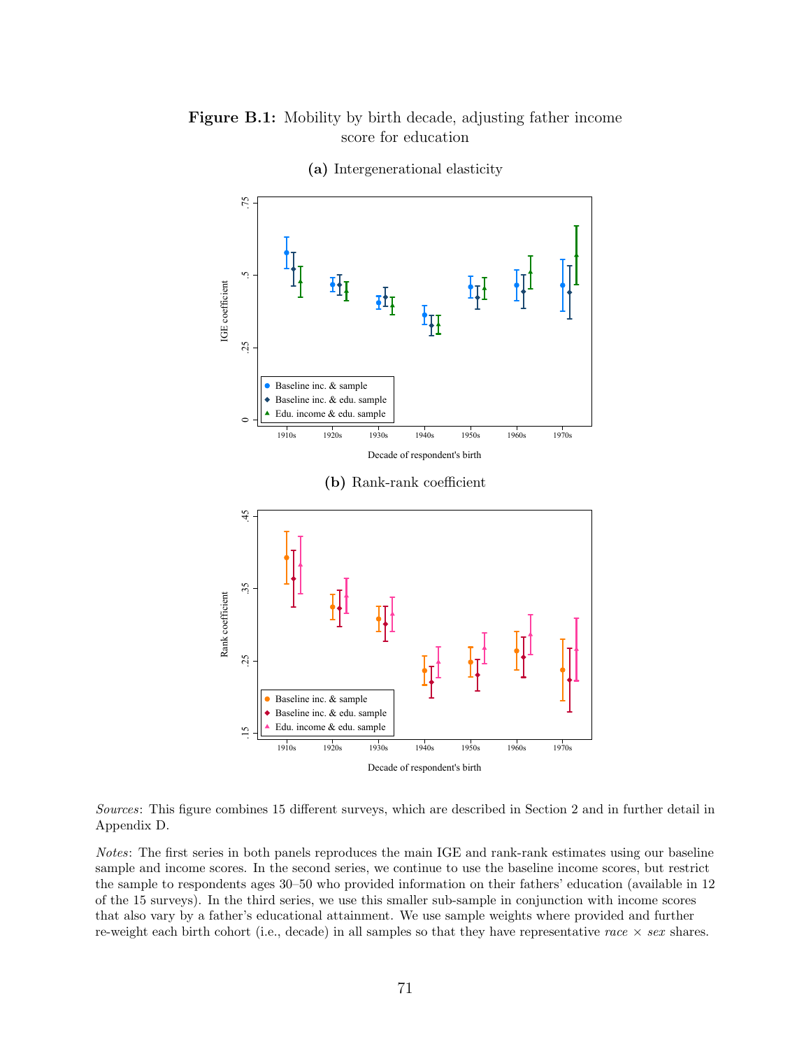**Figure B.1:** Mobility by birth decade, adjusting father income score for education

**(a)** Intergenerational elasticity

IGE coefficient

0
.25
.5
.75

1910s
1920s
1930s
1940s
1950s
1960s
1970s

Decade of respondent's birth

Baseline inc. & sample
Baseline inc. & edu. sample
Edu. income & edu. sample

**(b)** Rank-rank coefficient

Rank coefficient

.15
.25
.35
.45

1910s
1920s
1930s
1940s
1950s
1960s
1970s

Decade of respondent's birth

Baseline inc. & sample
Baseline inc. & edu. sample
Edu. income & edu. sample

*Sources*: This figure combines 15 different surveys, which are described in Section 2 and in further detail in Appendix D.

*Notes*: The first series in both panels reproduces the main IGE and rank-rank estimates using our baseline sample and income scores. In the second series, we continue to use the baseline income scores, but restrict the sample to respondents ages 30–50 who provided information on their fathers' education (available in 12 of the 15 surveys). In the third series, we use this smaller sub-sample in conjunction with income scores that also vary by a father's educational attainment. We use sample weights where provided and further re-weight each birth cohort (i.e., decade) in all samples so that they have representative *race* × *sex* shares.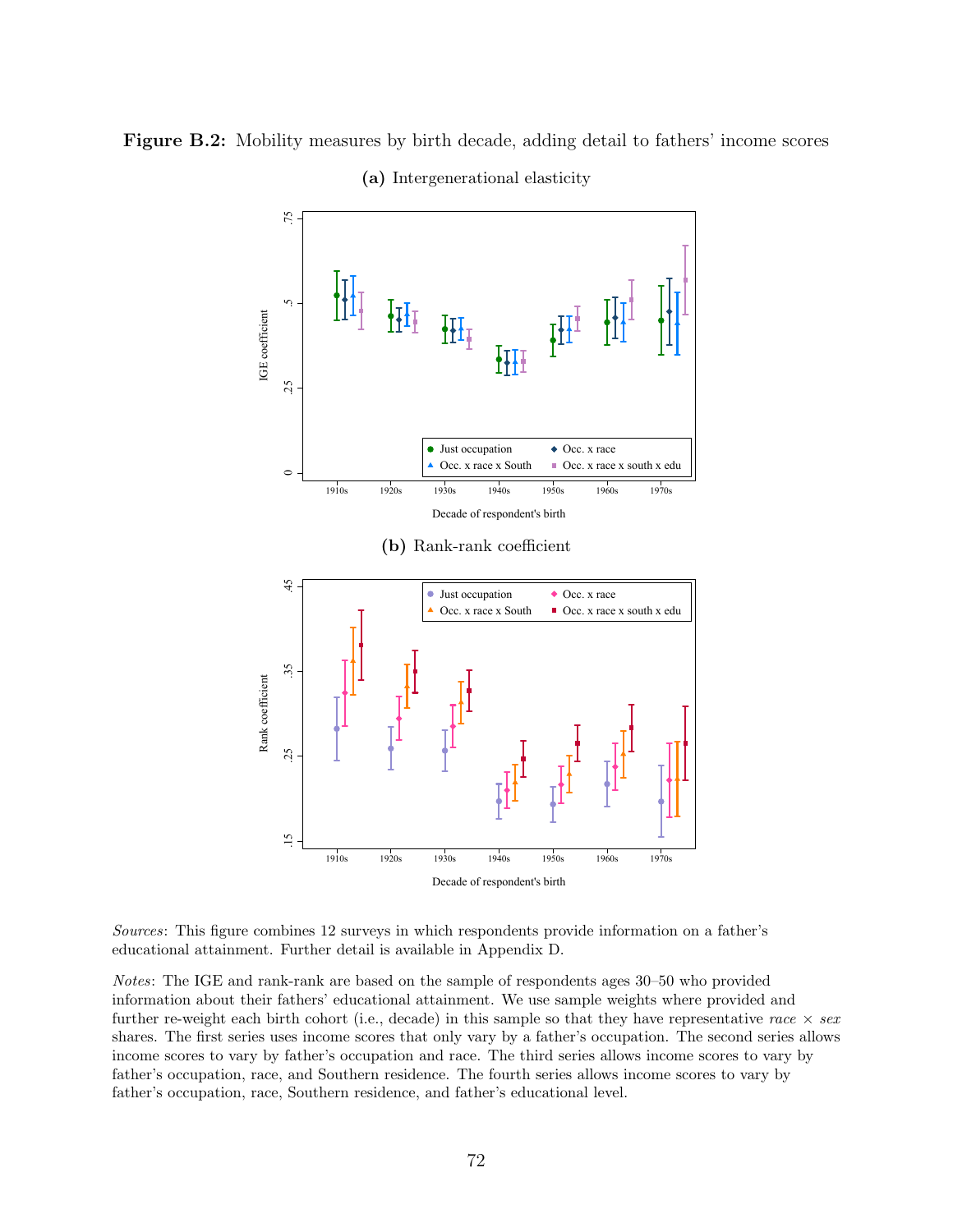**Figure B.2:** Mobility measures by birth decade, adding detail to fathers' income scores

**(a)** Intergenerational elasticity

IGE coefficient

0

.25

.5

.75

1910s 1920s 1930s 1940s 1950s 1960s 1970s

Decade of respondent's birth

Just occupation
Occ. x race
Occ. x race x South
Occ. x race x south x edu

**(b)** Rank-rank coefficient

Rank coefficient

.15

.25

.35

.45

1910s 1920s 1930s 1940s 1950s 1960s 1970s

Decade of respondent's birth

Just occupation
Occ. x race
Occ. x race x South
Occ. x race x south x edu

*Sources*: This figure combines 12 surveys in which respondents provide information on a father's educational attainment. Further detail is available in Appendix D.

*Notes*: The IGE and rank-rank are based on the sample of respondents ages 30–50 who provided information about their fathers' educational attainment. We use sample weights where provided and further re-weight each birth cohort (i.e., decade) in this sample so that they have representative *race* × *sex* shares. The first series uses income scores that only vary by a father's occupation. The second series allows income scores to vary by father's occupation and race. The third series allows income scores to vary by father's occupation, race, and Southern residence. The fourth series allows income scores to vary by father's occupation, race, Southern residence, and father's educational level.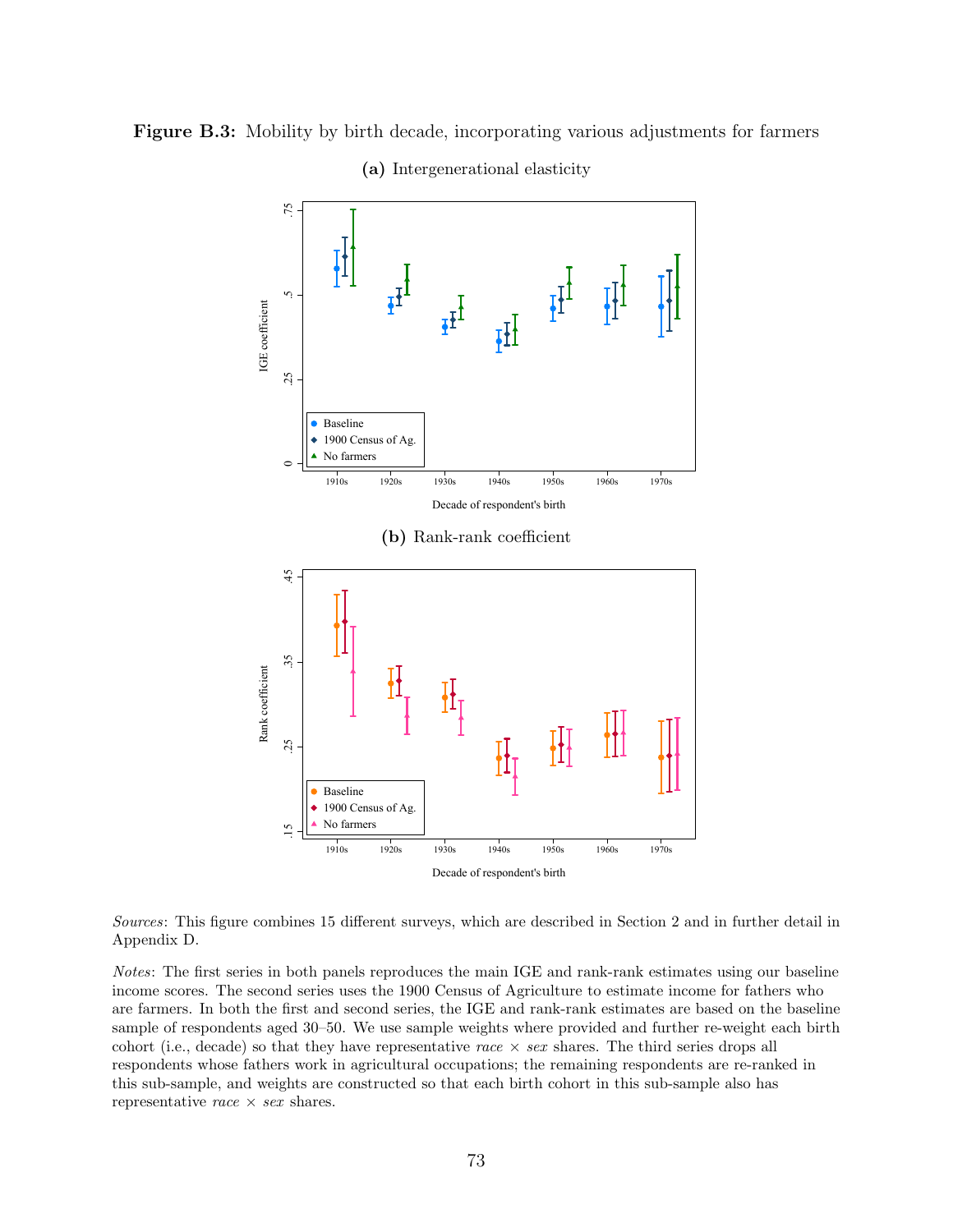**Figure B.3:** Mobility by birth decade, incorporating various adjustments for farmers

**(a)** Intergenerational elasticity

IGE coefficient

0
.25
.5
.75

Baseline
1900 Census of Ag.
No farmers

1910s 1920s 1930s 1940s 1950s 1960s 1970s

Decade of respondent's birth

**(b)** Rank-rank coefficient

Rank coefficient

.15
.25
.35
.45

Baseline
1900 Census of Ag.
No farmers

1910s 1920s 1930s 1940s 1950s 1960s 1970s

Decade of respondent's birth

*Sources*: This figure combines 15 different surveys, which are described in Section 2 and in further detail in Appendix D.

*Notes*: The first series in both panels reproduces the main IGE and rank-rank estimates using our baseline income scores. The second series uses the 1900 Census of Agriculture to estimate income for fathers who are farmers. In both the first and second series, the IGE and rank-rank estimates are based on the baseline sample of respondents aged 30–50. We use sample weights where provided and further re-weight each birth cohort (i.e., decade) so that they have representative *race* × *sex* shares. The third series drops all respondents whose fathers work in agricultural occupations; the remaining respondents are re-ranked in this sub-sample, and weights are constructed so that each birth cohort in this sub-sample also has representative *race* × *sex* shares.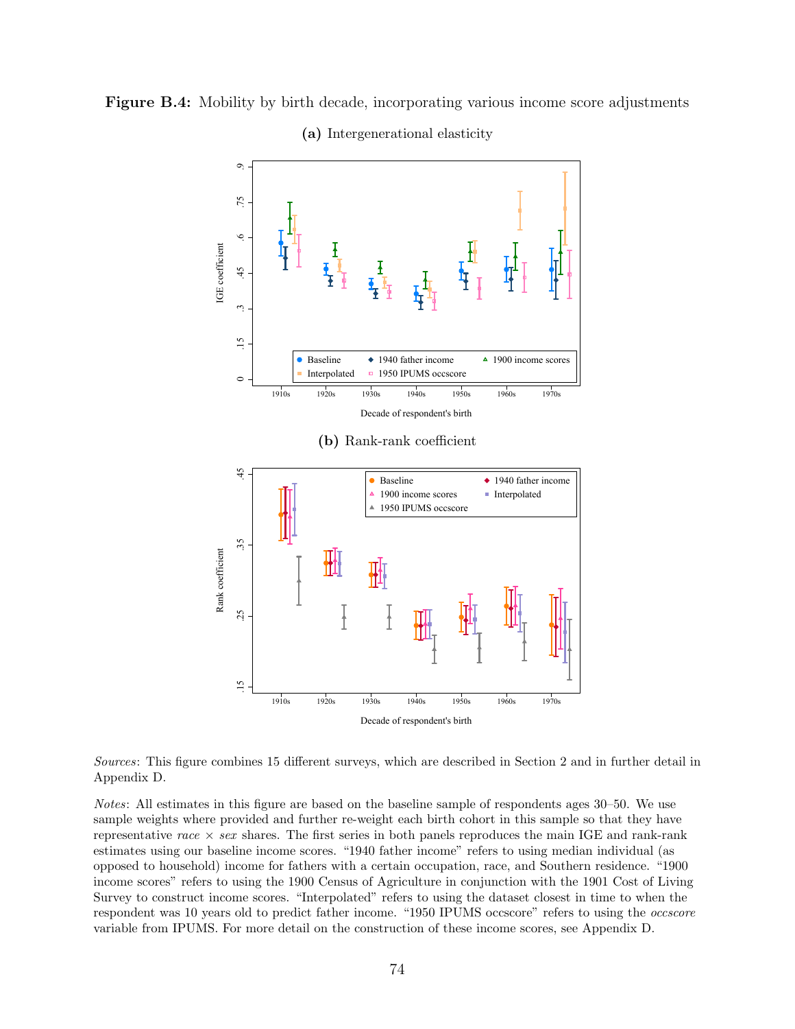**Figure B.4:** Mobility by birth decade, incorporating various income score adjustments

**(a)** Intergenerational elasticity

**(b)** Rank-rank coefficient

*Sources*: This figure combines 15 different surveys, which are described in Section 2 and in further detail in Appendix D.

*Notes*: All estimates in this figure are based on the baseline sample of respondents ages 30–50. We use sample weights where provided and further re-weight each birth cohort in this sample so that they have representative *race* × *sex* shares. The first series in both panels reproduces the main IGE and rank-rank estimates using our baseline income scores. "1940 father income" refers to using median individual (as opposed to household) income for fathers with a certain occupation, race, and Southern residence. "1900 income scores" refers to using the 1900 Census of Agriculture in conjunction with the 1901 Cost of Living Survey to construct income scores. "Interpolated" refers to using the dataset closest in time to when the respondent was 10 years old to predict father income. "1950 IPUMS occscore" refers to using the *occscore* variable from IPUMS. For more detail on the construction of these income scores, see Appendix D.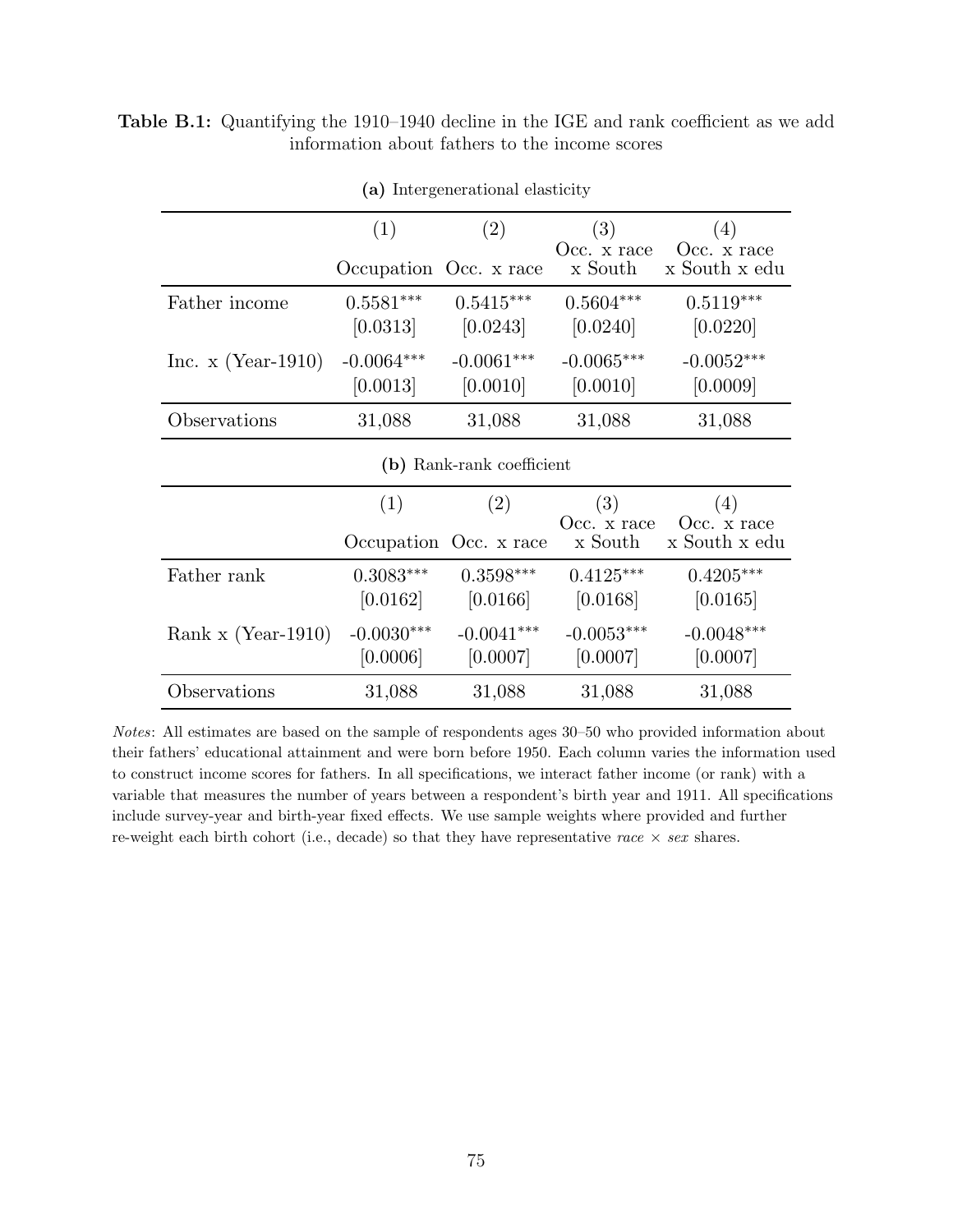**Table B.1:** Quantifying the 1910–1940 decline in the IGE and rank coefficient as we add information about fathers to the income scores

**(a)** Intergenerational elasticity

| | (1) Occupation | (2) Occ. x race | (3) Occ. x race x South | (4) Occ. x race x South x edu |
|---|---|---|---|---|
| Father income | 0.5581*** | 0.5415*** | 0.5604*** | 0.5119*** |
| | [0.0313] | [0.0243] | [0.0240] | [0.0220] |
| Inc. x (Year-1910) | -0.0064*** | -0.0061*** | -0.0065*** | -0.0052*** |
| | [0.0013] | [0.0010] | [0.0010] | [0.0009] |
| Observations | 31,088 | 31,088 | 31,088 | 31,088 |

**(b)** Rank-rank coefficient

| | (1) Occupation | (2) Occ. x race | (3) Occ. x race x South | (4) Occ. x race x South x edu |
|---|---|---|---|---|
| Father rank | 0.3083*** | 0.3598*** | 0.4125*** | 0.4205*** |
| | [0.0162] | [0.0166] | [0.0168] | [0.0165] |
| Rank x (Year-1910) | -0.0030*** | -0.0041*** | -0.0053*** | -0.0048*** |
| | [0.0006] | [0.0007] | [0.0007] | [0.0007] |
| Observations | 31,088 | 31,088 | 31,088 | 31,088 |

*Notes*: All estimates are based on the sample of respondents ages 30–50 who provided information about their fathers' educational attainment and were born before 1950. Each column varies the information used to construct income scores for fathers. In all specifications, we interact father income (or rank) with a variable that measures the number of years between a respondent's birth year and 1911. All specifications include survey-year and birth-year fixed effects. We use sample weights where provided and further re-weight each birth cohort (i.e., decade) so that they have representative *race* $\times$ *sex* shares.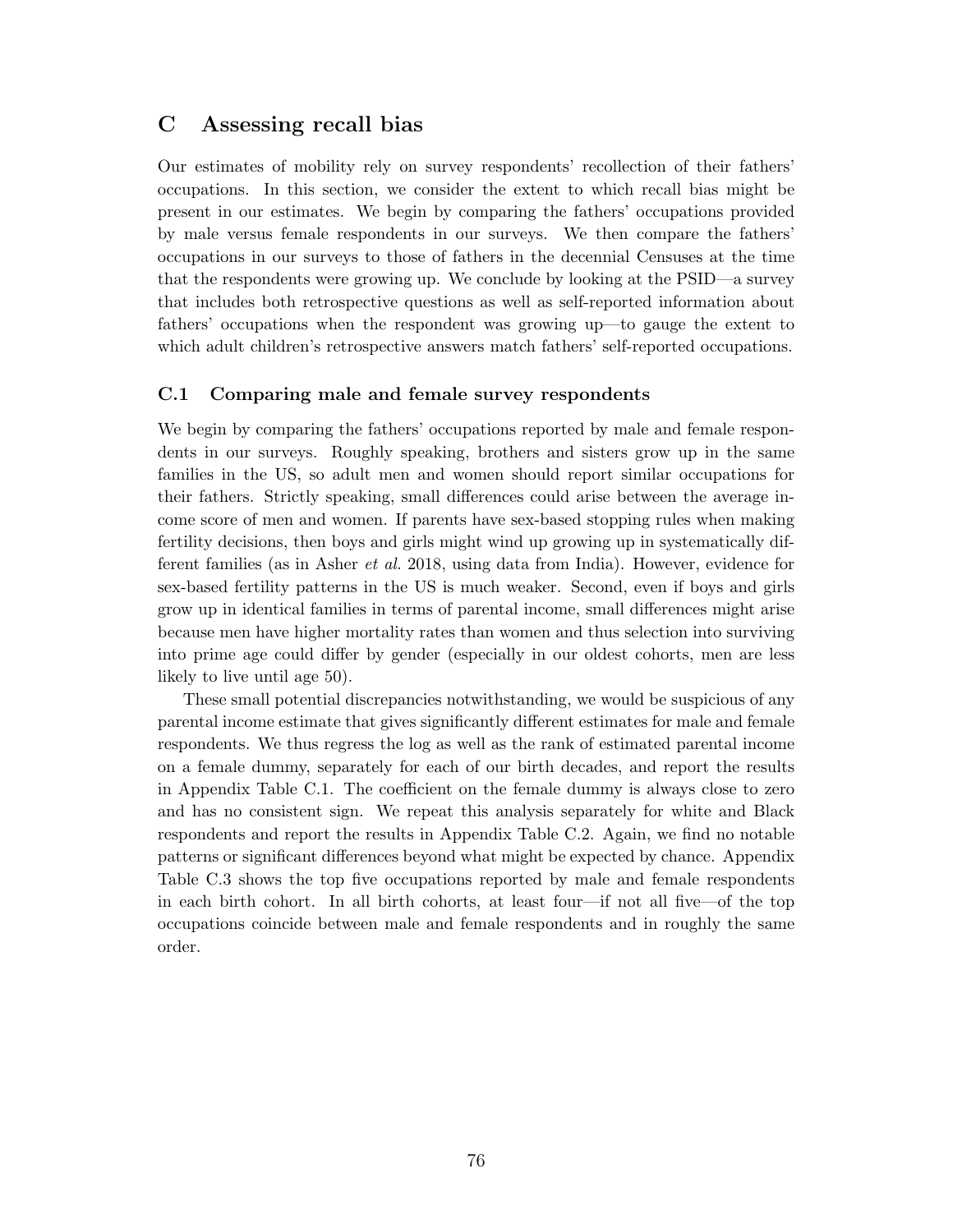# C Assessing recall bias

Our estimates of mobility rely on survey respondents' recollection of their fathers' occupations. In this section, we consider the extent to which recall bias might be present in our estimates. We begin by comparing the fathers' occupations provided by male versus female respondents in our surveys. We then compare the fathers' occupations in our surveys to those of fathers in the decennial Censuses at the time that the respondents were growing up. We conclude by looking at the PSID—a survey that includes both retrospective questions as well as self-reported information about fathers' occupations when the respondent was growing up—to gauge the extent to which adult children's retrospective answers match fathers' self-reported occupations.

## C.1 Comparing male and female survey respondents

We begin by comparing the fathers' occupations reported by male and female respondents in our surveys. Roughly speaking, brothers and sisters grow up in the same families in the US, so adult men and women should report similar occupations for their fathers. Strictly speaking, small differences could arise between the average income score of men and women. If parents have sex-based stopping rules when making fertility decisions, then boys and girls might wind up growing up in systematically different families (as in Asher *et al.* 2018, using data from India). However, evidence for sex-based fertility patterns in the US is much weaker. Second, even if boys and girls grow up in identical families in terms of parental income, small differences might arise because men have higher mortality rates than women and thus selection into surviving into prime age could differ by gender (especially in our oldest cohorts, men are less likely to live until age 50).

These small potential discrepancies notwithstanding, we would be suspicious of any parental income estimate that gives significantly different estimates for male and female respondents. We thus regress the log as well as the rank of estimated parental income on a female dummy, separately for each of our birth decades, and report the results in Appendix Table C.1. The coefficient on the female dummy is always close to zero and has no consistent sign. We repeat this analysis separately for white and Black respondents and report the results in Appendix Table C.2. Again, we find no notable patterns or significant differences beyond what might be expected by chance. Appendix Table C.3 shows the top five occupations reported by male and female respondents in each birth cohort. In all birth cohorts, at least four—if not all five—of the top occupations coincide between male and female respondents and in roughly the same order.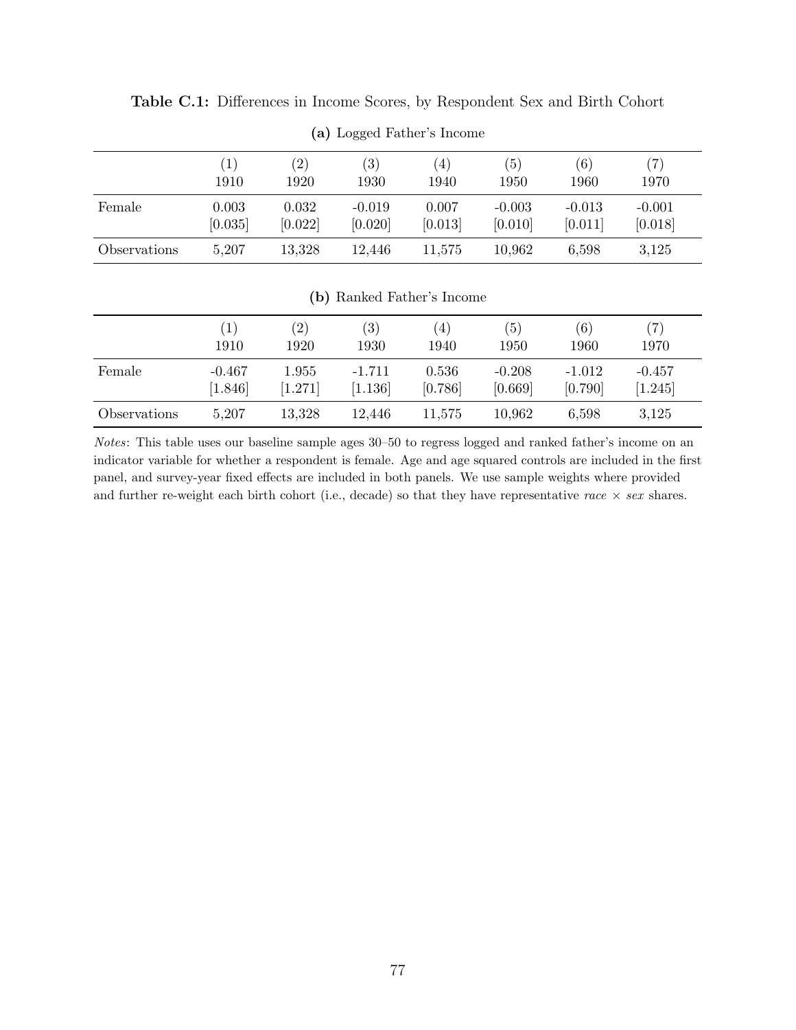**Table C.1:** Differences in Income Scores, by Respondent Sex and Birth Cohort

**(a)** Logged Father's Income

| | (1)<br>1910 | (2)<br>1920 | (3)<br>1930 | (4)<br>1940 | (5)<br>1950 | (6)<br>1960 | (7)<br>1970 |
|---|---|---|---|---|---|---|---|
| Female | 0.003<br>[0.035] | 0.032<br>[0.022] | -0.019<br>[0.020] | 0.007<br>[0.013] | -0.003<br>[0.010] | -0.013<br>[0.011] | -0.001<br>[0.018] |
| Observations | 5,207 | 13,328 | 12,446 | 11,575 | 10,962 | 6,598 | 3,125 |

**(b)** Ranked Father's Income

| | (1)<br>1910 | (2)<br>1920 | (3)<br>1930 | (4)<br>1940 | (5)<br>1950 | (6)<br>1960 | (7)<br>1970 |
|---|---|---|---|---|---|---|---|
| Female | -0.467<br>[1.846] | 1.955<br>[1.271] | -1.711<br>[1.136] | 0.536<br>[0.786] | -0.208<br>[0.669] | -1.012<br>[0.790] | -0.457<br>[1.245] |
| Observations | 5,207 | 13,328 | 12,446 | 11,575 | 10,962 | 6,598 | 3,125 |

*Notes*: This table uses our baseline sample ages 30–50 to regress logged and ranked father's income on an indicator variable for whether a respondent is female. Age and age squared controls are included in the first panel, and survey-year fixed effects are included in both panels. We use sample weights where provided and further re-weight each birth cohort (i.e., decade) so that they have representative *race* × *sex* shares.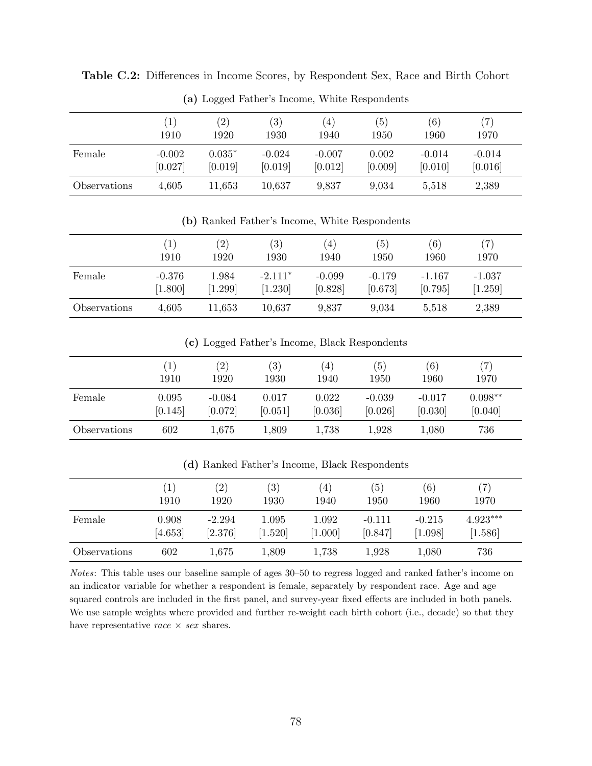**Table C.2:** Differences in Income Scores, by Respondent Sex, Race and Birth Cohort

**(a)** Logged Father's Income, White Respondents

| | (1)<br>1910 | (2)<br>1920 | (3)<br>1930 | (4)<br>1940 | (5)<br>1950 | (6)<br>1960 | (7)<br>1970 |
|---|---|---|---|---|---|---|---|
| Female | -0.002<br>[0.027] | 0.035*<br>[0.019] | -0.024<br>[0.019] | -0.007<br>[0.012] | 0.002<br>[0.009] | -0.014<br>[0.010] | -0.014<br>[0.016] |
| Observations | 4,605 | 11,653 | 10,637 | 9,837 | 9,034 | 5,518 | 2,389 |

**(b)** Ranked Father's Income, White Respondents

| | (1)<br>1910 | (2)<br>1920 | (3)<br>1930 | (4)<br>1940 | (5)<br>1950 | (6)<br>1960 | (7)<br>1970 |
|---|---|---|---|---|---|---|---|
| Female | -0.376<br>[1.800] | 1.984<br>[1.299] | -2.111*<br>[1.230] | -0.099<br>[0.828] | -0.179<br>[0.673] | -1.167<br>[0.795] | -1.037<br>[1.259] |
| Observations | 4,605 | 11,653 | 10,637 | 9,837 | 9,034 | 5,518 | 2,389 |

**(c)** Logged Father's Income, Black Respondents

| | (1)<br>1910 | (2)<br>1920 | (3)<br>1930 | (4)<br>1940 | (5)<br>1950 | (6)<br>1960 | (7)<br>1970 |
|---|---|---|---|---|---|---|---|
| Female | 0.095<br>[0.145] | -0.084<br>[0.072] | 0.017<br>[0.051] | 0.022<br>[0.036] | -0.039<br>[0.026] | -0.017<br>[0.030] | 0.098**<br>[0.040] |
| Observations | 602 | 1,675 | 1,809 | 1,738 | 1,928 | 1,080 | 736 |

**(d)** Ranked Father's Income, Black Respondents

| | (1)<br>1910 | (2)<br>1920 | (3)<br>1930 | (4)<br>1940 | (5)<br>1950 | (6)<br>1960 | (7)<br>1970 |
|---|---|---|---|---|---|---|---|
| Female | 0.908<br>[4.653] | -2.294<br>[2.376] | 1.095<br>[1.520] | 1.092<br>[1.000] | -0.111<br>[0.847] | -0.215<br>[1.098] | 4.923***<br>[1.586] |
| Observations | 602 | 1,675 | 1,809 | 1,738 | 1,928 | 1,080 | 736 |

*Notes*: This table uses our baseline sample of ages 30–50 to regress logged and ranked father's income on an indicator variable for whether a respondent is female, separately by respondent race. Age and age squared controls are included in the first panel, and survey-year fixed effects are included in both panels. We use sample weights where provided and further re-weight each birth cohort (i.e., decade) so that they have representative *race* × *sex* shares.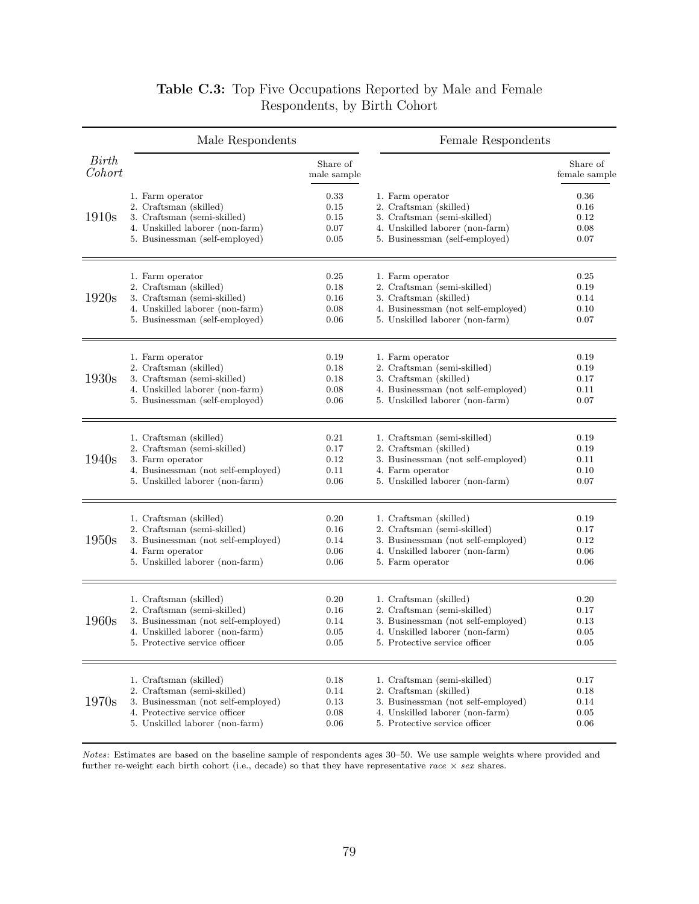**Table C.3:** Top Five Occupations Reported by Male and Female Respondents, by Birth Cohort

| *Birth Cohort* | Male Respondents | Share of male sample | Female Respondents | Share of female sample |
|---|---|---|---|---|
| 1910s | 1. Farm operator | 0.33 | 1. Farm operator | 0.36 |
| | 2. Craftsman (skilled) | 0.15 | 2. Craftsman (skilled) | 0.16 |
| | 3. Craftsman (semi-skilled) | 0.15 | 3. Craftsman (semi-skilled) | 0.12 |
| | 4. Unskilled laborer (non-farm) | 0.07 | 4. Unskilled laborer (non-farm) | 0.08 |
| | 5. Businessman (self-employed) | 0.05 | 5. Businessman (self-employed) | 0.07 |
| 1920s | 1. Farm operator | 0.25 | 1. Farm operator | 0.25 |
| | 2. Craftsman (skilled) | 0.18 | 2. Craftsman (semi-skilled) | 0.19 |
| | 3. Craftsman (semi-skilled) | 0.16 | 3. Craftsman (skilled) | 0.14 |
| | 4. Unskilled laborer (non-farm) | 0.08 | 4. Businessman (not self-employed) | 0.10 |
| | 5. Businessman (self-employed) | 0.06 | 5. Unskilled laborer (non-farm) | 0.07 |
| 1930s | 1. Farm operator | 0.19 | 1. Farm operator | 0.19 |
| | 2. Craftsman (skilled) | 0.18 | 2. Craftsman (semi-skilled) | 0.19 |
| | 3. Craftsman (semi-skilled) | 0.18 | 3. Craftsman (skilled) | 0.17 |
| | 4. Unskilled laborer (non-farm) | 0.08 | 4. Businessman (not self-employed) | 0.11 |
| | 5. Businessman (self-employed) | 0.06 | 5. Unskilled laborer (non-farm) | 0.07 |
| 1940s | 1. Craftsman (skilled) | 0.21 | 1. Craftsman (semi-skilled) | 0.19 |
| | 2. Craftsman (semi-skilled) | 0.17 | 2. Craftsman (skilled) | 0.19 |
| | 3. Farm operator | 0.12 | 3. Businessman (not self-employed) | 0.11 |
| | 4. Businessman (not self-employed) | 0.11 | 4. Farm operator | 0.10 |
| | 5. Unskilled laborer (non-farm) | 0.06 | 5. Unskilled laborer (non-farm) | 0.07 |
| 1950s | 1. Craftsman (skilled) | 0.20 | 1. Craftsman (skilled) | 0.19 |
| | 2. Craftsman (semi-skilled) | 0.16 | 2. Craftsman (semi-skilled) | 0.17 |
| | 3. Businessman (not self-employed) | 0.14 | 3. Businessman (not self-employed) | 0.12 |
| | 4. Farm operator | 0.06 | 4. Unskilled laborer (non-farm) | 0.06 |
| | 5. Unskilled laborer (non-farm) | 0.06 | 5. Farm operator | 0.06 |
| 1960s | 1. Craftsman (skilled) | 0.20 | 1. Craftsman (skilled) | 0.20 |
| | 2. Craftsman (semi-skilled) | 0.16 | 2. Craftsman (semi-skilled) | 0.17 |
| | 3. Businessman (not self-employed) | 0.14 | 3. Businessman (not self-employed) | 0.13 |
| | 4. Unskilled laborer (non-farm) | 0.05 | 4. Unskilled laborer (non-farm) | 0.05 |
| | 5. Protective service officer | 0.05 | 5. Protective service officer | 0.05 |
| 1970s | 1. Craftsman (skilled) | 0.18 | 1. Craftsman (semi-skilled) | 0.17 |
| | 2. Craftsman (semi-skilled) | 0.14 | 2. Craftsman (skilled) | 0.18 |
| | 3. Businessman (not self-employed) | 0.13 | 3. Businessman (not self-employed) | 0.14 |
| | 4. Protective service officer | 0.08 | 4. Unskilled laborer (non-farm) | 0.05 |
| | 5. Unskilled laborer (non-farm) | 0.06 | 5. Protective service officer | 0.06 |

*Notes*: Estimates are based on the baseline sample of respondents ages 30–50. We use sample weights where provided and further re-weight each birth cohort (i.e., decade) so that they have representative *race* × *sex* shares.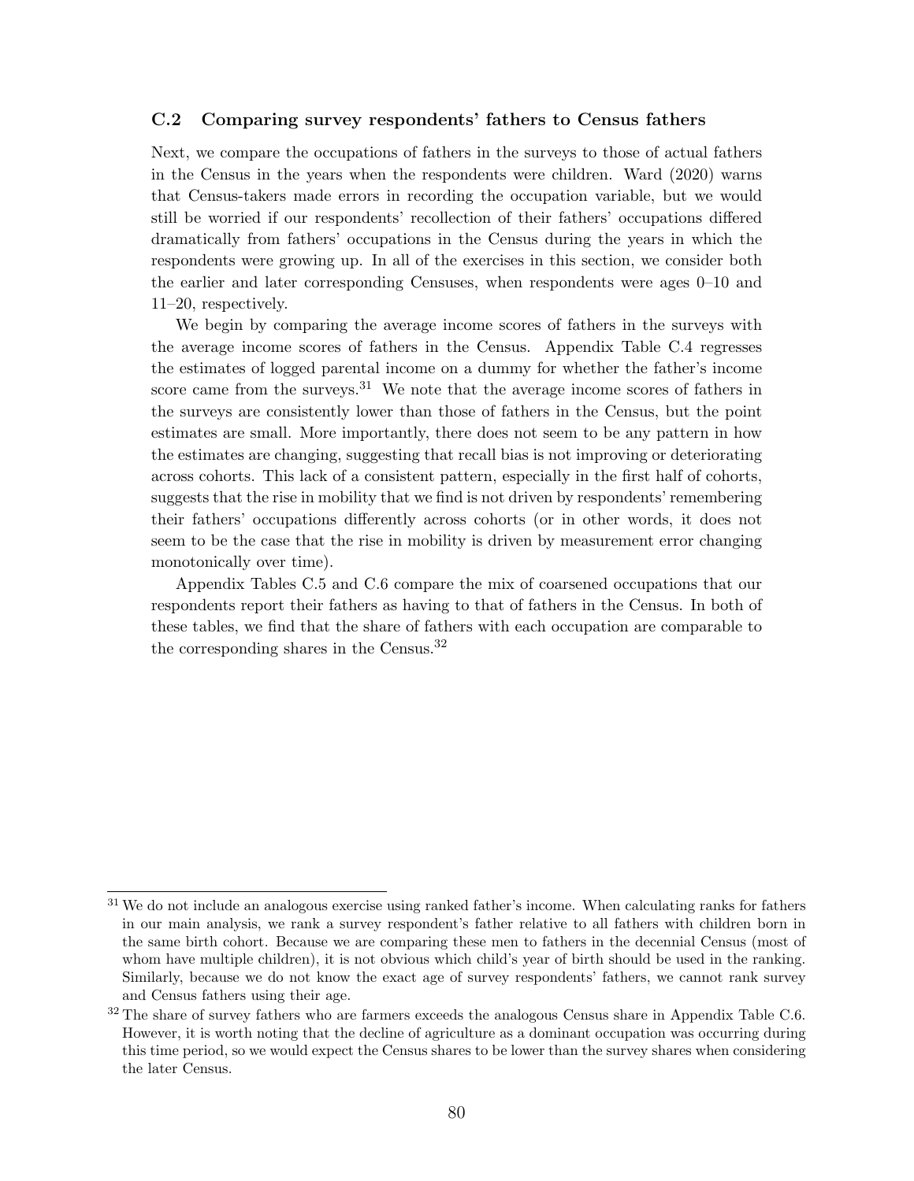### C.2 Comparing survey respondents' fathers to Census fathers

Next, we compare the occupations of fathers in the surveys to those of actual fathers in the Census in the years when the respondents were children. Ward (2020) warns that Census-takers made errors in recording the occupation variable, but we would still be worried if our respondents' recollection of their fathers' occupations differed dramatically from fathers' occupations in the Census during the years in which the respondents were growing up. In all of the exercises in this section, we consider both the earlier and later corresponding Censuses, when respondents were ages 0–10 and 11–20, respectively.

We begin by comparing the average income scores of fathers in the surveys with the average income scores of fathers in the Census. Appendix Table C.4 regresses the estimates of logged parental income on a dummy for whether the father's income score came from the surveys.[31] We note that the average income scores of fathers in the surveys are consistently lower than those of fathers in the Census, but the point estimates are small. More importantly, there does not seem to be any pattern in how the estimates are changing, suggesting that recall bias is not improving or deteriorating across cohorts. This lack of a consistent pattern, especially in the first half of cohorts, suggests that the rise in mobility that we find is not driven by respondents' remembering their fathers' occupations differently across cohorts (or in other words, it does not seem to be the case that the rise in mobility is driven by measurement error changing monotonically over time).

Appendix Tables C.5 and C.6 compare the mix of coarsened occupations that our respondents report their fathers as having to that of fathers in the Census. In both of these tables, we find that the share of fathers with each occupation are comparable to the corresponding shares in the Census.[32]

[31] We do not include an analogous exercise using ranked father's income. When calculating ranks for fathers in our main analysis, we rank a survey respondent's father relative to all fathers with children born in the same birth cohort. Because we are comparing these men to fathers in the decennial Census (most of whom have multiple children), it is not obvious which child's year of birth should be used in the ranking. Similarly, because we do not know the exact age of survey respondents' fathers, we cannot rank survey and Census fathers using their age.

[32] The share of survey fathers who are farmers exceeds the analogous Census share in Appendix Table C.6. However, it is worth noting that the decline of agriculture as a dominant occupation was occurring during this time period, so we would expect the Census shares to be lower than the survey shares when considering the later Census.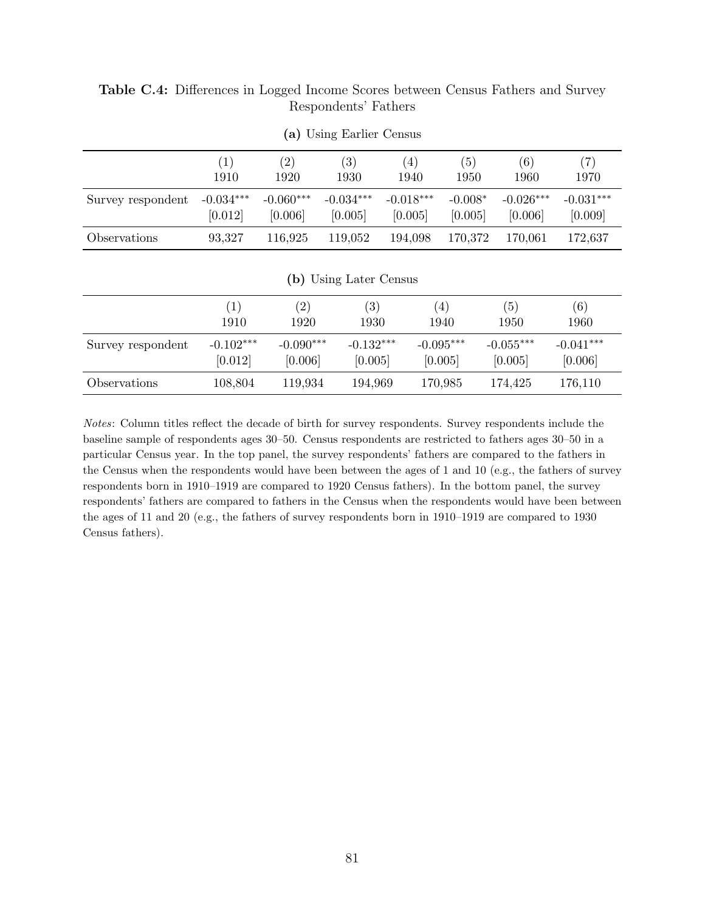**Table C.4:** Differences in Logged Income Scores between Census Fathers and Survey Respondents' Fathers

**(a)** Using Earlier Census

| | (1)<br>1910 | (2)<br>1920 | (3)<br>1930 | (4)<br>1940 | (5)<br>1950 | (6)<br>1960 | (7)<br>1970 |
|---|---|---|---|---|---|---|---|
| Survey respondent | -0.034$^{***}$<br>[0.012] | -0.060$^{***}$<br>[0.006] | -0.034$^{***}$<br>[0.005] | -0.018$^{***}$<br>[0.005] | -0.008$^{*}$<br>[0.005] | -0.026$^{***}$<br>[0.006] | -0.031$^{***}$<br>[0.009] |
| Observations | 93,327 | 116,925 | 119,052 | 194,098 | 170,372 | 170,061 | 172,637 |

**(b)** Using Later Census

| | (1)<br>1910 | (2)<br>1920 | (3)<br>1930 | (4)<br>1940 | (5)<br>1950 | (6)<br>1960 |
|---|---|---|---|---|---|---|
| Survey respondent | -0.102$^{***}$<br>[0.012] | -0.090$^{***}$<br>[0.006] | -0.132$^{***}$<br>[0.005] | -0.095$^{***}$<br>[0.005] | -0.055$^{***}$<br>[0.005] | -0.041$^{***}$<br>[0.006] |
| Observations | 108,804 | 119,934 | 194,969 | 170,985 | 174,425 | 176,110 |

*Notes*: Column titles reflect the decade of birth for survey respondents. Survey respondents include the baseline sample of respondents ages 30–50. Census respondents are restricted to fathers ages 30–50 in a particular Census year. In the top panel, the survey respondents' fathers are compared to the fathers in the Census when the respondents would have been between the ages of 1 and 10 (e.g., the fathers of survey respondents born in 1910–1919 are compared to 1920 Census fathers). In the bottom panel, the survey respondents' fathers are compared to fathers in the Census when the respondents would have been between the ages of 11 and 20 (e.g., the fathers of survey respondents born in 1910–1919 are compared to 1930 Census fathers).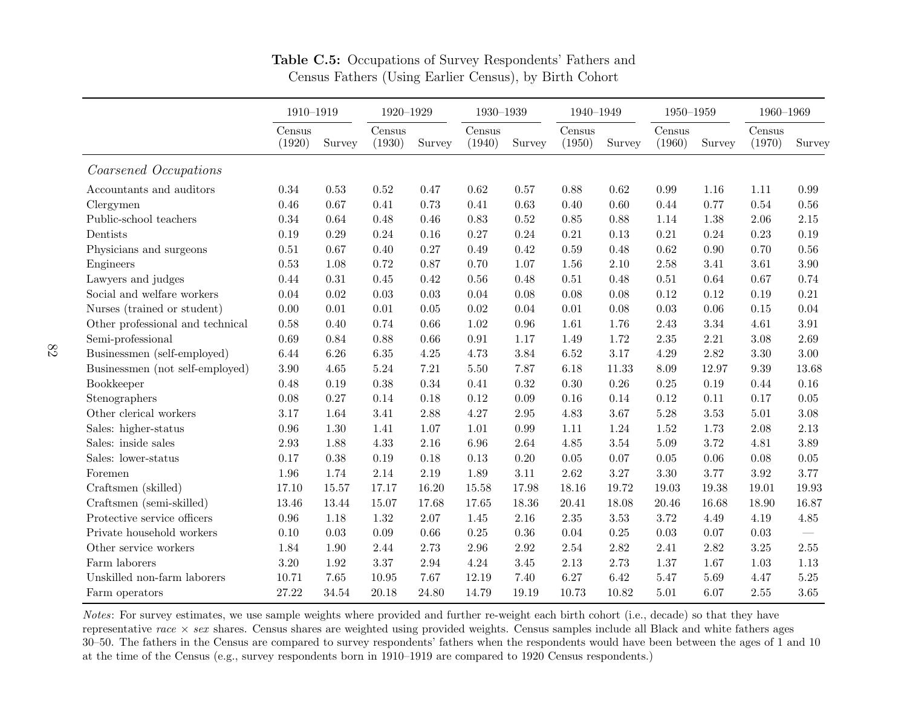**Table C.5:** Occupations of Survey Respondents' Fathers and Census Fathers (Using Earlier Census), by Birth Cohort

| | 1910–1919 | | 1920–1929 | | 1930–1939 | | 1940–1949 | | 1950–1959 | | 1960–1969 | |
|---|---|---|---|---|---|---|---|---|---|---|---|---|
| | Census (1920) | Survey | Census (1930) | Survey | Census (1940) | Survey | Census (1950) | Survey | Census (1960) | Survey | Census (1970) | Survey |
| *Coarsened Occupations* | | | | | | | | | | | | |
| Accountants and auditors | 0.34 | 0.53 | 0.52 | 0.47 | 0.62 | 0.57 | 0.88 | 0.62 | 0.99 | 1.16 | 1.11 | 0.99 |
| Clergymen | 0.46 | 0.67 | 0.41 | 0.73 | 0.41 | 0.63 | 0.40 | 0.60 | 0.44 | 0.77 | 0.54 | 0.56 |
| Public-school teachers | 0.34 | 0.64 | 0.48 | 0.46 | 0.83 | 0.52 | 0.85 | 0.88 | 1.14 | 1.38 | 2.06 | 2.15 |
| Dentists | 0.19 | 0.29 | 0.24 | 0.16 | 0.27 | 0.24 | 0.21 | 0.13 | 0.21 | 0.24 | 0.23 | 0.19 |
| Physicians and surgeons | 0.51 | 0.67 | 0.40 | 0.27 | 0.49 | 0.42 | 0.59 | 0.48 | 0.62 | 0.90 | 0.70 | 0.56 |
| Engineers | 0.53 | 1.08 | 0.72 | 0.87 | 0.70 | 1.07 | 1.56 | 2.10 | 2.58 | 3.41 | 3.61 | 3.90 |
| Lawyers and judges | 0.44 | 0.31 | 0.45 | 0.42 | 0.56 | 0.48 | 0.51 | 0.48 | 0.51 | 0.64 | 0.67 | 0.74 |
| Social and welfare workers | 0.04 | 0.02 | 0.03 | 0.03 | 0.04 | 0.08 | 0.08 | 0.08 | 0.12 | 0.12 | 0.19 | 0.21 |
| Nurses (trained or student) | 0.00 | 0.01 | 0.01 | 0.05 | 0.02 | 0.04 | 0.01 | 0.08 | 0.03 | 0.06 | 0.15 | 0.04 |
| Other professional and technical | 0.58 | 0.40 | 0.74 | 0.66 | 1.02 | 0.96 | 1.61 | 1.76 | 2.43 | 3.34 | 4.61 | 3.91 |
| Semi-professional | 0.69 | 0.84 | 0.88 | 0.66 | 0.91 | 1.17 | 1.49 | 1.72 | 2.35 | 2.21 | 3.08 | 2.69 |
| Businessmen (self-employed) | 6.44 | 6.26 | 6.35 | 4.25 | 4.73 | 3.84 | 6.52 | 3.17 | 4.29 | 2.82 | 3.30 | 3.00 |
| Businessmen (not self-employed) | 3.90 | 4.65 | 5.24 | 7.21 | 5.50 | 7.87 | 6.18 | 11.33 | 8.09 | 12.97 | 9.39 | 13.68 |
| Bookkeeper | 0.48 | 0.19 | 0.38 | 0.34 | 0.41 | 0.32 | 0.30 | 0.26 | 0.25 | 0.19 | 0.44 | 0.16 |
| Stenographers | 0.08 | 0.27 | 0.14 | 0.18 | 0.12 | 0.09 | 0.16 | 0.14 | 0.12 | 0.11 | 0.17 | 0.05 |
| Other clerical workers | 3.17 | 1.64 | 3.41 | 2.88 | 4.27 | 2.95 | 4.83 | 3.67 | 5.28 | 3.53 | 5.01 | 3.08 |
| Sales: higher-status | 0.96 | 1.30 | 1.41 | 1.07 | 1.01 | 0.99 | 1.11 | 1.24 | 1.52 | 1.73 | 2.08 | 2.13 |
| Sales: inside sales | 2.93 | 1.88 | 4.33 | 2.16 | 6.96 | 2.64 | 4.85 | 3.54 | 5.09 | 3.72 | 4.81 | 3.89 |
| Sales: lower-status | 0.17 | 0.38 | 0.19 | 0.18 | 0.13 | 0.20 | 0.05 | 0.07 | 0.05 | 0.06 | 0.08 | 0.05 |
| Foremen | 1.96 | 1.74 | 2.14 | 2.19 | 1.89 | 3.11 | 2.62 | 3.27 | 3.30 | 3.77 | 3.92 | 3.77 |
| Craftsmen (skilled) | 17.10 | 15.57 | 17.17 | 16.20 | 15.58 | 17.98 | 18.16 | 19.72 | 19.03 | 19.38 | 19.01 | 19.93 |
| Craftsmen (semi-skilled) | 13.46 | 13.44 | 15.07 | 17.68 | 17.65 | 18.36 | 20.41 | 18.08 | 20.46 | 16.68 | 18.90 | 16.87 |
| Protective service officers | 0.96 | 1.18 | 1.32 | 2.07 | 1.45 | 2.16 | 2.35 | 3.53 | 3.72 | 4.49 | 4.19 | 4.85 |
| Private household workers | 0.10 | 0.03 | 0.09 | 0.66 | 0.25 | 0.36 | 0.04 | 0.25 | 0.03 | 0.07 | 0.03 | — |
| Other service workers | 1.84 | 1.90 | 2.44 | 2.73 | 2.96 | 2.92 | 2.54 | 2.82 | 2.41 | 2.82 | 3.25 | 2.55 |
| Farm laborers | 3.20 | 1.92 | 3.37 | 2.94 | 4.24 | 3.45 | 2.13 | 2.73 | 1.37 | 1.67 | 1.03 | 1.13 |
| Unskilled non-farm laborers | 10.71 | 7.65 | 10.95 | 7.67 | 12.19 | 7.40 | 6.27 | 6.42 | 5.47 | 5.69 | 4.47 | 5.25 |
| Farm operators | 27.22 | 34.54 | 20.18 | 24.80 | 14.79 | 19.19 | 10.73 | 10.82 | 5.01 | 6.07 | 2.55 | 3.65 |

*Notes*: For survey estimates, we use sample weights where provided and further re-weight each birth cohort (i.e., decade) so that they have representative *race* × *sex* shares. Census shares are weighted using provided weights. Census samples include all Black and white fathers ages 30–50. The fathers in the Census are compared to survey respondents' fathers when the respondents would have been between the ages of 1 and 10 at the time of the Census (e.g., survey respondents born in 1910–1919 are compared to 1920 Census respondents.)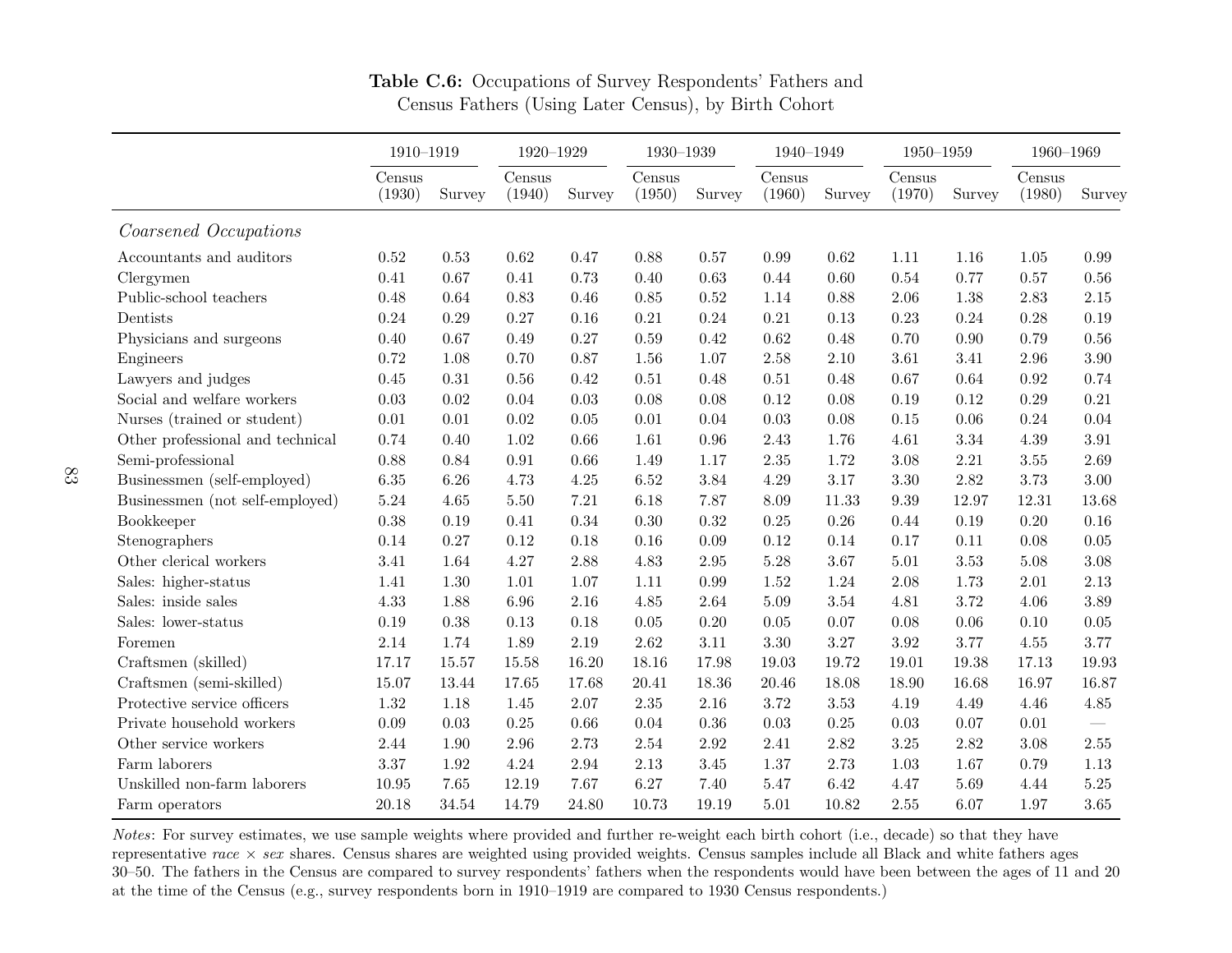**Table C.6:** Occupations of Survey Respondents' Fathers and Census Fathers (Using Later Census), by Birth Cohort

| | 1910–1919 | | 1920–1929 | | 1930–1939 | | 1940–1949 | | 1950–1959 | | 1960–1969 | |
|---|---|---|---|---|---|---|---|---|---|---|---|---|
| | Census (1930) | Survey | Census (1940) | Survey | Census (1950) | Survey | Census (1960) | Survey | Census (1970) | Survey | Census (1980) | Survey |
| *Coarsened Occupations* | | | | | | | | | | | | |
| Accountants and auditors | 0.52 | 0.53 | 0.62 | 0.47 | 0.88 | 0.57 | 0.99 | 0.62 | 1.11 | 1.16 | 1.05 | 0.99 |
| Clergymen | 0.41 | 0.67 | 0.41 | 0.73 | 0.40 | 0.63 | 0.44 | 0.60 | 0.54 | 0.77 | 0.57 | 0.56 |
| Public-school teachers | 0.48 | 0.64 | 0.83 | 0.46 | 0.85 | 0.52 | 1.14 | 0.88 | 2.06 | 1.38 | 2.83 | 2.15 |
| Dentists | 0.24 | 0.29 | 0.27 | 0.16 | 0.21 | 0.24 | 0.21 | 0.13 | 0.23 | 0.24 | 0.28 | 0.19 |
| Physicians and surgeons | 0.40 | 0.67 | 0.49 | 0.27 | 0.59 | 0.42 | 0.62 | 0.48 | 0.70 | 0.90 | 0.79 | 0.56 |
| Engineers | 0.72 | 1.08 | 0.70 | 0.87 | 1.56 | 1.07 | 2.58 | 2.10 | 3.61 | 3.41 | 2.96 | 3.90 |
| Lawyers and judges | 0.45 | 0.31 | 0.56 | 0.42 | 0.51 | 0.48 | 0.51 | 0.48 | 0.67 | 0.64 | 0.92 | 0.74 |
| Social and welfare workers | 0.03 | 0.02 | 0.04 | 0.03 | 0.08 | 0.08 | 0.12 | 0.08 | 0.19 | 0.12 | 0.29 | 0.21 |
| Nurses (trained or student) | 0.01 | 0.01 | 0.02 | 0.05 | 0.01 | 0.04 | 0.03 | 0.08 | 0.15 | 0.06 | 0.24 | 0.04 |
| Other professional and technical | 0.74 | 0.40 | 1.02 | 0.66 | 1.61 | 0.96 | 2.43 | 1.76 | 4.61 | 3.34 | 4.39 | 3.91 |
| Semi-professional | 0.88 | 0.84 | 0.91 | 0.66 | 1.49 | 1.17 | 2.35 | 1.72 | 3.08 | 2.21 | 3.55 | 2.69 |
| Businessmen (self-employed) | 6.35 | 6.26 | 4.73 | 4.25 | 6.52 | 3.84 | 4.29 | 3.17 | 3.30 | 2.82 | 3.73 | 3.00 |
| Businessmen (not self-employed) | 5.24 | 4.65 | 5.50 | 7.21 | 6.18 | 7.87 | 8.09 | 11.33 | 9.39 | 12.97 | 12.31 | 13.68 |
| Bookkeeper | 0.38 | 0.19 | 0.41 | 0.34 | 0.30 | 0.32 | 0.25 | 0.26 | 0.44 | 0.19 | 0.20 | 0.16 |
| Stenographers | 0.14 | 0.27 | 0.12 | 0.18 | 0.16 | 0.09 | 0.12 | 0.14 | 0.17 | 0.11 | 0.08 | 0.05 |
| Other clerical workers | 3.41 | 1.64 | 4.27 | 2.88 | 4.83 | 2.95 | 5.28 | 3.67 | 5.01 | 3.53 | 5.08 | 3.08 |
| Sales: higher-status | 1.41 | 1.30 | 1.01 | 1.07 | 1.11 | 0.99 | 1.52 | 1.24 | 2.08 | 1.73 | 2.01 | 2.13 |
| Sales: inside sales | 4.33 | 1.88 | 6.96 | 2.16 | 4.85 | 2.64 | 5.09 | 3.54 | 4.81 | 3.72 | 4.06 | 3.89 |
| Sales: lower-status | 0.19 | 0.38 | 0.13 | 0.18 | 0.05 | 0.20 | 0.05 | 0.07 | 0.08 | 0.06 | 0.10 | 0.05 |
| Foremen | 2.14 | 1.74 | 1.89 | 2.19 | 2.62 | 3.11 | 3.30 | 3.27 | 3.92 | 3.77 | 4.55 | 3.77 |
| Craftsmen (skilled) | 17.17 | 15.57 | 15.58 | 16.20 | 18.16 | 17.98 | 19.03 | 19.72 | 19.01 | 19.38 | 17.13 | 19.93 |
| Craftsmen (semi-skilled) | 15.07 | 13.44 | 17.65 | 17.68 | 20.41 | 18.36 | 20.46 | 18.08 | 18.90 | 16.68 | 16.97 | 16.87 |
| Protective service officers | 1.32 | 1.18 | 1.45 | 2.07 | 2.35 | 2.16 | 3.72 | 3.53 | 4.19 | 4.49 | 4.46 | 4.85 |
| Private household workers | 0.09 | 0.03 | 0.25 | 0.66 | 0.04 | 0.36 | 0.03 | 0.25 | 0.03 | 0.07 | 0.01 | — |
| Other service workers | 2.44 | 1.90 | 2.96 | 2.73 | 2.54 | 2.92 | 2.41 | 2.82 | 3.25 | 2.82 | 3.08 | 2.55 |
| Farm laborers | 3.37 | 1.92 | 4.24 | 2.94 | 2.13 | 3.45 | 1.37 | 2.73 | 1.03 | 1.67 | 0.79 | 1.13 |
| Unskilled non-farm laborers | 10.95 | 7.65 | 12.19 | 7.67 | 6.27 | 7.40 | 5.47 | 6.42 | 4.47 | 5.69 | 4.44 | 5.25 |
| Farm operators | 20.18 | 34.54 | 14.79 | 24.80 | 10.73 | 19.19 | 5.01 | 10.82 | 2.55 | 6.07 | 1.97 | 3.65 |

*Notes*: For survey estimates, we use sample weights where provided and further re-weight each birth cohort (i.e., decade) so that they have representative *race* × *sex* shares. Census shares are weighted using provided weights. Census samples include all Black and white fathers ages 30–50. The fathers in the Census are compared to survey respondents' fathers when the respondents would have been between the ages of 11 and 20 at the time of the Census (e.g., survey respondents born in 1910–1919 are compared to 1930 Census respondents.)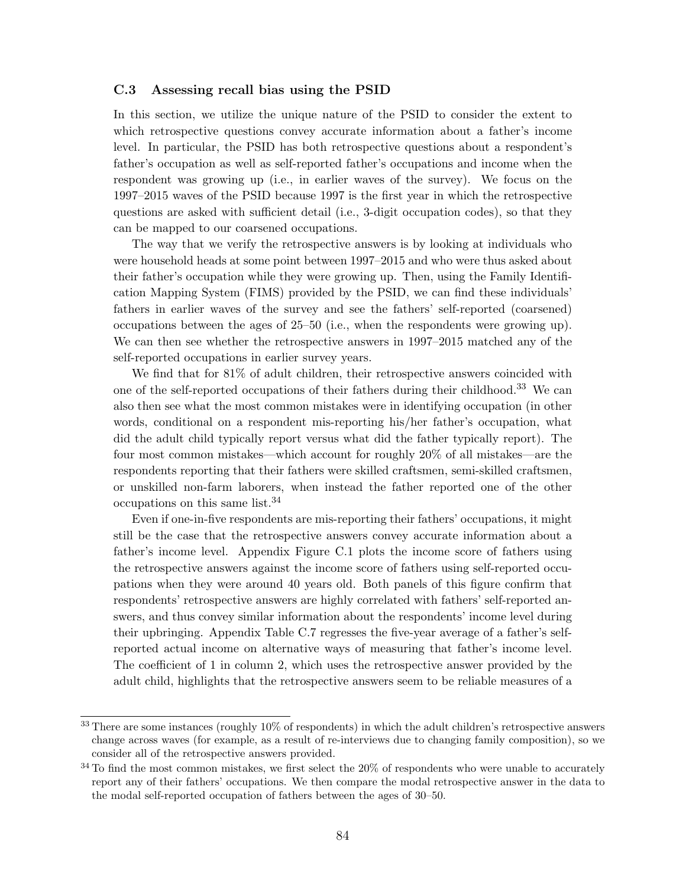### C.3 Assessing recall bias using the PSID

In this section, we utilize the unique nature of the PSID to consider the extent to which retrospective questions convey accurate information about a father's income level. In particular, the PSID has both retrospective questions about a respondent's father's occupation as well as self-reported father's occupations and income when the respondent was growing up (i.e., in earlier waves of the survey). We focus on the 1997–2015 waves of the PSID because 1997 is the first year in which the retrospective questions are asked with sufficient detail (i.e., 3-digit occupation codes), so that they can be mapped to our coarsened occupations.

The way that we verify the retrospective answers is by looking at individuals who were household heads at some point between 1997–2015 and who were thus asked about their father's occupation while they were growing up. Then, using the Family Identification Mapping System (FIMS) provided by the PSID, we can find these individuals' fathers in earlier waves of the survey and see the fathers' self-reported (coarsened) occupations between the ages of 25–50 (i.e., when the respondents were growing up). We can then see whether the retrospective answers in 1997–2015 matched any of the self-reported occupations in earlier survey years.

We find that for 81% of adult children, their retrospective answers coincided with one of the self-reported occupations of their fathers during their childhood.[33] We can also then see what the most common mistakes were in identifying occupation (in other words, conditional on a respondent mis-reporting his/her father's occupation, what did the adult child typically report versus what did the father typically report). The four most common mistakes—which account for roughly 20% of all mistakes—are the respondents reporting that their fathers were skilled craftsmen, semi-skilled craftsmen, or unskilled non-farm laborers, when instead the father reported one of the other occupations on this same list.[34]

Even if one-in-five respondents are mis-reporting their fathers' occupations, it might still be the case that the retrospective answers convey accurate information about a father's income level. Appendix Figure C.1 plots the income score of fathers using the retrospective answers against the income score of fathers using self-reported occupations when they were around 40 years old. Both panels of this figure confirm that respondents' retrospective answers are highly correlated with fathers' self-reported answers, and thus convey similar information about the respondents' income level during their upbringing. Appendix Table C.7 regresses the five-year average of a father's self-reported actual income on alternative ways of measuring that father's income level. The coefficient of 1 in column 2, which uses the retrospective answer provided by the adult child, highlights that the retrospective answers seem to be reliable measures of a

[33] There are some instances (roughly 10% of respondents) in which the adult children's retrospective answers change across waves (for example, as a result of re-interviews due to changing family composition), so we consider all of the retrospective answers provided.

[34] To find the most common mistakes, we first select the 20% of respondents who were unable to accurately report any of their fathers' occupations. We then compare the modal retrospective answer in the data to the modal self-reported occupation of fathers between the ages of 30–50.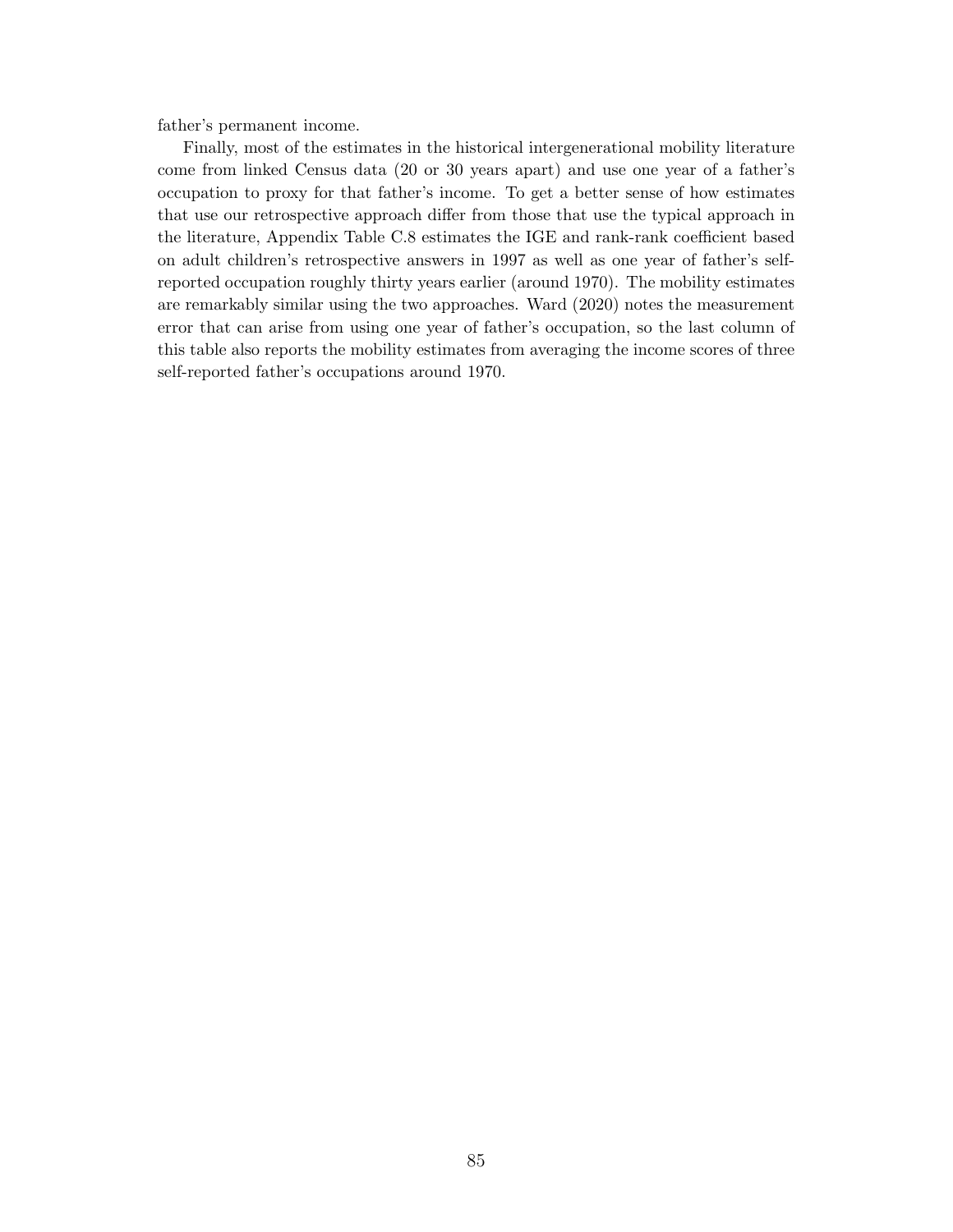father's permanent income.

Finally, most of the estimates in the historical intergenerational mobility literature come from linked Census data (20 or 30 years apart) and use one year of a father's occupation to proxy for that father's income. To get a better sense of how estimates that use our retrospective approach differ from those that use the typical approach in the literature, Appendix Table C.8 estimates the IGE and rank-rank coefficient based on adult children's retrospective answers in 1997 as well as one year of father's self-reported occupation roughly thirty years earlier (around 1970). The mobility estimates are remarkably similar using the two approaches. Ward (2020) notes the measurement error that can arise from using one year of father's occupation, so the last column of this table also reports the mobility estimates from averaging the income scores of three self-reported father's occupations around 1970.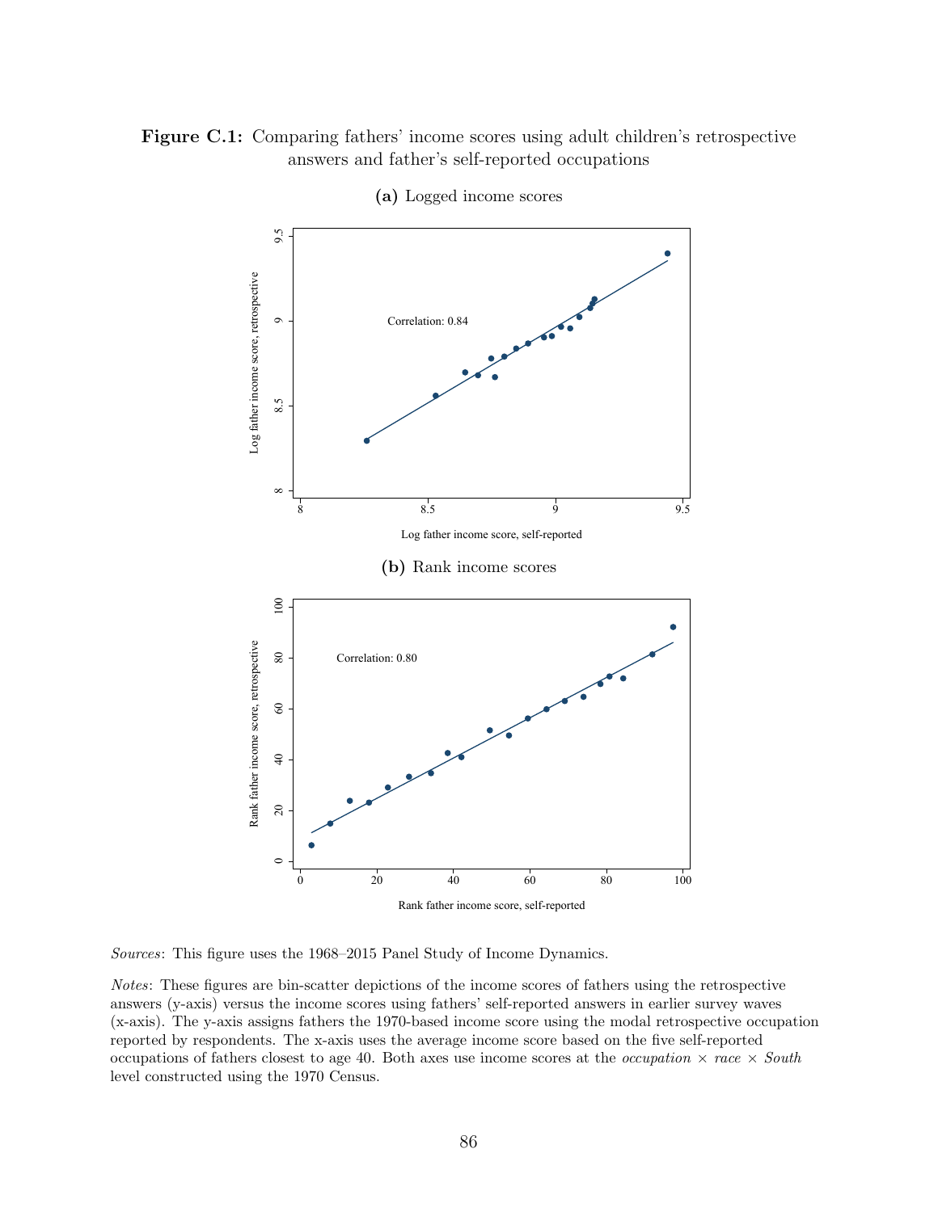**Figure C.1:** Comparing fathers' income scores using adult children's retrospective answers and father's self-reported occupations

**(a)** Logged income scores

Correlation: 0.84

Log father income score, retrospective

8
8.5
9
9.5

8
8.5
9
9.5

Log father income score, self-reported

**(b)** Rank income scores

Correlation: 0.80

Rank father income score, retrospective

0
20
40
60
80
100

0
20
40
60
80
100

Rank father income score, self-reported

*Sources*: This figure uses the 1968–2015 Panel Study of Income Dynamics.

*Notes*: These figures are bin-scatter depictions of the income scores of fathers using the retrospective answers (y-axis) versus the income scores using fathers' self-reported answers in earlier survey waves (x-axis). The y-axis assigns fathers the 1970-based income score using the modal retrospective occupation reported by respondents. The x-axis uses the average income score based on the five self-reported occupations of fathers closest to age 40. Both axes use income scores at the *occupation* × *race* × *South* level constructed using the 1970 Census.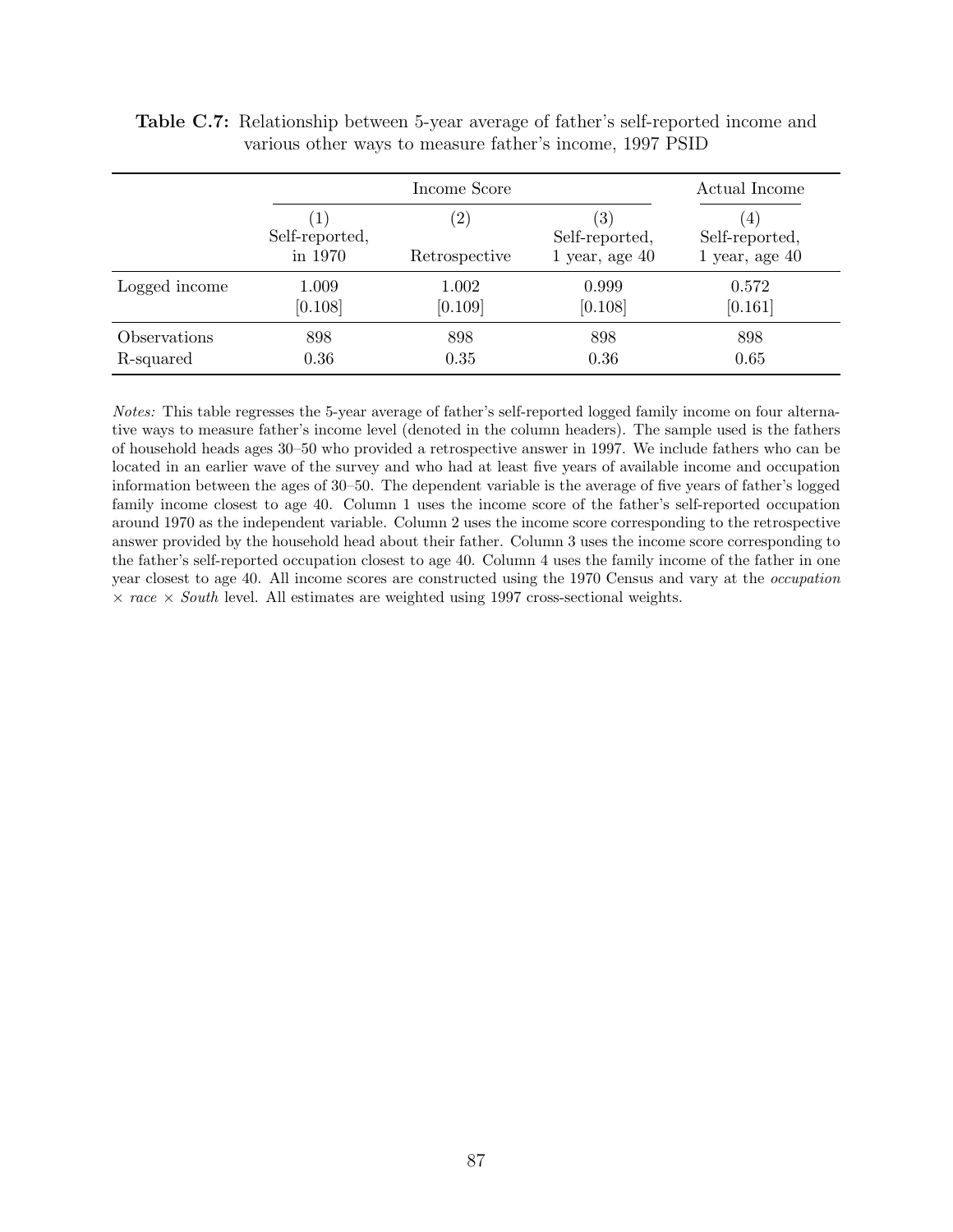**Table C.7:** Relationship between 5-year average of father's self-reported income and various other ways to measure father's income, 1997 PSID

| | Income Score | | | Actual Income |
|---|---|---|---|---|
| | (1) Self-reported, in 1970 | (2) Retrospective | (3) Self-reported, 1 year, age 40 | (4) Self-reported, 1 year, age 40 |
| Logged income | 1.009 | 1.002 | 0.999 | 0.572 |
| | [0.108] | [0.109] | [0.108] | [0.161] |
| Observations | 898 | 898 | 898 | 898 |
| R-squared | 0.36 | 0.35 | 0.36 | 0.65 |

*Notes:* This table regresses the 5-year average of father's self-reported logged family income on four alternative ways to measure father's income level (denoted in the column headers). The sample used is the fathers of household heads ages 30–50 who provided a retrospective answer in 1997. We include fathers who can be located in an earlier wave of the survey and who had at least five years of available income and occupation information between the ages of 30–50. The dependent variable is the average of five years of father's logged family income closest to age 40. Column 1 uses the income score of the father's self-reported occupation around 1970 as the independent variable. Column 2 uses the income score corresponding to the retrospective answer provided by the household head about their father. Column 3 uses the income score corresponding to the father's self-reported occupation closest to age 40. Column 4 uses the family income of the father in one year closest to age 40. All income scores are constructed using the 1970 Census and vary at the *occupation* × *race* × *South* level. All estimates are weighted using 1997 cross-sectional weights.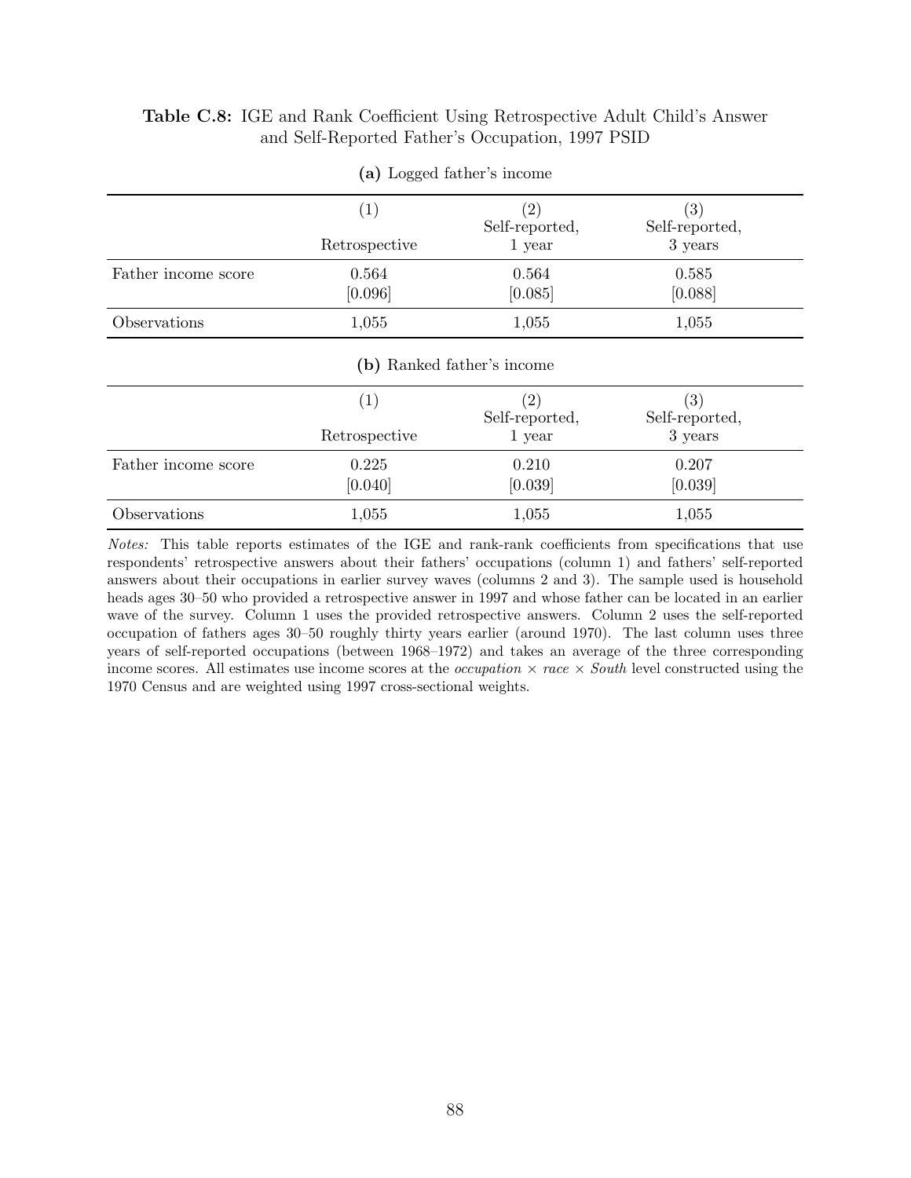**Table C.8:** IGE and Rank Coefficient Using Retrospective Adult Child's Answer and Self-Reported Father's Occupation, 1997 PSID

**(a)** Logged father's income

| | (1)<br>Retrospective | (2)<br>Self-reported,<br>1 year | (3)<br>Self-reported,<br>3 years |
|---|---|---|---|
| Father income score | 0.564<br>[0.096] | 0.564<br>[0.085] | 0.585<br>[0.088] |
| Observations | 1,055 | 1,055 | 1,055 |

**(b)** Ranked father's income

| | (1)<br>Retrospective | (2)<br>Self-reported,<br>1 year | (3)<br>Self-reported,<br>3 years |
|---|---|---|---|
| Father income score | 0.225<br>[0.040] | 0.210<br>[0.039] | 0.207<br>[0.039] |
| Observations | 1,055 | 1,055 | 1,055 |

*Notes:* This table reports estimates of the IGE and rank-rank coefficients from specifications that use respondents' retrospective answers about their fathers' occupations (column 1) and fathers' self-reported answers about their occupations in earlier survey waves (columns 2 and 3). The sample used is household heads ages 30–50 who provided a retrospective answer in 1997 and whose father can be located in an earlier wave of the survey. Column 1 uses the provided retrospective answers. Column 2 uses the self-reported occupation of fathers ages 30–50 roughly thirty years earlier (around 1970). The last column uses three years of self-reported occupations (between 1968–1972) and takes an average of the three corresponding income scores. All estimates use income scores at the *occupation* × *race* × *South* level constructed using the 1970 Census and are weighted using 1997 cross-sectional weights.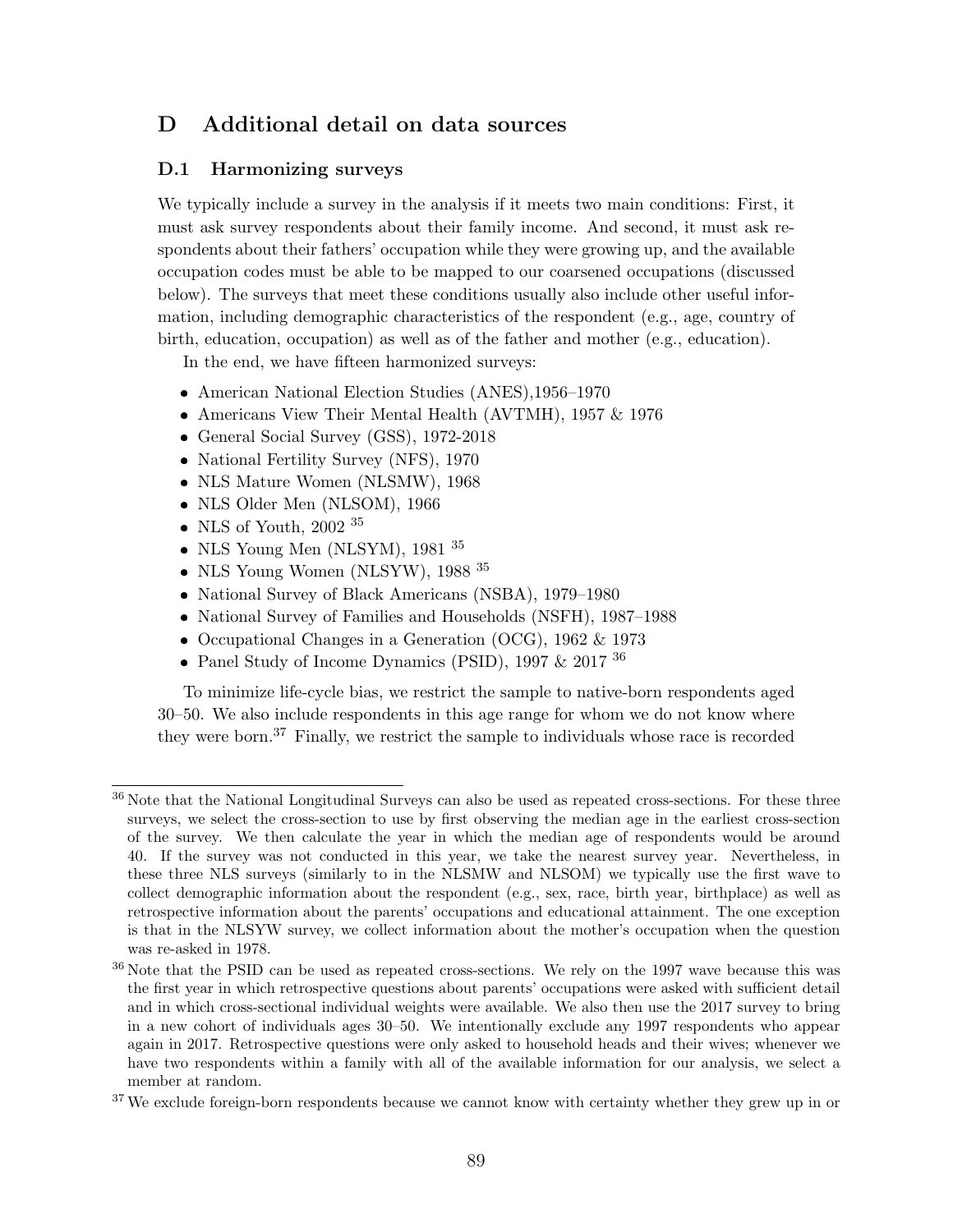## D Additional detail on data sources

### D.1 Harmonizing surveys

We typically include a survey in the analysis if it meets two main conditions: First, it must ask survey respondents about their family income. And second, it must ask respondents about their fathers' occupation while they were growing up, and the available occupation codes must be able to be mapped to our coarsened occupations (discussed below). The surveys that meet these conditions usually also include other useful information, including demographic characteristics of the respondent (e.g., age, country of birth, education, occupation) as well as of the father and mother (e.g., education).

In the end, we have fifteen harmonized surveys:

- American National Election Studies (ANES),1956–1970
- Americans View Their Mental Health (AVTMH), 1957 & 1976
- General Social Survey (GSS), 1972-2018
- National Fertility Survey (NFS), 1970
- NLS Mature Women (NLSMW), 1968
- NLS Older Men (NLSOM), 1966
- NLS of Youth, 2002 [35]
- NLS Young Men (NLSYM), 1981 [35]
- NLS Young Women (NLSYW), 1988 [35]
- National Survey of Black Americans (NSBA), 1979–1980
- National Survey of Families and Households (NSFH), 1987–1988
- Occupational Changes in a Generation (OCG), 1962 & 1973
- Panel Study of Income Dynamics (PSID), 1997 & 2017 [36]

To minimize life-cycle bias, we restrict the sample to native-born respondents aged 30–50. We also include respondents in this age range for whom we do not know where they were born.[37] Finally, we restrict the sample to individuals whose race is recorded

[36] Note that the National Longitudinal Surveys can also be used as repeated cross-sections. For these three surveys, we select the cross-section to use by first observing the median age in the earliest cross-section of the survey. We then calculate the year in which the median age of respondents would be around 40. If the survey was not conducted in this year, we take the nearest survey year. Nevertheless, in these three NLS surveys (similarly to in the NLSMW and NLSOM) we typically use the first wave to collect demographic information about the respondent (e.g., sex, race, birth year, birthplace) as well as retrospective information about the parents' occupations and educational attainment. The one exception is that in the NLSYW survey, we collect information about the mother's occupation when the question was re-asked in 1978.

[36] Note that the PSID can be used as repeated cross-sections. We rely on the 1997 wave because this was the first year in which retrospective questions about parents' occupations were asked with sufficient detail and in which cross-sectional individual weights were available. We also then use the 2017 survey to bring in a new cohort of individuals ages 30–50. We intentionally exclude any 1997 respondents who appear again in 2017. Retrospective questions were only asked to household heads and their wives; whenever we have two respondents within a family with all of the available information for our analysis, we select a member at random.

[37] We exclude foreign-born respondents because we cannot know with certainty whether they grew up in or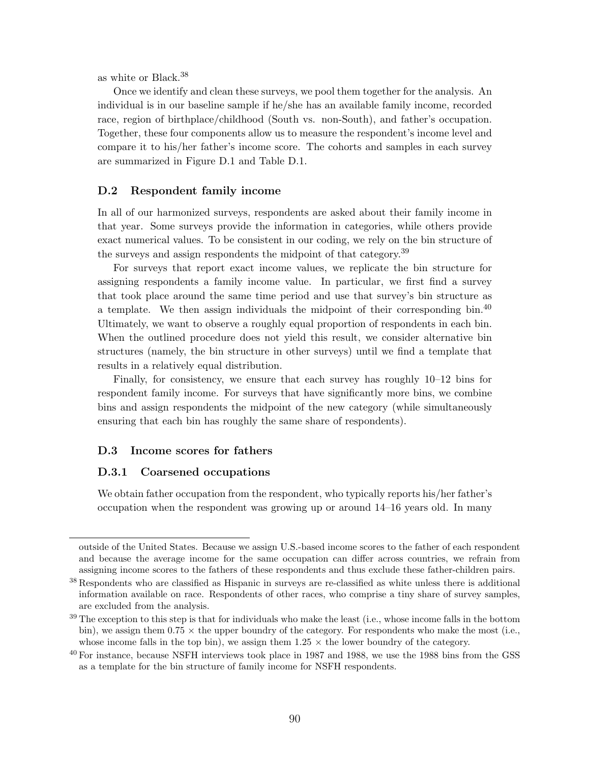as white or Black.[38]

Once we identify and clean these surveys, we pool them together for the analysis. An individual is in our baseline sample if he/she has an available family income, recorded race, region of birthplace/childhood (South vs. non-South), and father's occupation. Together, these four components allow us to measure the respondent's income level and compare it to his/her father's income score. The cohorts and samples in each survey are summarized in Figure D.1 and Table D.1.

### D.2 Respondent family income

In all of our harmonized surveys, respondents are asked about their family income in that year. Some surveys provide the information in categories, while others provide exact numerical values. To be consistent in our coding, we rely on the bin structure of the surveys and assign respondents the midpoint of that category.[39]

For surveys that report exact income values, we replicate the bin structure for assigning respondents a family income value. In particular, we first find a survey that took place around the same time period and use that survey's bin structure as a template. We then assign individuals the midpoint of their corresponding bin.[40] Ultimately, we want to observe a roughly equal proportion of respondents in each bin. When the outlined procedure does not yield this result, we consider alternative bin structures (namely, the bin structure in other surveys) until we find a template that results in a relatively equal distribution.

Finally, for consistency, we ensure that each survey has roughly 10–12 bins for respondent family income. For surveys that have significantly more bins, we combine bins and assign respondents the midpoint of the new category (while simultaneously ensuring that each bin has roughly the same share of respondents).

### D.3 Income scores for fathers

#### D.3.1 Coarsened occupations

We obtain father occupation from the respondent, who typically reports his/her father's occupation when the respondent was growing up or around 14–16 years old. In many

---

outside of the United States. Because we assign U.S.-based income scores to the father of each respondent and because the average income for the same occupation can differ across countries, we refrain from assigning income scores to the fathers of these respondents and thus exclude these father-children pairs.

[38] Respondents who are classified as Hispanic in surveys are re-classified as white unless there is additional information available on race. Respondents of other races, who comprise a tiny share of survey samples, are excluded from the analysis.

[39] The exception to this step is that for individuals who make the least (i.e., whose income falls in the bottom bin), we assign them $0.75 \times$ the upper boundry of the category. For respondents who make the most (i.e., whose income falls in the top bin), we assign them $1.25 \times$ the lower boundry of the category.

[40] For instance, because NSFH interviews took place in 1987 and 1988, we use the 1988 bins from the GSS as a template for the bin structure of family income for NSFH respondents.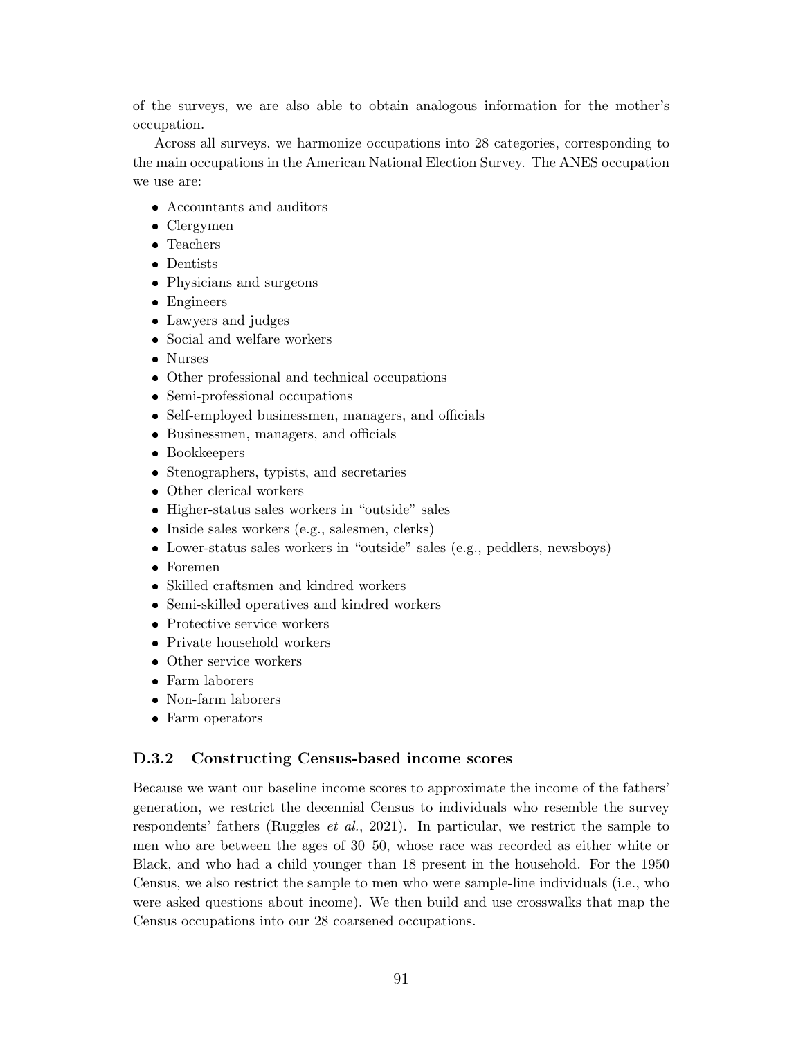of the surveys, we are also able to obtain analogous information for the mother's occupation.

Across all surveys, we harmonize occupations into 28 categories, corresponding to the main occupations in the American National Election Survey. The ANES occupation we use are:

- Accountants and auditors
- Clergymen
- Teachers
- Dentists
- Physicians and surgeons
- Engineers
- Lawyers and judges
- Social and welfare workers
- Nurses
- Other professional and technical occupations
- Semi-professional occupations
- Self-employed businessmen, managers, and officials
- Businessmen, managers, and officials
- Bookkeepers
- Stenographers, typists, and secretaries
- Other clerical workers
- Higher-status sales workers in "outside" sales
- Inside sales workers (e.g., salesmen, clerks)
- Lower-status sales workers in "outside" sales (e.g., peddlers, newsboys)
- Foremen
- Skilled craftsmen and kindred workers
- Semi-skilled operatives and kindred workers
- Protective service workers
- Private household workers
- Other service workers
- Farm laborers
- Non-farm laborers
- Farm operators

### D.3.2 Constructing Census-based income scores

Because we want our baseline income scores to approximate the income of the fathers' generation, we restrict the decennial Census to individuals who resemble the survey respondents' fathers (Ruggles *et al.*, 2021). In particular, we restrict the sample to men who are between the ages of 30–50, whose race was recorded as either white or Black, and who had a child younger than 18 present in the household. For the 1950 Census, we also restrict the sample to men who were sample-line individuals (i.e., who were asked questions about income). We then build and use crosswalks that map the Census occupations into our 28 coarsened occupations.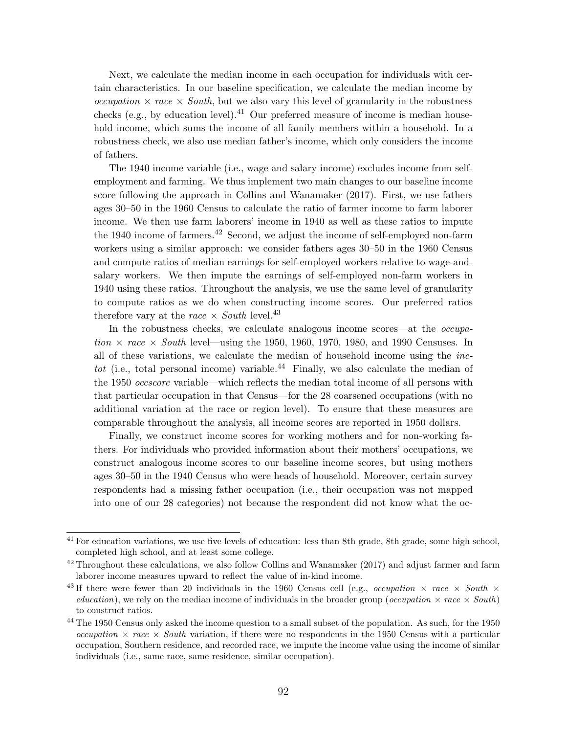Next, we calculate the median income in each occupation for individuals with certain characteristics. In our baseline specification, we calculate the median income by *occupation* × *race* × *South*, but we also vary this level of granularity in the robustness checks (e.g., by education level).[41] Our preferred measure of income is median household income, which sums the income of all family members within a household. In a robustness check, we also use median father's income, which only considers the income of fathers.

The 1940 income variable (i.e., wage and salary income) excludes income from self-employment and farming. We thus implement two main changes to our baseline income score following the approach in Collins and Wanamaker (2017). First, we use fathers ages 30–50 in the 1960 Census to calculate the ratio of farmer income to farm laborer income. We then use farm laborers' income in 1940 as well as these ratios to impute the 1940 income of farmers.[42] Second, we adjust the income of self-employed non-farm workers using a similar approach: we consider fathers ages 30–50 in the 1960 Census and compute ratios of median earnings for self-employed workers relative to wage-and-salary workers. We then impute the earnings of self-employed non-farm workers in 1940 using these ratios. Throughout the analysis, we use the same level of granularity to compute ratios as we do when constructing income scores. Our preferred ratios therefore vary at the *race* × *South* level.[43]

In the robustness checks, we calculate analogous income scores—at the *occupation* × *race* × *South* level—using the 1950, 1960, 1970, 1980, and 1990 Censuses. In all of these variations, we calculate the median of household income using the *inctot* (i.e., total personal income) variable.[44] Finally, we also calculate the median of the 1950 *occscore* variable—which reflects the median total income of all persons with that particular occupation in that Census—for the 28 coarsened occupations (with no additional variation at the race or region level). To ensure that these measures are comparable throughout the analysis, all income scores are reported in 1950 dollars.

Finally, we construct income scores for working mothers and for non-working fathers. For individuals who provided information about their mothers' occupations, we construct analogous income scores to our baseline income scores, but using mothers ages 30–50 in the 1940 Census who were heads of household. Moreover, certain survey respondents had a missing father occupation (i.e., their occupation was not mapped into one of our 28 categories) not because the respondent did not know what the oc-

[41] For education variations, we use five levels of education: less than 8th grade, 8th grade, some high school, completed high school, and at least some college.

[42] Throughout these calculations, we also follow Collins and Wanamaker (2017) and adjust farmer and farm laborer income measures upward to reflect the value of in-kind income.

[43] If there were fewer than 20 individuals in the 1960 Census cell (e.g., *occupation* × *race* × *South* × *education*), we rely on the median income of individuals in the broader group (*occupation* × *race* × *South*) to construct ratios.

[44] The 1950 Census only asked the income question to a small subset of the population. As such, for the 1950 *occupation* × *race* × *South* variation, if there were no respondents in the 1950 Census with a particular occupation, Southern residence, and recorded race, we impute the income value using the income of similar individuals (i.e., same race, same residence, similar occupation).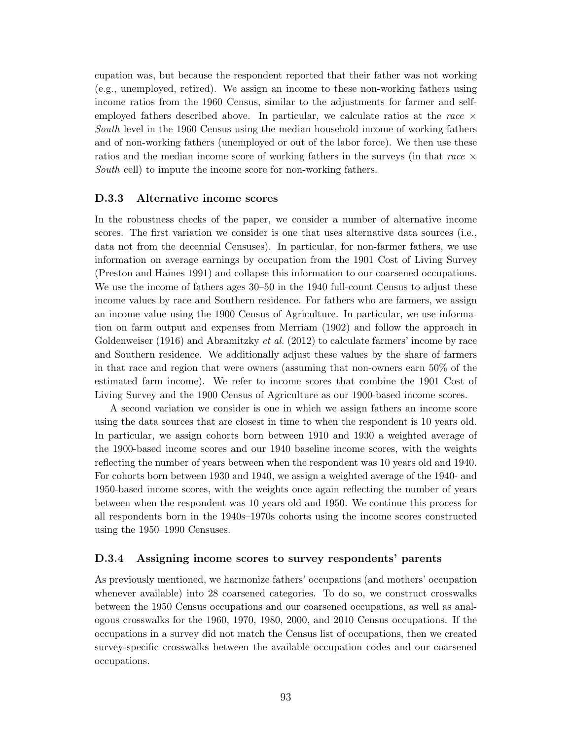cupation was, but because the respondent reported that their father was not working (e.g., unemployed, retired). We assign an income to these non-working fathers using income ratios from the 1960 Census, similar to the adjustments for farmer and self-employed fathers described above. In particular, we calculate ratios at the *race* × *South* level in the 1960 Census using the median household income of working fathers and of non-working fathers (unemployed or out of the labor force). We then use these ratios and the median income score of working fathers in the surveys (in that *race* × *South* cell) to impute the income score for non-working fathers.

### D.3.3 Alternative income scores

In the robustness checks of the paper, we consider a number of alternative income scores. The first variation we consider is one that uses alternative data sources (i.e., data not from the decennial Censuses). In particular, for non-farmer fathers, we use information on average earnings by occupation from the 1901 Cost of Living Survey (Preston and Haines 1991) and collapse this information to our coarsened occupations. We use the income of fathers ages 30–50 in the 1940 full-count Census to adjust these income values by race and Southern residence. For fathers who are farmers, we assign an income value using the 1900 Census of Agriculture. In particular, we use information on farm output and expenses from Merriam (1902) and follow the approach in Goldenweiser (1916) and Abramitzky *et al.* (2012) to calculate farmers' income by race and Southern residence. We additionally adjust these values by the share of farmers in that race and region that were owners (assuming that non-owners earn 50% of the estimated farm income). We refer to income scores that combine the 1901 Cost of Living Survey and the 1900 Census of Agriculture as our 1900-based income scores.

A second variation we consider is one in which we assign fathers an income score using the data sources that are closest in time to when the respondent is 10 years old. In particular, we assign cohorts born between 1910 and 1930 a weighted average of the 1900-based income scores and our 1940 baseline income scores, with the weights reflecting the number of years between when the respondent was 10 years old and 1940. For cohorts born between 1930 and 1940, we assign a weighted average of the 1940- and 1950-based income scores, with the weights once again reflecting the number of years between when the respondent was 10 years old and 1950. We continue this process for all respondents born in the 1940s–1970s cohorts using the income scores constructed using the 1950–1990 Censuses.

### D.3.4 Assigning income scores to survey respondents' parents

As previously mentioned, we harmonize fathers' occupations (and mothers' occupation whenever available) into 28 coarsened categories. To do so, we construct crosswalks between the 1950 Census occupations and our coarsened occupations, as well as analogous crosswalks for the 1960, 1970, 1980, 2000, and 2010 Census occupations. If the occupations in a survey did not match the Census list of occupations, then we created survey-specific crosswalks between the available occupation codes and our coarsened occupations.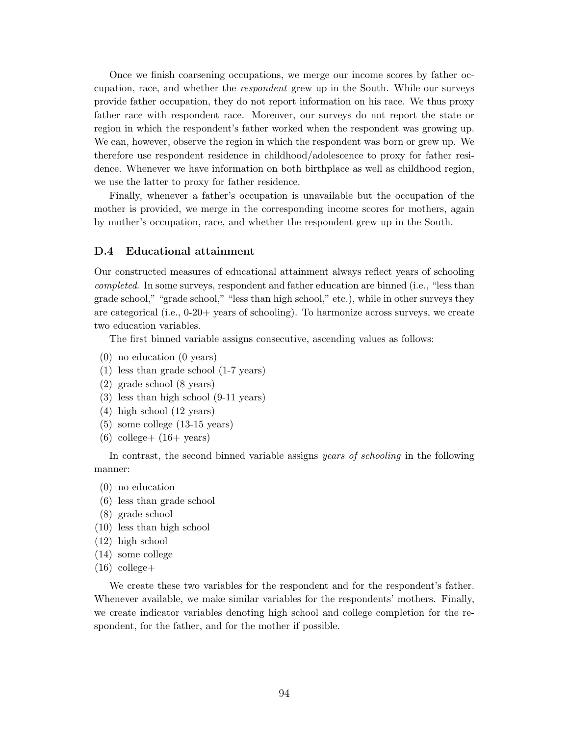Once we finish coarsening occupations, we merge our income scores by father occupation, race, and whether the *respondent* grew up in the South. While our surveys provide father occupation, they do not report information on his race. We thus proxy father race with respondent race. Moreover, our surveys do not report the state or region in which the respondent's father worked when the respondent was growing up. We can, however, observe the region in which the respondent was born or grew up. We therefore use respondent residence in childhood/adolescence to proxy for father residence. Whenever we have information on both birthplace as well as childhood region, we use the latter to proxy for father residence.

Finally, whenever a father's occupation is unavailable but the occupation of the mother is provided, we merge in the corresponding income scores for mothers, again by mother's occupation, race, and whether the respondent grew up in the South.

### D.4 Educational attainment

Our constructed measures of educational attainment always reflect years of schooling *completed*. In some surveys, respondent and father education are binned (i.e., "less than grade school," "grade school," "less than high school," etc.), while in other surveys they are categorical (i.e., 0-20+ years of schooling). To harmonize across surveys, we create two education variables.

The first binned variable assigns consecutive, ascending values as follows:

(0) no education (0 years)
(1) less than grade school (1-7 years)
(2) grade school (8 years)
(3) less than high school (9-11 years)
(4) high school (12 years)
(5) some college (13-15 years)
(6) college+ (16+ years)

In contrast, the second binned variable assigns *years of schooling* in the following manner:

(0) no education
(6) less than grade school
(8) grade school
(10) less than high school
(12) high school
(14) some college
(16) college+

We create these two variables for the respondent and for the respondent's father. Whenever available, we make similar variables for the respondents' mothers. Finally, we create indicator variables denoting high school and college completion for the respondent, for the father, and for the mother if possible.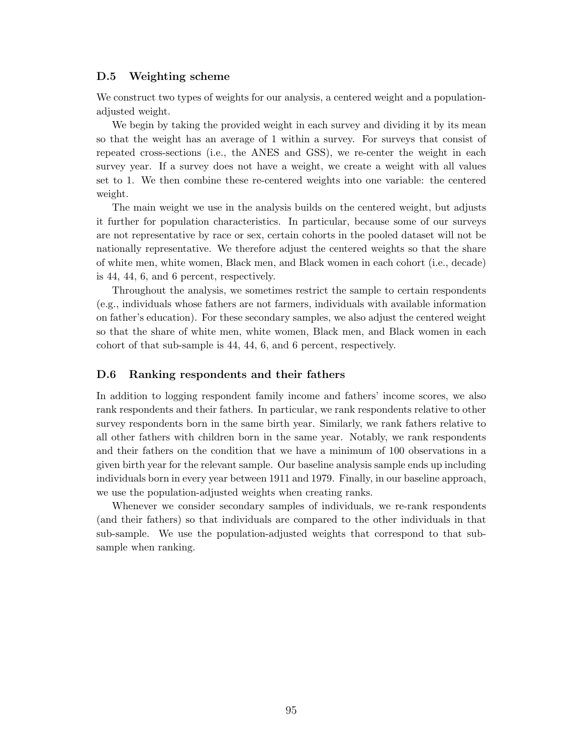### D.5 Weighting scheme

We construct two types of weights for our analysis, a centered weight and a population-adjusted weight.

We begin by taking the provided weight in each survey and dividing it by its mean so that the weight has an average of 1 within a survey. For surveys that consist of repeated cross-sections (i.e., the ANES and GSS), we re-center the weight in each survey year. If a survey does not have a weight, we create a weight with all values set to 1. We then combine these re-centered weights into one variable: the centered weight.

The main weight we use in the analysis builds on the centered weight, but adjusts it further for population characteristics. In particular, because some of our surveys are not representative by race or sex, certain cohorts in the pooled dataset will not be nationally representative. We therefore adjust the centered weights so that the share of white men, white women, Black men, and Black women in each cohort (i.e., decade) is 44, 44, 6, and 6 percent, respectively.

Throughout the analysis, we sometimes restrict the sample to certain respondents (e.g., individuals whose fathers are not farmers, individuals with available information on father's education). For these secondary samples, we also adjust the centered weight so that the share of white men, white women, Black men, and Black women in each cohort of that sub-sample is 44, 44, 6, and 6 percent, respectively.

### D.6 Ranking respondents and their fathers

In addition to logging respondent family income and fathers' income scores, we also rank respondents and their fathers. In particular, we rank respondents relative to other survey respondents born in the same birth year. Similarly, we rank fathers relative to all other fathers with children born in the same year. Notably, we rank respondents and their fathers on the condition that we have a minimum of 100 observations in a given birth year for the relevant sample. Our baseline analysis sample ends up including individuals born in every year between 1911 and 1979. Finally, in our baseline approach, we use the population-adjusted weights when creating ranks.

Whenever we consider secondary samples of individuals, we re-rank respondents (and their fathers) so that individuals are compared to the other individuals in that sub-sample. We use the population-adjusted weights that correspond to that sub-sample when ranking.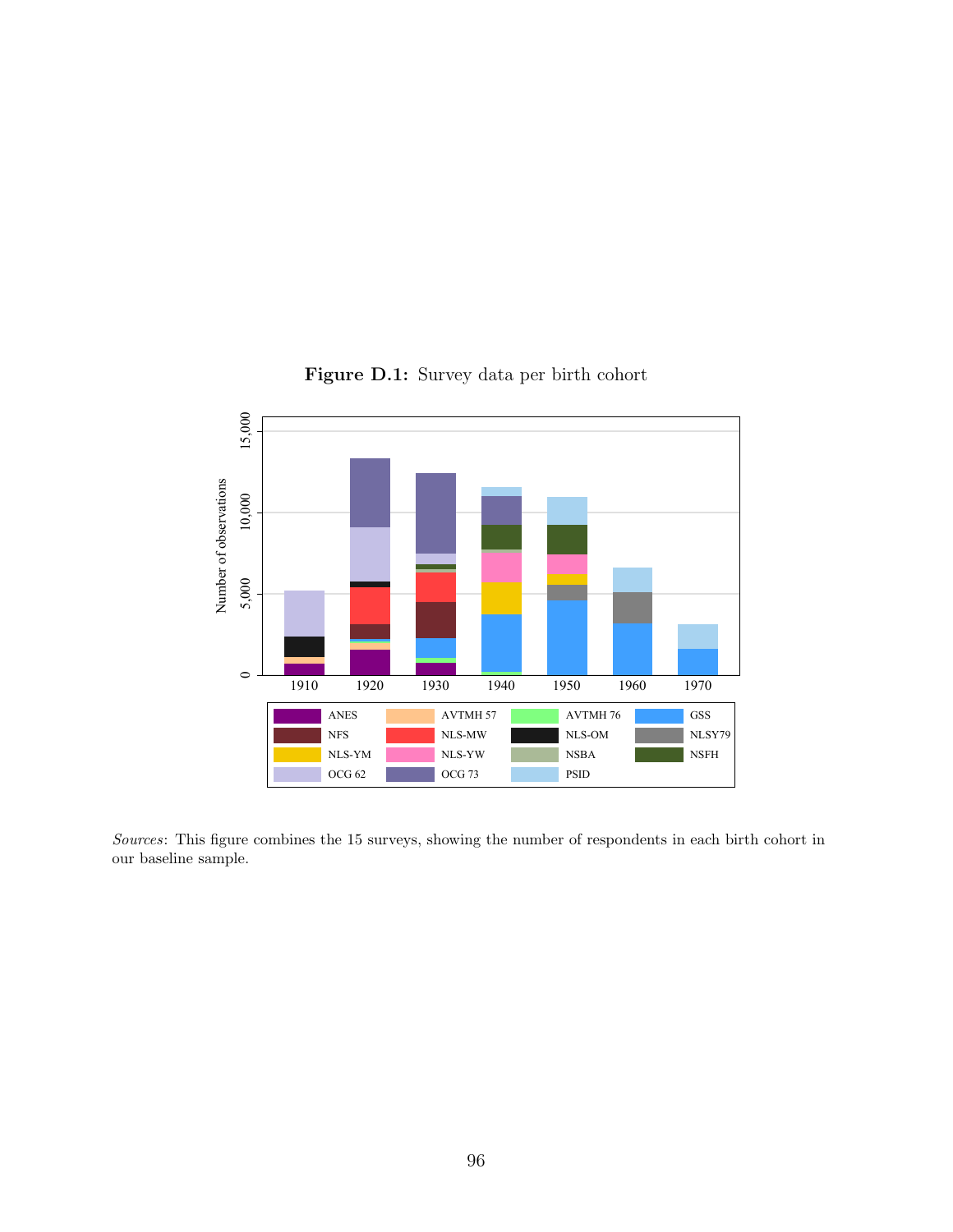**Figure D.1:** Survey data per birth cohort

*Sources*: This figure combines the 15 surveys, showing the number of respondents in each birth cohort in our baseline sample.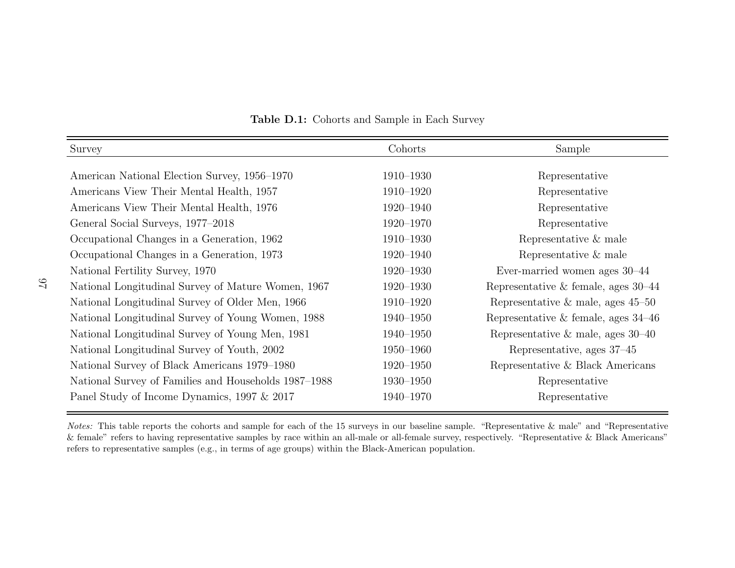**Table D.1:** Cohorts and Sample in Each Survey

| Survey | Cohorts | Sample |
|---|---|---|
| American National Election Survey, 1956–1970 | 1910–1930 | Representative |
| Americans View Their Mental Health, 1957 | 1910–1920 | Representative |
| Americans View Their Mental Health, 1976 | 1920–1940 | Representative |
| General Social Surveys, 1977–2018 | 1920–1970 | Representative |
| Occupational Changes in a Generation, 1962 | 1910–1930 | Representative & male |
| Occupational Changes in a Generation, 1973 | 1920–1940 | Representative & male |
| National Fertility Survey, 1970 | 1920–1930 | Ever-married women ages 30–44 |
| National Longitudinal Survey of Mature Women, 1967 | 1920–1930 | Representative & female, ages 30–44 |
| National Longitudinal Survey of Older Men, 1966 | 1910–1920 | Representative & male, ages 45–50 |
| National Longitudinal Survey of Young Women, 1988 | 1940–1950 | Representative & female, ages 34–46 |
| National Longitudinal Survey of Young Men, 1981 | 1940–1950 | Representative & male, ages 30–40 |
| National Longitudinal Survey of Youth, 2002 | 1950–1960 | Representative, ages 37–45 |
| National Survey of Black Americans 1979–1980 | 1920–1950 | Representative & Black Americans |
| National Survey of Families and Households 1987–1988 | 1930–1950 | Representative |
| Panel Study of Income Dynamics, 1997 & 2017 | 1940–1970 | Representative |

*Notes:* This table reports the cohorts and sample for each of the 15 surveys in our baseline sample. "Representative & male" and "Representative & female" refers to having representative samples by race within an all-male or all-female survey, respectively. "Representative & Black Americans" refers to representative samples (e.g., in terms of age groups) within the Black-American population.